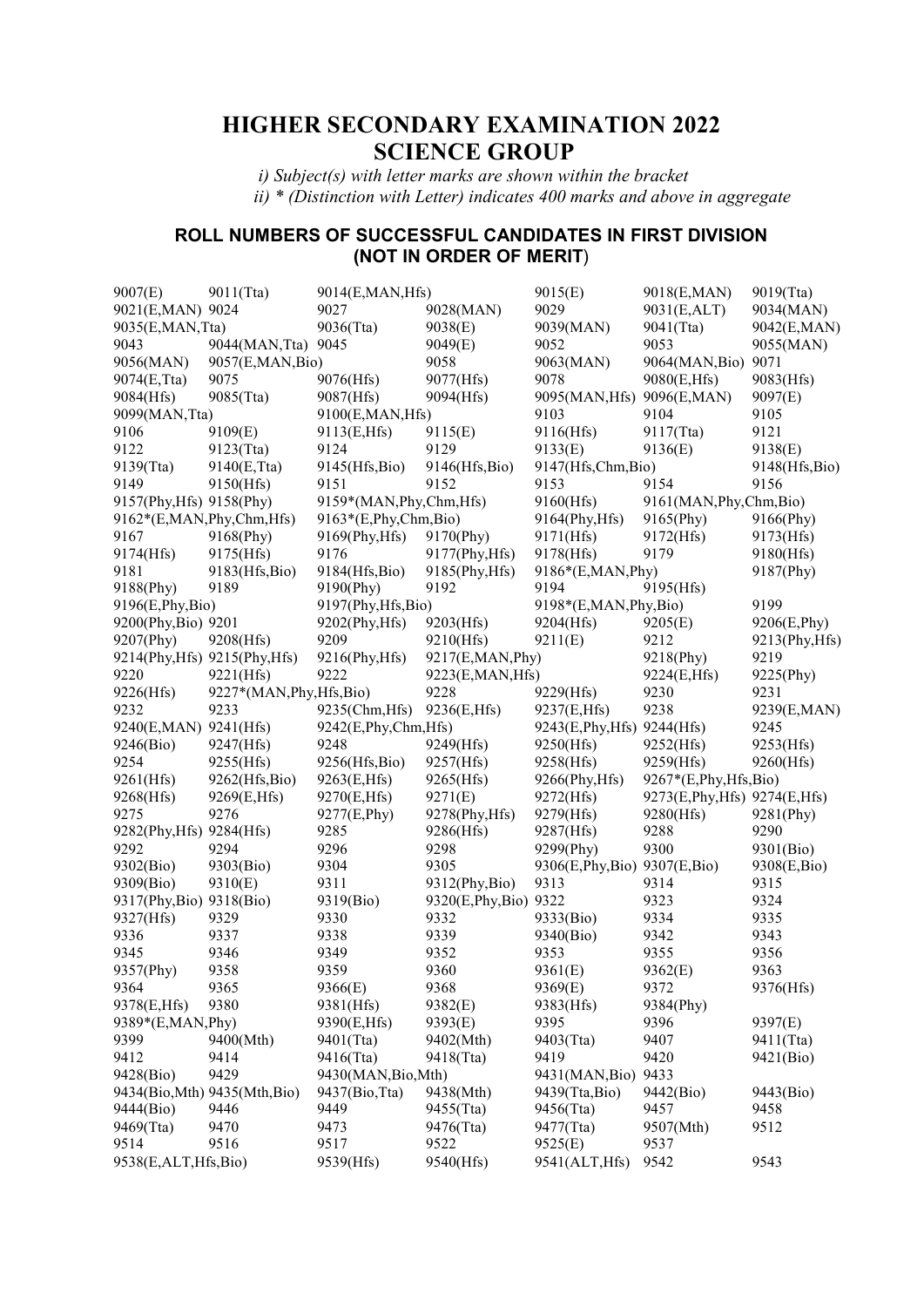# HIGHER SECONDARY EXAMINATION 2022
# SCIENCE GROUP

*i) Subject(s) with letter marks are shown within the bracket*
*ii) * (Distinction with Letter) indicates 400 marks and above in aggregate*

### ROLL NUMBERS OF SUCCESSFUL CANDIDATES IN FIRST DIVISION (NOT IN ORDER OF MERIT)

9007(E) 9011(Tta) 9014(E,MAN,Hfs) 9015(E) 9018(E,MAN) 9019(Tta)
9021(E,MAN) 9024 9027 9028(MAN) 9029 9031(E,ALT) 9034(MAN)
9035(E,MAN,Tta) 9036(Tta) 9038(E) 9039(MAN) 9041(Tta) 9042(E,MAN)
9043 9044(MAN,Tta) 9045 9049(E) 9052 9053 9055(MAN)
9056(MAN) 9057(E,MAN,Bio) 9058 9063(MAN) 9064(MAN,Bio) 9071
9074(E,Tta) 9075 9076(Hfs) 9077(Hfs) 9078 9080(E,Hfs) 9083(Hfs)
9084(Hfs) 9085(Tta) 9087(Hfs) 9094(Hfs) 9095(MAN,Hfs) 9096(E,MAN) 9097(E)
9099(MAN,Tta) 9100(E,MAN,Hfs) 9103 9104 9105
9106 9109(E) 9113(E,Hfs) 9115(E) 9116(Hfs) 9117(Tta) 9121
9122 9123(Tta) 9124 9129 9133(E) 9136(E) 9138(E)
9139(Tta) 9140(E,Tta) 9145(Hfs,Bio) 9146(Hfs,Bio) 9147(Hfs,Chm,Bio) 9148(Hfs,Bio)
9149 9150(Hfs) 9151 9152 9153 9154 9156
9157(Phy,Hfs) 9158(Phy) 9159*(MAN,Phy,Chm,Hfs) 9160(Hfs) 9161(MAN,Phy,Chm,Bio)
9162*(E,MAN,Phy,Chm,Hfs) 9163*(E,Phy,Chm,Bio) 9164(Phy,Hfs) 9165(Phy) 9166(Phy)
9167 9168(Phy) 9169(Phy,Hfs) 9170(Phy) 9171(Hfs) 9172(Hfs) 9173(Hfs)
9174(Hfs) 9175(Hfs) 9176 9177(Phy,Hfs) 9178(Hfs) 9179 9180(Hfs)
9181 9183(Hfs,Bio) 9184(Hfs,Bio) 9185(Phy,Hfs) 9186*(E,MAN,Phy) 9187(Phy)
9188(Phy) 9189 9190(Phy) 9192 9194 9195(Hfs)
9196(E,Phy,Bio) 9197(Phy,Hfs,Bio) 9198*(E,MAN,Phy,Bio) 9199
9200(Phy,Bio) 9201 9202(Phy,Hfs) 9203(Hfs) 9204(Hfs) 9205(E) 9206(E,Phy)
9207(Phy) 9208(Hfs) 9209 9210(Hfs) 9211(E) 9212 9213(Phy,Hfs)
9214(Phy,Hfs) 9215(Phy,Hfs) 9216(Phy,Hfs) 9217(E,MAN,Phy) 9218(Phy) 9219
9220 9221(Hfs) 9222 9223(E,MAN,Hfs) 9224(E,Hfs) 9225(Phy)
9226(Hfs) 9227*(MAN,Phy,Hfs,Bio) 9228 9229(Hfs) 9230 9231
9232 9233 9235(Chm,Hfs) 9236(E,Hfs) 9237(E,Hfs) 9238 9239(E,MAN)
9240(E,MAN) 9241(Hfs) 9242(E,Phy,Chm,Hfs) 9243(E,Phy,Hfs) 9244(Hfs) 9245
9246(Bio) 9247(Hfs) 9248 9249(Hfs) 9250(Hfs) 9252(Hfs) 9253(Hfs)
9254 9255(Hfs) 9256(Hfs,Bio) 9257(Hfs) 9258(Hfs) 9259(Hfs) 9260(Hfs)
9261(Hfs) 9262(Hfs,Bio) 9263(E,Hfs) 9265(Hfs) 9266(Phy,Hfs) 9267*(E,Phy,Hfs,Bio)
9268(Hfs) 9269(E,Hfs) 9270(E,Hfs) 9271(E) 9272(Hfs) 9273(E,Phy,Hfs) 9274(E,Hfs)
9275 9276 9277(E,Phy) 9278(Phy,Hfs) 9279(Hfs) 9280(Hfs) 9281(Phy)
9282(Phy,Hfs) 9284(Hfs) 9285 9286(Hfs) 9287(Hfs) 9288 9290
9292 9294 9296 9298 9299(Phy) 9300 9301(Bio)
9302(Bio) 9303(Bio) 9304 9305 9306(E,Phy,Bio) 9307(E,Bio) 9308(E,Bio)
9309(Bio) 9310(E) 9311 9312(Phy,Bio) 9313 9314 9315
9317(Phy,Bio) 9318(Bio) 9319(Bio) 9320(E,Phy,Bio) 9322 9323 9324
9327(Hfs) 9329 9330 9332 9333(Bio) 9334 9335
9336 9337 9338 9339 9340(Bio) 9342 9343
9345 9346 9349 9352 9353 9355 9356
9357(Phy) 9358 9359 9360 9361(E) 9362(E) 9363
9364 9365 9366(E) 9368 9369(E) 9372 9376(Hfs)
9378(E,Hfs) 9380 9381(Hfs) 9382(E) 9383(Hfs) 9384(Phy)
9389*(E,MAN,Phy) 9390(E,Hfs) 9393(E) 9395 9396 9397(E)
9399 9400(Mth) 9401(Tta) 9402(Mth) 9403(Tta) 9407 9411(Tta)
9412 9414 9416(Tta) 9418(Tta) 9419 9420 9421(Bio)
9428(Bio) 9429 9430(MAN,Bio,Mth) 9431(MAN,Bio) 9433
9434(Bio,Mth) 9435(Mth,Bio) 9437(Bio,Tta) 9438(Mth) 9439(Tta,Bio) 9442(Bio) 9443(Bio)
9444(Bio) 9446 9449 9455(Tta) 9456(Tta) 9457 9458
9469(Tta) 9470 9473 9476(Tta) 9477(Tta) 9507(Mth) 9512
9514 9516 9517 9522 9525(E) 9537
9538(E,ALT,Hfs,Bio) 9539(Hfs) 9540(Hfs) 9541(ALT,Hfs) 9542 9543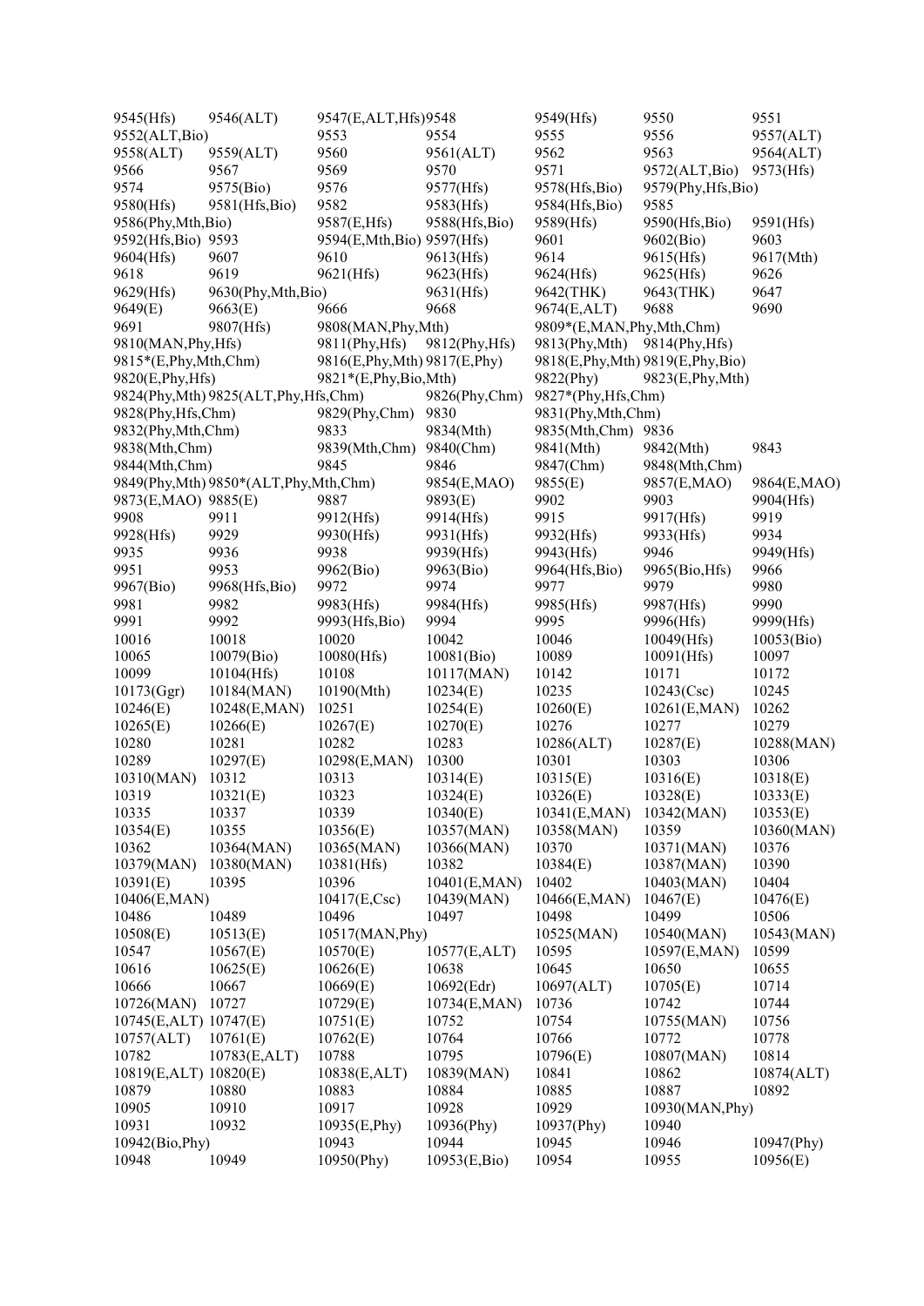9545(Hfs) 9546(ALT) 9547(E,ALT,Hfs) 9548 9549(Hfs) 9550 9551
9552(ALT,Bio) 9553 9554 9555 9556 9557(ALT)
9558(ALT) 9559(ALT) 9560 9561(ALT) 9562 9563 9564(ALT)
9566 9567 9569 9570 9571 9572(ALT,Bio) 9573(Hfs)
9574 9575(Bio) 9576 9577(Hfs) 9578(Hfs,Bio) 9579(Phy,Hfs,Bio)
9580(Hfs) 9581(Hfs,Bio) 9582 9583(Hfs) 9584(Hfs,Bio) 9585
9586(Phy,Mth,Bio) 9587(E,Hfs) 9588(Hfs,Bio) 9589(Hfs) 9590(Hfs,Bio) 9591(Hfs)
9592(Hfs,Bio) 9593 9594(E,Mth,Bio) 9597(Hfs) 9601 9602(Bio) 9603
9604(Hfs) 9607 9610 9613(Hfs) 9614 9615(Hfs) 9617(Mth)
9618 9619 9621(Hfs) 9623(Hfs) 9624(Hfs) 9625(Hfs) 9626
9629(Hfs) 9630(Phy,Mth,Bio) 9631(Hfs) 9642(THK) 9643(THK) 9647
9649(E) 9663(E) 9666 9668 9674(E,ALT) 9688 9690
9691 9807(Hfs) 9808(MAN,Phy,Mth) 9809*(E,MAN,Phy,Mth,Chm)
9810(MAN,Phy,Hfs) 9811(Phy,Hfs) 9812(Phy,Hfs) 9813(Phy,Mth) 9814(Phy,Hfs)
9815*(E,Phy,Mth,Chm) 9816(E,Phy,Mth) 9817(E,Phy) 9818(E,Phy,Mth) 9819(E,Phy,Bio)
9820(E,Phy,Hfs) 9821*(E,Phy,Bio,Mth) 9822(Phy) 9823(E,Phy,Mth)
9824(Phy,Mth) 9825(ALT,Phy,Hfs,Chm) 9826(Phy,Chm) 9827*(Phy,Hfs,Chm)
9828(Phy,Hfs,Chm) 9829(Phy,Chm) 9830 9831(Phy,Mth,Chm)
9832(Phy,Mth,Chm) 9833 9834(Mth) 9835(Mth,Chm) 9836
9838(Mth,Chm) 9839(Mth,Chm) 9840(Chm) 9841(Mth) 9842(Mth) 9843
9844(Mth,Chm) 9845 9846 9847(Chm) 9848(Mth,Chm)
9849(Phy,Mth) 9850*(ALT,Phy,Mth,Chm) 9854(E,MAO) 9855(E) 9857(E,MAO) 9864(E,MAO)
9873(E,MAO) 9885(E) 9887 9893(E) 9902 9903 9904(Hfs)
9908 9911 9912(Hfs) 9914(Hfs) 9915 9917(Hfs) 9919
9928(Hfs) 9929 9930(Hfs) 9931(Hfs) 9932(Hfs) 9933(Hfs) 9934
9935 9936 9938 9939(Hfs) 9943(Hfs) 9946 9949(Hfs)
9951 9953 9962(Bio) 9963(Bio) 9964(Hfs,Bio) 9965(Bio,Hfs) 9966
9967(Bio) 9968(Hfs,Bio) 9972 9974 9977 9979 9980
9981 9982 9983(Hfs) 9984(Hfs) 9985(Hfs) 9987(Hfs) 9990
9991 9992 9993(Hfs,Bio) 9994 9995 9996(Hfs) 9999(Hfs)
10016 10018 10020 10042 10046 10049(Hfs) 10053(Bio)
10065 10079(Bio) 10080(Hfs) 10081(Bio) 10089 10091(Hfs) 10097
10099 10104(Hfs) 10108 10117(MAN) 10142 10171 10172
10173(Ggr) 10184(MAN) 10190(Mth) 10234(E) 10235 10243(Csc) 10245
10246(E) 10248(E,MAN) 10251 10254(E) 10260(E) 10261(E,MAN) 10262
10265(E) 10266(E) 10267(E) 10270(E) 10276 10277 10279
10280 10281 10282 10283 10286(ALT) 10287(E) 10288(MAN)
10289 10297(E) 10298(E,MAN) 10300 10301 10303 10306
10310(MAN) 10312 10313 10314(E) 10315(E) 10316(E) 10318(E)
10319 10321(E) 10323 10324(E) 10326(E) 10328(E) 10333(E)
10335 10337 10339 10340(E) 10341(E,MAN) 10342(MAN) 10353(E)
10354(E) 10355 10356(E) 10357(MAN) 10358(MAN) 10359 10360(MAN)
10362 10364(MAN) 10365(MAN) 10366(MAN) 10370 10371(MAN) 10376
10379(MAN) 10380(MAN) 10381(Hfs) 10382 10384(E) 10387(MAN) 10390
10391(E) 10395 10396 10401(E,MAN) 10402 10403(MAN) 10404
10406(E,MAN) 10417(E,Csc) 10439(MAN) 10466(E,MAN) 10467(E) 10476(E)
10486 10489 10496 10497 10498 10499 10506
10508(E) 10513(E) 10517(MAN,Phy) 10525(MAN) 10540(MAN) 10543(MAN)
10547 10567(E) 10570(E) 10577(E,ALT) 10595 10597(E,MAN) 10599
10616 10625(E) 10626(E) 10638 10645 10650 10655
10666 10667 10669(E) 10692(Edr) 10697(ALT) 10705(E) 10714
10726(MAN) 10727 10729(E) 10734(E,MAN) 10736 10742 10744
10745(E,ALT) 10747(E) 10751(E) 10752 10754 10755(MAN) 10756
10757(ALT) 10761(E) 10762(E) 10764 10766 10772 10778
10782 10783(E,ALT) 10788 10795 10796(E) 10807(MAN) 10814
10819(E,ALT) 10820(E) 10838(E,ALT) 10839(MAN) 10841 10862 10874(ALT)
10879 10880 10883 10884 10885 10887 10892
10905 10910 10917 10928 10929 10930(MAN,Phy)
10931 10932 10935(E,Phy) 10936(Phy) 10937(Phy) 10940
10942(Bio,Phy) 10943 10944 10945 10946 10947(Phy)
10948 10949 10950(Phy) 10953(E,Bio) 10954 10955 10956(E)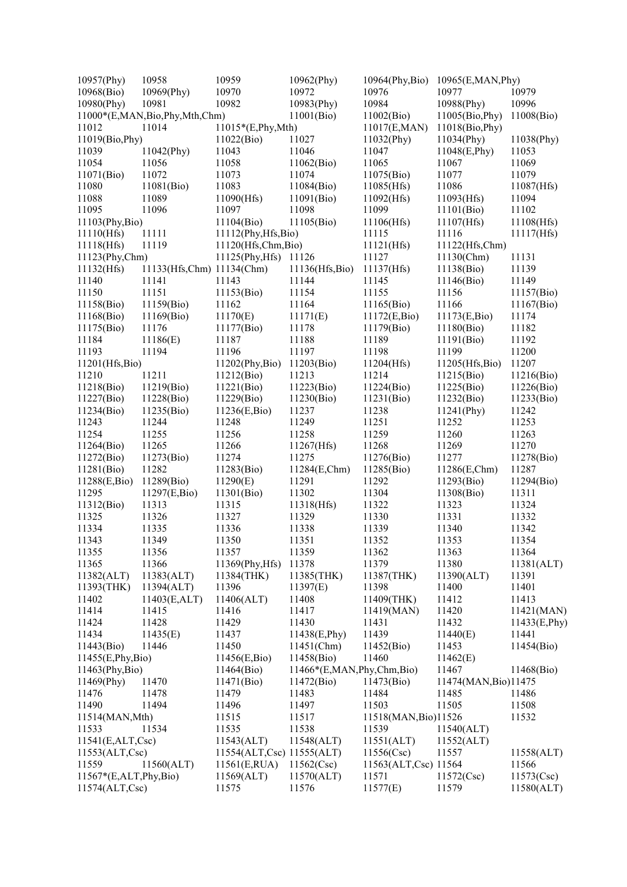10957(Phy) 10958 10959 10962(Phy) 10964(Phy,Bio) 10965(E,MAN,Phy)
10968(Bio) 10969(Phy) 10970 10972 10976 10977 10979
10980(Phy) 10981 10982 10983(Phy) 10984 10988(Phy) 10996
11000*(E,MAN,Bio,Phy,Mth,Chm) 11001(Bio) 11002(Bio) 11005(Bio,Phy) 11008(Bio)
11012 11014 11015*(E,Phy,Mth) 11017(E,MAN) 11018(Bio,Phy)
11019(Bio,Phy) 11022(Bio) 11027 11032(Phy) 11034(Phy) 11038(Phy)
11039 11042(Phy) 11043 11046 11047 11048(E,Phy) 11053
11054 11056 11058 11062(Bio) 11065 11067 11069
11071(Bio) 11072 11073 11074 11075(Bio) 11077 11079
11080 11081(Bio) 11083 11084(Bio) 11085(Hfs) 11086 11087(Hfs)
11088 11089 11090(Hfs) 11091(Bio) 11092(Hfs) 11093(Hfs) 11094
11095 11096 11097 11098 11099 11101(Bio) 11102
11103(Phy,Bio) 11104(Bio) 11105(Bio) 11106(Hfs) 11107(Hfs) 11108(Hfs)
11110(Hfs) 11111 11112(Phy,Hfs,Bio) 11115 11116 11117(Hfs)
11118(Hfs) 11119 11120(Hfs,Chm,Bio) 11121(Hfs) 11122(Hfs,Chm)
11123(Phy,Chm) 11125(Phy,Hfs) 11126 11127 11130(Chm) 11131
11132(Hfs) 11133(Hfs,Chm) 11134(Chm) 11136(Hfs,Bio) 11137(Hfs) 11138(Bio) 11139
11140 11141 11143 11144 11145 11146(Bio) 11149
11150 11151 11153(Bio) 11154 11155 11156 11157(Bio)
11158(Bio) 11159(Bio) 11162 11164 11165(Bio) 11166 11167(Bio)
11168(Bio) 11169(Bio) 11170(E) 11171(E) 11172(E,Bio) 11173(E,Bio) 11174
11175(Bio) 11176 11177(Bio) 11178 11179(Bio) 11180(Bio) 11182
11184 11186(E) 11187 11188 11189 11191(Bio) 11192
11193 11194 11196 11197 11198 11199 11200
11201(Hfs,Bio) 11202(Phy,Bio) 11203(Bio) 11204(Hfs) 11205(Hfs,Bio) 11207
11210 11211 11212(Bio) 11213 11214 11215(Bio) 11216(Bio)
11218(Bio) 11219(Bio) 11221(Bio) 11223(Bio) 11224(Bio) 11225(Bio) 11226(Bio)
11227(Bio) 11228(Bio) 11229(Bio) 11230(Bio) 11231(Bio) 11232(Bio) 11233(Bio)
11234(Bio) 11235(Bio) 11236(E,Bio) 11237 11238 11241(Phy) 11242
11243 11244 11248 11249 11251 11252 11253
11254 11255 11256 11258 11259 11260 11263
11264(Bio) 11265 11266 11267(Hfs) 11268 11269 11270
11272(Bio) 11273(Bio) 11274 11275 11276(Bio) 11277 11278(Bio)
11281(Bio) 11282 11283(Bio) 11284(E,Chm) 11285(Bio) 11286(E,Chm) 11287
11288(E,Bio) 11289(Bio) 11290(E) 11291 11292 11293(Bio) 11294(Bio)
11295 11297(E,Bio) 11301(Bio) 11302 11304 11308(Bio) 11311
11312(Bio) 11313 11315 11318(Hfs) 11322 11323 11324
11325 11326 11327 11329 11330 11331 11332
11334 11335 11336 11338 11339 11340 11342
11343 11349 11350 11351 11352 11353 11354
11355 11356 11357 11359 11362 11363 11364
11365 11366 11369(Phy,Hfs) 11378 11379 11380 11381(ALT)
11382(ALT) 11383(ALT) 11384(THK) 11385(THK) 11387(THK) 11390(ALT) 11391
11393(THK) 11394(ALT) 11396 11397(E) 11398 11400 11401
11402 11403(E,ALT) 11406(ALT) 11408 11409(THK) 11412 11413
11414 11415 11416 11417 11419(MAN) 11420 11421(MAN)
11424 11428 11429 11430 11431 11432 11433(E,Phy)
11434 11435(E) 11437 11438(E,Phy) 11439 11440(E) 11441
11443(Bio) 11446 11450 11451(Chm) 11452(Bio) 11453 11454(Bio)
11455(E,Phy,Bio) 11456(E,Bio) 11458(Bio) 11460 11462(E)
11463(Phy,Bio) 11464(Bio) 11466*(E,MAN,Phy,Chm,Bio) 11467 11468(Bio)
11469(Phy) 11470 11471(Bio) 11472(Bio) 11473(Bio) 11474(MAN,Bio) 11475
11476 11478 11479 11483 11484 11485 11486
11490 11494 11496 11497 11503 11505 11508
11514(MAN,Mth) 11515 11517 11518(MAN,Bio) 11526 11532
11533 11534 11535 11538 11539 11540(ALT)
11541(E,ALT,Csc) 11543(ALT) 11548(ALT) 11551(ALT) 11552(ALT)
11553(ALT,Csc) 11554(ALT,Csc) 11555(ALT) 11556(Csc) 11557 11558(ALT)
11559 11560(ALT) 11561(E,RUA) 11562(Csc) 11563(ALT,Csc) 11564 11566
11567*(E,ALT,Phy,Bio) 11569(ALT) 11570(ALT) 11571 11572(Csc) 11573(Csc)
11574(ALT,Csc) 11575 11576 11577(E) 11579 11580(ALT)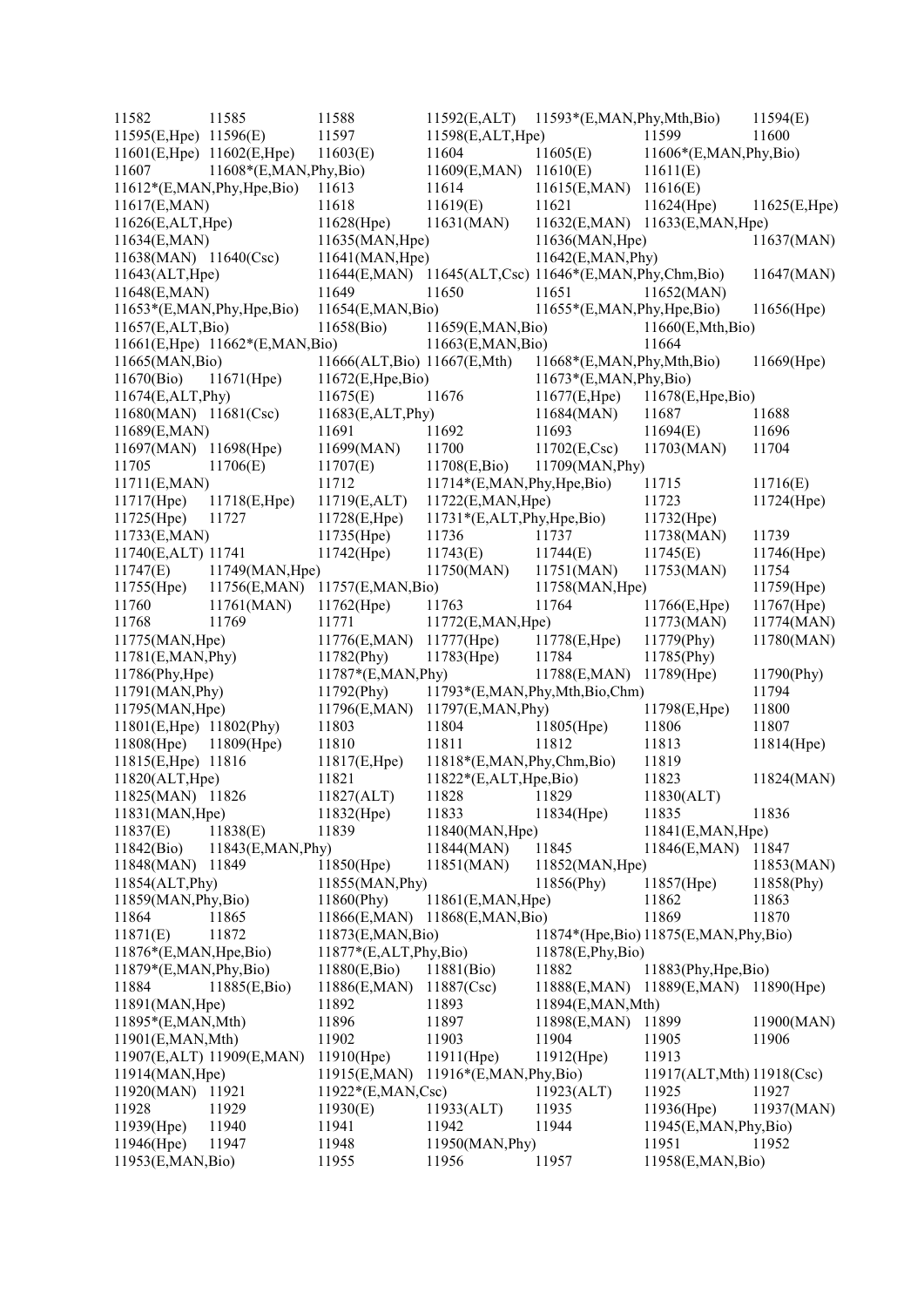11582 11585 11588 11592(E,ALT) 11593*(E,MAN,Phy,Mth,Bio) 11594(E)
11595(E,Hpe) 11596(E) 11597 11598(E,ALT,Hpe) 11599 11600
11601(E,Hpe) 11602(E,Hpe) 11603(E) 11604 11605(E) 11606*(E,MAN,Phy,Bio)
11607 11608*(E,MAN,Phy,Bio) 11609(E,MAN) 11610(E) 11611(E)
11612*(E,MAN,Phy,Hpe,Bio) 11613 11614 11615(E,MAN) 11616(E)
11617(E,MAN) 11618 11619(E) 11621 11624(Hpe) 11625(E,Hpe)
11626(E,ALT,Hpe) 11628(Hpe) 11631(MAN) 11632(E,MAN) 11633(E,MAN,Hpe)
11634(E,MAN) 11635(MAN,Hpe) 11636(MAN,Hpe) 11637(MAN)
11638(MAN) 11640(Csc) 11641(MAN,Hpe) 11642(E,MAN,Phy)
11643(ALT,Hpe) 11644(E,MAN) 11645(ALT,Csc) 11646*(E,MAN,Phy,Chm,Bio) 11647(MAN)
11648(E,MAN) 11649 11650 11651 11652(MAN)
11653*(E,MAN,Phy,Hpe,Bio) 11654(E,MAN,Bio) 11655*(E,MAN,Phy,Hpe,Bio) 11656(Hpe)
11657(E,ALT,Bio) 11658(Bio) 11659(E,MAN,Bio) 11660(E,Mth,Bio)
11661(E,Hpe) 11662*(E,MAN,Bio) 11663(E,MAN,Bio) 11664
11665(MAN,Bio) 11666(ALT,Bio) 11667(E,Mth) 11668*(E,MAN,Phy,Mth,Bio) 11669(Hpe)
11670(Bio) 11671(Hpe) 11672(E,Hpe,Bio) 11673*(E,MAN,Phy,Bio)
11674(E,ALT,Phy) 11675(E) 11676 11677(E,Hpe) 11678(E,Hpe,Bio)
11680(MAN) 11681(Csc) 11683(E,ALT,Phy) 11684(MAN) 11687 11688
11689(E,MAN) 11691 11692 11693 11694(E) 11696
11697(MAN) 11698(Hpe) 11699(MAN) 11700 11702(E,Csc) 11703(MAN) 11704
11705 11706(E) 11707(E) 11708(E,Bio) 11709(MAN,Phy)
11711(E,MAN) 11712 11714*(E,MAN,Phy,Hpe,Bio) 11715 11716(E)
11717(Hpe) 11718(E,Hpe) 11719(E,ALT) 11722(E,MAN,Hpe) 11723 11724(Hpe)
11725(Hpe) 11727 11728(E,Hpe) 11731*(E,ALT,Phy,Hpe,Bio) 11732(Hpe)
11733(E,MAN) 11735(Hpe) 11736 11737 11738(MAN) 11739
11740(E,ALT) 11741 11742(Hpe) 11743(E) 11744(E) 11745(E) 11746(Hpe)
11747(E) 11749(MAN,Hpe) 11750(MAN) 11751(MAN) 11753(MAN) 11754
11755(Hpe) 11756(E,MAN) 11757(E,MAN,Bio) 11758(MAN,Hpe) 11759(Hpe)
11760 11761(MAN) 11762(Hpe) 11763 11764 11766(E,Hpe) 11767(Hpe)
11768 11769 11771 11772(E,MAN,Hpe) 11773(MAN) 11774(MAN)
11775(MAN,Hpe) 11776(E,MAN) 11777(Hpe) 11778(E,Hpe) 11779(Phy) 11780(MAN)
11781(E,MAN,Phy) 11782(Phy) 11783(Hpe) 11784 11785(Phy)
11786(Phy,Hpe) 11787*(E,MAN,Phy) 11788(E,MAN) 11789(Hpe) 11790(Phy)
11791(MAN,Phy) 11792(Phy) 11793*(E,MAN,Phy,Mth,Bio,Chm) 11794
11795(MAN,Hpe) 11796(E,MAN) 11797(E,MAN,Phy) 11798(E,Hpe) 11800
11801(E,Hpe) 11802(Phy) 11803 11804 11805(Hpe) 11806 11807
11808(Hpe) 11809(Hpe) 11810 11811 11812 11813 11814(Hpe)
11815(E,Hpe) 11816 11817(E,Hpe) 11818*(E,MAN,Phy,Chm,Bio) 11819
11820(ALT,Hpe) 11821 11822*(E,ALT,Hpe,Bio) 11823 11824(MAN)
11825(MAN) 11826 11827(ALT) 11828 11829 11830(ALT)
11831(MAN,Hpe) 11832(Hpe) 11833 11834(Hpe) 11835 11836
11837(E) 11838(E) 11839 11840(MAN,Hpe) 11841(E,MAN,Hpe)
11842(Bio) 11843(E,MAN,Phy) 11844(MAN) 11845 11846(E,MAN) 11847
11848(MAN) 11849 11850(Hpe) 11851(MAN) 11852(MAN,Hpe) 11853(MAN)
11854(ALT,Phy) 11855(MAN,Phy) 11856(Phy) 11857(Hpe) 11858(Phy)
11859(MAN,Phy,Bio) 11860(Phy) 11861(E,MAN,Hpe) 11862 11863
11864 11865 11866(E,MAN) 11868(E,MAN,Bio) 11869 11870
11871(E) 11872 11873(E,MAN,Bio) 11874*(Hpe,Bio) 11875(E,MAN,Phy,Bio)
11876*(E,MAN,Hpe,Bio) 11877*(E,ALT,Phy,Bio) 11878(E,Phy,Bio)
11879*(E,MAN,Phy,Bio) 11880(E,Bio) 11881(Bio) 11882 11883(Phy,Hpe,Bio)
11884 11885(E,Bio) 11886(E,MAN) 11887(Csc) 11888(E,MAN) 11889(E,MAN) 11890(Hpe)
11891(MAN,Hpe) 11892 11893 11894(E,MAN,Mth)
11895*(E,MAN,Mth) 11896 11897 11898(E,MAN) 11899 11900(MAN)
11901(E,MAN,Mth) 11902 11903 11904 11905 11906
11907(E,ALT) 11909(E,MAN) 11910(Hpe) 11911(Hpe) 11912(Hpe) 11913
11914(MAN,Hpe) 11915(E,MAN) 11916*(E,MAN,Phy,Bio) 11917(ALT,Mth) 11918(Csc)
11920(MAN) 11921 11922*(E,MAN,Csc) 11923(ALT) 11925 11927
11928 11929 11930(E) 11933(ALT) 11935 11936(Hpe) 11937(MAN)
11939(Hpe) 11940 11941 11942 11944 11945(E,MAN,Phy,Bio)
11946(Hpe) 11947 11948 11950(MAN,Phy) 11951 11952
11953(E,MAN,Bio) 11955 11956 11957 11958(E,MAN,Bio)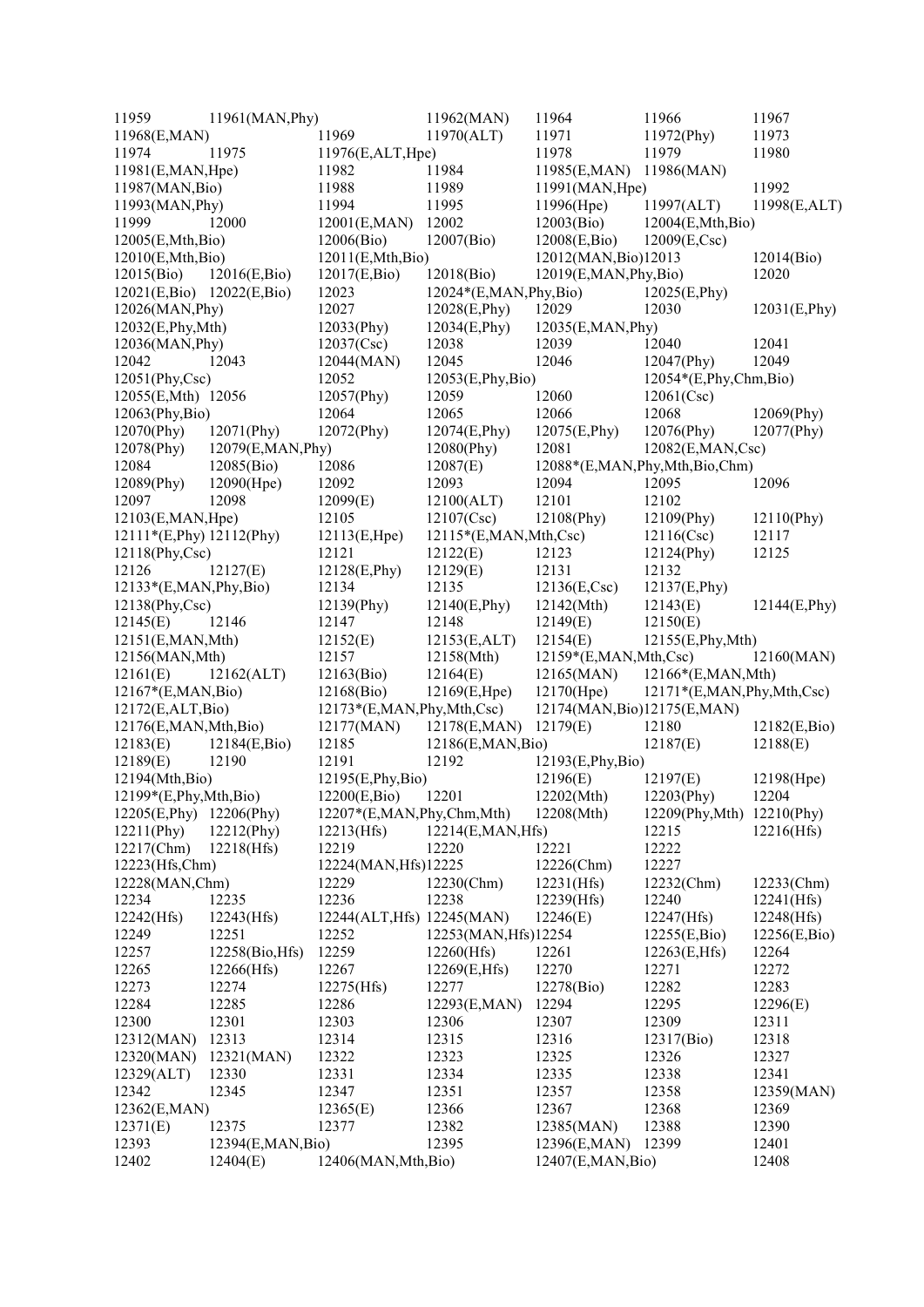11959 11961(MAN,Phy) 11962(MAN) 11964 11966 11967
11968(E,MAN) 11969 11970(ALT) 11971 11972(Phy) 11973
11974 11975 11976(E,ALT,Hpe) 11978 11979 11980
11981(E,MAN,Hpe) 11982 11984 11985(E,MAN) 11986(MAN)
11987(MAN,Bio) 11988 11989 11991(MAN,Hpe) 11992
11993(MAN,Phy) 11994 11995 11996(Hpe) 11997(ALT) 11998(E,ALT)
11999 12000 12001(E,MAN) 12002 12003(Bio) 12004(E,Mth,Bio)
12005(E,Mth,Bio) 12006(Bio) 12007(Bio) 12008(E,Bio) 12009(E,Csc)
12010(E,Mth,Bio) 12011(E,Mth,Bio) 12012(MAN,Bio) 12013 12014(Bio)
12015(Bio) 12016(E,Bio) 12017(E,Bio) 12018(Bio) 12019(E,MAN,Phy,Bio) 12020
12021(E,Bio) 12022(E,Bio) 12023 12024*(E,MAN,Phy,Bio) 12025(E,Phy)
12026(MAN,Phy) 12027 12028(E,Phy) 12029 12030 12031(E,Phy)
12032(E,Phy,Mth) 12033(Phy) 12034(E,Phy) 12035(E,MAN,Phy)
12036(MAN,Phy) 12037(Csc) 12038 12039 12040 12041
12042 12043 12044(MAN) 12045 12046 12047(Phy) 12049
12051(Phy,Csc) 12052 12053(E,Phy,Bio) 12054*(E,Phy,Chm,Bio)
12055(E,Mth) 12056 12057(Phy) 12059 12060 12061(Csc)
12063(Phy,Bio) 12064 12065 12066 12068 12069(Phy)
12070(Phy) 12071(Phy) 12072(Phy) 12074(E,Phy) 12075(E,Phy) 12076(Phy) 12077(Phy)
12078(Phy) 12079(E,MAN,Phy) 12080(Phy) 12081 12082(E,MAN,Csc)
12084 12085(Bio) 12086 12087(E) 12088*(E,MAN,Phy,Mth,Bio,Chm)
12089(Phy) 12090(Hpe) 12092 12093 12094 12095 12096
12097 12098 12099(E) 12100(ALT) 12101 12102
12103(E,MAN,Hpe) 12105 12107(Csc) 12108(Phy) 12109(Phy) 12110(Phy)
12111*(E,Phy) 12112(Phy) 12113(E,Hpe) 12115*(E,MAN,Mth,Csc) 12116(Csc) 12117
12118(Phy,Csc) 12121 12122(E) 12123 12124(Phy) 12125
12126 12127(E) 12128(E,Phy) 12129(E) 12131 12132
12133*(E,MAN,Phy,Bio) 12134 12135 12136(E,Csc) 12137(E,Phy)
12138(Phy,Csc) 12139(Phy) 12140(E,Phy) 12142(Mth) 12143(E) 12144(E,Phy)
12145(E) 12146 12147 12148 12149(E) 12150(E)
12151(E,MAN,Mth) 12152(E) 12153(E,ALT) 12154(E) 12155(E,Phy,Mth)
12156(MAN,Mth) 12157 12158(Mth) 12159*(E,MAN,Mth,Csc) 12160(MAN)
12161(E) 12162(ALT) 12163(Bio) 12164(E) 12165(MAN) 12166*(E,MAN,Mth)
12167*(E,MAN,Bio) 12168(Bio) 12169(E,Hpe) 12170(Hpe) 12171*(E,MAN,Phy,Mth,Csc)
12172(E,ALT,Bio) 12173*(E,MAN,Phy,Mth,Csc) 12174(MAN,Bio) 12175(E,MAN)
12176(E,MAN,Mth,Bio) 12177(MAN) 12178(E,MAN) 12179(E) 12180 12182(E,Bio)
12183(E) 12184(E,Bio) 12185 12186(E,MAN,Bio) 12187(E) 12188(E)
12189(E) 12190 12191 12192 12193(E,Phy,Bio)
12194(Mth,Bio) 12195(E,Phy,Bio) 12196(E) 12197(E) 12198(Hpe)
12199*(E,Phy,Mth,Bio) 12200(E,Bio) 12201 12202(Mth) 12203(Phy) 12204
12205(E,Phy) 12206(Phy) 12207*(E,MAN,Phy,Chm,Mth) 12208(Mth) 12209(Phy,Mth) 12210(Phy)
12211(Phy) 12212(Phy) 12213(Hfs) 12214(E,MAN,Hfs) 12215 12216(Hfs)
12217(Chm) 12218(Hfs) 12219 12220 12221 12222
12223(Hfs,Chm) 12224(MAN,Hfs) 12225 12226(Chm) 12227
12228(MAN,Chm) 12229 12230(Chm) 12231(Hfs) 12232(Chm) 12233(Chm)
12234 12235 12236 12238 12239(Hfs) 12240 12241(Hfs)
12242(Hfs) 12243(Hfs) 12244(ALT,Hfs) 12245(MAN) 12246(E) 12247(Hfs) 12248(Hfs)
12249 12251 12252 12253(MAN,Hfs) 12254 12255(E,Bio) 12256(E,Bio)
12257 12258(Bio,Hfs) 12259 12260(Hfs) 12261 12263(E,Hfs) 12264
12265 12266(Hfs) 12267 12269(E,Hfs) 12270 12271 12272
12273 12274 12275(Hfs) 12277 12278(Bio) 12282 12283
12284 12285 12286 12293(E,MAN) 12294 12295 12296(E)
12300 12301 12303 12306 12307 12309 12311
12312(MAN) 12313 12314 12315 12316 12317(Bio) 12318
12320(MAN) 12321(MAN) 12322 12323 12325 12326 12327
12329(ALT) 12330 12331 12334 12335 12338 12341
12342 12345 12347 12351 12357 12358 12359(MAN)
12362(E,MAN) 12365(E) 12366 12367 12368 12369
12371(E) 12375 12377 12382 12385(MAN) 12388 12390
12393 12394(E,MAN,Bio) 12395 12396(E,MAN) 12399 12401
12402 12404(E) 12406(MAN,Mth,Bio) 12407(E,MAN,Bio) 12408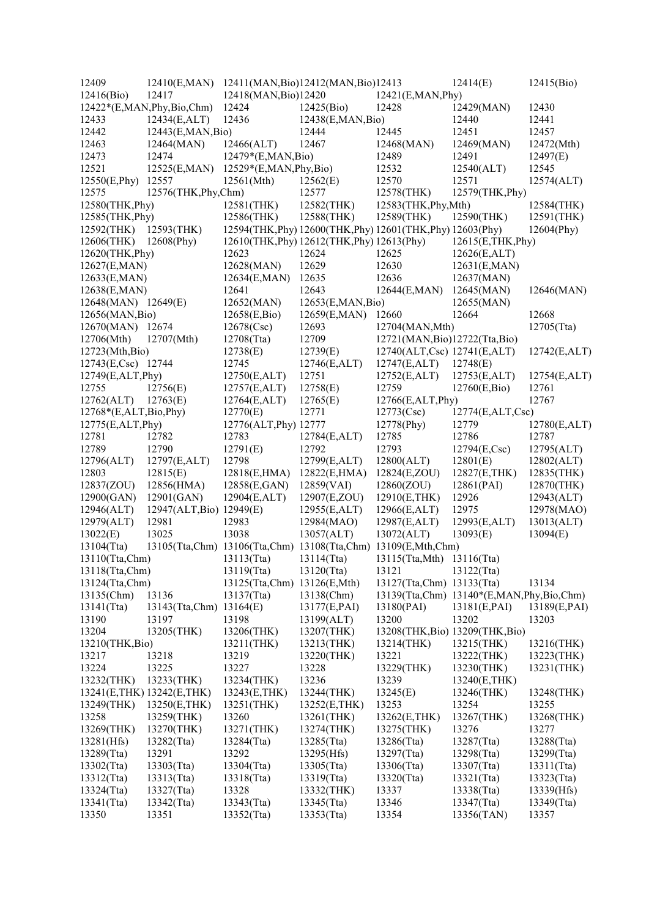12409 12410(E,MAN) 12411(MAN,Bio) 12412(MAN,Bio) 12413 12414(E) 12415(Bio)
12416(Bio) 12417 12418(MAN,Bio) 12420 12421(E,MAN,Phy)
12422*(E,MAN,Phy,Bio,Chm) 12424 12425(Bio) 12428 12429(MAN) 12430
12433 12434(E,ALT) 12436 12438(E,MAN,Bio) 12440 12441
12442 12443(E,MAN,Bio) 12444 12445 12451 12457
12463 12464(MAN) 12466(ALT) 12467 12468(MAN) 12469(MAN) 12472(Mth)
12473 12474 12479*(E,MAN,Bio) 12489 12491 12497(E)
12521 12525(E,MAN) 12529*(E,MAN,Phy,Bio) 12532 12540(ALT) 12545
12550(E,Phy) 12557 12561(Mth) 12562(E) 12570 12571 12574(ALT)
12575 12576(THK,Phy,Chm) 12577 12578(THK) 12579(THK,Phy)
12580(THK,Phy) 12581(THK) 12582(THK) 12583(THK,Phy,Mth) 12584(THK)
12585(THK,Phy) 12586(THK) 12588(THK) 12589(THK) 12590(THK) 12591(THK)
12592(THK) 12593(THK) 12594(THK,Phy) 12600(THK,Phy) 12601(THK,Phy) 12603(Phy) 12604(Phy)
12606(THK) 12608(Phy) 12610(THK,Phy) 12612(THK,Phy) 12613(Phy) 12615(E,THK,Phy)
12620(THK,Phy) 12623 12624 12625 12626(E,ALT)
12627(E,MAN) 12628(MAN) 12629 12630 12631(E,MAN)
12633(E,MAN) 12634(E,MAN) 12635 12636 12637(MAN)
12638(E,MAN) 12641 12643 12644(E,MAN) 12645(MAN) 12646(MAN)
12648(MAN) 12649(E) 12652(MAN) 12653(E,MAN,Bio) 12655(MAN)
12656(MAN,Bio) 12658(E,Bio) 12659(E,MAN) 12660 12664 12668
12670(MAN) 12674 12678(Csc) 12693 12704(MAN,Mth) 12705(Tta)
12706(Mth) 12707(Mth) 12708(Tta) 12709 12721(MAN,Bio) 12722(Tta,Bio)
12723(Mth,Bio) 12738(E) 12739(E) 12740(ALT,Csc) 12741(E,ALT) 12742(E,ALT)
12743(E,Csc) 12744 12745 12746(E,ALT) 12747(E,ALT) 12748(E)
12749(E,ALT,Phy) 12750(E,ALT) 12751 12752(E,ALT) 12753(E,ALT) 12754(E,ALT)
12755 12756(E) 12757(E,ALT) 12758(E) 12759 12760(E,Bio) 12761
12762(ALT) 12763(E) 12764(E,ALT) 12765(E) 12766(E,ALT,Phy) 12767
12768*(E,ALT,Bio,Phy) 12770(E) 12771 12773(Csc) 12774(E,ALT,Csc)
12775(E,ALT,Phy) 12776(ALT,Phy) 12777 12778(Phy) 12779 12780(E,ALT)
12781 12782 12783 12784(E,ALT) 12785 12786 12787
12789 12790 12791(E) 12792 12793 12794(E,Csc) 12795(ALT)
12796(ALT) 12797(E,ALT) 12798 12799(E,ALT) 12800(ALT) 12801(E) 12802(ALT)
12803 12815(E) 12818(E,HMA) 12822(E,HMA) 12824(E,ZOU) 12827(E,THK) 12835(THK)
12837(ZOU) 12856(HMA) 12858(E,GAN) 12859(VAI) 12860(ZOU) 12861(PAI) 12870(THK)
12900(GAN) 12901(GAN) 12904(E,ALT) 12907(E,ZOU) 12910(E,THK) 12926 12943(ALT)
12946(ALT) 12947(ALT,Bio) 12949(E) 12955(E,ALT) 12966(E,ALT) 12975 12978(MAO)
12979(ALT) 12981 12983 12984(MAO) 12987(E,ALT) 12993(E,ALT) 13013(ALT)
13022(E) 13025 13038 13057(ALT) 13072(ALT) 13093(E) 13094(E)
13104(Tta) 13105(Tta,Chm) 13106(Tta,Chm) 13108(Tta,Chm) 13109(E,Mth,Chm)
13110(Tta,Chm) 13113(Tta) 13114(Tta) 13115(Tta,Mth) 13116(Tta)
13118(Tta,Chm) 13119(Tta) 13120(Tta) 13121 13122(Tta)
13124(Tta,Chm) 13125(Tta,Chm) 13126(E,Mth) 13127(Tta,Chm) 13133(Tta) 13134
13135(Chm) 13136 13137(Tta) 13138(Chm) 13139(Tta,Chm) 13140*(E,MAN,Phy,Bio,Chm)
13141(Tta) 13143(Tta,Chm) 13164(E) 13177(E,PAI) 13180(PAI) 13181(E,PAI) 13189(E,PAI)
13190 13197 13198 13199(ALT) 13200 13202 13203
13204 13205(THK) 13206(THK) 13207(THK) 13208(THK,Bio) 13209(THK,Bio)
13210(THK,Bio) 13211(THK) 13213(THK) 13214(THK) 13215(THK) 13216(THK)
13217 13218 13219 13220(THK) 13221 13222(THK) 13223(THK)
13224 13225 13227 13228 13229(THK) 13230(THK) 13231(THK)
13232(THK) 13233(THK) 13234(THK) 13236 13239 13240(E,THK)
13241(E,THK) 13242(E,THK) 13243(E,THK) 13244(THK) 13245(E) 13246(THK) 13248(THK)
13249(THK) 13250(E,THK) 13251(THK) 13252(E,THK) 13253 13254 13255
13258 13259(THK) 13260 13261(THK) 13262(E,THK) 13267(THK) 13268(THK)
13269(THK) 13270(THK) 13271(THK) 13274(THK) 13275(THK) 13276 13277
13281(Hfs) 13282(Tta) 13284(Tta) 13285(Tta) 13286(Tta) 13287(Tta) 13288(Tta)
13289(Tta) 13291 13292 13295(Hfs) 13297(Tta) 13298(Tta) 13299(Tta)
13302(Tta) 13303(Tta) 13304(Tta) 13305(Tta) 13306(Tta) 13307(Tta) 13311(Tta)
13312(Tta) 13313(Tta) 13318(Tta) 13319(Tta) 13320(Tta) 13321(Tta) 13323(Tta)
13324(Tta) 13327(Tta) 13328 13332(THK) 13337 13338(Tta) 13339(Hfs)
13341(Tta) 13342(Tta) 13343(Tta) 13345(Tta) 13346 13347(Tta) 13349(Tta)
13350 13351 13352(Tta) 13353(Tta) 13354 13356(TAN) 13357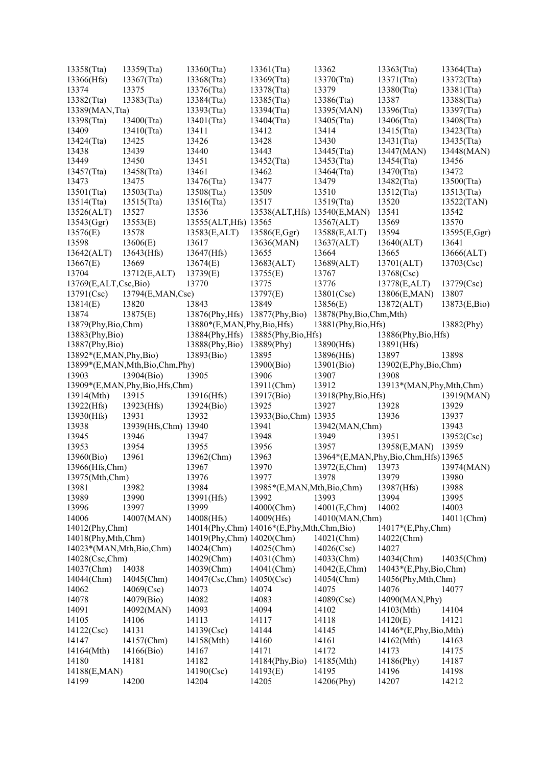13358(Tta) 13359(Tta) 13360(Tta) 13361(Tta) 13362 13363(Tta) 13364(Tta)
13366(Hfs) 13367(Tta) 13368(Tta) 13369(Tta) 13370(Tta) 13371(Tta) 13372(Tta)
13374 13375 13376(Tta) 13378(Tta) 13379 13380(Tta) 13381(Tta)
13382(Tta) 13383(Tta) 13384(Tta) 13385(Tta) 13386(Tta) 13387 13388(Tta)
13389(MAN,Tta) 13393(Tta) 13394(Tta) 13395(MAN) 13396(Tta) 13397(Tta)
13398(Tta) 13400(Tta) 13401(Tta) 13404(Tta) 13405(Tta) 13406(Tta) 13408(Tta)
13409 13410(Tta) 13411 13412 13414 13415(Tta) 13423(Tta)
13424(Tta) 13425 13426 13428 13430 13431(Tta) 13435(Tta)
13438 13439 13440 13443 13445(Tta) 13447(MAN) 13448(MAN)
13449 13450 13451 13452(Tta) 13453(Tta) 13454(Tta) 13456
13457(Tta) 13458(Tta) 13461 13462 13464(Tta) 13470(Tta) 13472
13473 13475 13476(Tta) 13477 13479 13482(Tta) 13500(Tta)
13501(Tta) 13503(Tta) 13508(Tta) 13509 13510 13512(Tta) 13513(Tta)
13514(Tta) 13515(Tta) 13516(Tta) 13517 13519(Tta) 13520 13522(TAN)
13526(ALT) 13527 13536 13538(ALT,Hfs) 13540(E,MAN) 13541 13542
13543(Ggr) 13553(E) 13555(ALT,Hfs) 13565 13567(ALT) 13569 13570
13576(E) 13578 13583(E,ALT) 13586(E,Ggr) 13588(E,ALT) 13594 13595(E,Ggr)
13598 13606(E) 13617 13636(MAN) 13637(ALT) 13640(ALT) 13641
13642(ALT) 13643(Hfs) 13647(Hfs) 13655 13664 13665 13666(ALT)
13667(E) 13669 13674(E) 13683(ALT) 13689(ALT) 13701(ALT) 13703(Csc)
13704 13712(E,ALT) 13739(E) 13755(E) 13767 13768(Csc)
13769(E,ALT,Csc,Bio) 13770 13775 13776 13778(E,ALT) 13779(Csc)
13791(Csc) 13794(E,MAN,Csc) 13797(E) 13801(Csc) 13806(E,MAN) 13807
13814(E) 13820 13843 13849 13856(E) 13872(ALT) 13873(E,Bio)
13874 13875(E) 13876(Phy,Hfs) 13877(Phy,Bio) 13878(Phy,Bio,Chm,Mth)
13879(Phy,Bio,Chm) 13880*(E,MAN,Phy,Bio,Hfs) 13881(Phy,Bio,Hfs) 13882(Phy)
13883(Phy,Bio) 13884(Phy,Hfs) 13885(Phy,Bio,Hfs) 13886(Phy,Bio,Hfs)
13887(Phy,Bio) 13888(Phy,Bio) 13889(Phy) 13890(Hfs) 13891(Hfs)
13892*(E,MAN,Phy,Bio) 13893(Bio) 13895 13896(Hfs) 13897 13898
13899*(E,MAN,Mth,Bio,Chm,Phy) 13900(Bio) 13901(Bio) 13902(E,Phy,Bio,Chm)
13903 13904(Bio) 13905 13906 13907 13908
13909*(E,MAN,Phy,Bio,Hfs,Chm) 13911(Chm) 13912 13913*(MAN,Phy,Mth,Chm)
13914(Mth) 13915 13916(Hfs) 13917(Bio) 13918(Phy,Bio,Hfs) 13919(MAN)
13922(Hfs) 13923(Hfs) 13924(Bio) 13925 13927 13928 13929
13930(Hfs) 13931 13932 13933(Bio,Chm) 13935 13936 13937
13938 13939(Hfs,Chm) 13940 13941 13942(MAN,Chm) 13943
13945 13946 13947 13948 13949 13951 13952(Csc)
13953 13954 13955 13956 13957 13958(E,MAN) 13959
13960(Bio) 13961 13962(Chm) 13963 13964*(E,MAN,Phy,Bio,Chm,Hfs) 13965
13966(Hfs,Chm) 13967 13970 13972(E,Chm) 13973 13974(MAN)
13975(Mth,Chm) 13976 13977 13978 13979 13980
13981 13982 13984 13985*(E,MAN,Mth,Bio,Chm) 13987(Hfs) 13988
13989 13990 13991(Hfs) 13992 13993 13994 13995
13996 13997 13999 14000(Chm) 14001(E,Chm) 14002 14003
14006 14007(MAN) 14008(Hfs) 14009(Hfs) 14010(MAN,Chm) 14011(Chm)
14012(Phy,Chm) 14014(Phy,Chm) 14016*(E,Phy,Mth,Chm,Bio) 14017*(E,Phy,Chm)
14018(Phy,Mth,Chm) 14019(Phy,Chm) 14020(Chm) 14021(Chm) 14022(Chm)
14023*(MAN,Mth,Bio,Chm) 14024(Chm) 14025(Chm) 14026(Csc) 14027
14028(Csc,Chm) 14029(Chm) 14031(Chm) 14033(Chm) 14034(Chm) 14035(Chm)
14037(Chm) 14038 14039(Chm) 14041(Chm) 14042(E,Chm) 14043*(E,Phy,Bio,Chm)
14044(Chm) 14045(Chm) 14047(Csc,Chm) 14050(Csc) 14054(Chm) 14056(Phy,Mth,Chm)
14062 14069(Csc) 14073 14074 14075 14076 14077
14078 14079(Bio) 14082 14083 14089(Csc) 14090(MAN,Phy)
14091 14092(MAN) 14093 14094 14102 14103(Mth) 14104
14105 14106 14113 14117 14118 14120(E) 14121
14122(Csc) 14131 14139(Csc) 14144 14145 14146*(E,Phy,Bio,Mth)
14147 14157(Chm) 14158(Mth) 14160 14161 14162(Mth) 14163
14164(Mth) 14166(Bio) 14167 14171 14172 14173 14175
14180 14181 14182 14184(Phy,Bio) 14185(Mth) 14186(Phy) 14187
14188(E,MAN) 14190(Csc) 14193(E) 14195 14196 14198
14199 14200 14204 14205 14206(Phy) 14207 14212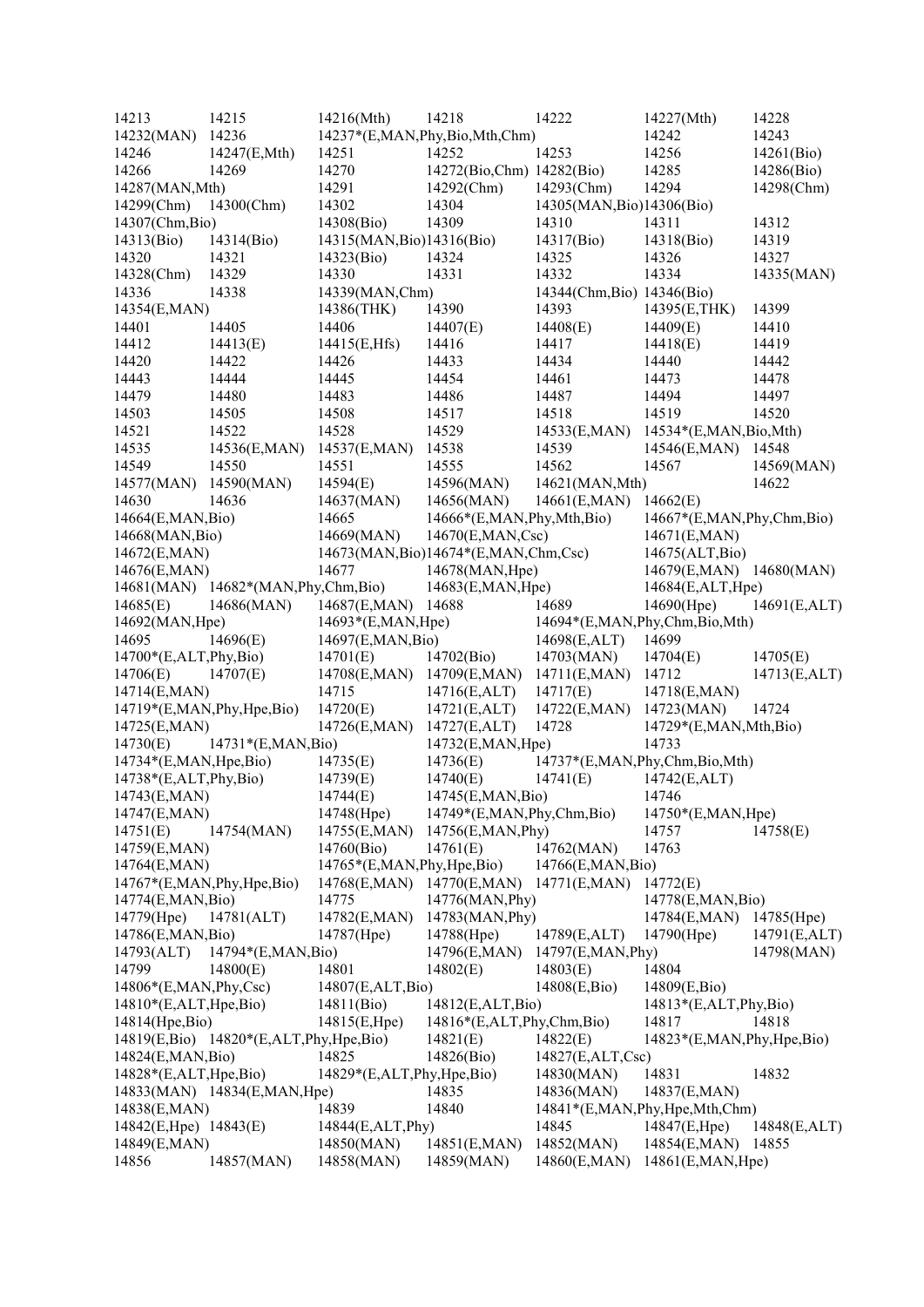14213 14215 14216(Mth) 14218 14222 14227(Mth) 14228
14232(MAN) 14236 14237*(E,MAN,Phy,Bio,Mth,Chm) 14242 14243
14246 14247(E,Mth) 14251 14252 14253 14256 14261(Bio)
14266 14269 14270 14272(Bio,Chm) 14282(Bio) 14285 14286(Bio)
14287(MAN,Mth) 14291 14292(Chm) 14293(Chm) 14294 14298(Chm)
14299(Chm) 14300(Chm) 14302 14304 14305(MAN,Bio) 14306(Bio)
14307(Chm,Bio) 14308(Bio) 14309 14310 14311 14312
14313(Bio) 14314(Bio) 14315(MAN,Bio) 14316(Bio) 14317(Bio) 14318(Bio) 14319
14320 14321 14323(Bio) 14324 14325 14326 14327
14328(Chm) 14329 14330 14331 14332 14334 14335(MAN)
14336 14338 14339(MAN,Chm) 14344(Chm,Bio) 14346(Bio)
14354(E,MAN) 14386(THK) 14390 14393 14395(E,THK) 14399
14401 14405 14406 14407(E) 14408(E) 14409(E) 14410
14412 14413(E) 14415(E,Hfs) 14416 14417 14418(E) 14419
14420 14422 14426 14433 14434 14440 14442
14443 14444 14445 14454 14461 14473 14478
14479 14480 14483 14486 14487 14494 14497
14503 14505 14508 14517 14518 14519 14520
14521 14522 14528 14529 14533(E,MAN) 14534*(E,MAN,Bio,Mth)
14535 14536(E,MAN) 14537(E,MAN) 14538 14539 14546(E,MAN) 14548
14549 14550 14551 14555 14562 14567 14569(MAN)
14577(MAN) 14590(MAN) 14594(E) 14596(MAN) 14621(MAN,Mth) 14622
14630 14636 14637(MAN) 14656(MAN) 14661(E,MAN) 14662(E)
14664(E,MAN,Bio) 14665 14666*(E,MAN,Phy,Mth,Bio) 14667*(E,MAN,Phy,Chm,Bio)
14668(MAN,Bio) 14669(MAN) 14670(E,MAN,Csc) 14671(E,MAN)
14672(E,MAN) 14673(MAN,Bio) 14674*(E,MAN,Chm,Csc) 14675(ALT,Bio)
14676(E,MAN) 14677 14678(MAN,Hpe) 14679(E,MAN) 14680(MAN)
14681(MAN) 14682*(MAN,Phy,Chm,Bio) 14683(E,MAN,Hpe) 14684(E,ALT,Hpe)
14685(E) 14686(MAN) 14687(E,MAN) 14688 14689 14690(Hpe) 14691(E,ALT)
14692(MAN,Hpe) 14693*(E,MAN,Hpe) 14694*(E,MAN,Phy,Chm,Bio,Mth)
14695 14696(E) 14697(E,MAN,Bio) 14698(E,ALT) 14699
14700*(E,ALT,Phy,Bio) 14701(E) 14702(Bio) 14703(MAN) 14704(E) 14705(E)
14706(E) 14707(E) 14708(E,MAN) 14709(E,MAN) 14711(E,MAN) 14712 14713(E,ALT)
14714(E,MAN) 14715 14716(E,ALT) 14717(E) 14718(E,MAN)
14719*(E,MAN,Phy,Hpe,Bio) 14720(E) 14721(E,ALT) 14722(E,MAN) 14723(MAN) 14724
14725(E,MAN) 14726(E,MAN) 14727(E,ALT) 14728 14729*(E,MAN,Mth,Bio)
14730(E) 14731*(E,MAN,Bio) 14732(E,MAN,Hpe) 14733
14734*(E,MAN,Hpe,Bio) 14735(E) 14736(E) 14737*(E,MAN,Phy,Chm,Bio,Mth)
14738*(E,ALT,Phy,Bio) 14739(E) 14740(E) 14741(E) 14742(E,ALT)
14743(E,MAN) 14744(E) 14745(E,MAN,Bio) 14746
14747(E,MAN) 14748(Hpe) 14749*(E,MAN,Phy,Chm,Bio) 14750*(E,MAN,Hpe)
14751(E) 14754(MAN) 14755(E,MAN) 14756(E,MAN,Phy) 14757 14758(E)
14759(E,MAN) 14760(Bio) 14761(E) 14762(MAN) 14763
14764(E,MAN) 14765*(E,MAN,Phy,Hpe,Bio) 14766(E,MAN,Bio)
14767*(E,MAN,Phy,Hpe,Bio) 14768(E,MAN) 14770(E,MAN) 14771(E,MAN) 14772(E)
14774(E,MAN,Bio) 14775 14776(MAN,Phy) 14778(E,MAN,Bio)
14779(Hpe) 14781(ALT) 14782(E,MAN) 14783(MAN,Phy) 14784(E,MAN) 14785(Hpe)
14786(E,MAN,Bio) 14787(Hpe) 14788(Hpe) 14789(E,ALT) 14790(Hpe) 14791(E,ALT)
14793(ALT) 14794*(E,MAN,Bio) 14796(E,MAN) 14797(E,MAN,Phy) 14798(MAN)
14799 14800(E) 14801 14802(E) 14803(E) 14804
14806*(E,MAN,Phy,Csc) 14807(E,ALT,Bio) 14808(E,Bio) 14809(E,Bio)
14810*(E,ALT,Hpe,Bio) 14811(Bio) 14812(E,ALT,Bio) 14813*(E,ALT,Phy,Bio)
14814(Hpe,Bio) 14815(E,Hpe) 14816*(E,ALT,Phy,Chm,Bio) 14817 14818
14819(E,Bio) 14820*(E,ALT,Phy,Hpe,Bio) 14821(E) 14822(E) 14823*(E,MAN,Phy,Hpe,Bio)
14824(E,MAN,Bio) 14825 14826(Bio) 14827(E,ALT,Csc)
14828*(E,ALT,Hpe,Bio) 14829*(E,ALT,Phy,Hpe,Bio) 14830(MAN) 14831 14832
14833(MAN) 14834(E,MAN,Hpe) 14835 14836(MAN) 14837(E,MAN)
14838(E,MAN) 14839 14840 14841*(E,MAN,Phy,Hpe,Mth,Chm)
14842(E,Hpe) 14843(E) 14844(E,ALT,Phy) 14845 14847(E,Hpe) 14848(E,ALT)
14849(E,MAN) 14850(MAN) 14851(E,MAN) 14852(MAN) 14854(E,MAN) 14855
14856 14857(MAN) 14858(MAN) 14859(MAN) 14860(E,MAN) 14861(E,MAN,Hpe)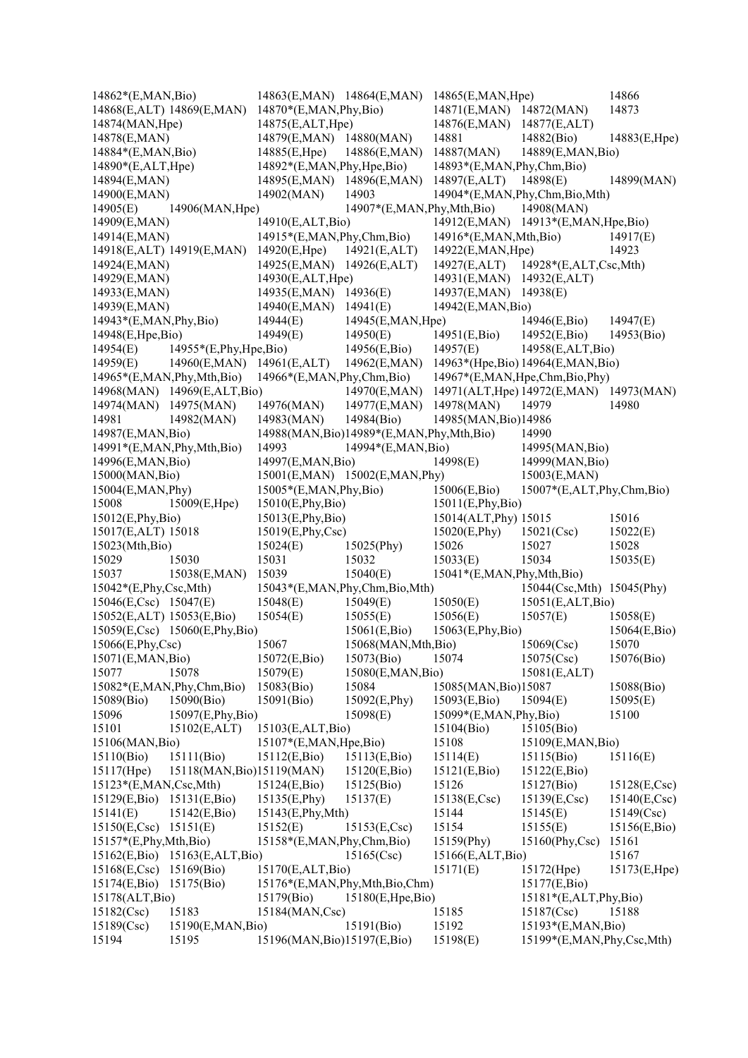14862*(E,MAN,Bio) 14863(E,MAN) 14864(E,MAN) 14865(E,MAN,Hpe) 14866
14868(E,ALT) 14869(E,MAN) 14870*(E,MAN,Phy,Bio) 14871(E,MAN) 14872(MAN) 14873
14874(MAN,Hpe) 14875(E,ALT,Hpe) 14876(E,MAN) 14877(E,ALT)
14878(E,MAN) 14879(E,MAN) 14880(MAN) 14881 14882(Bio) 14883(E,Hpe)
14884*(E,MAN,Bio) 14885(E,Hpe) 14886(E,MAN) 14887(MAN) 14889(E,MAN,Bio)
14890*(E,ALT,Hpe) 14892*(E,MAN,Phy,Hpe,Bio) 14893*(E,MAN,Phy,Chm,Bio)
14894(E,MAN) 14895(E,MAN) 14896(E,MAN) 14897(E,ALT) 14898(E) 14899(MAN)
14900(E,MAN) 14902(MAN) 14903 14904*(E,MAN,Phy,Chm,Bio,Mth)
14905(E) 14906(MAN,Hpe) 14907*(E,MAN,Phy,Mth,Bio) 14908(MAN)
14909(E,MAN) 14910(E,ALT,Bio) 14912(E,MAN) 14913*(E,MAN,Hpe,Bio)
14914(E,MAN) 14915*(E,MAN,Phy,Chm,Bio) 14916*(E,MAN,Mth,Bio) 14917(E)
14918(E,ALT) 14919(E,MAN) 14920(E,Hpe) 14921(E,ALT) 14922(E,MAN,Hpe) 14923
14924(E,MAN) 14925(E,MAN) 14926(E,ALT) 14927(E,ALT) 14928*(E,ALT,Csc,Mth)
14929(E,MAN) 14930(E,ALT,Hpe) 14931(E,MAN) 14932(E,ALT)
14933(E,MAN) 14935(E,MAN) 14936(E) 14937(E,MAN) 14938(E)
14939(E,MAN) 14940(E,MAN) 14941(E) 14942(E,MAN,Bio)
14943*(E,MAN,Phy,Bio) 14944(E) 14945(E,MAN,Hpe) 14946(E,Bio) 14947(E)
14948(E,Hpe,Bio) 14949(E) 14950(E) 14951(E,Bio) 14952(E,Bio) 14953(Bio)
14954(E) 14955*(E,Phy,Hpe,Bio) 14956(E,Bio) 14957(E) 14958(E,ALT,Bio)
14959(E) 14960(E,MAN) 14961(E,ALT) 14962(E,MAN) 14963*(Hpe,Bio) 14964(E,MAN,Bio)
14965*(E,MAN,Phy,Mth,Bio) 14966*(E,MAN,Phy,Chm,Bio) 14967*(E,MAN,Hpe,Chm,Bio,Phy)
14968(MAN) 14969(E,ALT,Bio) 14970(E,MAN) 14971(ALT,Hpe) 14972(E,MAN) 14973(MAN)
14974(MAN) 14975(MAN) 14976(MAN) 14977(E,MAN) 14978(MAN) 14979 14980
14981 14982(MAN) 14983(MAN) 14984(Bio) 14985(MAN,Bio) 14986
14987(E,MAN,Bio) 14988(MAN,Bio) 14989*(E,MAN,Phy,Mth,Bio) 14990
14991*(E,MAN,Phy,Mth,Bio) 14993 14994*(E,MAN,Bio) 14995(MAN,Bio)
14996(E,MAN,Bio) 14997(E,MAN,Bio) 14998(E) 14999(MAN,Bio)
15000(MAN,Bio) 15001(E,MAN) 15002(E,MAN,Phy) 15003(E,MAN)
15004(E,MAN,Phy) 15005*(E,MAN,Phy,Bio) 15006(E,Bio) 15007*(E,ALT,Phy,Chm,Bio)
15008 15009(E,Hpe) 15010(E,Phy,Bio) 15011(E,Phy,Bio)
15012(E,Phy,Bio) 15013(E,Phy,Bio) 15014(ALT,Phy) 15015 15016
15017(E,ALT) 15018 15019(E,Phy,Csc) 15020(E,Phy) 15021(Csc) 15022(E)
15023(Mth,Bio) 15024(E) 15025(Phy) 15026 15027 15028
15029 15030 15031 15032 15033(E) 15034 15035(E)
15037 15038(E,MAN) 15039 15040(E) 15041*(E,MAN,Phy,Mth,Bio)
15042*(E,Phy,Csc,Mth) 15043*(E,MAN,Phy,Chm,Bio,Mth) 15044(Csc,Mth) 15045(Phy)
15046(E,Csc) 15047(E) 15048(E) 15049(E) 15050(E) 15051(E,ALT,Bio)
15052(E,ALT) 15053(E,Bio) 15054(E) 15055(E) 15056(E) 15057(E) 15058(E)
15059(E,Csc) 15060(E,Phy,Bio) 15061(E,Bio) 15063(E,Phy,Bio) 15064(E,Bio)
15066(E,Phy,Csc) 15067 15068(MAN,Mth,Bio) 15069(Csc) 15070
15071(E,MAN,Bio) 15072(E,Bio) 15073(Bio) 15074 15075(Csc) 15076(Bio)
15077 15078 15079(E) 15080(E,MAN,Bio) 15081(E,ALT)
15082*(E,MAN,Phy,Chm,Bio) 15083(Bio) 15084 15085(MAN,Bio) 15087 15088(Bio)
15089(Bio) 15090(Bio) 15091(Bio) 15092(E,Phy) 15093(E,Bio) 15094(E) 15095(E)
15096 15097(E,Phy,Bio) 15098(E) 15099*(E,MAN,Phy,Bio) 15100
15101 15102(E,ALT) 15103(E,ALT,Bio) 15104(Bio) 15105(Bio)
15106(MAN,Bio) 15107*(E,MAN,Hpe,Bio) 15108 15109(E,MAN,Bio)
15110(Bio) 15111(Bio) 15112(E,Bio) 15113(E,Bio) 15114(E) 15115(Bio) 15116(E)
15117(Hpe) 15118(MAN,Bio) 15119(MAN) 15120(E,Bio) 15121(E,Bio) 15122(E,Bio)
15123*(E,MAN,Csc,Mth) 15124(E,Bio) 15125(Bio) 15126 15127(Bio) 15128(E,Csc)
15129(E,Bio) 15131(E,Bio) 15135(E,Phy) 15137(E) 15138(E,Csc) 15139(E,Csc) 15140(E,Csc)
15141(E) 15142(E,Bio) 15143(E,Phy,Mth) 15144 15145(E) 15149(Csc)
15150(E,Csc) 15151(E) 15152(E) 15153(E,Csc) 15154 15155(E) 15156(E,Bio)
15157*(E,Phy,Mth,Bio) 15158*(E,MAN,Phy,Chm,Bio) 15159(Phy) 15160(Phy,Csc) 15161
15162(E,Bio) 15163(E,ALT,Bio) 15165(Csc) 15166(E,ALT,Bio) 15167
15168(E,Csc) 15169(Bio) 15170(E,ALT,Bio) 15171(E) 15172(Hpe) 15173(E,Hpe)
15174(E,Bio) 15175(Bio) 15176*(E,MAN,Phy,Mth,Bio,Chm) 15177(E,Bio)
15178(ALT,Bio) 15179(Bio) 15180(E,Hpe,Bio) 15181*(E,ALT,Phy,Bio)
15182(Csc) 15183 15184(MAN,Csc) 15185 15187(Csc) 15188
15189(Csc) 15190(E,MAN,Bio) 15191(Bio) 15192 15193*(E,MAN,Bio)
15194 15195 15196(MAN,Bio) 15197(E,Bio) 15198(E) 15199*(E,MAN,Phy,Csc,Mth)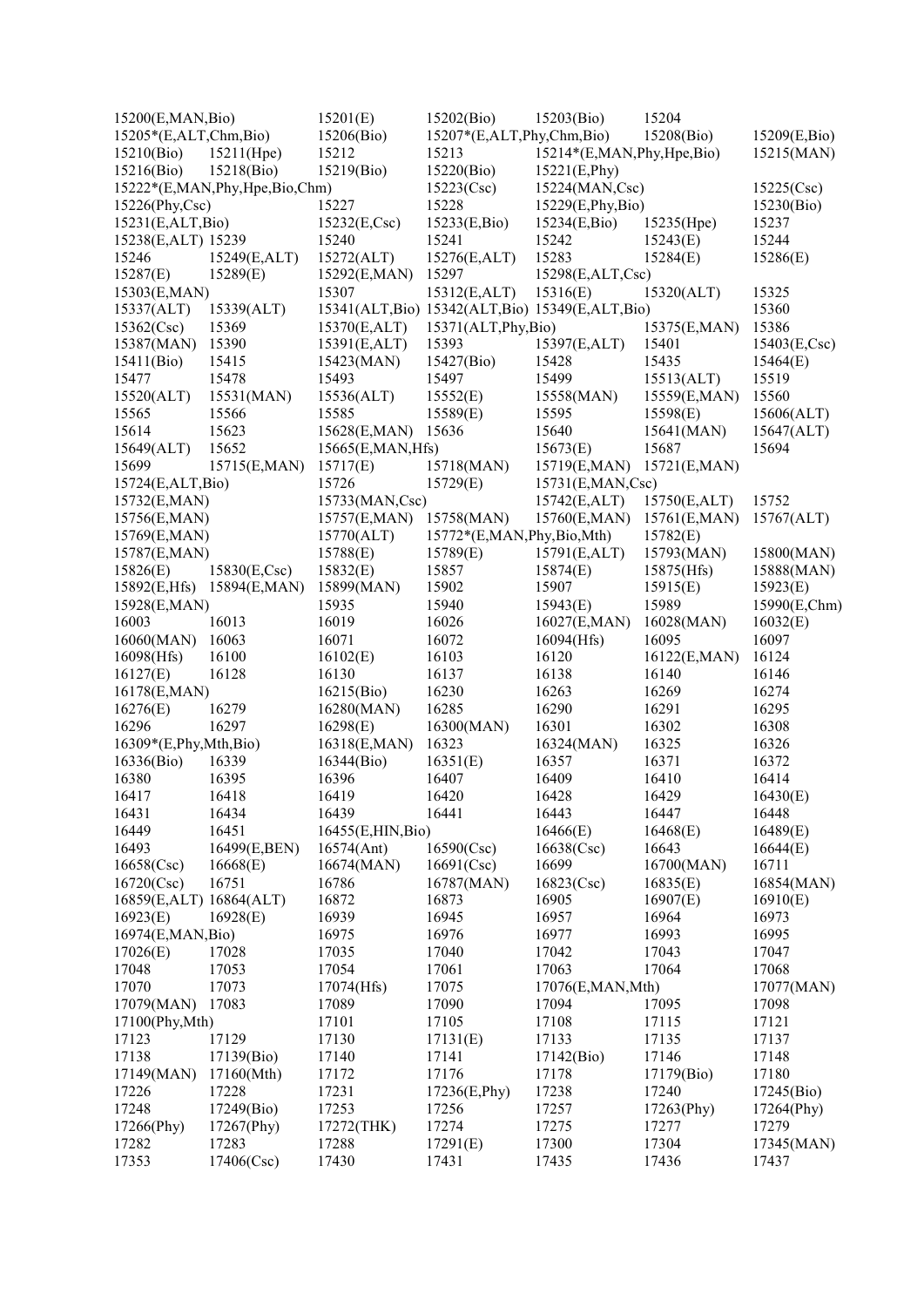15200(E,MAN,Bio) 15201(E) 15202(Bio) 15203(Bio) 15204
15205*(E,ALT,Chm,Bio) 15206(Bio) 15207*(E,ALT,Phy,Chm,Bio) 15208(Bio) 15209(E,Bio)
15210(Bio) 15211(Hpe) 15212 15213 15214*(E,MAN,Phy,Hpe,Bio) 15215(MAN)
15216(Bio) 15218(Bio) 15219(Bio) 15220(Bio) 15221(E,Phy)
15222*(E,MAN,Phy,Hpe,Bio,Chm) 15223(Csc) 15224(MAN,Csc) 15225(Csc)
15226(Phy,Csc) 15227 15228 15229(E,Phy,Bio) 15230(Bio)
15231(E,ALT,Bio) 15232(E,Csc) 15233(E,Bio) 15234(E,Bio) 15235(Hpe) 15237
15238(E,ALT) 15239 15240 15241 15242 15243(E) 15244
15246 15249(E,ALT) 15272(ALT) 15276(E,ALT) 15283 15284(E) 15286(E)
15287(E) 15289(E) 15292(E,MAN) 15297 15298(E,ALT,Csc)
15303(E,MAN) 15307 15312(E,ALT) 15316(E) 15320(ALT) 15325
15337(ALT) 15339(ALT) 15341(ALT,Bio) 15342(ALT,Bio) 15349(E,ALT,Bio) 15360
15362(Csc) 15369 15370(E,ALT) 15371(ALT,Phy,Bio) 15375(E,MAN) 15386
15387(MAN) 15390 15391(E,ALT) 15393 15397(E,ALT) 15401 15403(E,Csc)
15411(Bio) 15415 15423(MAN) 15427(Bio) 15428 15435 15464(E)
15477 15478 15493 15497 15499 15513(ALT) 15519
15520(ALT) 15531(MAN) 15536(ALT) 15552(E) 15558(MAN) 15559(E,MAN) 15560
15565 15566 15585 15589(E) 15595 15598(E) 15606(ALT)
15614 15623 15628(E,MAN) 15636 15640 15641(MAN) 15647(ALT)
15649(ALT) 15652 15665(E,MAN,Hfs) 15673(E) 15687 15694
15699 15715(E,MAN) 15717(E) 15718(MAN) 15719(E,MAN) 15721(E,MAN)
15724(E,ALT,Bio) 15726 15729(E) 15731(E,MAN,Csc)
15732(E,MAN) 15733(MAN,Csc) 15742(E,ALT) 15750(E,ALT) 15752
15756(E,MAN) 15757(E,MAN) 15758(MAN) 15760(E,MAN) 15761(E,MAN) 15767(ALT)
15769(E,MAN) 15770(ALT) 15772*(E,MAN,Phy,Bio,Mth) 15782(E)
15787(E,MAN) 15788(E) 15789(E) 15791(E,ALT) 15793(MAN) 15800(MAN)
15826(E) 15830(E,Csc) 15832(E) 15857 15874(E) 15875(Hfs) 15888(MAN)
15892(E,Hfs) 15894(E,MAN) 15899(MAN) 15902 15907 15915(E) 15923(E)
15928(E,MAN) 15935 15940 15943(E) 15989 15990(E,Chm)
16003 16013 16019 16026 16027(E,MAN) 16028(MAN) 16032(E)
16060(MAN) 16063 16071 16072 16094(Hfs) 16095 16097
16098(Hfs) 16100 16102(E) 16103 16120 16122(E,MAN) 16124
16127(E) 16128 16130 16137 16138 16140 16146
16178(E,MAN) 16215(Bio) 16230 16263 16269 16274
16276(E) 16279 16280(MAN) 16285 16290 16291 16295
16296 16297 16298(E) 16300(MAN) 16301 16302 16308
16309*(E,Phy,Mth,Bio) 16318(E,MAN) 16323 16324(MAN) 16325 16326
16336(Bio) 16339 16344(Bio) 16351(E) 16357 16371 16372
16380 16395 16396 16407 16409 16410 16414
16417 16418 16419 16420 16428 16429 16430(E)
16431 16434 16439 16441 16443 16447 16448
16449 16451 16455(E,HIN,Bio) 16466(E) 16468(E) 16489(E)
16493 16499(E,BEN) 16574(Ant) 16590(Csc) 16638(Csc) 16643 16644(E)
16658(Csc) 16668(E) 16674(MAN) 16691(Csc) 16699 16700(MAN) 16711
16720(Csc) 16751 16786 16787(MAN) 16823(Csc) 16835(E) 16854(MAN)
16859(E,ALT) 16864(ALT) 16872 16873 16905 16907(E) 16910(E)
16923(E) 16928(E) 16939 16945 16957 16964 16973
16974(E,MAN,Bio) 16975 16976 16977 16993 16995
17026(E) 17028 17035 17040 17042 17043 17047
17048 17053 17054 17061 17063 17064 17068
17070 17073 17074(Hfs) 17075 17076(E,MAN,Mth) 17077(MAN)
17079(MAN) 17083 17089 17090 17094 17095 17098
17100(Phy,Mth) 17101 17105 17108 17115 17121
17123 17129 17130 17131(E) 17133 17135 17137
17138 17139(Bio) 17140 17141 17142(Bio) 17146 17148
17149(MAN) 17160(Mth) 17172 17176 17178 17179(Bio) 17180
17226 17228 17231 17236(E,Phy) 17238 17240 17245(Bio)
17248 17249(Bio) 17253 17256 17257 17263(Phy) 17264(Phy)
17266(Phy) 17267(Phy) 17272(THK) 17274 17275 17277 17279
17282 17283 17288 17291(E) 17300 17304 17345(MAN)
17353 17406(Csc) 17430 17431 17435 17436 17437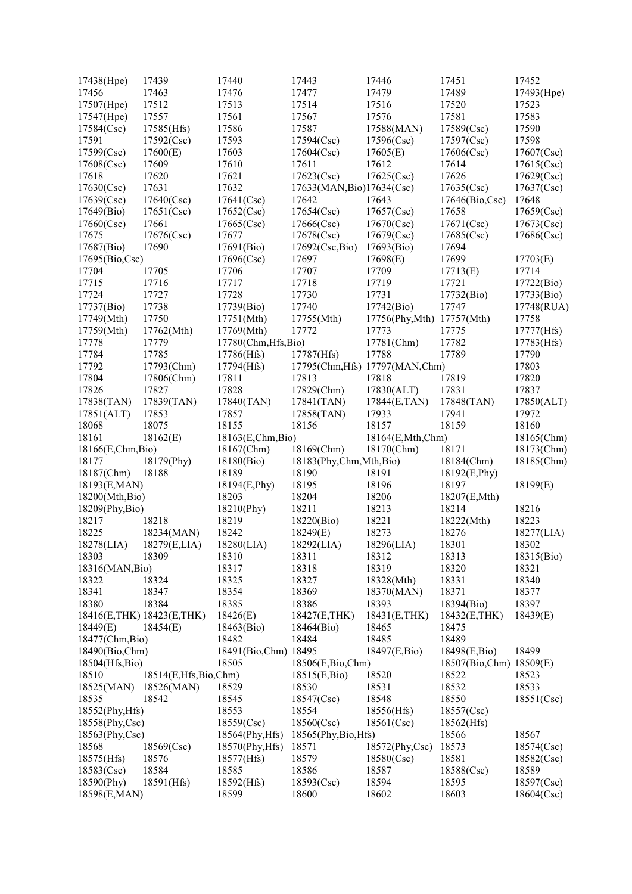17438(Hpe) 17439 17440 17443 17446 17451 17452
17456 17463 17476 17477 17479 17489 17493(Hpe)
17507(Hpe) 17512 17513 17514 17516 17520 17523
17547(Hpe) 17557 17561 17567 17576 17581 17583
17584(Csc) 17585(Hfs) 17586 17587 17588(MAN) 17589(Csc) 17590
17591 17592(Csc) 17593 17594(Csc) 17596(Csc) 17597(Csc) 17598
17599(Csc) 17600(E) 17603 17604(Csc) 17605(E) 17606(Csc) 17607(Csc)
17608(Csc) 17609 17610 17611 17612 17614 17615(Csc)
17618 17620 17621 17623(Csc) 17625(Csc) 17626 17629(Csc)
17630(Csc) 17631 17632 17633(MAN,Bio) 17634(Csc) 17635(Csc) 17637(Csc)
17639(Csc) 17640(Csc) 17641(Csc) 17642 17643 17646(Bio,Csc) 17648
17649(Bio) 17651(Csc) 17652(Csc) 17654(Csc) 17657(Csc) 17658 17659(Csc)
17660(Csc) 17661 17665(Csc) 17666(Csc) 17670(Csc) 17671(Csc) 17673(Csc)
17675 17676(Csc) 17677 17678(Csc) 17679(Csc) 17685(Csc) 17686(Csc)
17687(Bio) 17690 17691(Bio) 17692(Csc,Bio) 17693(Bio) 17694
17695(Bio,Csc) 17696(Csc) 17697 17698(E) 17699 17703(E)
17704 17705 17706 17707 17709 17713(E) 17714
17715 17716 17717 17718 17719 17721 17722(Bio)
17724 17727 17728 17730 17731 17732(Bio) 17733(Bio)
17737(Bio) 17738 17739(Bio) 17740 17742(Bio) 17747 17748(RUA)
17749(Mth) 17750 17751(Mth) 17755(Mth) 17756(Phy,Mth) 17757(Mth) 17758
17759(Mth) 17762(Mth) 17769(Mth) 17772 17773 17775 17777(Hfs)
17778 17779 17780(Chm,Hfs,Bio) 17781(Chm) 17782 17783(Hfs)
17784 17785 17786(Hfs) 17787(Hfs) 17788 17789 17790
17792 17793(Chm) 17794(Hfs) 17795(Chm,Hfs) 17797(MAN,Chm) 17803
17804 17806(Chm) 17811 17813 17818 17819 17820
17826 17827 17828 17829(Chm) 17830(ALT) 17831 17837
17838(TAN) 17839(TAN) 17840(TAN) 17841(TAN) 17844(E,TAN) 17848(TAN) 17850(ALT)
17851(ALT) 17853 17857 17858(TAN) 17933 17941 17972
18068 18075 18155 18156 18157 18159 18160
18161 18162(E) 18163(E,Chm,Bio) 18164(E,Mth,Chm) 18165(Chm)
18166(E,Chm,Bio) 18167(Chm) 18169(Chm) 18170(Chm) 18171 18173(Chm)
18177 18179(Phy) 18180(Bio) 18183(Phy,Chm,Mth,Bio) 18184(Chm) 18185(Chm)
18187(Chm) 18188 18189 18190 18191 18192(E,Phy)
18193(E,MAN) 18194(E,Phy) 18195 18196 18197 18199(E)
18200(Mth,Bio) 18203 18204 18206 18207(E,Mth)
18209(Phy,Bio) 18210(Phy) 18211 18213 18214 18216
18217 18218 18219 18220(Bio) 18221 18222(Mth) 18223
18225 18234(MAN) 18242 18249(E) 18273 18276 18277(LIA)
18278(LIA) 18279(E,LIA) 18280(LIA) 18292(LIA) 18296(LIA) 18301 18302
18303 18309 18310 18311 18312 18313 18315(Bio)
18316(MAN,Bio) 18317 18318 18319 18320 18321
18322 18324 18325 18327 18328(Mth) 18331 18340
18341 18347 18354 18369 18370(MAN) 18371 18377
18380 18384 18385 18386 18393 18394(Bio) 18397
18416(E,THK) 18423(E,THK) 18426(E) 18427(E,THK) 18431(E,THK) 18432(E,THK) 18439(E)
18449(E) 18454(E) 18463(Bio) 18464(Bio) 18465 18475
18477(Chm,Bio) 18482 18484 18485 18489
18490(Bio,Chm) 18491(Bio,Chm) 18495 18497(E,Bio) 18498(E,Bio) 18499
18504(Hfs,Bio) 18505 18506(E,Bio,Chm) 18507(Bio,Chm) 18509(E)
18510 18514(E,Hfs,Bio,Chm) 18515(E,Bio) 18520 18522 18523
18525(MAN) 18526(MAN) 18529 18530 18531 18532 18533
18535 18542 18545 18547(Csc) 18548 18550 18551(Csc)
18552(Phy,Hfs) 18553 18554 18556(Hfs) 18557(Csc)
18558(Phy,Csc) 18559(Csc) 18560(Csc) 18561(Csc) 18562(Hfs)
18563(Phy,Csc) 18564(Phy,Hfs) 18565(Phy,Bio,Hfs) 18566 18567
18568 18569(Csc) 18570(Phy,Hfs) 18571 18572(Phy,Csc) 18573 18574(Csc)
18575(Hfs) 18576 18577(Hfs) 18579 18580(Csc) 18581 18582(Csc)
18583(Csc) 18584 18585 18586 18587 18588(Csc) 18589
18590(Phy) 18591(Hfs) 18592(Hfs) 18593(Csc) 18594 18595 18597(Csc)
18598(E,MAN) 18599 18600 18602 18603 18604(Csc)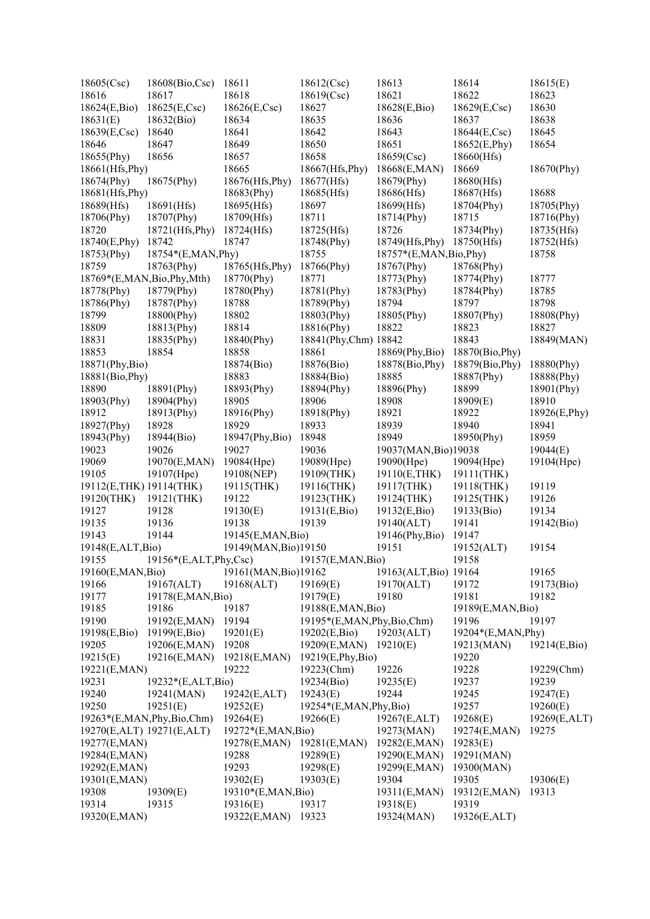18605(Csc) 18608(Bio,Csc) 18611 18612(Csc) 18613 18614 18615(E)
18616 18617 18618 18619(Csc) 18621 18622 18623
18624(E,Bio) 18625(E,Csc) 18626(E,Csc) 18627 18628(E,Bio) 18629(E,Csc) 18630
18631(E) 18632(Bio) 18634 18635 18636 18637 18638
18639(E,Csc) 18640 18641 18642 18643 18644(E,Csc) 18645
18646 18647 18649 18650 18651 18652(E,Phy) 18654
18655(Phy) 18656 18657 18658 18659(Csc) 18660(Hfs)
18661(Hfs,Phy) 18665 18667(Hfs,Phy) 18668(E,MAN) 18669 18670(Phy)
18674(Phy) 18675(Phy) 18676(Hfs,Phy) 18677(Hfs) 18679(Phy) 18680(Hfs)
18681(Hfs,Phy) 18683(Phy) 18685(Hfs) 18686(Hfs) 18687(Hfs) 18688
18689(Hfs) 18691(Hfs) 18695(Hfs) 18697 18699(Hfs) 18704(Phy) 18705(Phy)
18706(Phy) 18707(Phy) 18709(Hfs) 18711 18714(Phy) 18715 18716(Phy)
18720 18721(Hfs,Phy) 18724(Hfs) 18725(Hfs) 18726 18734(Phy) 18735(Hfs)
18740(E,Phy) 18742 18747 18748(Phy) 18749(Hfs,Phy) 18750(Hfs) 18752(Hfs)
18753(Phy) 18754*(E,MAN,Phy) 18755 18757*(E,MAN,Bio,Phy) 18758
18759 18763(Phy) 18765(Hfs,Phy) 18766(Phy) 18767(Phy) 18768(Phy)
18769*(E,MAN,Bio,Phy,Mth) 18770(Phy) 18771 18773(Phy) 18774(Phy) 18777
18778(Phy) 18779(Phy) 18780(Phy) 18781(Phy) 18783(Phy) 18784(Phy) 18785
18786(Phy) 18787(Phy) 18788 18789(Phy) 18794 18797 18798
18799 18800(Phy) 18802 18803(Phy) 18805(Phy) 18807(Phy) 18808(Phy)
18809 18813(Phy) 18814 18816(Phy) 18822 18823 18827
18831 18835(Phy) 18840(Phy) 18841(Phy,Chm) 18842 18843 18849(MAN)
18853 18854 18858 18861 18869(Phy,Bio) 18870(Bio,Phy)
18871(Phy,Bio) 18874(Bio) 18876(Bio) 18878(Bio,Phy) 18879(Bio,Phy) 18880(Phy)
18881(Bio,Phy) 18883 18884(Bio) 18885 18887(Phy) 18888(Phy)
18890 18891(Phy) 18893(Phy) 18894(Phy) 18896(Phy) 18899 18901(Phy)
18903(Phy) 18904(Phy) 18905 18906 18908 18909(E) 18910
18912 18913(Phy) 18916(Phy) 18918(Phy) 18921 18922 18926(E,Phy)
18927(Phy) 18928 18929 18933 18939 18940 18941
18943(Phy) 18944(Bio) 18947(Phy,Bio) 18948 18949 18950(Phy) 18959
19023 19026 19027 19036 19037(MAN,Bio) 19038 19044(E)
19069 19070(E,MAN) 19084(Hpe) 19089(Hpe) 19090(Hpe) 19094(Hpe) 19104(Hpe)
19105 19107(Hpe) 19108(NEP) 19109(THK) 19110(E,THK) 19111(THK)
19112(E,THK) 19114(THK) 19115(THK) 19116(THK) 19117(THK) 19118(THK) 19119
19120(THK) 19121(THK) 19122 19123(THK) 19124(THK) 19125(THK) 19126
19127 19128 19130(E) 19131(E,Bio) 19132(E,Bio) 19133(Bio) 19134
19135 19136 19138 19139 19140(ALT) 19141 19142(Bio)
19143 19144 19145(E,MAN,Bio) 19146(Phy,Bio) 19147
19148(E,ALT,Bio) 19149(MAN,Bio) 19150 19151 19152(ALT) 19154
19155 19156*(E,ALT,Phy,Csc) 19157(E,MAN,Bio) 19158
19160(E,MAN,Bio) 19161(MAN,Bio) 19162 19163(ALT,Bio) 19164 19165
19166 19167(ALT) 19168(ALT) 19169(E) 19170(ALT) 19172 19173(Bio)
19177 19178(E,MAN,Bio) 19179(E) 19180 19181 19182
19185 19186 19187 19188(E,MAN,Bio) 19189(E,MAN,Bio)
19190 19192(E,MAN) 19194 19195*(E,MAN,Phy,Bio,Chm) 19196 19197
19198(E,Bio) 19199(E,Bio) 19201(E) 19202(E,Bio) 19203(ALT) 19204*(E,MAN,Phy)
19205 19206(E,MAN) 19208 19209(E,MAN) 19210(E) 19213(MAN) 19214(E,Bio)
19215(E) 19216(E,MAN) 19218(E,MAN) 19219(E,Phy,Bio) 19220
19221(E,MAN) 19222 19223(Chm) 19226 19228 19229(Chm)
19231 19232*(E,ALT,Bio) 19234(Bio) 19235(E) 19237 19239
19240 19241(MAN) 19242(E,ALT) 19243(E) 19244 19245 19247(E)
19250 19251(E) 19252(E) 19254*(E,MAN,Phy,Bio) 19257 19260(E)
19263*(E,MAN,Phy,Bio,Chm) 19264(E) 19266(E) 19267(E,ALT) 19268(E) 19269(E,ALT)
19270(E,ALT) 19271(E,ALT) 19272*(E,MAN,Bio) 19273(MAN) 19274(E,MAN) 19275
19277(E,MAN) 19278(E,MAN) 19281(E,MAN) 19282(E,MAN) 19283(E)
19284(E,MAN) 19288 19289(E) 19290(E,MAN) 19291(MAN)
19292(E,MAN) 19293 19298(E) 19299(E,MAN) 19300(MAN)
19301(E,MAN) 19302(E) 19303(E) 19304 19305 19306(E)
19308 19309(E) 19310*(E,MAN,Bio) 19311(E,MAN) 19312(E,MAN) 19313
19314 19315 19316(E) 19317 19318(E) 19319
19320(E,MAN) 19322(E,MAN) 19323 19324(MAN) 19326(E,ALT)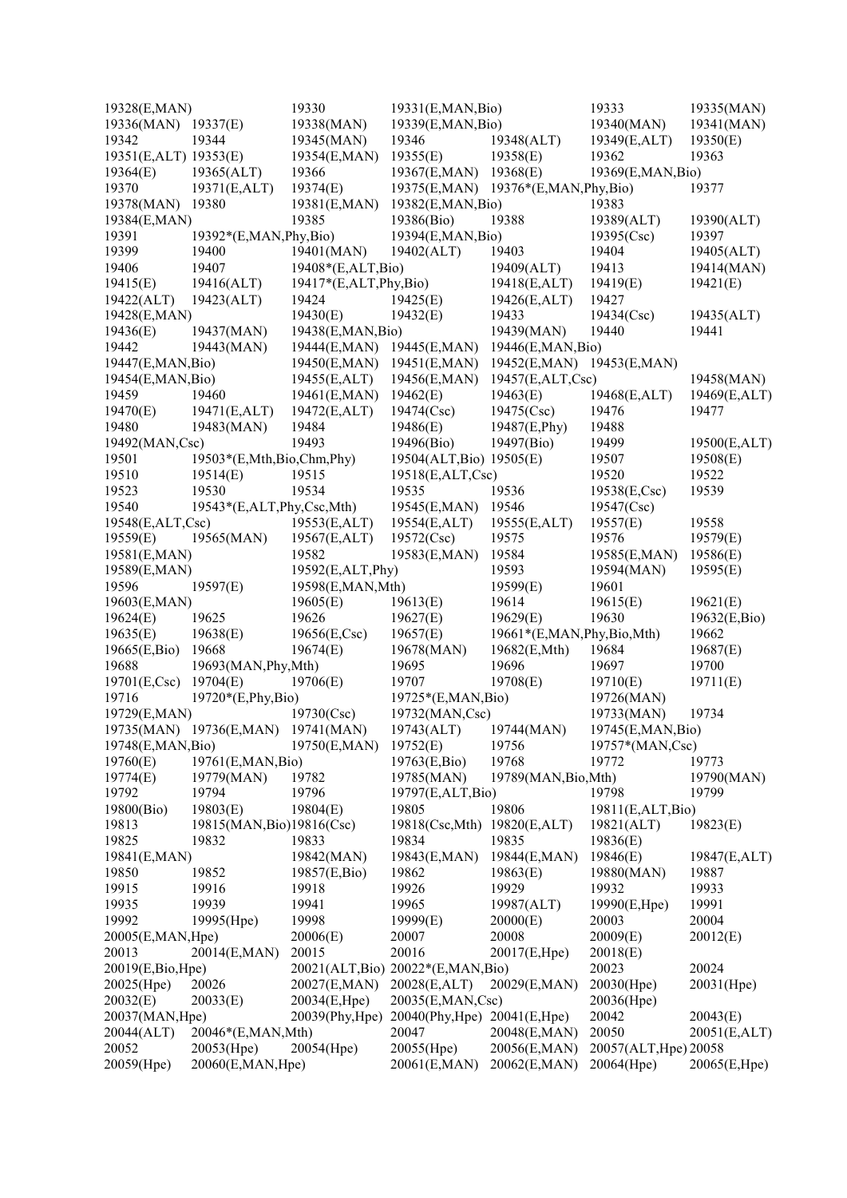19328(E,MAN) 19330 19331(E,MAN,Bio) 19333 19335(MAN)
19336(MAN) 19337(E) 19338(MAN) 19339(E,MAN,Bio) 19340(MAN) 19341(MAN)
19342 19344 19345(MAN) 19346 19348(ALT) 19349(E,ALT) 19350(E)
19351(E,ALT) 19353(E) 19354(E,MAN) 19355(E) 19358(E) 19362 19363
19364(E) 19365(ALT) 19366 19367(E,MAN) 19368(E) 19369(E,MAN,Bio)
19370 19371(E,ALT) 19374(E) 19375(E,MAN) 19376*(E,MAN,Phy,Bio) 19377
19378(MAN) 19380 19381(E,MAN) 19382(E,MAN,Bio) 19383
19384(E,MAN) 19385 19386(Bio) 19388 19389(ALT) 19390(ALT)
19391 19392*(E,MAN,Phy,Bio) 19394(E,MAN,Bio) 19395(Csc) 19397
19399 19400 19401(MAN) 19402(ALT) 19403 19404 19405(ALT)
19406 19407 19408*(E,ALT,Bio) 19409(ALT) 19413 19414(MAN)
19415(E) 19416(ALT) 19417*(E,ALT,Phy,Bio) 19418(E,ALT) 19419(E) 19421(E)
19422(ALT) 19423(ALT) 19424 19425(E) 19426(E,ALT) 19427
19428(E,MAN) 19430(E) 19432(E) 19433 19434(Csc) 19435(ALT)
19436(E) 19437(MAN) 19438(E,MAN,Bio) 19439(MAN) 19440 19441
19442 19443(MAN) 19444(E,MAN) 19445(E,MAN) 19446(E,MAN,Bio)
19447(E,MAN,Bio) 19450(E,MAN) 19451(E,MAN) 19452(E,MAN) 19453(E,MAN)
19454(E,MAN,Bio) 19455(E,ALT) 19456(E,MAN) 19457(E,ALT,Csc) 19458(MAN)
19459 19460 19461(E,MAN) 19462(E) 19463(E) 19468(E,ALT) 19469(E,ALT)
19470(E) 19471(E,ALT) 19472(E,ALT) 19474(Csc) 19475(Csc) 19476 19477
19480 19483(MAN) 19484 19486(E) 19487(E,Phy) 19488
19492(MAN,Csc) 19493 19496(Bio) 19497(Bio) 19499 19500(E,ALT)
19501 19503*(E,Mth,Bio,Chm,Phy) 19504(ALT,Bio) 19505(E) 19507 19508(E)
19510 19514(E) 19515 19518(E,ALT,Csc) 19520 19522
19523 19530 19534 19535 19536 19538(E,Csc) 19539
19540 19543*(E,ALT,Phy,Csc,Mth) 19545(E,MAN) 19546 19547(Csc)
19548(E,ALT,Csc) 19553(E,ALT) 19554(E,ALT) 19555(E,ALT) 19557(E) 19558
19559(E) 19565(MAN) 19567(E,ALT) 19572(Csc) 19575 19576 19579(E)
19581(E,MAN) 19582 19583(E,MAN) 19584 19585(E,MAN) 19586(E)
19589(E,MAN) 19592(E,ALT,Phy) 19593 19594(MAN) 19595(E)
19596 19597(E) 19598(E,MAN,Mth) 19599(E) 19601
19603(E,MAN) 19605(E) 19613(E) 19614 19615(E) 19621(E)
19624(E) 19625 19626 19627(E) 19629(E) 19630 19632(E,Bio)
19635(E) 19638(E) 19656(E,Csc) 19657(E) 19661*(E,MAN,Phy,Bio,Mth) 19662
19665(E,Bio) 19668 19674(E) 19678(MAN) 19682(E,Mth) 19684 19687(E)
19688 19693(MAN,Phy,Mth) 19695 19696 19697 19700
19701(E,Csc) 19704(E) 19706(E) 19707 19708(E) 19710(E) 19711(E)
19716 19720*(E,Phy,Bio) 19725*(E,MAN,Bio) 19726(MAN)
19729(E,MAN) 19730(Csc) 19732(MAN,Csc) 19733(MAN) 19734
19735(MAN) 19736(E,MAN) 19741(MAN) 19743(ALT) 19744(MAN) 19745(E,MAN,Bio)
19748(E,MAN,Bio) 19750(E,MAN) 19752(E) 19756 19757*(MAN,Csc)
19760(E) 19761(E,MAN,Bio) 19763(E,Bio) 19768 19772 19773
19774(E) 19779(MAN) 19782 19785(MAN) 19789(MAN,Bio,Mth) 19790(MAN)
19792 19794 19796 19797(E,ALT,Bio) 19798 19799
19800(Bio) 19803(E) 19804(E) 19805 19806 19811(E,ALT,Bio)
19813 19815(MAN,Bio)19816(Csc) 19818(Csc,Mth) 19820(E,ALT) 19821(ALT) 19823(E)
19825 19832 19833 19834 19835 19836(E)
19841(E,MAN) 19842(MAN) 19843(E,MAN) 19844(E,MAN) 19846(E) 19847(E,ALT)
19850 19852 19857(E,Bio) 19862 19863(E) 19880(MAN) 19887
19915 19916 19918 19926 19929 19932 19933
19935 19939 19941 19965 19987(ALT) 19990(E,Hpe) 19991
19992 19995(Hpe) 19998 19999(E) 20000(E) 20003 20004
20005(E,MAN,Hpe) 20006(E) 20007 20008 20009(E) 20012(E)
20013 20014(E,MAN) 20015 20016 20017(E,Hpe) 20018(E)
20019(E,Bio,Hpe) 20021(ALT,Bio) 20022*(E,MAN,Bio) 20023 20024
20025(Hpe) 20026 20027(E,MAN) 20028(E,ALT) 20029(E,MAN) 20030(Hpe) 20031(Hpe)
20032(E) 20033(E) 20034(E,Hpe) 20035(E,MAN,Csc) 20036(Hpe)
20037(MAN,Hpe) 20039(Phy,Hpe) 20040(Phy,Hpe) 20041(E,Hpe) 20042 20043(E)
20044(ALT) 20046*(E,MAN,Mth) 20047 20048(E,MAN) 20050 20051(E,ALT)
20052 20053(Hpe) 20054(Hpe) 20055(Hpe) 20056(E,MAN) 20057(ALT,Hpe) 20058
20059(Hpe) 20060(E,MAN,Hpe) 20061(E,MAN) 20062(E,MAN) 20064(Hpe) 20065(E,Hpe)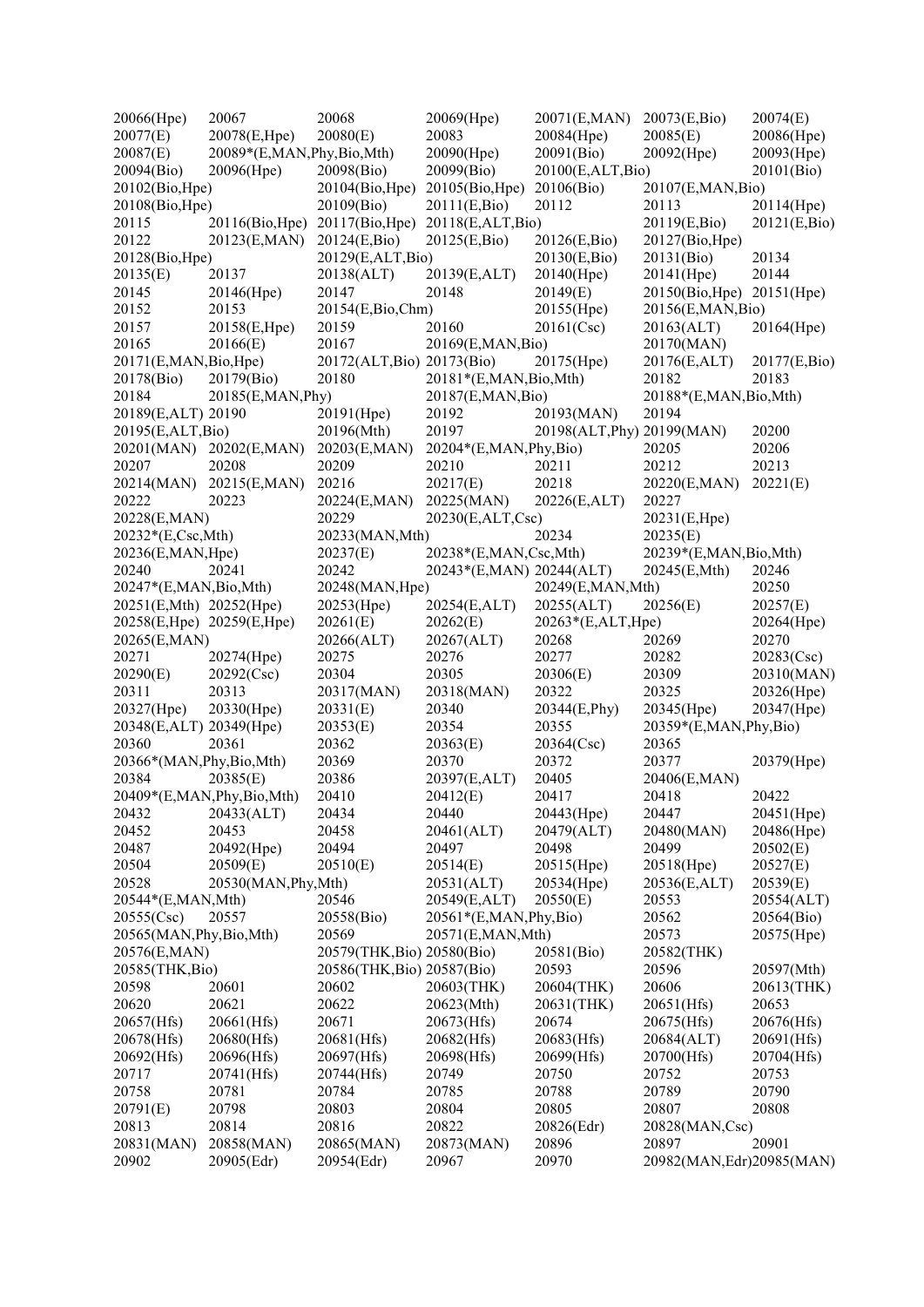20066(Hpe) 20067 20068 20069(Hpe) 20071(E,MAN) 20073(E,Bio) 20074(E)
20077(E) 20078(E,Hpe) 20080(E) 20083 20084(Hpe) 20085(E) 20086(Hpe)
20087(E) 20089*(E,MAN,Phy,Bio,Mth) 20090(Hpe) 20091(Bio) 20092(Hpe) 20093(Hpe)
20094(Bio) 20096(Hpe) 20098(Bio) 20099(Bio) 20100(E,ALT,Bio) 20101(Bio)
20102(Bio,Hpe) 20104(Bio,Hpe) 20105(Bio,Hpe) 20106(Bio) 20107(E,MAN,Bio)
20108(Bio,Hpe) 20109(Bio) 20111(E,Bio) 20112 20113 20114(Hpe)
20115 20116(Bio,Hpe) 20117(Bio,Hpe) 20118(E,ALT,Bio) 20119(E,Bio) 20121(E,Bio)
20122 20123(E,MAN) 20124(E,Bio) 20125(E,Bio) 20126(E,Bio) 20127(Bio,Hpe)
20128(Bio,Hpe) 20129(E,ALT,Bio) 20130(E,Bio) 20131(Bio) 20134
20135(E) 20137 20138(ALT) 20139(E,ALT) 20140(Hpe) 20141(Hpe) 20144
20145 20146(Hpe) 20147 20148 20149(E) 20150(Bio,Hpe) 20151(Hpe)
20152 20153 20154(E,Bio,Chm) 20155(Hpe) 20156(E,MAN,Bio)
20157 20158(E,Hpe) 20159 20160 20161(Csc) 20163(ALT) 20164(Hpe)
20165 20166(E) 20167 20169(E,MAN,Bio) 20170(MAN)
20171(E,MAN,Bio,Hpe) 20172(ALT,Bio) 20173(Bio) 20175(Hpe) 20176(E,ALT) 20177(E,Bio)
20178(Bio) 20179(Bio) 20180 20181*(E,MAN,Bio,Mth) 20182 20183
20184 20185(E,MAN,Phy) 20187(E,MAN,Bio) 20188*(E,MAN,Bio,Mth)
20189(E,ALT) 20190 20191(Hpe) 20192 20193(MAN) 20194
20195(E,ALT,Bio) 20196(Mth) 20197 20198(ALT,Phy) 20199(MAN) 20200
20201(MAN) 20202(E,MAN) 20203(E,MAN) 20204*(E,MAN,Phy,Bio) 20205 20206
20207 20208 20209 20210 20211 20212 20213
20214(MAN) 20215(E,MAN) 20216 20217(E) 20218 20220(E,MAN) 20221(E)
20222 20223 20224(E,MAN) 20225(MAN) 20226(E,ALT) 20227
20228(E,MAN) 20229 20230(E,ALT,Csc) 20231(E,Hpe)
20232*(E,Csc,Mth) 20233(MAN,Mth) 20234 20235(E)
20236(E,MAN,Hpe) 20237(E) 20238*(E,MAN,Csc,Mth) 20239*(E,MAN,Bio,Mth)
20240 20241 20242 20243*(E,MAN) 20244(ALT) 20245(E,Mth) 20246
20247*(E,MAN,Bio,Mth) 20248(MAN,Hpe) 20249(E,MAN,Mth) 20250
20251(E,Mth) 20252(Hpe) 20253(Hpe) 20254(E,ALT) 20255(ALT) 20256(E) 20257(E)
20258(E,Hpe) 20259(E,Hpe) 20261(E) 20262(E) 20263*(E,ALT,Hpe) 20264(Hpe)
20265(E,MAN) 20266(ALT) 20267(ALT) 20268 20269 20270
20271 20274(Hpe) 20275 20276 20277 20282 20283(Csc)
20290(E) 20292(Csc) 20304 20305 20306(E) 20309 20310(MAN)
20311 20313 20317(MAN) 20318(MAN) 20322 20325 20326(Hpe)
20327(Hpe) 20330(Hpe) 20331(E) 20340 20344(E,Phy) 20345(Hpe) 20347(Hpe)
20348(E,ALT) 20349(Hpe) 20353(E) 20354 20355 20359*(E,MAN,Phy,Bio)
20360 20361 20362 20363(E) 20364(Csc) 20365
20366*(MAN,Phy,Bio,Mth) 20369 20370 20372 20377 20379(Hpe)
20384 20385(E) 20386 20397(E,ALT) 20405 20406(E,MAN)
20409*(E,MAN,Phy,Bio,Mth) 20410 20412(E) 20417 20418 20422
20432 20433(ALT) 20434 20440 20443(Hpe) 20447 20451(Hpe)
20452 20453 20458 20461(ALT) 20479(ALT) 20480(MAN) 20486(Hpe)
20487 20492(Hpe) 20494 20497 20498 20499 20502(E)
20504 20509(E) 20510(E) 20514(E) 20515(Hpe) 20518(Hpe) 20527(E)
20528 20530(MAN,Phy,Mth) 20531(ALT) 20534(Hpe) 20536(E,ALT) 20539(E)
20544*(E,MAN,Mth) 20546 20549(E,ALT) 20550(E) 20553 20554(ALT)
20555(Csc) 20557 20558(Bio) 20561*(E,MAN,Phy,Bio) 20562 20564(Bio)
20565(MAN,Phy,Bio,Mth) 20569 20571(E,MAN,Mth) 20573 20575(Hpe)
20576(E,MAN) 20579(THK,Bio) 20580(Bio) 20581(Bio) 20582(THK)
20585(THK,Bio) 20586(THK,Bio) 20587(Bio) 20593 20596 20597(Mth)
20598 20601 20602 20603(THK) 20604(THK) 20606 20613(THK)
20620 20621 20622 20623(Mth) 20631(THK) 20651(Hfs) 20653
20657(Hfs) 20661(Hfs) 20671 20673(Hfs) 20674 20675(Hfs) 20676(Hfs)
20678(Hfs) 20680(Hfs) 20681(Hfs) 20682(Hfs) 20683(Hfs) 20684(ALT) 20691(Hfs)
20692(Hfs) 20696(Hfs) 20697(Hfs) 20698(Hfs) 20699(Hfs) 20700(Hfs) 20704(Hfs)
20717 20741(Hfs) 20744(Hfs) 20749 20750 20752 20753
20758 20781 20784 20785 20788 20789 20790
20791(E) 20798 20803 20804 20805 20807 20808
20813 20814 20816 20822 20826(Edr) 20828(MAN,Csc)
20831(MAN) 20858(MAN) 20865(MAN) 20873(MAN) 20896 20897 20901
20902 20905(Edr) 20954(Edr) 20967 20970 20982(MAN,Edr) 20985(MAN)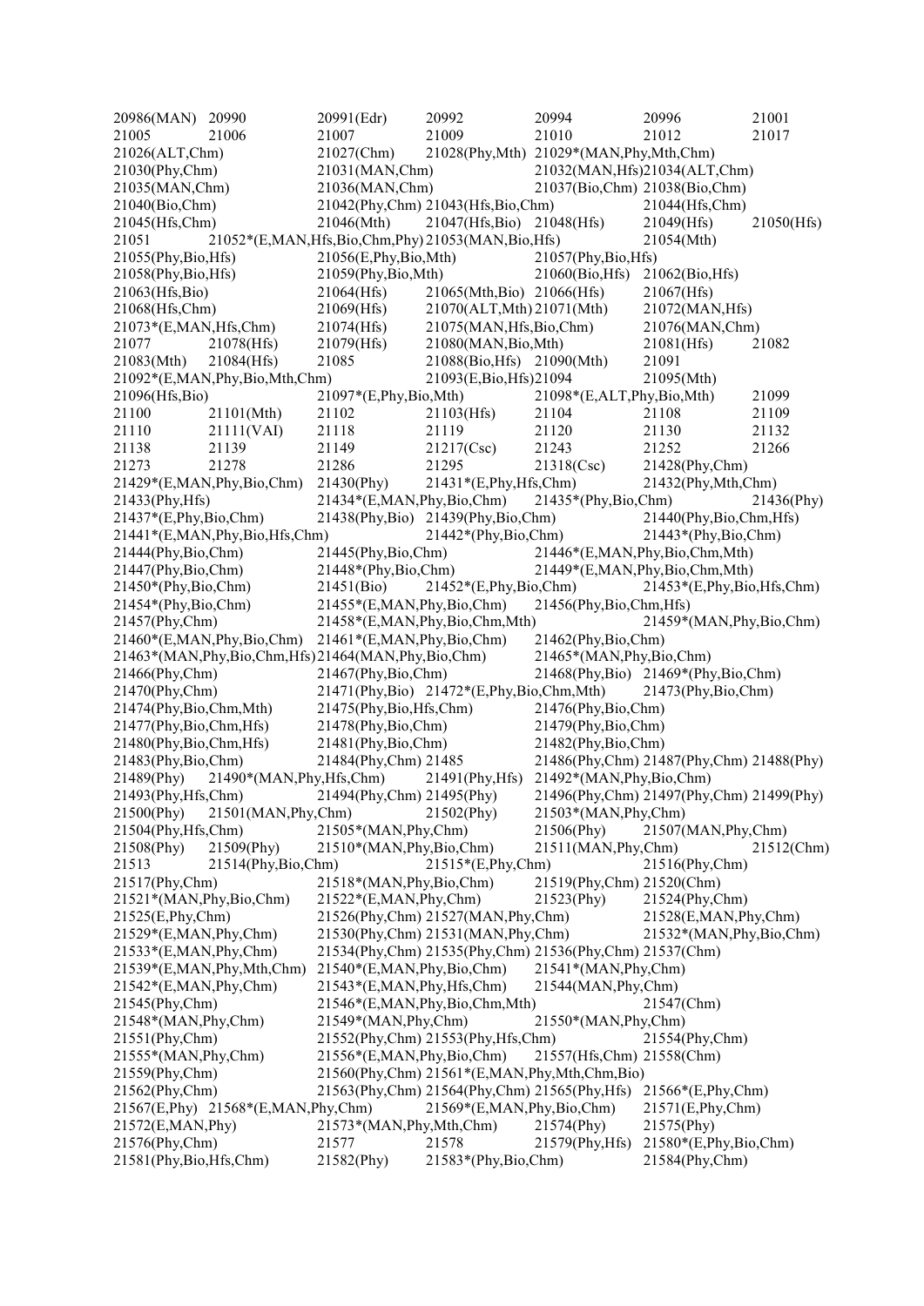20986(MAN) 20990 20991(Edr) 20992 20994 20996 21001
21005 21006 21007 21009 21010 21012 21017
21026(ALT,Chm) 21027(Chm) 21028(Phy,Mth) 21029*(MAN,Phy,Mth,Chm)
21030(Phy,Chm) 21031(MAN,Chm) 21032(MAN,Hfs)21034(ALT,Chm)
21035(MAN,Chm) 21036(MAN,Chm) 21037(Bio,Chm) 21038(Bio,Chm)
21040(Bio,Chm) 21042(Phy,Chm) 21043(Hfs,Bio,Chm) 21044(Hfs,Chm)
21045(Hfs,Chm) 21046(Mth) 21047(Hfs,Bio) 21048(Hfs) 21049(Hfs) 21050(Hfs)
21051 21052*(E,MAN,Hfs,Bio,Chm,Phy) 21053(MAN,Bio,Hfs) 21054(Mth)
21055(Phy,Bio,Hfs) 21056(E,Phy,Bio,Mth) 21057(Phy,Bio,Hfs)
21058(Phy,Bio,Hfs) 21059(Phy,Bio,Mth) 21060(Bio,Hfs) 21062(Bio,Hfs)
21063(Hfs,Bio) 21064(Hfs) 21065(Mth,Bio) 21066(Hfs) 21067(Hfs)
21068(Hfs,Chm) 21069(Hfs) 21070(ALT,Mth) 21071(Mth) 21072(MAN,Hfs)
21073*(E,MAN,Hfs,Chm) 21074(Hfs) 21075(MAN,Hfs,Bio,Chm) 21076(MAN,Chm)
21077 21078(Hfs) 21079(Hfs) 21080(MAN,Bio,Mth) 21081(Hfs) 21082
21083(Mth) 21084(Hfs) 21085 21088(Bio,Hfs) 21090(Mth) 21091
21092*(E,MAN,Phy,Bio,Mth,Chm) 21093(E,Bio,Hfs)21094 21095(Mth)
21096(Hfs,Bio) 21097*(E,Phy,Bio,Mth) 21098*(E,ALT,Phy,Bio,Mth) 21099
21100 21101(Mth) 21102 21103(Hfs) 21104 21108 21109
21110 21111(VAI) 21118 21119 21120 21130 21132
21138 21139 21149 21217(Csc) 21243 21252 21266
21273 21278 21286 21295 21318(Csc) 21428(Phy,Chm)
21429*(E,MAN,Phy,Bio,Chm) 21430(Phy) 21431*(E,Phy,Hfs,Chm) 21432(Phy,Mth,Chm)
21433(Phy,Hfs) 21434*(E,MAN,Phy,Bio,Chm) 21435*(Phy,Bio,Chm) 21436(Phy)
21437*(E,Phy,Bio,Chm) 21438(Phy,Bio) 21439(Phy,Bio,Chm) 21440(Phy,Bio,Chm,Hfs)
21441*(E,MAN,Phy,Bio,Hfs,Chm) 21442*(Phy,Bio,Chm) 21443*(Phy,Bio,Chm)
21444(Phy,Bio,Chm) 21445(Phy,Bio,Chm) 21446*(E,MAN,Phy,Bio,Chm,Mth)
21447(Phy,Bio,Chm) 21448*(Phy,Bio,Chm) 21449*(E,MAN,Phy,Bio,Chm,Mth)
21450*(Phy,Bio,Chm) 21451(Bio) 21452*(E,Phy,Bio,Chm) 21453*(E,Phy,Bio,Hfs,Chm)
21454*(Phy,Bio,Chm) 21455*(E,MAN,Phy,Bio,Chm) 21456(Phy,Bio,Chm,Hfs)
21457(Phy,Chm) 21458*(E,MAN,Phy,Bio,Chm,Mth) 21459*(MAN,Phy,Bio,Chm)
21460*(E,MAN,Phy,Bio,Chm) 21461*(E,MAN,Phy,Bio,Chm) 21462(Phy,Bio,Chm)
21463*(MAN,Phy,Bio,Chm,Hfs)21464(MAN,Phy,Bio,Chm) 21465*(MAN,Phy,Bio,Chm)
21466(Phy,Chm) 21467(Phy,Bio,Chm) 21468(Phy,Bio) 21469*(Phy,Bio,Chm)
21470(Phy,Chm) 21471(Phy,Bio) 21472*(E,Phy,Bio,Chm,Mth) 21473(Phy,Bio,Chm)
21474(Phy,Bio,Chm,Mth) 21475(Phy,Bio,Hfs,Chm) 21476(Phy,Bio,Chm)
21477(Phy,Bio,Chm,Hfs) 21478(Phy,Bio,Chm) 21479(Phy,Bio,Chm)
21480(Phy,Bio,Chm,Hfs) 21481(Phy,Bio,Chm) 21482(Phy,Bio,Chm)
21483(Phy,Bio,Chm) 21484(Phy,Chm) 21485 21486(Phy,Chm) 21487(Phy,Chm) 21488(Phy)
21489(Phy) 21490*(MAN,Phy,Hfs,Chm) 21491(Phy,Hfs) 21492*(MAN,Phy,Bio,Chm)
21493(Phy,Hfs,Chm) 21494(Phy,Chm) 21495(Phy) 21496(Phy,Chm) 21497(Phy,Chm) 21499(Phy)
21500(Phy) 21501(MAN,Phy,Chm) 21502(Phy) 21503*(MAN,Phy,Chm)
21504(Phy,Hfs,Chm) 21505*(MAN,Phy,Chm) 21506(Phy) 21507(MAN,Phy,Chm)
21508(Phy) 21509(Phy) 21510*(MAN,Phy,Bio,Chm) 21511(MAN,Phy,Chm) 21512(Chm)
21513 21514(Phy,Bio,Chm) 21515*(E,Phy,Chm) 21516(Phy,Chm)
21517(Phy,Chm) 21518*(MAN,Phy,Bio,Chm) 21519(Phy,Chm) 21520(Chm)
21521*(MAN,Phy,Bio,Chm) 21522*(E,MAN,Phy,Chm) 21523(Phy) 21524(Phy,Chm)
21525(E,Phy,Chm) 21526(Phy,Chm) 21527(MAN,Phy,Chm) 21528(E,MAN,Phy,Chm)
21529*(E,MAN,Phy,Chm) 21530(Phy,Chm) 21531(MAN,Phy,Chm) 21532*(MAN,Phy,Bio,Chm)
21533*(E,MAN,Phy,Chm) 21534(Phy,Chm) 21535(Phy,Chm) 21536(Phy,Chm) 21537(Chm)
21539*(E,MAN,Phy,Mth,Chm) 21540*(E,MAN,Phy,Bio,Chm) 21541*(MAN,Phy,Chm)
21542*(E,MAN,Phy,Chm) 21543*(E,MAN,Phy,Hfs,Chm) 21544(MAN,Phy,Chm)
21545(Phy,Chm) 21546*(E,MAN,Phy,Bio,Chm,Mth) 21547(Chm)
21548*(MAN,Phy,Chm) 21549*(MAN,Phy,Chm) 21550*(MAN,Phy,Chm)
21551(Phy,Chm) 21552(Phy,Chm) 21553(Phy,Hfs,Chm) 21554(Phy,Chm)
21555*(MAN,Phy,Chm) 21556*(E,MAN,Phy,Bio,Chm) 21557(Hfs,Chm) 21558(Chm)
21559(Phy,Chm) 21560(Phy,Chm) 21561*(E,MAN,Phy,Mth,Chm,Bio)
21562(Phy,Chm) 21563(Phy,Chm) 21564(Phy,Chm) 21565(Phy,Hfs) 21566*(E,Phy,Chm)
21567(E,Phy) 21568*(E,MAN,Phy,Chm) 21569*(E,MAN,Phy,Bio,Chm) 21571(E,Phy,Chm)
21572(E,MAN,Phy) 21573*(MAN,Phy,Mth,Chm) 21574(Phy) 21575(Phy)
21576(Phy,Chm) 21577 21578 21579(Phy,Hfs) 21580*(E,Phy,Bio,Chm)
21581(Phy,Bio,Hfs,Chm) 21582(Phy) 21583*(Phy,Bio,Chm) 21584(Phy,Chm)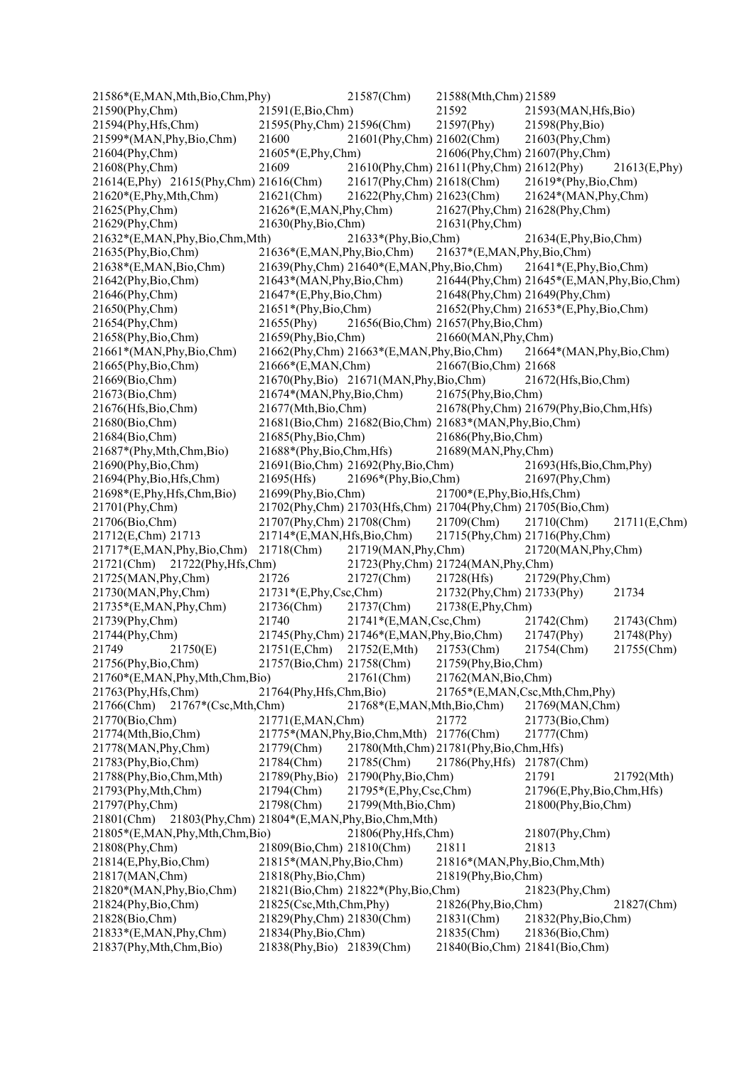21586*(E,MAN,Mth,Bio,Chm,Phy) 21587(Chm) 21588(Mth,Chm) 21589
21590(Phy,Chm) 21591(E,Bio,Chm) 21592 21593(MAN,Hfs,Bio)
21594(Phy,Hfs,Chm) 21595(Phy,Chm) 21596(Chm) 21597(Phy) 21598(Phy,Bio)
21599*(MAN,Phy,Bio,Chm) 21600 21601(Phy,Chm) 21602(Chm) 21603(Phy,Chm)
21604(Phy,Chm) 21605*(E,Phy,Chm) 21606(Phy,Chm) 21607(Phy,Chm)
21608(Phy,Chm) 21609 21610(Phy,Chm) 21611(Phy,Chm) 21612(Phy) 21613(E,Phy)
21614(E,Phy) 21615(Phy,Chm) 21616(Chm) 21617(Phy,Chm) 21618(Chm) 21619*(Phy,Bio,Chm)
21620*(E,Phy,Mth,Chm) 21621(Chm) 21622(Phy,Chm) 21623(Chm) 21624*(MAN,Phy,Chm)
21625(Phy,Chm) 21626*(E,MAN,Phy,Chm) 21627(Phy,Chm) 21628(Phy,Chm)
21629(Phy,Chm) 21630(Phy,Bio,Chm) 21631(Phy,Chm)
21632*(E,MAN,Phy,Bio,Chm,Mth) 21633*(Phy,Bio,Chm) 21634(E,Phy,Bio,Chm)
21635(Phy,Bio,Chm) 21636*(E,MAN,Phy,Bio,Chm) 21637*(E,MAN,Phy,Bio,Chm)
21638*(E,MAN,Bio,Chm) 21639(Phy,Chm) 21640*(E,MAN,Phy,Bio,Chm) 21641*(E,Phy,Bio,Chm)
21642(Phy,Bio,Chm) 21643*(MAN,Phy,Bio,Chm) 21644(Phy,Chm) 21645*(E,MAN,Phy,Bio,Chm)
21646(Phy,Chm) 21647*(E,Phy,Bio,Chm) 21648(Phy,Chm) 21649(Phy,Chm)
21650(Phy,Chm) 21651*(Phy,Bio,Chm) 21652(Phy,Chm) 21653*(E,Phy,Bio,Chm)
21654(Phy,Chm) 21655(Phy) 21656(Bio,Chm) 21657(Phy,Bio,Chm)
21658(Phy,Bio,Chm) 21659(Phy,Bio,Chm) 21660(MAN,Phy,Chm)
21661*(MAN,Phy,Bio,Chm) 21662(Phy,Chm) 21663*(E,MAN,Phy,Bio,Chm) 21664*(MAN,Phy,Bio,Chm)
21665(Phy,Bio,Chm) 21666*(E,MAN,Chm) 21667(Bio,Chm) 21668
21669(Bio,Chm) 21670(Phy,Bio) 21671(MAN,Phy,Bio,Chm) 21672(Hfs,Bio,Chm)
21673(Bio,Chm) 21674*(MAN,Phy,Bio,Chm) 21675(Phy,Bio,Chm)
21676(Hfs,Bio,Chm) 21677(Mth,Bio,Chm) 21678(Phy,Chm) 21679(Phy,Bio,Chm,Hfs)
21680(Bio,Chm) 21681(Bio,Chm) 21682(Bio,Chm) 21683*(MAN,Phy,Bio,Chm)
21684(Bio,Chm) 21685(Phy,Bio,Chm) 21686(Phy,Bio,Chm)
21687*(Phy,Mth,Chm,Bio) 21688*(Phy,Bio,Chm,Hfs) 21689(MAN,Phy,Chm)
21690(Phy,Bio,Chm) 21691(Bio,Chm) 21692(Phy,Bio,Chm) 21693(Hfs,Bio,Chm,Phy)
21694(Phy,Bio,Hfs,Chm) 21695(Hfs) 21696*(Phy,Bio,Chm) 21697(Phy,Chm)
21698*(E,Phy,Hfs,Chm,Bio) 21699(Phy,Bio,Chm) 21700*(E,Phy,Bio,Hfs,Chm)
21701(Phy,Chm) 21702(Phy,Chm) 21703(Hfs,Chm) 21704(Phy,Chm) 21705(Bio,Chm)
21706(Bio,Chm) 21707(Phy,Chm) 21708(Chm) 21709(Chm) 21710(Chm) 21711(E,Chm)
21712(E,Chm) 21713 21714*(E,MAN,Hfs,Bio,Chm) 21715(Phy,Chm) 21716(Phy,Chm)
21717*(E,MAN,Phy,Bio,Chm) 21718(Chm) 21719(MAN,Phy,Chm) 21720(MAN,Phy,Chm)
21721(Chm) 21722(Phy,Hfs,Chm) 21723(Phy,Chm) 21724(MAN,Phy,Chm)
21725(MAN,Phy,Chm) 21726 21727(Chm) 21728(Hfs) 21729(Phy,Chm)
21730(MAN,Phy,Chm) 21731*(E,Phy,Csc,Chm) 21732(Phy,Chm) 21733(Phy) 21734
21735*(E,MAN,Phy,Chm) 21736(Chm) 21737(Chm) 21738(E,Phy,Chm)
21739(Phy,Chm) 21740 21741*(E,MAN,Csc,Chm) 21742(Chm) 21743(Chm)
21744(Phy,Chm) 21745(Phy,Chm) 21746*(E,MAN,Phy,Bio,Chm) 21747(Phy) 21748(Phy)
21749 21750(E) 21751(E,Chm) 21752(E,Mth) 21753(Chm) 21754(Chm) 21755(Chm)
21756(Phy,Bio,Chm) 21757(Bio,Chm) 21758(Chm) 21759(Phy,Bio,Chm)
21760*(E,MAN,Phy,Mth,Chm,Bio) 21761(Chm) 21762(MAN,Bio,Chm)
21763(Phy,Hfs,Chm) 21764(Phy,Hfs,Chm,Bio) 21765*(E,MAN,Csc,Mth,Chm,Phy)
21766(Chm) 21767*(Csc,Mth,Chm) 21768*(E,MAN,Mth,Bio,Chm) 21769(MAN,Chm)
21770(Bio,Chm) 21771(E,MAN,Chm) 21772 21773(Bio,Chm)
21774(Mth,Bio,Chm) 21775*(MAN,Phy,Bio,Chm,Mth) 21776(Chm) 21777(Chm)
21778(MAN,Phy,Chm) 21779(Chm) 21780(Mth,Chm) 21781(Phy,Bio,Chm,Hfs)
21783(Phy,Bio,Chm) 21784(Chm) 21785(Chm) 21786(Phy,Hfs) 21787(Chm)
21788(Phy,Bio,Chm,Mth) 21789(Phy,Bio) 21790(Phy,Bio,Chm) 21791 21792(Mth)
21793(Phy,Mth,Chm) 21794(Chm) 21795*(E,Phy,Csc,Chm) 21796(E,Phy,Bio,Chm,Hfs)
21797(Phy,Chm) 21798(Chm) 21799(Mth,Bio,Chm) 21800(Phy,Bio,Chm)
21801(Chm) 21803(Phy,Chm) 21804*(E,MAN,Phy,Bio,Chm,Mth)
21805*(E,MAN,Phy,Mth,Chm,Bio) 21806(Phy,Hfs,Chm) 21807(Phy,Chm)
21808(Phy,Chm) 21809(Bio,Chm) 21810(Chm) 21811 21813
21814(E,Phy,Bio,Chm) 21815*(MAN,Phy,Bio,Chm) 21816*(MAN,Phy,Bio,Chm,Mth)
21817(MAN,Chm) 21818(Phy,Bio,Chm) 21819(Phy,Bio,Chm)
21820*(MAN,Phy,Bio,Chm) 21821(Bio,Chm) 21822*(Phy,Bio,Chm) 21823(Phy,Chm)
21824(Phy,Bio,Chm) 21825(Csc,Mth,Chm,Phy) 21826(Phy,Bio,Chm) 21827(Chm)
21828(Bio,Chm) 21829(Phy,Chm) 21830(Chm) 21831(Chm) 21832(Phy,Bio,Chm)
21833*(E,MAN,Phy,Chm) 21834(Phy,Bio,Chm) 21835(Chm) 21836(Bio,Chm)
21837(Phy,Mth,Chm,Bio) 21838(Phy,Bio) 21839(Chm) 21840(Bio,Chm) 21841(Bio,Chm)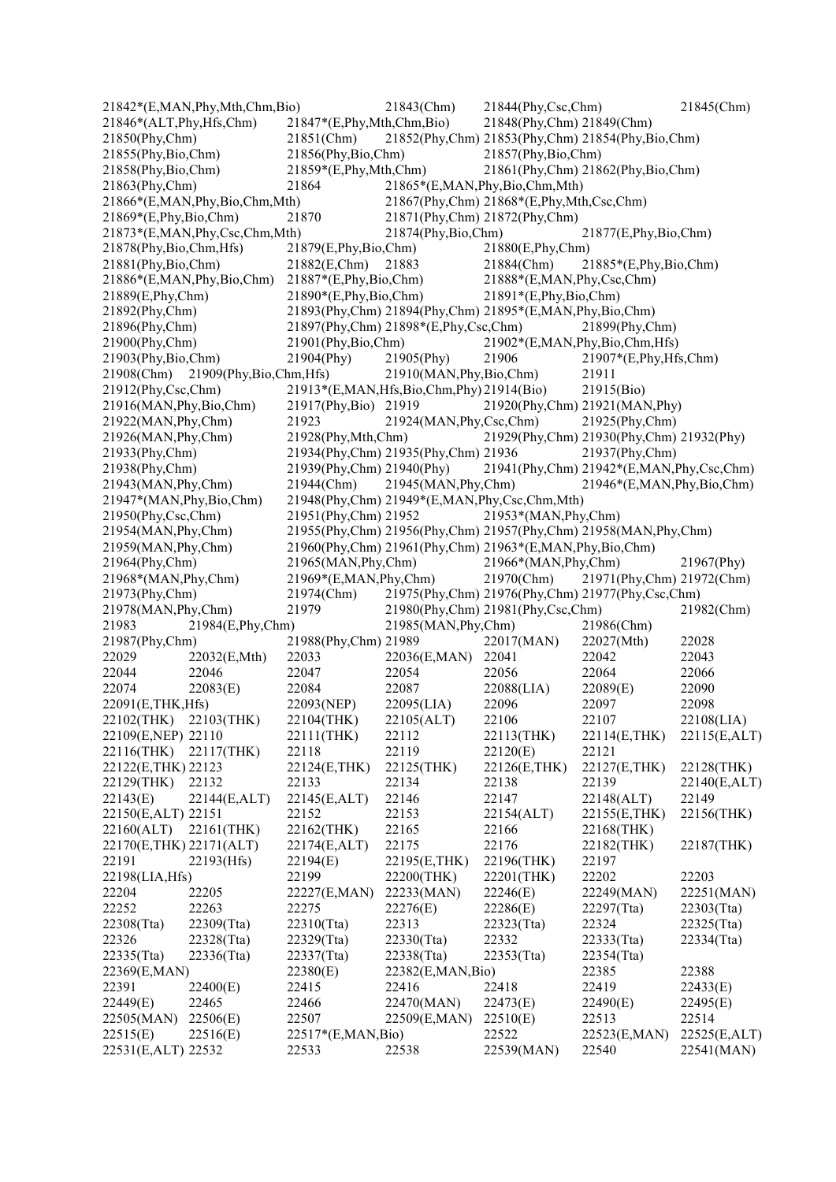21842*(E,MAN,Phy,Mth,Chm,Bio) 21843(Chm) 21844(Phy,Csc,Chm) 21845(Chm)
21846*(ALT,Phy,Hfs,Chm) 21847*(E,Phy,Mth,Chm,Bio) 21848(Phy,Chm) 21849(Chm)
21850(Phy,Chm) 21851(Chm) 21852(Phy,Chm) 21853(Phy,Chm) 21854(Phy,Bio,Chm)
21855(Phy,Bio,Chm) 21856(Phy,Bio,Chm) 21857(Phy,Bio,Chm)
21858(Phy,Bio,Chm) 21859*(E,Phy,Mth,Chm) 21861(Phy,Chm) 21862(Phy,Bio,Chm)
21863(Phy,Chm) 21864 21865*(E,MAN,Phy,Bio,Chm,Mth)
21866*(E,MAN,Phy,Bio,Chm,Mth) 21867(Phy,Chm) 21868*(E,Phy,Mth,Csc,Chm)
21869*(E,Phy,Bio,Chm) 21870 21871(Phy,Chm) 21872(Phy,Chm)
21873*(E,MAN,Phy,Csc,Chm,Mth) 21874(Phy,Bio,Chm) 21877(E,Phy,Bio,Chm)
21878(Phy,Bio,Chm,Hfs) 21879(E,Phy,Bio,Chm) 21880(E,Phy,Chm)
21881(Phy,Bio,Chm) 21882(E,Chm) 21883 21884(Chm) 21885*(E,Phy,Bio,Chm)
21886*(E,MAN,Phy,Bio,Chm) 21887*(E,Phy,Bio,Chm) 21888*(E,MAN,Phy,Csc,Chm)
21889(E,Phy,Chm) 21890*(E,Phy,Bio,Chm) 21891*(E,Phy,Bio,Chm)
21892(Phy,Chm) 21893(Phy,Chm) 21894(Phy,Chm) 21895*(E,MAN,Phy,Bio,Chm)
21896(Phy,Chm) 21897(Phy,Chm) 21898*(E,Phy,Csc,Chm) 21899(Phy,Chm)
21900(Phy,Chm) 21901(Phy,Bio,Chm) 21902*(E,MAN,Phy,Bio,Chm,Hfs)
21903(Phy,Bio,Chm) 21904(Phy) 21905(Phy) 21906 21907*(E,Phy,Hfs,Chm)
21908(Chm) 21909(Phy,Bio,Chm,Hfs) 21910(MAN,Phy,Bio,Chm) 21911
21912(Phy,Csc,Chm) 21913*(E,MAN,Hfs,Bio,Chm,Phy) 21914(Bio) 21915(Bio)
21916(MAN,Phy,Bio,Chm) 21917(Phy,Bio) 21919 21920(Phy,Chm) 21921(MAN,Phy)
21922(MAN,Phy,Chm) 21923 21924(MAN,Phy,Csc,Chm) 21925(Phy,Chm)
21926(MAN,Phy,Chm) 21928(Phy,Mth,Chm) 21929(Phy,Chm) 21930(Phy,Chm) 21932(Phy)
21933(Phy,Chm) 21934(Phy,Chm) 21935(Phy,Chm) 21936 21937(Phy,Chm)
21938(Phy,Chm) 21939(Phy,Chm) 21940(Phy) 21941(Phy,Chm) 21942*(E,MAN,Phy,Csc,Chm)
21943(MAN,Phy,Chm) 21944(Chm) 21945(MAN,Phy,Chm) 21946*(E,MAN,Phy,Bio,Chm)
21947*(MAN,Phy,Bio,Chm) 21948(Phy,Chm) 21949*(E,MAN,Phy,Csc,Chm,Mth)
21950(Phy,Csc,Chm) 21951(Phy,Chm) 21952 21953*(MAN,Phy,Chm)
21954(MAN,Phy,Chm) 21955(Phy,Chm) 21956(Phy,Chm) 21957(Phy,Chm) 21958(MAN,Phy,Chm)
21959(MAN,Phy,Chm) 21960(Phy,Chm) 21961(Phy,Chm) 21963*(E,MAN,Phy,Bio,Chm)
21964(Phy,Chm) 21965(MAN,Phy,Chm) 21966*(MAN,Phy,Chm) 21967(Phy)
21968*(MAN,Phy,Chm) 21969*(E,MAN,Phy,Chm) 21970(Chm) 21971(Phy,Chm) 21972(Chm)
21973(Phy,Chm) 21974(Chm) 21975(Phy,Chm) 21976(Phy,Chm) 21977(Phy,Csc,Chm)
21978(MAN,Phy,Chm) 21979 21980(Phy,Chm) 21981(Phy,Csc,Chm) 21982(Chm)
21983 21984(E,Phy,Chm) 21985(MAN,Phy,Chm) 21986(Chm)
21987(Phy,Chm) 21988(Phy,Chm) 21989 22017(MAN) 22027(Mth) 22028
22029 22032(E,Mth) 22033 22036(E,MAN) 22041 22042 22043
22044 22046 22047 22054 22056 22064 22066
22074 22083(E) 22084 22087 22088(LIA) 22089(E) 22090
22091(E,THK,Hfs) 22093(NEP) 22095(LIA) 22096 22097 22098
22102(THK) 22103(THK) 22104(THK) 22105(ALT) 22106 22107 22108(LIA)
22109(E,NEP) 22110 22111(THK) 22112 22113(THK) 22114(E,THK) 22115(E,ALT)
22116(THK) 22117(THK) 22118 22119 22120(E) 22121
22122(E,THK) 22123 22124(E,THK) 22125(THK) 22126(E,THK) 22127(E,THK) 22128(THK)
22129(THK) 22132 22133 22134 22138 22139 22140(E,ALT)
22143(E) 22144(E,ALT) 22145(E,ALT) 22146 22147 22148(ALT) 22149
22150(E,ALT) 22151 22152 22153 22154(ALT) 22155(E,THK) 22156(THK)
22160(ALT) 22161(THK) 22162(THK) 22165 22166 22168(THK)
22170(E,THK) 22171(ALT) 22174(E,ALT) 22175 22176 22182(THK) 22187(THK)
22191 22193(Hfs) 22194(E) 22195(E,THK) 22196(THK) 22197
22198(LIA,Hfs) 22199 22200(THK) 22201(THK) 22202 22203
22204 22205 22227(E,MAN) 22233(MAN) 22246(E) 22249(MAN) 22251(MAN)
22252 22263 22275 22276(E) 22286(E) 22297(Tta) 22303(Tta)
22308(Tta) 22309(Tta) 22310(Tta) 22313 22323(Tta) 22324 22325(Tta)
22326 22328(Tta) 22329(Tta) 22330(Tta) 22332 22333(Tta) 22334(Tta)
22335(Tta) 22336(Tta) 22337(Tta) 22338(Tta) 22353(Tta) 22354(Tta)
22369(E,MAN) 22380(E) 22382(E,MAN,Bio) 22385 22388
22391 22400(E) 22415 22416 22418 22419 22433(E)
22449(E) 22465 22466 22470(MAN) 22473(E) 22490(E) 22495(E)
22505(MAN) 22506(E) 22507 22509(E,MAN) 22510(E) 22513 22514
22515(E) 22516(E) 22517*(E,MAN,Bio) 22522 22523(E,MAN) 22525(E,ALT)
22531(E,ALT) 22532 22533 22538 22539(MAN) 22540 22541(MAN)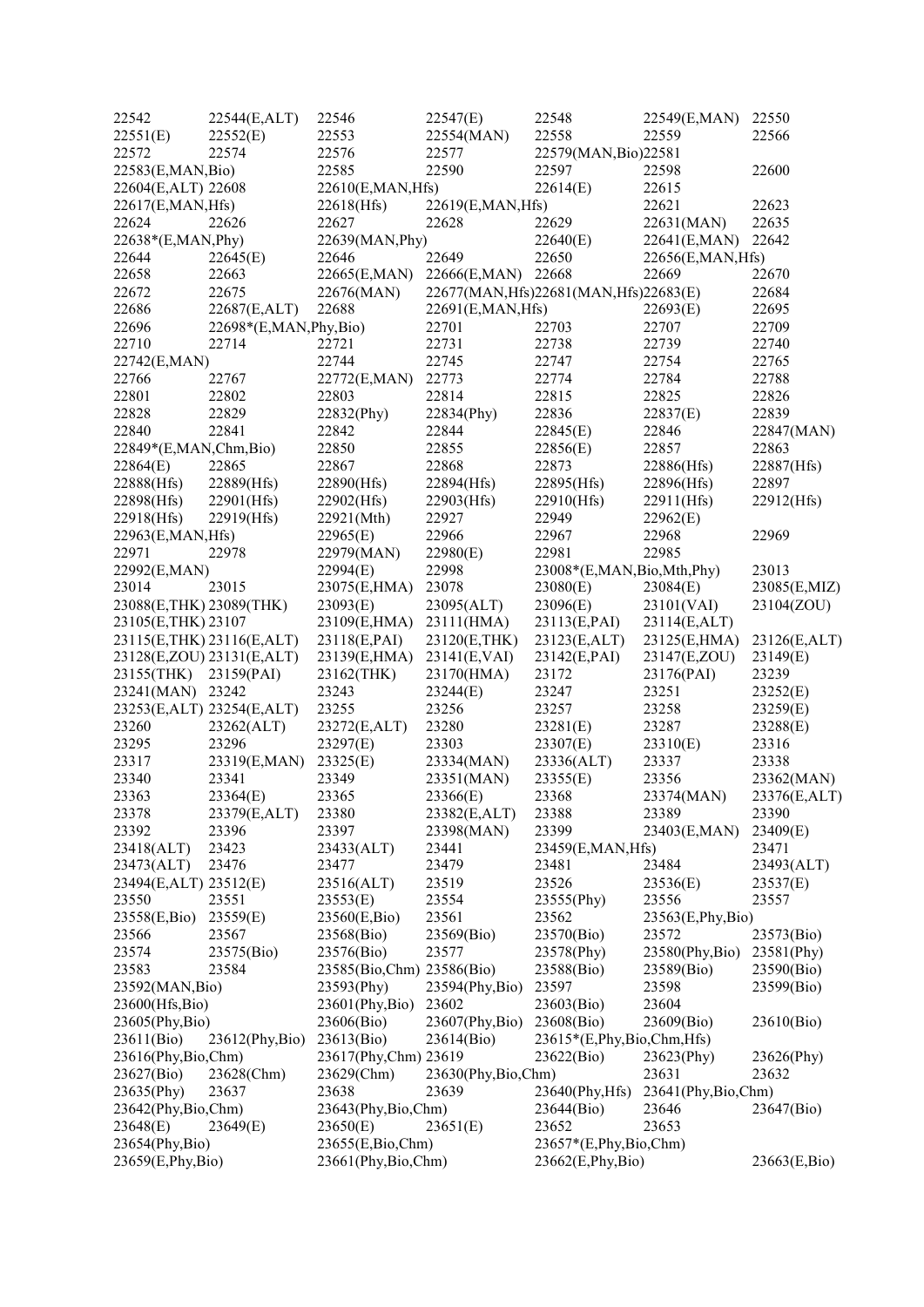22542 22544(E,ALT) 22546 22547(E) 22548 22549(E,MAN) 22550
22551(E) 22552(E) 22553 22554(MAN) 22558 22559 22566
22572 22574 22576 22577 22579(MAN,Bio)22581
22583(E,MAN,Bio) 22585 22590 22597 22598 22600
22604(E,ALT) 22608 22610(E,MAN,Hfs) 22614(E) 22615
22617(E,MAN,Hfs) 22618(Hfs) 22619(E,MAN,Hfs) 22621 22623
22624 22626 22627 22628 22629 22631(MAN) 22635
22638*(E,MAN,Phy) 22639(MAN,Phy) 22640(E) 22641(E,MAN) 22642
22644 22645(E) 22646 22649 22650 22656(E,MAN,Hfs)
22658 22663 22665(E,MAN) 22666(E,MAN) 22668 22669 22670
22672 22675 22676(MAN) 22677(MAN,Hfs)22681(MAN,Hfs)22683(E) 22684
22686 22687(E,ALT) 22688 22691(E,MAN,Hfs) 22693(E) 22695
22696 22698*(E,MAN,Phy,Bio) 22701 22703 22707 22709
22710 22714 22721 22731 22738 22739 22740
22742(E,MAN) 22744 22745 22747 22754 22765
22766 22767 22772(E,MAN) 22773 22774 22784 22788
22801 22802 22803 22814 22815 22825 22826
22828 22829 22832(Phy) 22834(Phy) 22836 22837(E) 22839
22840 22841 22842 22844 22845(E) 22846 22847(MAN)
22849*(E,MAN,Chm,Bio) 22850 22855 22856(E) 22857 22863
22864(E) 22865 22867 22868 22873 22886(Hfs) 22887(Hfs)
22888(Hfs) 22889(Hfs) 22890(Hfs) 22894(Hfs) 22895(Hfs) 22896(Hfs) 22897
22898(Hfs) 22901(Hfs) 22902(Hfs) 22903(Hfs) 22910(Hfs) 22911(Hfs) 22912(Hfs)
22918(Hfs) 22919(Hfs) 22921(Mth) 22927 22949 22962(E)
22963(E,MAN,Hfs) 22965(E) 22966 22967 22968 22969
22971 22978 22979(MAN) 22980(E) 22981 22985
22992(E,MAN) 22994(E) 22998 23008*(E,MAN,Bio,Mth,Phy) 23013
23014 23015 23075(E,HMA) 23078 23080(E) 23084(E) 23085(E,MIZ)
23088(E,THK) 23089(THK) 23093(E) 23095(ALT) 23096(E) 23101(VAI) 23104(ZOU)
23105(E,THK) 23107 23109(E,HMA) 23111(HMA) 23113(E,PAI) 23114(E,ALT)
23115(E,THK) 23116(E,ALT) 23118(E,PAI) 23120(E,THK) 23123(E,ALT) 23125(E,HMA) 23126(E,ALT)
23128(E,ZOU) 23131(E,ALT) 23139(E,HMA) 23141(E,VAI) 23142(E,PAI) 23147(E,ZOU) 23149(E)
23155(THK) 23159(PAI) 23162(THK) 23170(HMA) 23172 23176(PAI) 23239
23241(MAN) 23242 23243 23244(E) 23247 23251 23252(E)
23253(E,ALT) 23254(E,ALT) 23255 23256 23257 23258 23259(E)
23260 23262(ALT) 23272(E,ALT) 23280 23281(E) 23287 23288(E)
23295 23296 23297(E) 23303 23307(E) 23310(E) 23316
23317 23319(E,MAN) 23325(E) 23334(MAN) 23336(ALT) 23337 23338
23340 23341 23349 23351(MAN) 23355(E) 23356 23362(MAN)
23363 23364(E) 23365 23366(E) 23368 23374(MAN) 23376(E,ALT)
23378 23379(E,ALT) 23380 23382(E,ALT) 23388 23389 23390
23392 23396 23397 23398(MAN) 23399 23403(E,MAN) 23409(E)
23418(ALT) 23423 23433(ALT) 23441 23459(E,MAN,Hfs) 23471
23473(ALT) 23476 23477 23479 23481 23484 23493(ALT)
23494(E,ALT) 23512(E) 23516(ALT) 23519 23526 23536(E) 23537(E)
23550 23551 23553(E) 23554 23555(Phy) 23556 23557
23558(E,Bio) 23559(E) 23560(E,Bio) 23561 23562 23563(E,Phy,Bio)
23566 23567 23568(Bio) 23569(Bio) 23570(Bio) 23572 23573(Bio)
23574 23575(Bio) 23576(Bio) 23577 23578(Phy) 23580(Phy,Bio) 23581(Phy)
23583 23584 23585(Bio,Chm) 23586(Bio) 23588(Bio) 23589(Bio) 23590(Bio)
23592(MAN,Bio) 23593(Phy) 23594(Phy,Bio) 23597 23598 23599(Bio)
23600(Hfs,Bio) 23601(Phy,Bio) 23602 23603(Bio) 23604
23605(Phy,Bio) 23606(Bio) 23607(Phy,Bio) 23608(Bio) 23609(Bio) 23610(Bio)
23611(Bio) 23612(Phy,Bio) 23613(Bio) 23614(Bio) 23615*(E,Phy,Bio,Chm,Hfs)
23616(Phy,Bio,Chm) 23617(Phy,Chm) 23619 23622(Bio) 23623(Phy) 23626(Phy)
23627(Bio) 23628(Chm) 23629(Chm) 23630(Phy,Bio,Chm) 23631 23632
23635(Phy) 23637 23638 23639 23640(Phy,Hfs) 23641(Phy,Bio,Chm)
23642(Phy,Bio,Chm) 23643(Phy,Bio,Chm) 23644(Bio) 23646 23647(Bio)
23648(E) 23649(E) 23650(E) 23651(E) 23652 23653
23654(Phy,Bio) 23655(E,Bio,Chm) 23657*(E,Phy,Bio,Chm)
23659(E,Phy,Bio) 23661(Phy,Bio,Chm) 23662(E,Phy,Bio) 23663(E,Bio)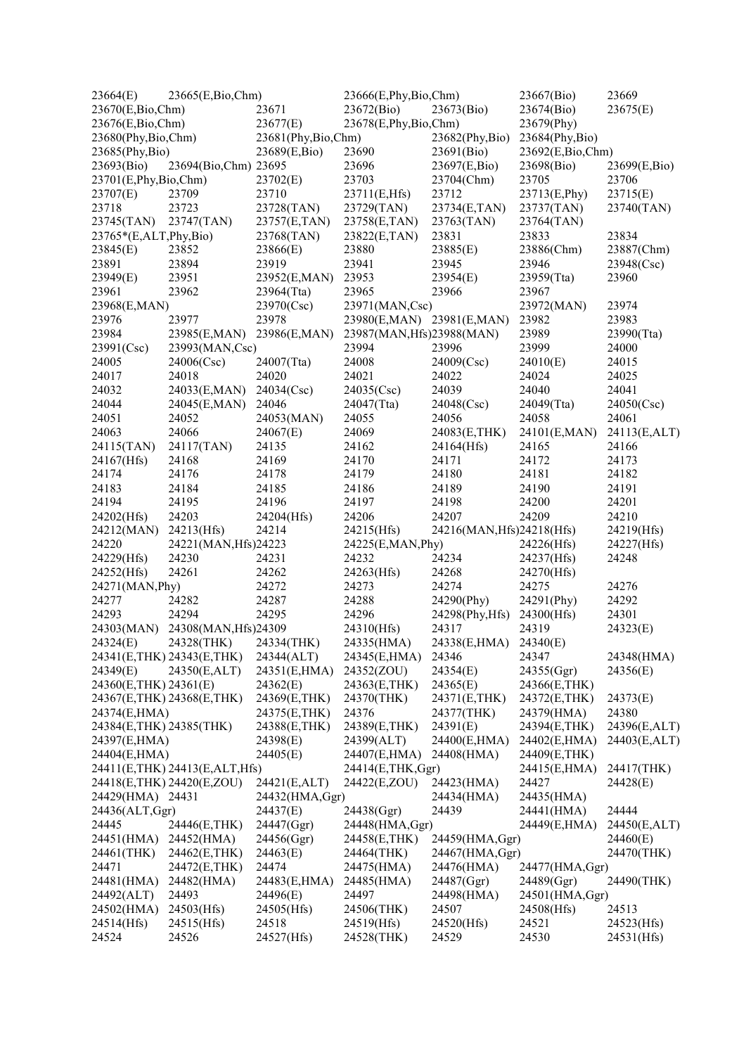23664(E) 23665(E,Bio,Chm) 23666(E,Phy,Bio,Chm) 23667(Bio) 23669
23670(E,Bio,Chm) 23671 23672(Bio) 23673(Bio) 23674(Bio) 23675(E)
23676(E,Bio,Chm) 23677(E) 23678(E,Phy,Bio,Chm) 23679(Phy)
23680(Phy,Bio,Chm) 23681(Phy,Bio,Chm) 23682(Phy,Bio) 23684(Phy,Bio)
23685(Phy,Bio) 23689(E,Bio) 23690 23691(Bio) 23692(E,Bio,Chm)
23693(Bio) 23694(Bio,Chm) 23695 23696 23697(E,Bio) 23698(Bio) 23699(E,Bio)
23701(E,Phy,Bio,Chm) 23702(E) 23703 23704(Chm) 23705 23706
23707(E) 23709 23710 23711(E,Hfs) 23712 23713(E,Phy) 23715(E)
23718 23723 23728(TAN) 23729(TAN) 23734(E,TAN) 23737(TAN) 23740(TAN)
23745(TAN) 23747(TAN) 23757(E,TAN) 23758(E,TAN) 23763(TAN) 23764(TAN)
23765*(E,ALT,Phy,Bio) 23768(TAN) 23822(E,TAN) 23831 23833 23834
23845(E) 23852 23866(E) 23880 23885(E) 23886(Chm) 23887(Chm)
23891 23894 23919 23941 23945 23946 23948(Csc)
23949(E) 23951 23952(E,MAN) 23953 23954(E) 23959(Tta) 23960
23961 23962 23964(Tta) 23965 23966 23967
23968(E,MAN) 23970(Csc) 23971(MAN,Csc) 23972(MAN) 23974
23976 23977 23978 23980(E,MAN) 23981(E,MAN) 23982 23983
23984 23985(E,MAN) 23986(E,MAN) 23987(MAN,Hfs) 23988(MAN) 23989 23990(Tta)
23991(Csc) 23993(MAN,Csc) 23994 23996 23999 24000
24005 24006(Csc) 24007(Tta) 24008 24009(Csc) 24010(E) 24015
24017 24018 24020 24021 24022 24024 24025
24032 24033(E,MAN) 24034(Csc) 24035(Csc) 24039 24040 24041
24044 24045(E,MAN) 24046 24047(Tta) 24048(Csc) 24049(Tta) 24050(Csc)
24051 24052 24053(MAN) 24055 24056 24058 24061
24063 24066 24067(E) 24069 24083(E,THK) 24101(E,MAN) 24113(E,ALT)
24115(TAN) 24117(TAN) 24135 24162 24164(Hfs) 24165 24166
24167(Hfs) 24168 24169 24170 24171 24172 24173
24174 24176 24178 24179 24180 24181 24182
24183 24184 24185 24186 24189 24190 24191
24194 24195 24196 24197 24198 24200 24201
24202(Hfs) 24203 24204(Hfs) 24206 24207 24209 24210
24212(MAN) 24213(Hfs) 24214 24215(Hfs) 24216(MAN,Hfs) 24218(Hfs) 24219(Hfs)
24220 24221(MAN,Hfs) 24223 24225(E,MAN,Phy) 24226(Hfs) 24227(Hfs)
24229(Hfs) 24230 24231 24232 24234 24237(Hfs) 24248
24252(Hfs) 24261 24262 24263(Hfs) 24268 24270(Hfs)
24271(MAN,Phy) 24272 24273 24274 24275 24276
24277 24282 24287 24288 24290(Phy) 24291(Phy) 24292
24293 24294 24295 24296 24298(Phy,Hfs) 24300(Hfs) 24301
24303(MAN) 24308(MAN,Hfs) 24309 24310(Hfs) 24317 24319 24323(E)
24324(E) 24328(THK) 24334(THK) 24335(HMA) 24338(E,HMA) 24340(E)
24341(E,THK) 24343(E,THK) 24344(ALT) 24345(E,HMA) 24346 24347 24348(HMA)
24349(E) 24350(E,ALT) 24351(E,HMA) 24352(ZOU) 24354(E) 24355(Ggr) 24356(E)
24360(E,THK) 24361(E) 24362(E) 24363(E,THK) 24365(E) 24366(E,THK)
24367(E,THK) 24368(E,THK) 24369(E,THK) 24370(THK) 24371(E,THK) 24372(E,THK) 24373(E)
24374(E,HMA) 24375(E,THK) 24376 24377(THK) 24379(HMA) 24380
24384(E,THK) 24385(THK) 24388(E,THK) 24389(E,THK) 24391(E) 24394(E,THK) 24396(E,ALT)
24397(E,HMA) 24398(E) 24399(ALT) 24400(E,HMA) 24402(E,HMA) 24403(E,ALT)
24404(E,HMA) 24405(E) 24407(E,HMA) 24408(HMA) 24409(E,THK)
24411(E,THK) 24413(E,ALT,Hfs) 24414(E,THK,Ggr) 24415(E,HMA) 24417(THK)
24418(E,THK) 24420(E,ZOU) 24421(E,ALT) 24422(E,ZOU) 24423(HMA) 24427 24428(E)
24429(HMA) 24431 24432(HMA,Ggr) 24434(HMA) 24435(HMA)
24436(ALT,Ggr) 24437(E) 24438(Ggr) 24439 24441(HMA) 24444
24445 24446(E,THK) 24447(Ggr) 24448(HMA,Ggr) 24449(E,HMA) 24450(E,ALT)
24451(HMA) 24452(HMA) 24456(Ggr) 24458(E,THK) 24459(HMA,Ggr) 24460(E)
24461(THK) 24462(E,THK) 24463(E) 24464(THK) 24467(HMA,Ggr) 24470(THK)
24471 24472(E,THK) 24474 24475(HMA) 24476(HMA) 24477(HMA,Ggr)
24481(HMA) 24482(HMA) 24483(E,HMA) 24485(HMA) 24487(Ggr) 24489(Ggr) 24490(THK)
24492(ALT) 24493 24496(E) 24497 24498(HMA) 24501(HMA,Ggr)
24502(HMA) 24503(Hfs) 24505(Hfs) 24506(THK) 24507 24508(Hfs) 24513
24514(Hfs) 24515(Hfs) 24518 24519(Hfs) 24520(Hfs) 24521 24523(Hfs)
24524 24526 24527(Hfs) 24528(THK) 24529 24530 24531(Hfs)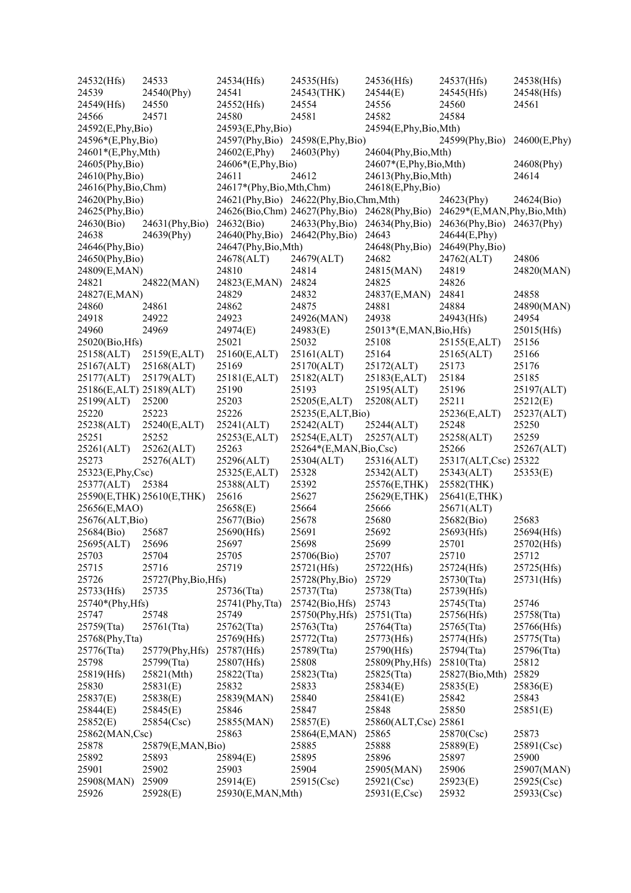24532(Hfs) 24533 24534(Hfs) 24535(Hfs) 24536(Hfs) 24537(Hfs) 24538(Hfs)
24539 24540(Phy) 24541 24543(THK) 24544(E) 24545(Hfs) 24548(Hfs)
24549(Hfs) 24550 24552(Hfs) 24554 24556 24560 24561
24566 24571 24580 24581 24582 24584
24592(E,Phy,Bio) 24593(E,Phy,Bio) 24594(E,Phy,Bio,Mth)
24596*(E,Phy,Bio) 24597(Phy,Bio) 24598(E,Phy,Bio) 24599(Phy,Bio) 24600(E,Phy)
24601*(E,Phy,Mth) 24602(E,Phy) 24603(Phy) 24604(Phy,Bio,Mth)
24605(Phy,Bio) 24606*(E,Phy,Bio) 24607*(E,Phy,Bio,Mth) 24608(Phy)
24610(Phy,Bio) 24611 24612 24613(Phy,Bio,Mth) 24614
24616(Phy,Bio,Chm) 24617*(Phy,Bio,Mth,Chm) 24618(E,Phy,Bio)
24620(Phy,Bio) 24621(Phy,Bio) 24622(Phy,Bio,Chm,Mth) 24623(Phy) 24624(Bio)
24625(Phy,Bio) 24626(Bio,Chm) 24627(Phy,Bio) 24628(Phy,Bio) 24629*(E,MAN,Phy,Bio,Mth)
24630(Bio) 24631(Phy,Bio) 24632(Bio) 24633(Phy,Bio) 24634(Phy,Bio) 24636(Phy,Bio) 24637(Phy)
24638 24639(Phy) 24640(Phy,Bio) 24642(Phy,Bio) 24643 24644(E,Phy)
24646(Phy,Bio) 24647(Phy,Bio,Mth) 24648(Phy,Bio) 24649(Phy,Bio)
24650(Phy,Bio) 24678(ALT) 24679(ALT) 24682 24762(ALT) 24806
24809(E,MAN) 24810 24814 24815(MAN) 24819 24820(MAN)
24821 24822(MAN) 24823(E,MAN) 24824 24825 24826
24827(E,MAN) 24829 24832 24837(E,MAN) 24841 24858
24860 24861 24862 24875 24881 24884 24890(MAN)
24918 24922 24923 24926(MAN) 24938 24943(Hfs) 24954
24960 24969 24974(E) 24983(E) 25013*(E,MAN,Bio,Hfs) 25015(Hfs)
25020(Bio,Hfs) 25021 25032 25108 25155(E,ALT) 25156
25158(ALT) 25159(E,ALT) 25160(E,ALT) 25161(ALT) 25164 25165(ALT) 25166
25167(ALT) 25168(ALT) 25169 25170(ALT) 25172(ALT) 25173 25176
25177(ALT) 25179(ALT) 25181(E,ALT) 25182(ALT) 25183(E,ALT) 25184 25185
25186(E,ALT) 25189(ALT) 25190 25193 25195(ALT) 25196 25197(ALT)
25199(ALT) 25200 25203 25205(E,ALT) 25208(ALT) 25211 25212(E)
25220 25223 25226 25235(E,ALT,Bio) 25236(E,ALT) 25237(ALT)
25238(ALT) 25240(E,ALT) 25241(ALT) 25242(ALT) 25244(ALT) 25248 25250
25251 25252 25253(E,ALT) 25254(E,ALT) 25257(ALT) 25258(ALT) 25259
25261(ALT) 25262(ALT) 25263 25264*(E,MAN,Bio,Csc) 25266 25267(ALT)
25273 25276(ALT) 25296(ALT) 25304(ALT) 25316(ALT) 25317(ALT,Csc) 25322
25323(E,Phy,Csc) 25325(E,ALT) 25328 25342(ALT) 25343(ALT) 25353(E)
25377(ALT) 25384 25388(ALT) 25392 25576(E,THK) 25582(THK)
25590(E,THK) 25610(E,THK) 25616 25627 25629(E,THK) 25641(E,THK)
25656(E,MAO) 25658(E) 25664 25666 25671(ALT)
25676(ALT,Bio) 25677(Bio) 25678 25680 25682(Bio) 25683
25684(Bio) 25687 25690(Hfs) 25691 25692 25693(Hfs) 25694(Hfs)
25695(ALT) 25696 25697 25698 25699 25701 25702(Hfs)
25703 25704 25705 25706(Bio) 25707 25710 25712
25715 25716 25719 25721(Hfs) 25722(Hfs) 25724(Hfs) 25725(Hfs)
25726 25727(Phy,Bio,Hfs) 25728(Phy,Bio) 25729 25730(Tta) 25731(Hfs)
25733(Hfs) 25735 25736(Tta) 25737(Tta) 25738(Tta) 25739(Hfs)
25740*(Phy,Hfs) 25741(Phy,Tta) 25742(Bio,Hfs) 25743 25745(Tta) 25746
25747 25748 25749 25750(Phy,Hfs) 25751(Tta) 25756(Hfs) 25758(Tta)
25759(Tta) 25761(Tta) 25762(Tta) 25763(Tta) 25764(Tta) 25765(Tta) 25766(Hfs)
25768(Phy,Tta) 25769(Hfs) 25772(Tta) 25773(Hfs) 25774(Hfs) 25775(Tta)
25776(Tta) 25779(Phy,Hfs) 25787(Hfs) 25789(Tta) 25790(Hfs) 25794(Tta) 25796(Tta)
25798 25799(Tta) 25807(Hfs) 25808 25809(Phy,Hfs) 25810(Tta) 25812
25819(Hfs) 25821(Mth) 25822(Tta) 25823(Tta) 25825(Tta) 25827(Bio,Mth) 25829
25830 25831(E) 25832 25833 25834(E) 25835(E) 25836(E)
25837(E) 25838(E) 25839(MAN) 25840 25841(E) 25842 25843
25844(E) 25845(E) 25846 25847 25848 25850 25851(E)
25852(E) 25854(Csc) 25855(MAN) 25857(E) 25860(ALT,Csc) 25861
25862(MAN,Csc) 25863 25864(E,MAN) 25865 25870(Csc) 25873
25878 25879(E,MAN,Bio) 25885 25888 25889(E) 25891(Csc)
25892 25893 25894(E) 25895 25896 25897 25900
25901 25902 25903 25904 25905(MAN) 25906 25907(MAN)
25908(MAN) 25909 25914(E) 25915(Csc) 25921(Csc) 25923(E) 25925(Csc)
25926 25928(E) 25930(E,MAN,Mth) 25931(E,Csc) 25932 25933(Csc)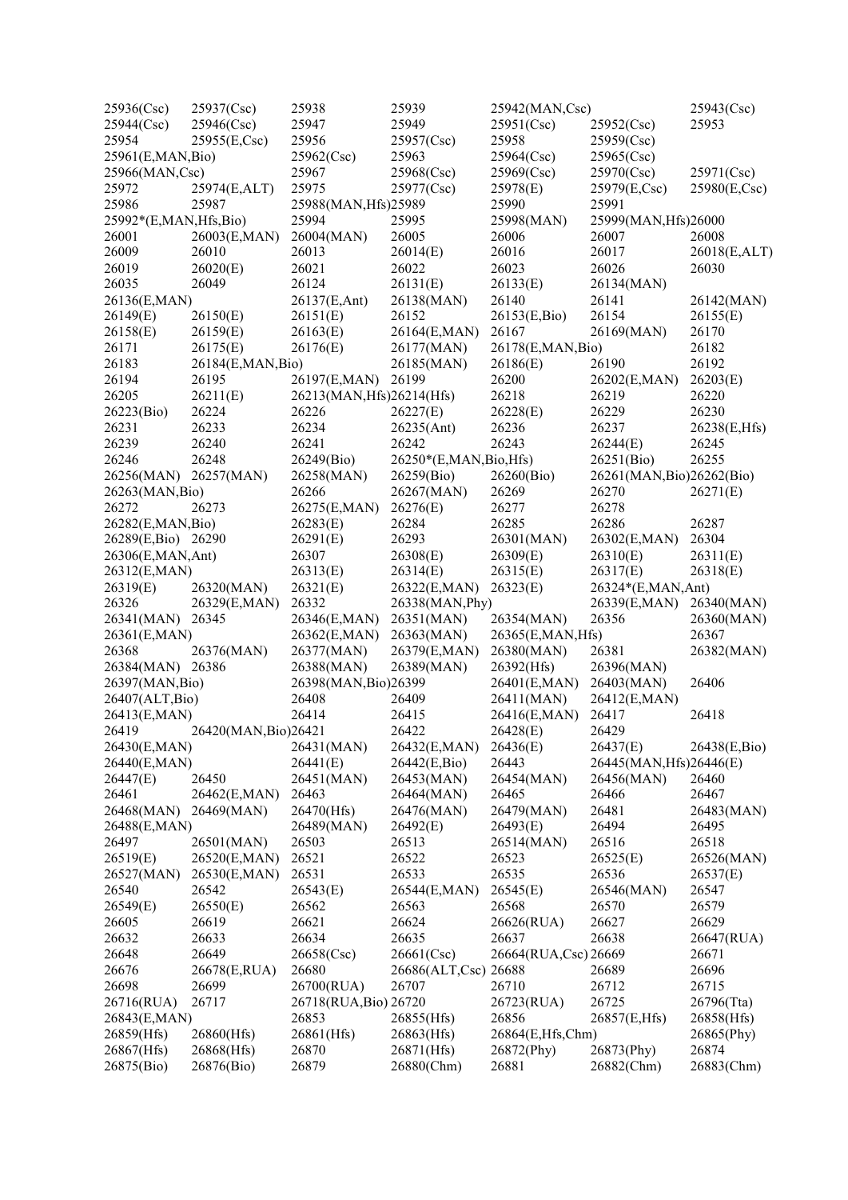25936(Csc) 25937(Csc) 25938 25939 25942(MAN,Csc) 25943(Csc)
25944(Csc) 25946(Csc) 25947 25949 25951(Csc) 25952(Csc) 25953
25954 25955(E,Csc) 25956 25957(Csc) 25958 25959(Csc)
25961(E,MAN,Bio) 25962(Csc) 25963 25964(Csc) 25965(Csc)
25966(MAN,Csc) 25967 25968(Csc) 25969(Csc) 25970(Csc) 25971(Csc)
25972 25974(E,ALT) 25975 25977(Csc) 25978(E) 25979(E,Csc) 25980(E,Csc)
25986 25987 25988(MAN,Hfs)25989 25990 25991
25992*(E,MAN,Hfs,Bio) 25994 25995 25998(MAN) 25999(MAN,Hfs)26000
26001 26003(E,MAN) 26004(MAN) 26005 26006 26007 26008
26009 26010 26013 26014(E) 26016 26017 26018(E,ALT)
26019 26020(E) 26021 26022 26023 26026 26030
26035 26049 26124 26131(E) 26133(E) 26134(MAN)
26136(E,MAN) 26137(E,Ant) 26138(MAN) 26140 26141 26142(MAN)
26149(E) 26150(E) 26151(E) 26152 26153(E,Bio) 26154 26155(E)
26158(E) 26159(E) 26163(E) 26164(E,MAN) 26167 26169(MAN) 26170
26171 26175(E) 26176(E) 26177(MAN) 26178(E,MAN,Bio) 26182
26183 26184(E,MAN,Bio) 26185(MAN) 26186(E) 26190 26192
26194 26195 26197(E,MAN) 26199 26200 26202(E,MAN) 26203(E)
26205 26211(E) 26213(MAN,Hfs)26214(Hfs) 26218 26219 26220
26223(Bio) 26224 26226 26227(E) 26228(E) 26229 26230
26231 26233 26234 26235(Ant) 26236 26237 26238(E,Hfs)
26239 26240 26241 26242 26243 26244(E) 26245
26246 26248 26249(Bio) 26250*(E,MAN,Bio,Hfs) 26251(Bio) 26255
26256(MAN) 26257(MAN) 26258(MAN) 26259(Bio) 26260(Bio) 26261(MAN,Bio)26262(Bio)
26263(MAN,Bio) 26266 26267(MAN) 26269 26270 26271(E)
26272 26273 26275(E,MAN) 26276(E) 26277 26278
26282(E,MAN,Bio) 26283(E) 26284 26285 26286 26287
26289(E,Bio) 26290 26291(E) 26293 26301(MAN) 26302(E,MAN) 26304
26306(E,MAN,Ant) 26307 26308(E) 26309(E) 26310(E) 26311(E)
26312(E,MAN) 26313(E) 26314(E) 26315(E) 26317(E) 26318(E)
26319(E) 26320(MAN) 26321(E) 26322(E,MAN) 26323(E) 26324*(E,MAN,Ant)
26326 26329(E,MAN) 26332 26338(MAN,Phy) 26339(E,MAN) 26340(MAN)
26341(MAN) 26345 26346(E,MAN) 26351(MAN) 26354(MAN) 26356 26360(MAN)
26361(E,MAN) 26362(E,MAN) 26363(MAN) 26365(E,MAN,Hfs) 26367
26368 26376(MAN) 26377(MAN) 26379(E,MAN) 26380(MAN) 26381 26382(MAN)
26384(MAN) 26386 26388(MAN) 26389(MAN) 26392(Hfs) 26396(MAN)
26397(MAN,Bio) 26398(MAN,Bio)26399 26401(E,MAN) 26403(MAN) 26406
26407(ALT,Bio) 26408 26409 26411(MAN) 26412(E,MAN)
26413(E,MAN) 26414 26415 26416(E,MAN) 26417 26418
26419 26420(MAN,Bio)26421 26422 26428(E) 26429
26430(E,MAN) 26431(MAN) 26432(E,MAN) 26436(E) 26437(E) 26438(E,Bio)
26440(E,MAN) 26441(E) 26442(E,Bio) 26443 26445(MAN,Hfs)26446(E)
26447(E) 26450 26451(MAN) 26453(MAN) 26454(MAN) 26456(MAN) 26460
26461 26462(E,MAN) 26463 26464(MAN) 26465 26466 26467
26468(MAN) 26469(MAN) 26470(Hfs) 26476(MAN) 26479(MAN) 26481 26483(MAN)
26488(E,MAN) 26489(MAN) 26492(E) 26493(E) 26494 26495
26497 26501(MAN) 26503 26513 26514(MAN) 26516 26518
26519(E) 26520(E,MAN) 26521 26522 26523 26525(E) 26526(MAN)
26527(MAN) 26530(E,MAN) 26531 26533 26535 26536 26537(E)
26540 26542 26543(E) 26544(E,MAN) 26545(E) 26546(MAN) 26547
26549(E) 26550(E) 26562 26563 26568 26570 26579
26605 26619 26621 26624 26626(RUA) 26627 26629
26632 26633 26634 26635 26637 26638 26647(RUA)
26648 26649 26658(Csc) 26661(Csc) 26664(RUA,Csc) 26669 26671
26676 26678(E,RUA) 26680 26686(ALT,Csc) 26688 26689 26696
26698 26699 26700(RUA) 26707 26710 26712 26715
26716(RUA) 26717 26718(RUA,Bio) 26720 26723(RUA) 26725 26796(Tta)
26843(E,MAN) 26853 26855(Hfs) 26856 26857(E,Hfs) 26858(Hfs)
26859(Hfs) 26860(Hfs) 26861(Hfs) 26863(Hfs) 26864(E,Hfs,Chm) 26865(Phy)
26867(Hfs) 26868(Hfs) 26870 26871(Hfs) 26872(Phy) 26873(Phy) 26874
26875(Bio) 26876(Bio) 26879 26880(Chm) 26881 26882(Chm) 26883(Chm)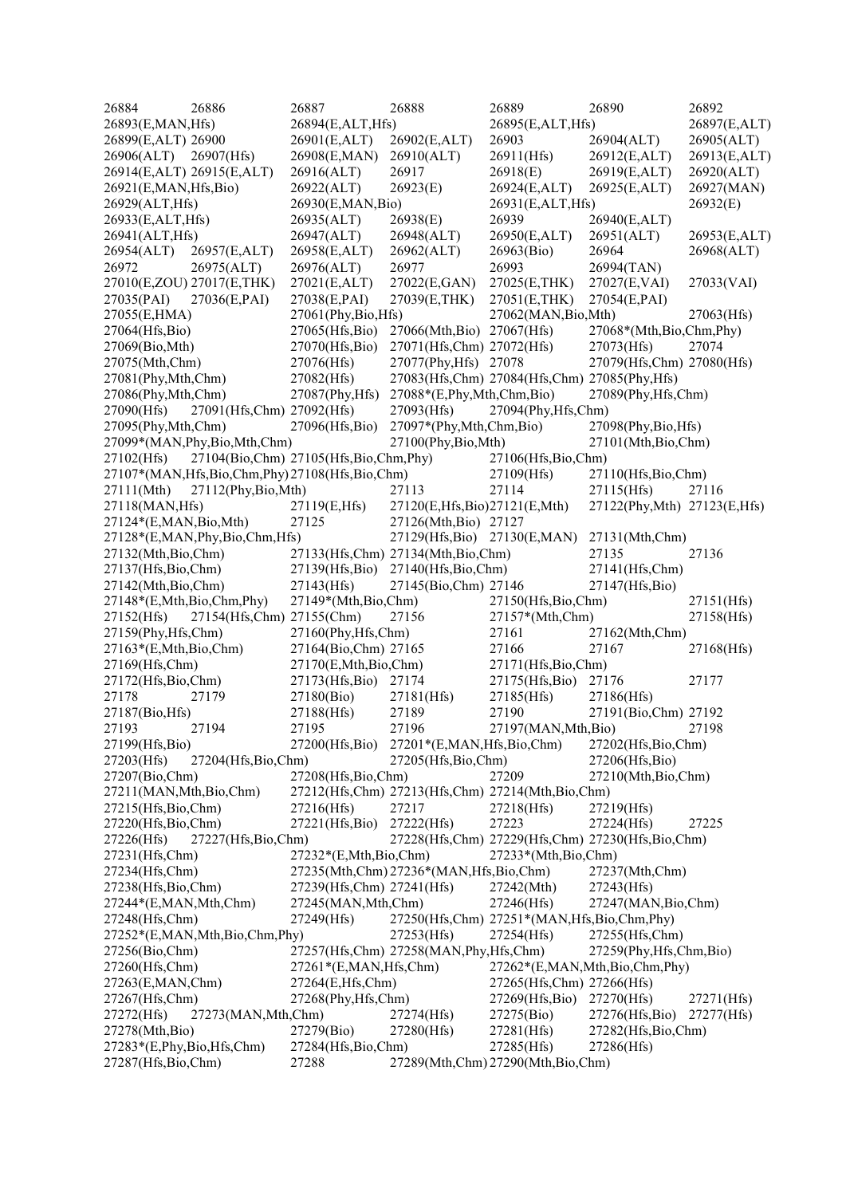26884 26886 26887 26888 26889 26890 26892
26893(E,MAN,Hfs) 26894(E,ALT,Hfs) 26895(E,ALT,Hfs) 26897(E,ALT)
26899(E,ALT) 26900 26901(E,ALT) 26902(E,ALT) 26903 26904(ALT) 26905(ALT)
26906(ALT) 26907(Hfs) 26908(E,MAN) 26910(ALT) 26911(Hfs) 26912(E,ALT) 26913(E,ALT)
26914(E,ALT) 26915(E,ALT) 26916(ALT) 26917 26918(E) 26919(E,ALT) 26920(ALT)
26921(E,MAN,Hfs,Bio) 26922(ALT) 26923(E) 26924(E,ALT) 26925(E,ALT) 26927(MAN)
26929(ALT,Hfs) 26930(E,MAN,Bio) 26931(E,ALT,Hfs) 26932(E)
26933(E,ALT,Hfs) 26935(ALT) 26938(E) 26939 26940(E,ALT)
26941(ALT,Hfs) 26947(ALT) 26948(ALT) 26950(E,ALT) 26951(ALT) 26953(E,ALT)
26954(ALT) 26957(E,ALT) 26958(E,ALT) 26962(ALT) 26963(Bio) 26964 26968(ALT)
26972 26975(ALT) 26976(ALT) 26977 26993 26994(TAN)
27010(E,ZOU) 27017(E,THK) 27021(E,ALT) 27022(E,GAN) 27025(E,THK) 27027(E,VAI) 27033(VAI)
27035(PAI) 27036(E,PAI) 27038(E,PAI) 27039(E,THK) 27051(E,THK) 27054(E,PAI)
27055(E,HMA) 27061(Phy,Bio,Hfs) 27062(MAN,Bio,Mth) 27063(Hfs)
27064(Hfs,Bio) 27065(Hfs,Bio) 27066(Mth,Bio) 27067(Hfs) 27068*(Mth,Bio,Chm,Phy)
27069(Bio,Mth) 27070(Hfs,Bio) 27071(Hfs,Chm) 27072(Hfs) 27073(Hfs) 27074
27075(Mth,Chm) 27076(Hfs) 27077(Phy,Hfs) 27078 27079(Hfs,Chm) 27080(Hfs)
27081(Phy,Mth,Chm) 27082(Hfs) 27083(Hfs,Chm) 27084(Hfs,Chm) 27085(Phy,Hfs)
27086(Phy,Mth,Chm) 27087(Phy,Hfs) 27088*(E,Phy,Mth,Chm,Bio) 27089(Phy,Hfs,Chm)
27090(Hfs) 27091(Hfs,Chm) 27092(Hfs) 27093(Hfs) 27094(Phy,Hfs,Chm)
27095(Phy,Mth,Chm) 27096(Hfs,Bio) 27097*(Phy,Mth,Chm,Bio) 27098(Phy,Bio,Hfs)
27099*(MAN,Phy,Bio,Mth,Chm) 27100(Phy,Bio,Mth) 27101(Mth,Bio,Chm)
27102(Hfs) 27104(Bio,Chm) 27105(Hfs,Bio,Chm,Phy) 27106(Hfs,Bio,Chm)
27107*(MAN,Hfs,Bio,Chm,Phy) 27108(Hfs,Bio,Chm) 27109(Hfs) 27110(Hfs,Bio,Chm)
27111(Mth) 27112(Phy,Bio,Mth) 27113 27114 27115(Hfs) 27116
27118(MAN,Hfs) 27119(E,Hfs) 27120(E,Hfs,Bio) 27121(E,Mth) 27122(Phy,Mth) 27123(E,Hfs)
27124*(E,MAN,Bio,Mth) 27125 27126(Mth,Bio) 27127
27128*(E,MAN,Phy,Bio,Chm,Hfs) 27129(Hfs,Bio) 27130(E,MAN) 27131(Mth,Chm)
27132(Mth,Bio,Chm) 27133(Hfs,Chm) 27134(Mth,Bio,Chm) 27135 27136
27137(Hfs,Bio,Chm) 27139(Hfs,Bio) 27140(Hfs,Bio,Chm) 27141(Hfs,Chm)
27142(Mth,Bio,Chm) 27143(Hfs) 27145(Bio,Chm) 27146 27147(Hfs,Bio)
27148*(E,Mth,Bio,Chm,Phy) 27149*(Mth,Bio,Chm) 27150(Hfs,Bio,Chm) 27151(Hfs)
27152(Hfs) 27154(Hfs,Chm) 27155(Chm) 27156 27157*(Mth,Chm) 27158(Hfs)
27159(Phy,Hfs,Chm) 27160(Phy,Hfs,Chm) 27161 27162(Mth,Chm)
27163*(E,Mth,Bio,Chm) 27164(Bio,Chm) 27165 27166 27167 27168(Hfs)
27169(Hfs,Chm) 27170(E,Mth,Bio,Chm) 27171(Hfs,Bio,Chm)
27172(Hfs,Bio,Chm) 27173(Hfs,Bio) 27174 27175(Hfs,Bio) 27176 27177
27178 27179 27180(Bio) 27181(Hfs) 27185(Hfs) 27186(Hfs)
27187(Bio,Hfs) 27188(Hfs) 27189 27190 27191(Bio,Chm) 27192
27193 27194 27195 27196 27197(MAN,Mth,Bio) 27198
27199(Hfs,Bio) 27200(Hfs,Bio) 27201*(E,MAN,Hfs,Bio,Chm) 27202(Hfs,Bio,Chm)
27203(Hfs) 27204(Hfs,Bio,Chm) 27205(Hfs,Bio,Chm) 27206(Hfs,Bio)
27207(Bio,Chm) 27208(Hfs,Bio,Chm) 27209 27210(Mth,Bio,Chm)
27211(MAN,Mth,Bio,Chm) 27212(Hfs,Chm) 27213(Hfs,Chm) 27214(Mth,Bio,Chm)
27215(Hfs,Bio,Chm) 27216(Hfs) 27217 27218(Hfs) 27219(Hfs)
27220(Hfs,Bio,Chm) 27221(Hfs,Bio) 27222(Hfs) 27223 27224(Hfs) 27225
27226(Hfs) 27227(Hfs,Bio,Chm) 27228(Hfs,Chm) 27229(Hfs,Chm) 27230(Hfs,Bio,Chm)
27231(Hfs,Chm) 27232*(E,Mth,Bio,Chm) 27233*(Mth,Bio,Chm)
27234(Hfs,Chm) 27235(Mth,Chm) 27236*(MAN,Hfs,Bio,Chm) 27237(Mth,Chm)
27238(Hfs,Bio,Chm) 27239(Hfs,Chm) 27241(Hfs) 27242(Mth) 27243(Hfs)
27244*(E,MAN,Mth,Chm) 27245(MAN,Mth,Chm) 27246(Hfs) 27247(MAN,Bio,Chm)
27248(Hfs,Chm) 27249(Hfs) 27250(Hfs,Chm) 27251*(MAN,Hfs,Bio,Chm,Phy)
27252*(E,MAN,Mth,Bio,Chm,Phy) 27253(Hfs) 27254(Hfs) 27255(Hfs,Chm)
27256(Bio,Chm) 27257(Hfs,Chm) 27258(MAN,Phy,Hfs,Chm) 27259(Phy,Hfs,Chm,Bio)
27260(Hfs,Chm) 27261*(E,MAN,Hfs,Chm) 27262*(E,MAN,Mth,Bio,Chm,Phy)
27263(E,MAN,Chm) 27264(E,Hfs,Chm) 27265(Hfs,Chm) 27266(Hfs)
27267(Hfs,Chm) 27268(Phy,Hfs,Chm) 27269(Hfs,Bio) 27270(Hfs) 27271(Hfs)
27272(Hfs) 27273(MAN,Mth,Chm) 27274(Hfs) 27275(Bio) 27276(Hfs,Bio) 27277(Hfs)
27278(Mth,Bio) 27279(Bio) 27280(Hfs) 27281(Hfs) 27282(Hfs,Bio,Chm)
27283*(E,Phy,Bio,Hfs,Chm) 27284(Hfs,Bio,Chm) 27285(Hfs) 27286(Hfs)
27287(Hfs,Bio,Chm) 27288 27289(Mth,Chm) 27290(Mth,Bio,Chm)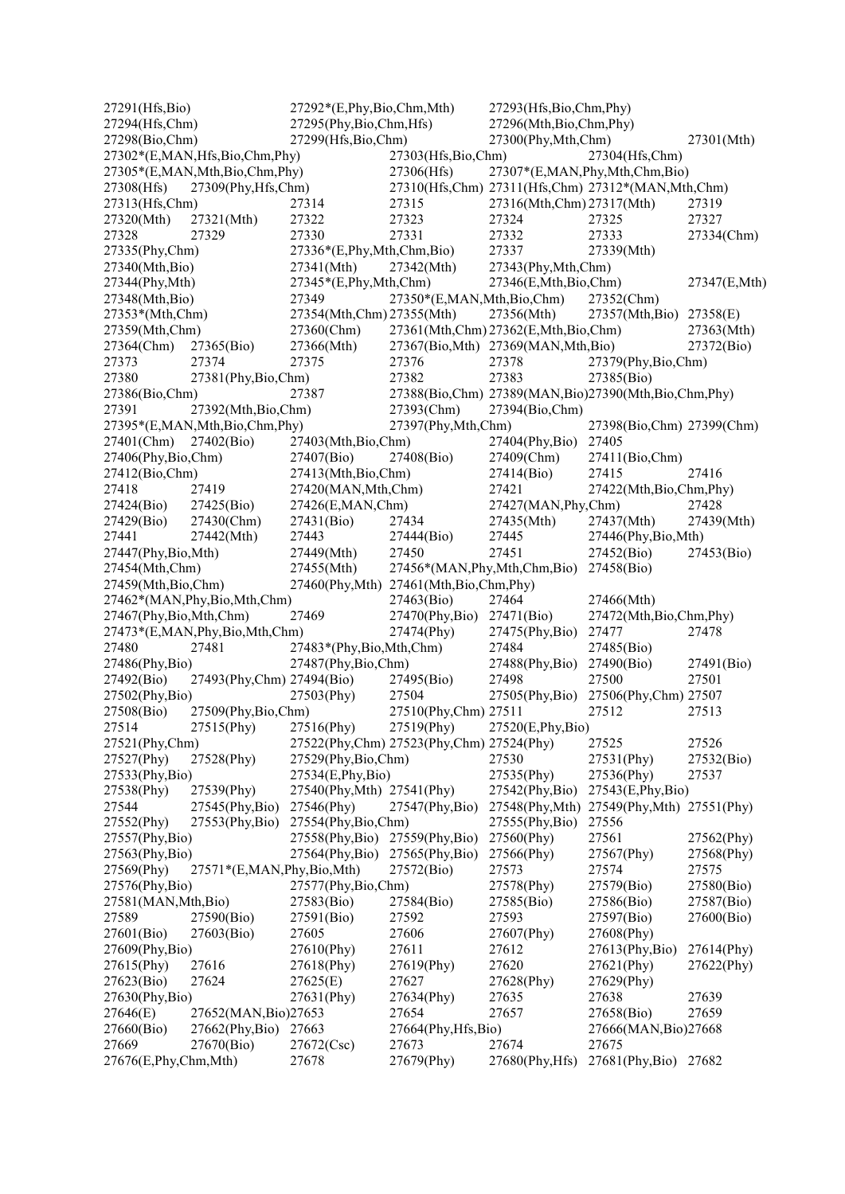27291(Hfs,Bio) 27292*(E,Phy,Bio,Chm,Mth) 27293(Hfs,Bio,Chm,Phy)
27294(Hfs,Chm) 27295(Phy,Bio,Chm,Hfs) 27296(Mth,Bio,Chm,Phy)
27298(Bio,Chm) 27299(Hfs,Bio,Chm) 27300(Phy,Mth,Chm) 27301(Mth)
27302*(E,MAN,Hfs,Bio,Chm,Phy) 27303(Hfs,Bio,Chm) 27304(Hfs,Chm)
27305*(E,MAN,Mth,Bio,Chm,Phy) 27306(Hfs) 27307*(E,MAN,Phy,Mth,Chm,Bio)
27308(Hfs) 27309(Phy,Hfs,Chm) 27310(Hfs,Chm) 27311(Hfs,Chm) 27312*(MAN,Mth,Chm)
27313(Hfs,Chm) 27314 27315 27316(Mth,Chm) 27317(Mth) 27319
27320(Mth) 27321(Mth) 27322 27323 27324 27325 27327
27328 27329 27330 27331 27332 27333 27334(Chm)
27335(Phy,Chm) 27336*(E,Phy,Mth,Chm,Bio) 27337 27339(Mth)
27340(Mth,Bio) 27341(Mth) 27342(Mth) 27343(Phy,Mth,Chm)
27344(Phy,Mth) 27345*(E,Phy,Mth,Chm) 27346(E,Mth,Bio,Chm) 27347(E,Mth)
27348(Mth,Bio) 27349 27350*(E,MAN,Mth,Bio,Chm) 27352(Chm)
27353*(Mth,Chm) 27354(Mth,Chm) 27355(Mth) 27356(Mth) 27357(Mth,Bio) 27358(E)
27359(Mth,Chm) 27360(Chm) 27361(Mth,Chm) 27362(E,Mth,Bio,Chm) 27363(Mth)
27364(Chm) 27365(Bio) 27366(Mth) 27367(Bio,Mth) 27369(MAN,Mth,Bio) 27372(Bio)
27373 27374 27375 27376 27378 27379(Phy,Bio,Chm)
27380 27381(Phy,Bio,Chm) 27382 27383 27385(Bio)
27386(Bio,Chm) 27387 27388(Bio,Chm) 27389(MAN,Bio) 27390(Mth,Bio,Chm,Phy)
27391 27392(Mth,Bio,Chm) 27393(Chm) 27394(Bio,Chm)
27395*(E,MAN,Mth,Bio,Chm,Phy) 27397(Phy,Mth,Chm) 27398(Bio,Chm) 27399(Chm)
27401(Chm) 27402(Bio) 27403(Mth,Bio,Chm) 27404(Phy,Bio) 27405
27406(Phy,Bio,Chm) 27407(Bio) 27408(Bio) 27409(Chm) 27411(Bio,Chm)
27412(Bio,Chm) 27413(Mth,Bio,Chm) 27414(Bio) 27415 27416
27418 27419 27420(MAN,Mth,Chm) 27421 27422(Mth,Bio,Chm,Phy)
27424(Bio) 27425(Bio) 27426(E,MAN,Chm) 27427(MAN,Phy,Chm) 27428
27429(Bio) 27430(Chm) 27431(Bio) 27434 27435(Mth) 27437(Mth) 27439(Mth)
27441 27442(Mth) 27443 27444(Bio) 27445 27446(Phy,Bio,Mth)
27447(Phy,Bio,Mth) 27449(Mth) 27450 27451 27452(Bio) 27453(Bio)
27454(Mth,Chm) 27455(Mth) 27456*(MAN,Phy,Mth,Chm,Bio) 27458(Bio)
27459(Mth,Bio,Chm) 27460(Phy,Mth) 27461(Mth,Bio,Chm,Phy)
27462*(MAN,Phy,Bio,Mth,Chm) 27463(Bio) 27464 27466(Mth)
27467(Phy,Bio,Mth,Chm) 27469 27470(Phy,Bio) 27471(Bio) 27472(Mth,Bio,Chm,Phy)
27473*(E,MAN,Phy,Bio,Mth,Chm) 27474(Phy) 27475(Phy,Bio) 27477 27478
27480 27481 27483*(Phy,Bio,Mth,Chm) 27484 27485(Bio)
27486(Phy,Bio) 27487(Phy,Bio,Chm) 27488(Phy,Bio) 27490(Bio) 27491(Bio)
27492(Bio) 27493(Phy,Chm) 27494(Bio) 27495(Bio) 27498 27500 27501
27502(Phy,Bio) 27503(Phy) 27504 27505(Phy,Bio) 27506(Phy,Chm) 27507
27508(Bio) 27509(Phy,Bio,Chm) 27510(Phy,Chm) 27511 27512 27513
27514 27515(Phy) 27516(Phy) 27519(Phy) 27520(E,Phy,Bio)
27521(Phy,Chm) 27522(Phy,Chm) 27523(Phy,Chm) 27524(Phy) 27525 27526
27527(Phy) 27528(Phy) 27529(Phy,Bio,Chm) 27530 27531(Phy) 27532(Bio)
27533(Phy,Bio) 27534(E,Phy,Bio) 27535(Phy) 27536(Phy) 27537
27538(Phy) 27539(Phy) 27540(Phy,Mth) 27541(Phy) 27542(Phy,Bio) 27543(E,Phy,Bio)
27544 27545(Phy,Bio) 27546(Phy) 27547(Phy,Bio) 27548(Phy,Mth) 27549(Phy,Mth) 27551(Phy)
27552(Phy) 27553(Phy,Bio) 27554(Phy,Bio,Chm) 27555(Phy,Bio) 27556
27557(Phy,Bio) 27558(Phy,Bio) 27559(Phy,Bio) 27560(Phy) 27561 27562(Phy)
27563(Phy,Bio) 27564(Phy,Bio) 27565(Phy,Bio) 27566(Phy) 27567(Phy) 27568(Phy)
27569(Phy) 27571*(E,MAN,Phy,Bio,Mth) 27572(Bio) 27573 27574 27575
27576(Phy,Bio) 27577(Phy,Bio,Chm) 27578(Phy) 27579(Bio) 27580(Bio)
27581(MAN,Mth,Bio) 27583(Bio) 27584(Bio) 27585(Bio) 27586(Bio) 27587(Bio)
27589 27590(Bio) 27591(Bio) 27592 27593 27597(Bio) 27600(Bio)
27601(Bio) 27603(Bio) 27605 27606 27607(Phy) 27608(Phy)
27609(Phy,Bio) 27610(Phy) 27611 27612 27613(Phy,Bio) 27614(Phy)
27615(Phy) 27616 27618(Phy) 27619(Phy) 27620 27621(Phy) 27622(Phy)
27623(Bio) 27624 27625(E) 27627 27628(Phy) 27629(Phy)
27630(Phy,Bio) 27631(Phy) 27634(Phy) 27635 27638 27639
27646(E) 27652(MAN,Bio) 27653 27654 27657 27658(Bio) 27659
27660(Bio) 27662(Phy,Bio) 27663 27664(Phy,Hfs,Bio) 27666(MAN,Bio) 27668
27669 27670(Bio) 27672(Csc) 27673 27674 27675
27676(E,Phy,Chm,Mth) 27678 27679(Phy) 27680(Phy,Hfs) 27681(Phy,Bio) 27682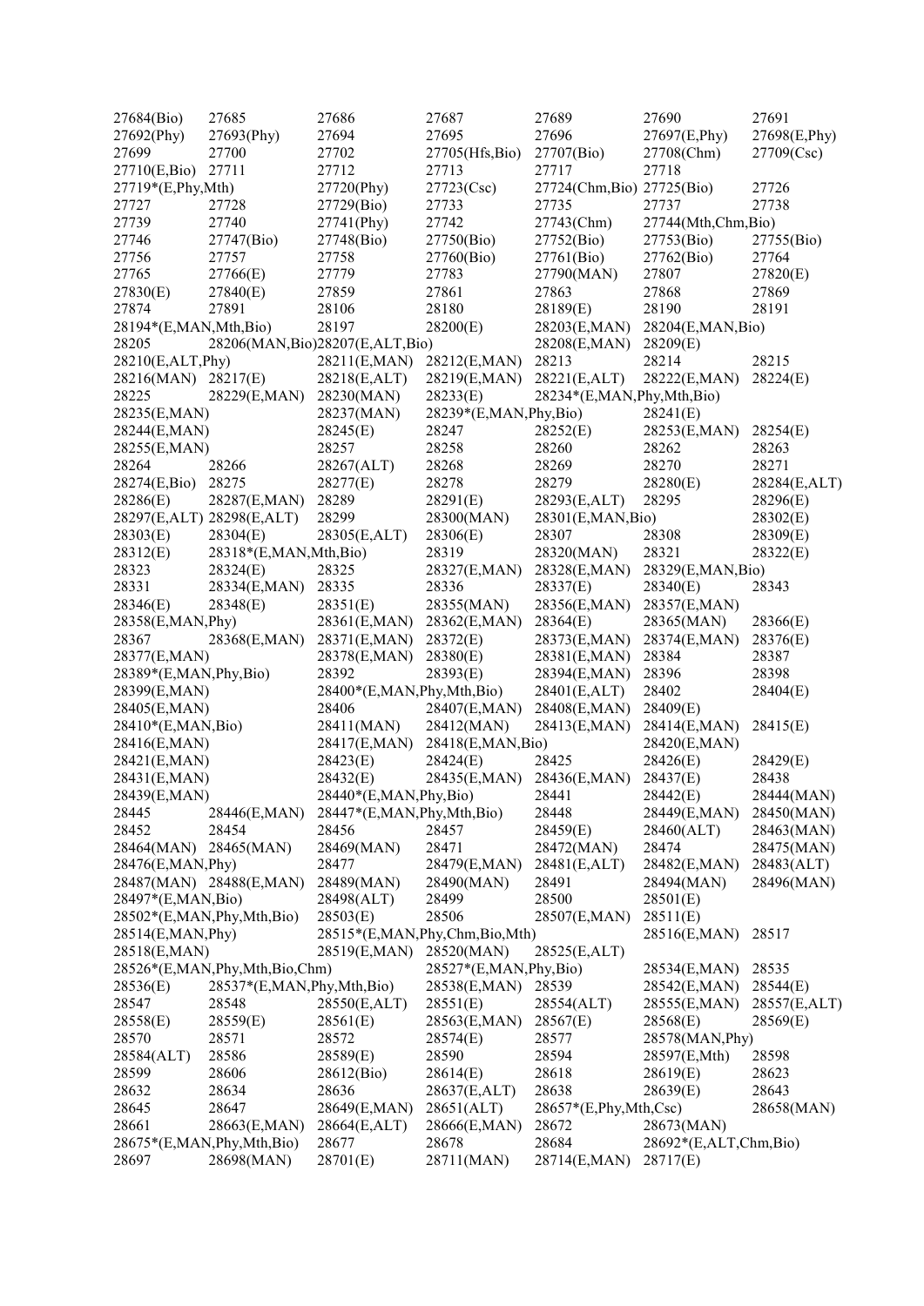27684(Bio) 27685 27686 27687 27689 27690 27691
27692(Phy) 27693(Phy) 27694 27695 27696 27697(E,Phy) 27698(E,Phy)
27699 27700 27702 27705(Hfs,Bio) 27707(Bio) 27708(Chm) 27709(Csc)
27710(E,Bio) 27711 27712 27713 27717 27718
27719*(E,Phy,Mth) 27720(Phy) 27723(Csc) 27724(Chm,Bio) 27725(Bio) 27726
27727 27728 27729(Bio) 27733 27735 27737 27738
27739 27740 27741(Phy) 27742 27743(Chm) 27744(Mth,Chm,Bio)
27746 27747(Bio) 27748(Bio) 27750(Bio) 27752(Bio) 27753(Bio) 27755(Bio)
27756 27757 27758 27760(Bio) 27761(Bio) 27762(Bio) 27764
27765 27766(E) 27779 27783 27790(MAN) 27807 27820(E)
27830(E) 27840(E) 27859 27861 27863 27868 27869
27874 27891 28106 28180 28189(E) 28190 28191
28194*(E,MAN,Mth,Bio) 28197 28200(E) 28203(E,MAN) 28204(E,MAN,Bio)
28205 28206(MAN,Bio)28207(E,ALT,Bio) 28208(E,MAN) 28209(E)
28210(E,ALT,Phy) 28211(E,MAN) 28212(E,MAN) 28213 28214 28215
28216(MAN) 28217(E) 28218(E,ALT) 28219(E,MAN) 28221(E,ALT) 28222(E,MAN) 28224(E)
28225 28229(E,MAN) 28230(MAN) 28233(E) 28234*(E,MAN,Phy,Mth,Bio)
28235(E,MAN) 28237(MAN) 28239*(E,MAN,Phy,Bio) 28241(E)
28244(E,MAN) 28245(E) 28247 28252(E) 28253(E,MAN) 28254(E)
28255(E,MAN) 28257 28258 28260 28262 28263
28264 28266 28267(ALT) 28268 28269 28270 28271
28274(E,Bio) 28275 28277(E) 28278 28279 28280(E) 28284(E,ALT)
28286(E) 28287(E,MAN) 28289 28291(E) 28293(E,ALT) 28295 28296(E)
28297(E,ALT) 28298(E,ALT) 28299 28300(MAN) 28301(E,MAN,Bio) 28302(E)
28303(E) 28304(E) 28305(E,ALT) 28306(E) 28307 28308 28309(E)
28312(E) 28318*(E,MAN,Mth,Bio) 28319 28320(MAN) 28321 28322(E)
28323 28324(E) 28325 28327(E,MAN) 28328(E,MAN) 28329(E,MAN,Bio)
28331 28334(E,MAN) 28335 28336 28337(E) 28340(E) 28343
28346(E) 28348(E) 28351(E) 28355(MAN) 28356(E,MAN) 28357(E,MAN)
28358(E,MAN,Phy) 28361(E,MAN) 28362(E,MAN) 28364(E) 28365(MAN) 28366(E)
28367 28368(E,MAN) 28371(E,MAN) 28372(E) 28373(E,MAN) 28374(E,MAN) 28376(E)
28377(E,MAN) 28378(E,MAN) 28380(E) 28381(E,MAN) 28384 28387
28389*(E,MAN,Phy,Bio) 28392 28393(E) 28394(E,MAN) 28396 28398
28399(E,MAN) 28400*(E,MAN,Phy,Mth,Bio) 28401(E,ALT) 28402 28404(E)
28405(E,MAN) 28406 28407(E,MAN) 28408(E,MAN) 28409(E)
28410*(E,MAN,Bio) 28411(MAN) 28412(MAN) 28413(E,MAN) 28414(E,MAN) 28415(E)
28416(E,MAN) 28417(E,MAN) 28418(E,MAN,Bio) 28420(E,MAN)
28421(E,MAN) 28423(E) 28424(E) 28425 28426(E) 28429(E)
28431(E,MAN) 28432(E) 28435(E,MAN) 28436(E,MAN) 28437(E) 28438
28439(E,MAN) 28440*(E,MAN,Phy,Bio) 28441 28442(E) 28444(MAN)
28445 28446(E,MAN) 28447*(E,MAN,Phy,Mth,Bio) 28448 28449(E,MAN) 28450(MAN)
28452 28454 28456 28457 28459(E) 28460(ALT) 28463(MAN)
28464(MAN) 28465(MAN) 28469(MAN) 28471 28472(MAN) 28474 28475(MAN)
28476(E,MAN,Phy) 28477 28479(E,MAN) 28481(E,ALT) 28482(E,MAN) 28483(ALT)
28487(MAN) 28488(E,MAN) 28489(MAN) 28490(MAN) 28491 28494(MAN) 28496(MAN)
28497*(E,MAN,Bio) 28498(ALT) 28499 28500 28501(E)
28502*(E,MAN,Phy,Mth,Bio) 28503(E) 28506 28507(E,MAN) 28511(E)
28514(E,MAN,Phy) 28515*(E,MAN,Phy,Chm,Bio,Mth) 28516(E,MAN) 28517
28518(E,MAN) 28519(E,MAN) 28520(MAN) 28525(E,ALT)
28526*(E,MAN,Phy,Mth,Bio,Chm) 28527*(E,MAN,Phy,Bio) 28534(E,MAN) 28535
28536(E) 28537*(E,MAN,Phy,Mth,Bio) 28538(E,MAN) 28539 28542(E,MAN) 28544(E)
28547 28548 28550(E,ALT) 28551(E) 28554(ALT) 28555(E,MAN) 28557(E,ALT)
28558(E) 28559(E) 28561(E) 28563(E,MAN) 28567(E) 28568(E) 28569(E)
28570 28571 28572 28574(E) 28577 28578(MAN,Phy)
28584(ALT) 28586 28589(E) 28590 28594 28597(E,Mth) 28598
28599 28606 28612(Bio) 28614(E) 28618 28619(E) 28623
28632 28634 28636 28637(E,ALT) 28638 28639(E) 28643
28645 28647 28649(E,MAN) 28651(ALT) 28657*(E,Phy,Mth,Csc) 28658(MAN)
28661 28663(E,MAN) 28664(E,ALT) 28666(E,MAN) 28672 28673(MAN)
28675*(E,MAN,Phy,Mth,Bio) 28677 28678 28684 28692*(E,ALT,Chm,Bio)
28697 28698(MAN) 28701(E) 28711(MAN) 28714(E,MAN) 28717(E)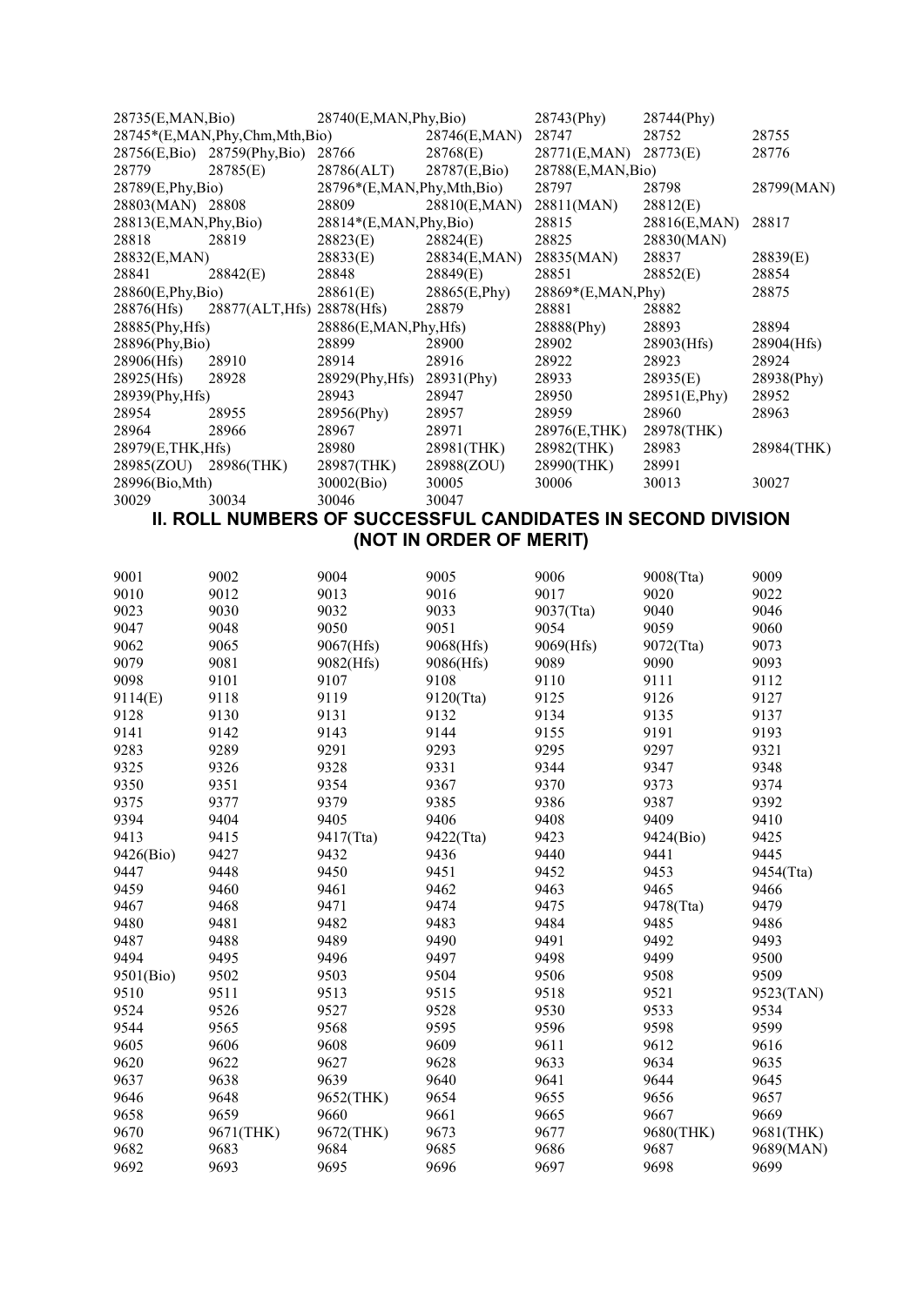| | | | | | | |
|---|---|---|---|---|---|---|
| 28735(E,MAN,Bio) | | 28740(E,MAN,Phy,Bio) | | 28743(Phy) | 28744(Phy) | |
| 28745*(E,MAN,Phy,Chm,Mth,Bio) | | | 28746(E,MAN) | 28747 | 28752 | 28755 |
| 28756(E,Bio) | 28759(Phy,Bio) | 28766 | 28768(E) | 28771(E,MAN) | 28773(E) | 28776 |
| 28779 | 28785(E) | 28786(ALT) | 28787(E,Bio) | 28788(E,MAN,Bio) | | |
| 28789(E,Phy,Bio) | | 28796*(E,MAN,Phy,Mth,Bio) | | 28797 | 28798 | 28799(MAN) |
| 28803(MAN) | 28808 | 28809 | 28810(E,MAN) | 28811(MAN) | 28812(E) | |
| 28813(E,MAN,Phy,Bio) | | 28814*(E,MAN,Phy,Bio) | | 28815 | 28816(E,MAN) | 28817 |
| 28818 | 28819 | 28823(E) | 28824(E) | 28825 | 28830(MAN) | |
| 28832(E,MAN) | | 28833(E) | 28834(E,MAN) | 28835(MAN) | 28837 | 28839(E) |
| 28841 | 28842(E) | 28848 | 28849(E) | 28851 | 28852(E) | 28854 |
| 28860(E,Phy,Bio) | | 28861(E) | 28865(E,Phy) | 28869*(E,MAN,Phy) | | 28875 |
| 28876(Hfs) | 28877(ALT,Hfs) | 28878(Hfs) | 28879 | 28881 | 28882 | |
| 28885(Phy,Hfs) | | 28886(E,MAN,Phy,Hfs) | | 28888(Phy) | 28893 | 28894 |
| 28896(Phy,Bio) | | 28899 | 28900 | 28902 | 28903(Hfs) | 28904(Hfs) |
| 28906(Hfs) | 28910 | 28914 | 28916 | 28922 | 28923 | 28924 |
| 28925(Hfs) | 28928 | 28929(Phy,Hfs) | 28931(Phy) | 28933 | 28935(E) | 28938(Phy) |
| 28939(Phy,Hfs) | | 28943 | 28947 | 28950 | 28951(E,Phy) | 28952 |
| 28954 | 28955 | 28956(Phy) | 28957 | 28959 | 28960 | 28963 |
| 28964 | 28966 | 28967 | 28971 | 28976(E,THK) | 28978(THK) | |
| 28979(E,THK,Hfs) | | 28980 | 28981(THK) | 28982(THK) | 28983 | 28984(THK) |
| 28985(ZOU) | 28986(THK) | 28987(THK) | 28988(ZOU) | 28990(THK) | 28991 | |
| 28996(Bio,Mth) | | 30002(Bio) | 30005 | 30006 | 30013 | 30027 |
| 30029 | 30034 | 30046 | 30047 | | | |

## II. ROLL NUMBERS OF SUCCESSFUL CANDIDATES IN SECOND DIVISION (NOT IN ORDER OF MERIT)

| | | | | | | |
|---|---|---|---|---|---|---|
| 9001 | 9002 | 9004 | 9005 | 9006 | 9008(Tta) | 9009 |
| 9010 | 9012 | 9013 | 9016 | 9017 | 9020 | 9022 |
| 9023 | 9030 | 9032 | 9033 | 9037(Tta) | 9040 | 9046 |
| 9047 | 9048 | 9050 | 9051 | 9054 | 9059 | 9060 |
| 9062 | 9065 | 9067(Hfs) | 9068(Hfs) | 9069(Hfs) | 9072(Tta) | 9073 |
| 9079 | 9081 | 9082(Hfs) | 9086(Hfs) | 9089 | 9090 | 9093 |
| 9098 | 9101 | 9107 | 9108 | 9110 | 9111 | 9112 |
| 9114(E) | 9118 | 9119 | 9120(Tta) | 9125 | 9126 | 9127 |
| 9128 | 9130 | 9131 | 9132 | 9134 | 9135 | 9137 |
| 9141 | 9142 | 9143 | 9144 | 9155 | 9191 | 9193 |
| 9283 | 9289 | 9291 | 9293 | 9295 | 9297 | 9321 |
| 9325 | 9326 | 9328 | 9331 | 9344 | 9347 | 9348 |
| 9350 | 9351 | 9354 | 9367 | 9370 | 9373 | 9374 |
| 9375 | 9377 | 9379 | 9385 | 9386 | 9387 | 9392 |
| 9394 | 9404 | 9405 | 9406 | 9408 | 9409 | 9410 |
| 9413 | 9415 | 9417(Tta) | 9422(Tta) | 9423 | 9424(Bio) | 9425 |
| 9426(Bio) | 9427 | 9432 | 9436 | 9440 | 9441 | 9445 |
| 9447 | 9448 | 9450 | 9451 | 9452 | 9453 | 9454(Tta) |
| 9459 | 9460 | 9461 | 9462 | 9463 | 9465 | 9466 |
| 9467 | 9468 | 9471 | 9474 | 9475 | 9478(Tta) | 9479 |
| 9480 | 9481 | 9482 | 9483 | 9484 | 9485 | 9486 |
| 9487 | 9488 | 9489 | 9490 | 9491 | 9492 | 9493 |
| 9494 | 9495 | 9496 | 9497 | 9498 | 9499 | 9500 |
| 9501(Bio) | 9502 | 9503 | 9504 | 9506 | 9508 | 9509 |
| 9510 | 9511 | 9513 | 9515 | 9518 | 9521 | 9523(TAN) |
| 9524 | 9526 | 9527 | 9528 | 9530 | 9533 | 9534 |
| 9544 | 9565 | 9568 | 9595 | 9596 | 9598 | 9599 |
| 9605 | 9606 | 9608 | 9609 | 9611 | 9612 | 9616 |
| 9620 | 9622 | 9627 | 9628 | 9633 | 9634 | 9635 |
| 9637 | 9638 | 9639 | 9640 | 9641 | 9644 | 9645 |
| 9646 | 9648 | 9652(THK) | 9654 | 9655 | 9656 | 9657 |
| 9658 | 9659 | 9660 | 9661 | 9665 | 9667 | 9669 |
| 9670 | 9671(THK) | 9672(THK) | 9673 | 9677 | 9680(THK) | 9681(THK) |
| 9682 | 9683 | 9684 | 9685 | 9686 | 9687 | 9689(MAN) |
| 9692 | 9693 | 9695 | 9696 | 9697 | 9698 | 9699 |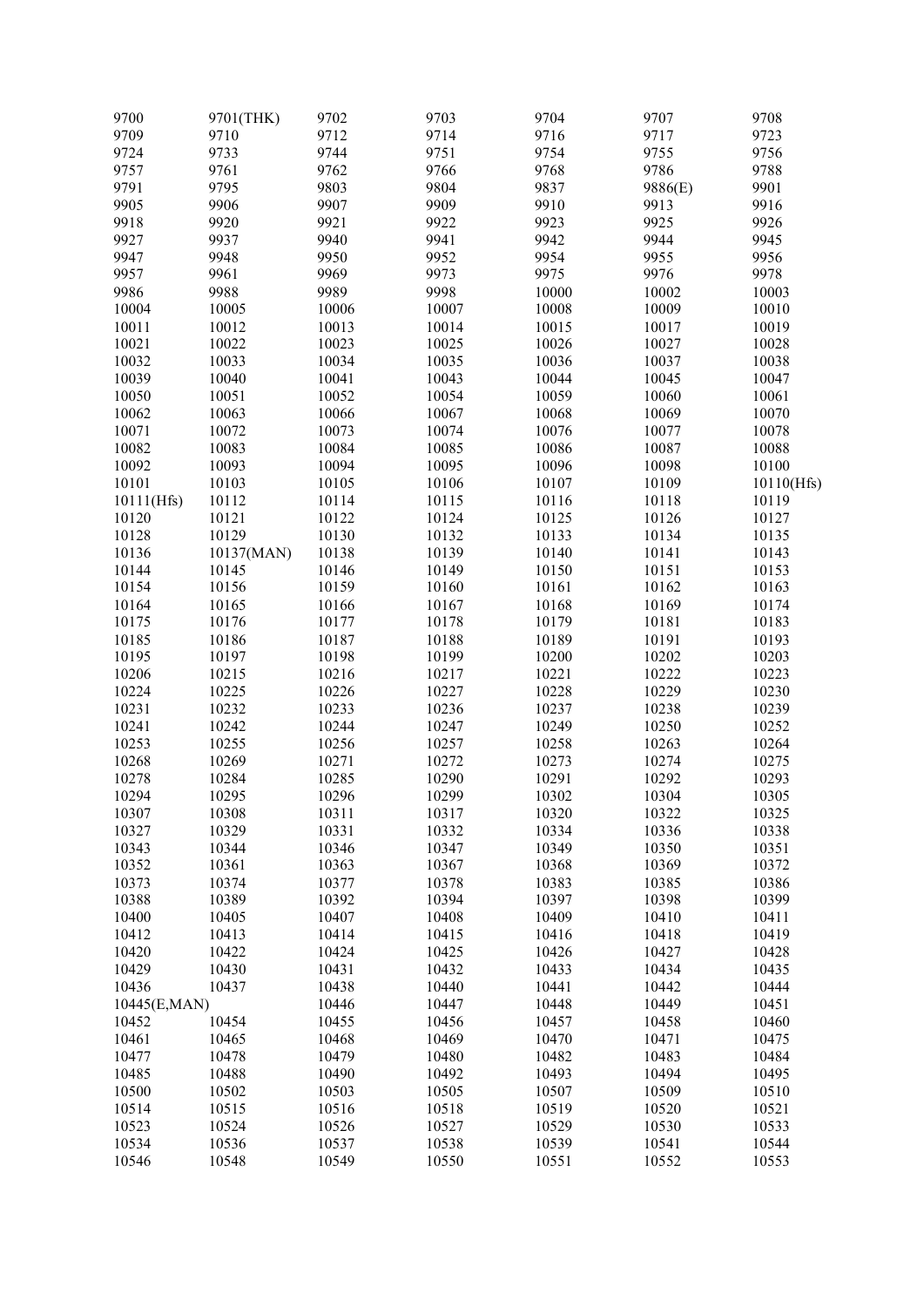| | | | | | | |
|---|---|---|---|---|---|---|
| 9700 | 9701(THK) | 9702 | 9703 | 9704 | 9707 | 9708 |
| 9709 | 9710 | 9712 | 9714 | 9716 | 9717 | 9723 |
| 9724 | 9733 | 9744 | 9751 | 9754 | 9755 | 9756 |
| 9757 | 9761 | 9762 | 9766 | 9768 | 9786 | 9788 |
| 9791 | 9795 | 9803 | 9804 | 9837 | 9886(E) | 9901 |
| 9905 | 9906 | 9907 | 9909 | 9910 | 9913 | 9916 |
| 9918 | 9920 | 9921 | 9922 | 9923 | 9925 | 9926 |
| 9927 | 9937 | 9940 | 9941 | 9942 | 9944 | 9945 |
| 9947 | 9948 | 9950 | 9952 | 9954 | 9955 | 9956 |
| 9957 | 9961 | 9969 | 9973 | 9975 | 9976 | 9978 |
| 9986 | 9988 | 9989 | 9998 | 10000 | 10002 | 10003 |
| 10004 | 10005 | 10006 | 10007 | 10008 | 10009 | 10010 |
| 10011 | 10012 | 10013 | 10014 | 10015 | 10017 | 10019 |
| 10021 | 10022 | 10023 | 10025 | 10026 | 10027 | 10028 |
| 10032 | 10033 | 10034 | 10035 | 10036 | 10037 | 10038 |
| 10039 | 10040 | 10041 | 10043 | 10044 | 10045 | 10047 |
| 10050 | 10051 | 10052 | 10054 | 10059 | 10060 | 10061 |
| 10062 | 10063 | 10066 | 10067 | 10068 | 10069 | 10070 |
| 10071 | 10072 | 10073 | 10074 | 10076 | 10077 | 10078 |
| 10082 | 10083 | 10084 | 10085 | 10086 | 10087 | 10088 |
| 10092 | 10093 | 10094 | 10095 | 10096 | 10098 | 10100 |
| 10101 | 10103 | 10105 | 10106 | 10107 | 10109 | 10110(Hfs) |
| 10111(Hfs) | 10112 | 10114 | 10115 | 10116 | 10118 | 10119 |
| 10120 | 10121 | 10122 | 10124 | 10125 | 10126 | 10127 |
| 10128 | 10129 | 10130 | 10132 | 10133 | 10134 | 10135 |
| 10136 | 10137(MAN) | 10138 | 10139 | 10140 | 10141 | 10143 |
| 10144 | 10145 | 10146 | 10149 | 10150 | 10151 | 10153 |
| 10154 | 10156 | 10159 | 10160 | 10161 | 10162 | 10163 |
| 10164 | 10165 | 10166 | 10167 | 10168 | 10169 | 10174 |
| 10175 | 10176 | 10177 | 10178 | 10179 | 10181 | 10183 |
| 10185 | 10186 | 10187 | 10188 | 10189 | 10191 | 10193 |
| 10195 | 10197 | 10198 | 10199 | 10200 | 10202 | 10203 |
| 10206 | 10215 | 10216 | 10217 | 10221 | 10222 | 10223 |
| 10224 | 10225 | 10226 | 10227 | 10228 | 10229 | 10230 |
| 10231 | 10232 | 10233 | 10236 | 10237 | 10238 | 10239 |
| 10241 | 10242 | 10244 | 10247 | 10249 | 10250 | 10252 |
| 10253 | 10255 | 10256 | 10257 | 10258 | 10263 | 10264 |
| 10268 | 10269 | 10271 | 10272 | 10273 | 10274 | 10275 |
| 10278 | 10284 | 10285 | 10290 | 10291 | 10292 | 10293 |
| 10294 | 10295 | 10296 | 10299 | 10302 | 10304 | 10305 |
| 10307 | 10308 | 10311 | 10317 | 10320 | 10322 | 10325 |
| 10327 | 10329 | 10331 | 10332 | 10334 | 10336 | 10338 |
| 10343 | 10344 | 10346 | 10347 | 10349 | 10350 | 10351 |
| 10352 | 10361 | 10363 | 10367 | 10368 | 10369 | 10372 |
| 10373 | 10374 | 10377 | 10378 | 10383 | 10385 | 10386 |
| 10388 | 10389 | 10392 | 10394 | 10397 | 10398 | 10399 |
| 10400 | 10405 | 10407 | 10408 | 10409 | 10410 | 10411 |
| 10412 | 10413 | 10414 | 10415 | 10416 | 10418 | 10419 |
| 10420 | 10422 | 10424 | 10425 | 10426 | 10427 | 10428 |
| 10429 | 10430 | 10431 | 10432 | 10433 | 10434 | 10435 |
| 10436 | 10437 | 10438 | 10440 | 10441 | 10442 | 10444 |
| 10445(E,MAN) | | 10446 | 10447 | 10448 | 10449 | 10451 |
| 10452 | 10454 | 10455 | 10456 | 10457 | 10458 | 10460 |
| 10461 | 10465 | 10468 | 10469 | 10470 | 10471 | 10475 |
| 10477 | 10478 | 10479 | 10480 | 10482 | 10483 | 10484 |
| 10485 | 10488 | 10490 | 10492 | 10493 | 10494 | 10495 |
| 10500 | 10502 | 10503 | 10505 | 10507 | 10509 | 10510 |
| 10514 | 10515 | 10516 | 10518 | 10519 | 10520 | 10521 |
| 10523 | 10524 | 10526 | 10527 | 10529 | 10530 | 10533 |
| 10534 | 10536 | 10537 | 10538 | 10539 | 10541 | 10544 |
| 10546 | 10548 | 10549 | 10550 | 10551 | 10552 | 10553 |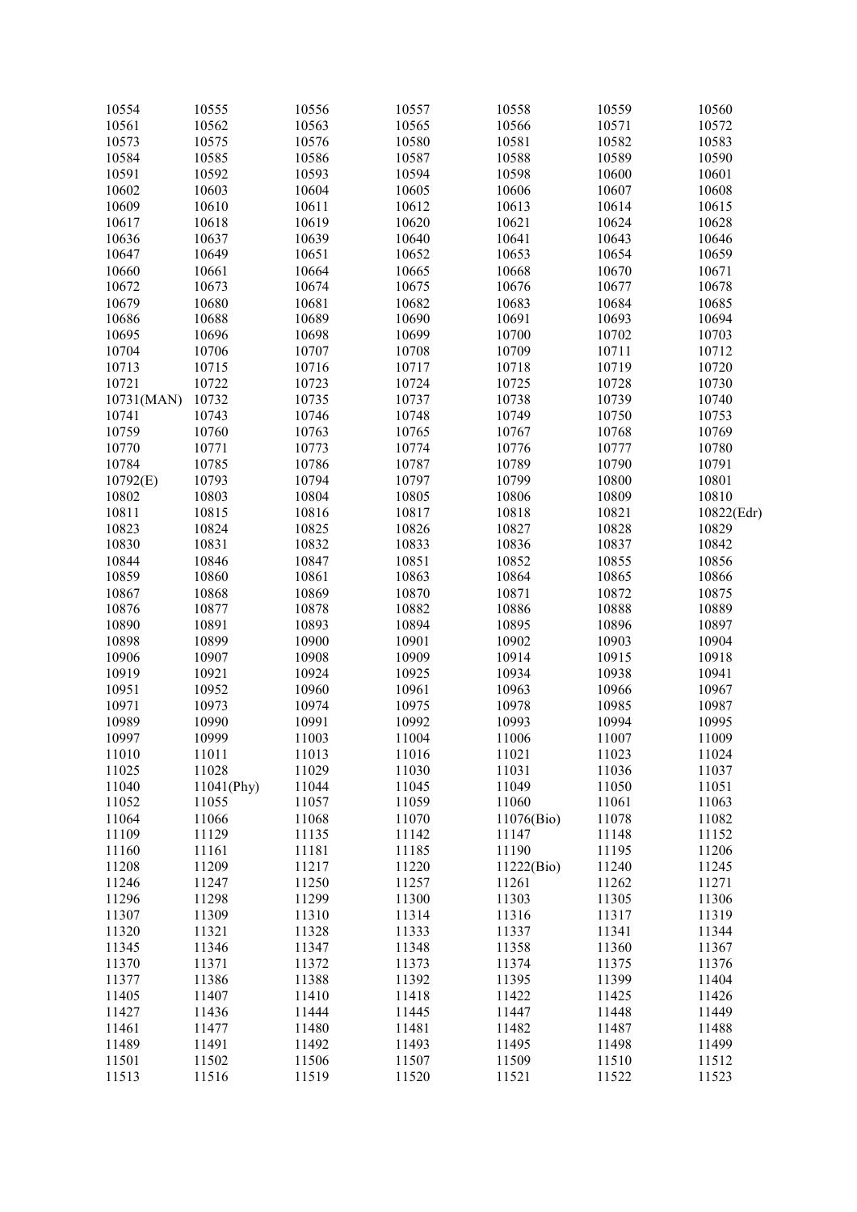| | | | | | | |
|---|---|---|---|---|---|---|
| 10554 | 10555 | 10556 | 10557 | 10558 | 10559 | 10560 |
| 10561 | 10562 | 10563 | 10565 | 10566 | 10571 | 10572 |
| 10573 | 10575 | 10576 | 10580 | 10581 | 10582 | 10583 |
| 10584 | 10585 | 10586 | 10587 | 10588 | 10589 | 10590 |
| 10591 | 10592 | 10593 | 10594 | 10598 | 10600 | 10601 |
| 10602 | 10603 | 10604 | 10605 | 10606 | 10607 | 10608 |
| 10609 | 10610 | 10611 | 10612 | 10613 | 10614 | 10615 |
| 10617 | 10618 | 10619 | 10620 | 10621 | 10624 | 10628 |
| 10636 | 10637 | 10639 | 10640 | 10641 | 10643 | 10646 |
| 10647 | 10649 | 10651 | 10652 | 10653 | 10654 | 10659 |
| 10660 | 10661 | 10664 | 10665 | 10668 | 10670 | 10671 |
| 10672 | 10673 | 10674 | 10675 | 10676 | 10677 | 10678 |
| 10679 | 10680 | 10681 | 10682 | 10683 | 10684 | 10685 |
| 10686 | 10688 | 10689 | 10690 | 10691 | 10693 | 10694 |
| 10695 | 10696 | 10698 | 10699 | 10700 | 10702 | 10703 |
| 10704 | 10706 | 10707 | 10708 | 10709 | 10711 | 10712 |
| 10713 | 10715 | 10716 | 10717 | 10718 | 10719 | 10720 |
| 10721 | 10722 | 10723 | 10724 | 10725 | 10728 | 10730 |
| 10731(MAN) | 10732 | 10735 | 10737 | 10738 | 10739 | 10740 |
| 10741 | 10743 | 10746 | 10748 | 10749 | 10750 | 10753 |
| 10759 | 10760 | 10763 | 10765 | 10767 | 10768 | 10769 |
| 10770 | 10771 | 10773 | 10774 | 10776 | 10777 | 10780 |
| 10784 | 10785 | 10786 | 10787 | 10789 | 10790 | 10791 |
| 10792(E) | 10793 | 10794 | 10797 | 10799 | 10800 | 10801 |
| 10802 | 10803 | 10804 | 10805 | 10806 | 10809 | 10810 |
| 10811 | 10815 | 10816 | 10817 | 10818 | 10821 | 10822(Edr) |
| 10823 | 10824 | 10825 | 10826 | 10827 | 10828 | 10829 |
| 10830 | 10831 | 10832 | 10833 | 10836 | 10837 | 10842 |
| 10844 | 10846 | 10847 | 10851 | 10852 | 10855 | 10856 |
| 10859 | 10860 | 10861 | 10863 | 10864 | 10865 | 10866 |
| 10867 | 10868 | 10869 | 10870 | 10871 | 10872 | 10875 |
| 10876 | 10877 | 10878 | 10882 | 10886 | 10888 | 10889 |
| 10890 | 10891 | 10893 | 10894 | 10895 | 10896 | 10897 |
| 10898 | 10899 | 10900 | 10901 | 10902 | 10903 | 10904 |
| 10906 | 10907 | 10908 | 10909 | 10914 | 10915 | 10918 |
| 10919 | 10921 | 10924 | 10925 | 10934 | 10938 | 10941 |
| 10951 | 10952 | 10960 | 10961 | 10963 | 10966 | 10967 |
| 10971 | 10973 | 10974 | 10975 | 10978 | 10985 | 10987 |
| 10989 | 10990 | 10991 | 10992 | 10993 | 10994 | 10995 |
| 10997 | 10999 | 11003 | 11004 | 11006 | 11007 | 11009 |
| 11010 | 11011 | 11013 | 11016 | 11021 | 11023 | 11024 |
| 11025 | 11028 | 11029 | 11030 | 11031 | 11036 | 11037 |
| 11040 | 11041(Phy) | 11044 | 11045 | 11049 | 11050 | 11051 |
| 11052 | 11055 | 11057 | 11059 | 11060 | 11061 | 11063 |
| 11064 | 11066 | 11068 | 11070 | 11076(Bio) | 11078 | 11082 |
| 11109 | 11129 | 11135 | 11142 | 11147 | 11148 | 11152 |
| 11160 | 11161 | 11181 | 11185 | 11190 | 11195 | 11206 |
| 11208 | 11209 | 11217 | 11220 | 11222(Bio) | 11240 | 11245 |
| 11246 | 11247 | 11250 | 11257 | 11261 | 11262 | 11271 |
| 11296 | 11298 | 11299 | 11300 | 11303 | 11305 | 11306 |
| 11307 | 11309 | 11310 | 11314 | 11316 | 11317 | 11319 |
| 11320 | 11321 | 11328 | 11333 | 11337 | 11341 | 11344 |
| 11345 | 11346 | 11347 | 11348 | 11358 | 11360 | 11367 |
| 11370 | 11371 | 11372 | 11373 | 11374 | 11375 | 11376 |
| 11377 | 11386 | 11388 | 11392 | 11395 | 11399 | 11404 |
| 11405 | 11407 | 11410 | 11418 | 11422 | 11425 | 11426 |
| 11427 | 11436 | 11444 | 11445 | 11447 | 11448 | 11449 |
| 11461 | 11477 | 11480 | 11481 | 11482 | 11487 | 11488 |
| 11489 | 11491 | 11492 | 11493 | 11495 | 11498 | 11499 |
| 11501 | 11502 | 11506 | 11507 | 11509 | 11510 | 11512 |
| 11513 | 11516 | 11519 | 11520 | 11521 | 11522 | 11523 |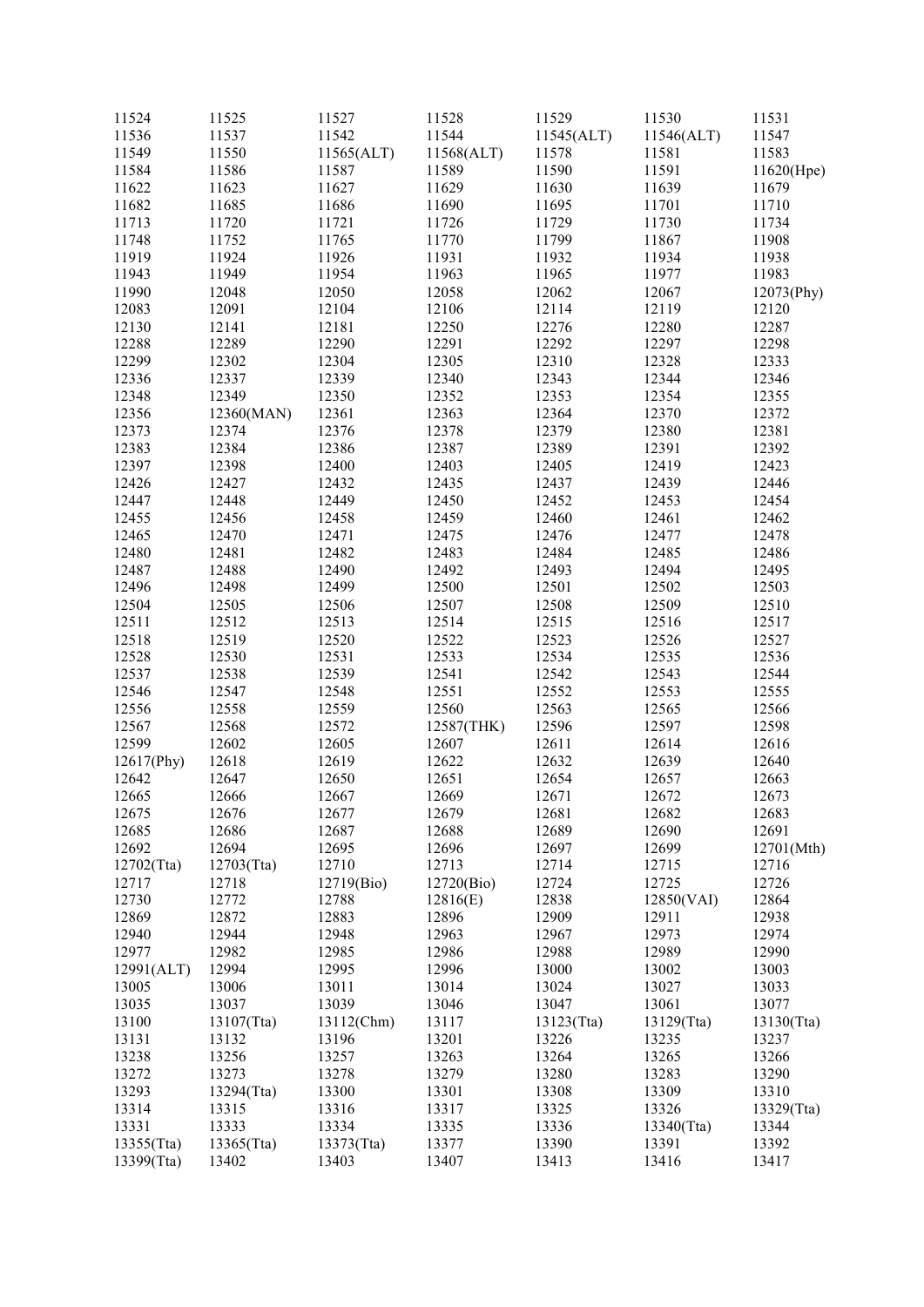| 11524 | 11525 | 11527 | 11528 | 11529 | 11530 | 11531 |
|---|---|---|---|---|---|---|
| 11536 | 11537 | 11542 | 11544 | 11545(ALT) | 11546(ALT) | 11547 |
| 11549 | 11550 | 11565(ALT) | 11568(ALT) | 11578 | 11581 | 11583 |
| 11584 | 11586 | 11587 | 11589 | 11590 | 11591 | 11620(Hpe) |
| 11622 | 11623 | 11627 | 11629 | 11630 | 11639 | 11679 |
| 11682 | 11685 | 11686 | 11690 | 11695 | 11701 | 11710 |
| 11713 | 11720 | 11721 | 11726 | 11729 | 11730 | 11734 |
| 11748 | 11752 | 11765 | 11770 | 11799 | 11867 | 11908 |
| 11919 | 11924 | 11926 | 11931 | 11932 | 11934 | 11938 |
| 11943 | 11949 | 11954 | 11963 | 11965 | 11977 | 11983 |
| 11990 | 12048 | 12050 | 12058 | 12062 | 12067 | 12073(Phy) |
| 12083 | 12091 | 12104 | 12106 | 12114 | 12119 | 12120 |
| 12130 | 12141 | 12181 | 12250 | 12276 | 12280 | 12287 |
| 12288 | 12289 | 12290 | 12291 | 12292 | 12297 | 12298 |
| 12299 | 12302 | 12304 | 12305 | 12310 | 12328 | 12333 |
| 12336 | 12337 | 12339 | 12340 | 12343 | 12344 | 12346 |
| 12348 | 12349 | 12350 | 12352 | 12353 | 12354 | 12355 |
| 12356 | 12360(MAN) | 12361 | 12363 | 12364 | 12370 | 12372 |
| 12373 | 12374 | 12376 | 12378 | 12379 | 12380 | 12381 |
| 12383 | 12384 | 12386 | 12387 | 12389 | 12391 | 12392 |
| 12397 | 12398 | 12400 | 12403 | 12405 | 12419 | 12423 |
| 12426 | 12427 | 12432 | 12435 | 12437 | 12439 | 12446 |
| 12447 | 12448 | 12449 | 12450 | 12452 | 12453 | 12454 |
| 12455 | 12456 | 12458 | 12459 | 12460 | 12461 | 12462 |
| 12465 | 12470 | 12471 | 12475 | 12476 | 12477 | 12478 |
| 12480 | 12481 | 12482 | 12483 | 12484 | 12485 | 12486 |
| 12487 | 12488 | 12490 | 12492 | 12493 | 12494 | 12495 |
| 12496 | 12498 | 12499 | 12500 | 12501 | 12502 | 12503 |
| 12504 | 12505 | 12506 | 12507 | 12508 | 12509 | 12510 |
| 12511 | 12512 | 12513 | 12514 | 12515 | 12516 | 12517 |
| 12518 | 12519 | 12520 | 12522 | 12523 | 12526 | 12527 |
| 12528 | 12530 | 12531 | 12533 | 12534 | 12535 | 12536 |
| 12537 | 12538 | 12539 | 12541 | 12542 | 12543 | 12544 |
| 12546 | 12547 | 12548 | 12551 | 12552 | 12553 | 12555 |
| 12556 | 12558 | 12559 | 12560 | 12563 | 12565 | 12566 |
| 12567 | 12568 | 12572 | 12587(THK) | 12596 | 12597 | 12598 |
| 12599 | 12602 | 12605 | 12607 | 12611 | 12614 | 12616 |
| 12617(Phy) | 12618 | 12619 | 12622 | 12632 | 12639 | 12640 |
| 12642 | 12647 | 12650 | 12651 | 12654 | 12657 | 12663 |
| 12665 | 12666 | 12667 | 12669 | 12671 | 12672 | 12673 |
| 12675 | 12676 | 12677 | 12679 | 12681 | 12682 | 12683 |
| 12685 | 12686 | 12687 | 12688 | 12689 | 12690 | 12691 |
| 12692 | 12694 | 12695 | 12696 | 12697 | 12699 | 12701(Mth) |
| 12702(Tta) | 12703(Tta) | 12710 | 12713 | 12714 | 12715 | 12716 |
| 12717 | 12718 | 12719(Bio) | 12720(Bio) | 12724 | 12725 | 12726 |
| 12730 | 12772 | 12788 | 12816(E) | 12838 | 12850(VAI) | 12864 |
| 12869 | 12872 | 12883 | 12896 | 12909 | 12911 | 12938 |
| 12940 | 12944 | 12948 | 12963 | 12967 | 12973 | 12974 |
| 12977 | 12982 | 12985 | 12986 | 12988 | 12989 | 12990 |
| 12991(ALT) | 12994 | 12995 | 12996 | 13000 | 13002 | 13003 |
| 13005 | 13006 | 13011 | 13014 | 13024 | 13027 | 13033 |
| 13035 | 13037 | 13039 | 13046 | 13047 | 13061 | 13077 |
| 13100 | 13107(Tta) | 13112(Chm) | 13117 | 13123(Tta) | 13129(Tta) | 13130(Tta) |
| 13131 | 13132 | 13196 | 13201 | 13226 | 13235 | 13237 |
| 13238 | 13256 | 13257 | 13263 | 13264 | 13265 | 13266 |
| 13272 | 13273 | 13278 | 13279 | 13280 | 13283 | 13290 |
| 13293 | 13294(Tta) | 13300 | 13301 | 13308 | 13309 | 13310 |
| 13314 | 13315 | 13316 | 13317 | 13325 | 13326 | 13329(Tta) |
| 13331 | 13333 | 13334 | 13335 | 13336 | 13340(Tta) | 13344 |
| 13355(Tta) | 13365(Tta) | 13373(Tta) | 13377 | 13390 | 13391 | 13392 |
| 13399(Tta) | 13402 | 13403 | 13407 | 13413 | 13416 | 13417 |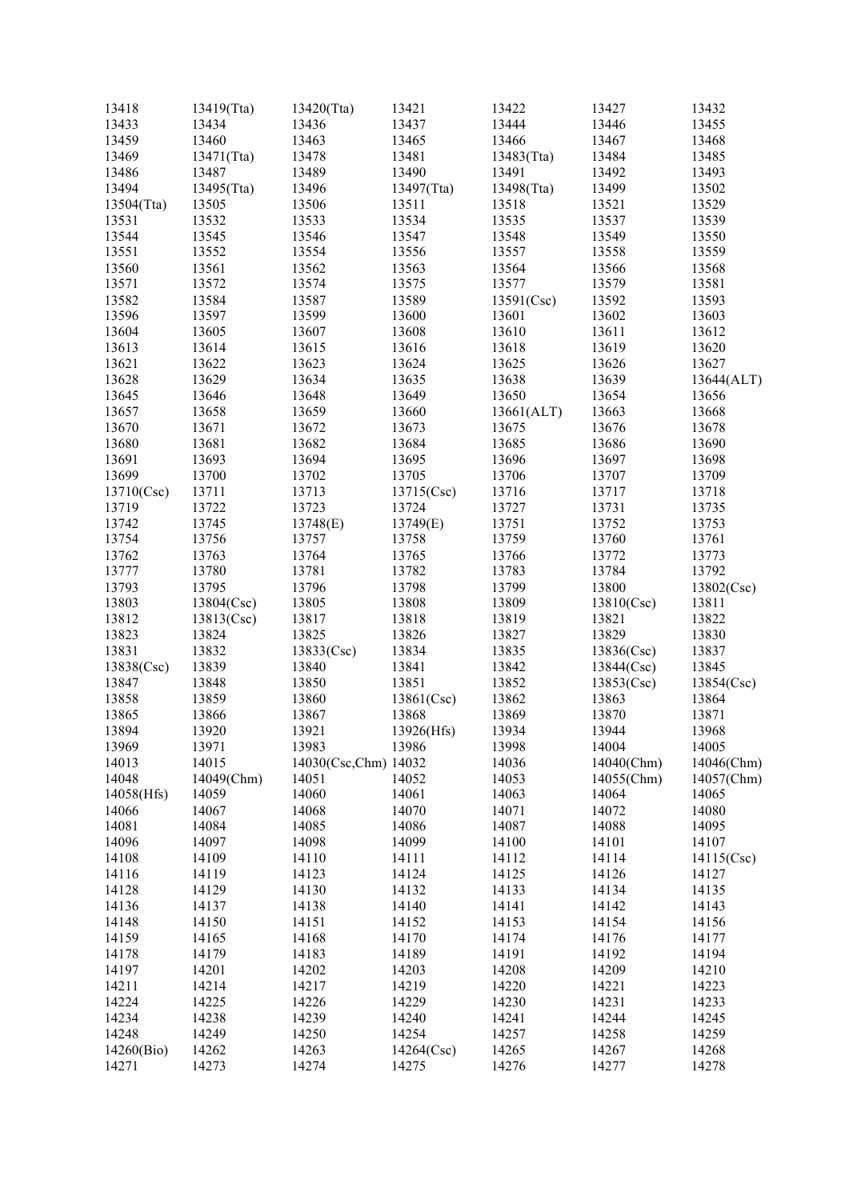| | | | | | | |
|---|---|---|---|---|---|---|
| 13418 | 13419(Tta) | 13420(Tta) | 13421 | 13422 | 13427 | 13432 |
| 13433 | 13434 | 13436 | 13437 | 13444 | 13446 | 13455 |
| 13459 | 13460 | 13463 | 13465 | 13466 | 13467 | 13468 |
| 13469 | 13471(Tta) | 13478 | 13481 | 13483(Tta) | 13484 | 13485 |
| 13486 | 13487 | 13489 | 13490 | 13491 | 13492 | 13493 |
| 13494 | 13495(Tta) | 13496 | 13497(Tta) | 13498(Tta) | 13499 | 13502 |
| 13504(Tta) | 13505 | 13506 | 13511 | 13518 | 13521 | 13529 |
| 13531 | 13532 | 13533 | 13534 | 13535 | 13537 | 13539 |
| 13544 | 13545 | 13546 | 13547 | 13548 | 13549 | 13550 |
| 13551 | 13552 | 13554 | 13556 | 13557 | 13558 | 13559 |
| 13560 | 13561 | 13562 | 13563 | 13564 | 13566 | 13568 |
| 13571 | 13572 | 13574 | 13575 | 13577 | 13579 | 13581 |
| 13582 | 13584 | 13587 | 13589 | 13591(Csc) | 13592 | 13593 |
| 13596 | 13597 | 13599 | 13600 | 13601 | 13602 | 13603 |
| 13604 | 13605 | 13607 | 13608 | 13610 | 13611 | 13612 |
| 13613 | 13614 | 13615 | 13616 | 13618 | 13619 | 13620 |
| 13621 | 13622 | 13623 | 13624 | 13625 | 13626 | 13627 |
| 13628 | 13629 | 13634 | 13635 | 13638 | 13639 | 13644(ALT) |
| 13645 | 13646 | 13648 | 13649 | 13650 | 13654 | 13656 |
| 13657 | 13658 | 13659 | 13660 | 13661(ALT) | 13663 | 13668 |
| 13670 | 13671 | 13672 | 13673 | 13675 | 13676 | 13678 |
| 13680 | 13681 | 13682 | 13684 | 13685 | 13686 | 13690 |
| 13691 | 13693 | 13694 | 13695 | 13696 | 13697 | 13698 |
| 13699 | 13700 | 13702 | 13705 | 13706 | 13707 | 13709 |
| 13710(Csc) | 13711 | 13713 | 13715(Csc) | 13716 | 13717 | 13718 |
| 13719 | 13722 | 13723 | 13724 | 13727 | 13731 | 13735 |
| 13742 | 13745 | 13748(E) | 13749(E) | 13751 | 13752 | 13753 |
| 13754 | 13756 | 13757 | 13758 | 13759 | 13760 | 13761 |
| 13762 | 13763 | 13764 | 13765 | 13766 | 13772 | 13773 |
| 13777 | 13780 | 13781 | 13782 | 13783 | 13784 | 13792 |
| 13793 | 13795 | 13796 | 13798 | 13799 | 13800 | 13802(Csc) |
| 13803 | 13804(Csc) | 13805 | 13808 | 13809 | 13810(Csc) | 13811 |
| 13812 | 13813(Csc) | 13817 | 13818 | 13819 | 13821 | 13822 |
| 13823 | 13824 | 13825 | 13826 | 13827 | 13829 | 13830 |
| 13831 | 13832 | 13833(Csc) | 13834 | 13835 | 13836(Csc) | 13837 |
| 13838(Csc) | 13839 | 13840 | 13841 | 13842 | 13844(Csc) | 13845 |
| 13847 | 13848 | 13850 | 13851 | 13852 | 13853(Csc) | 13854(Csc) |
| 13858 | 13859 | 13860 | 13861(Csc) | 13862 | 13863 | 13864 |
| 13865 | 13866 | 13867 | 13868 | 13869 | 13870 | 13871 |
| 13894 | 13920 | 13921 | 13926(Hfs) | 13934 | 13944 | 13968 |
| 13969 | 13971 | 13983 | 13986 | 13998 | 14004 | 14005 |
| 14013 | 14015 | 14030(Csc,Chm) | 14032 | 14036 | 14040(Chm) | 14046(Chm) |
| 14048 | 14049(Chm) | 14051 | 14052 | 14053 | 14055(Chm) | 14057(Chm) |
| 14058(Hfs) | 14059 | 14060 | 14061 | 14063 | 14064 | 14065 |
| 14066 | 14067 | 14068 | 14070 | 14071 | 14072 | 14080 |
| 14081 | 14084 | 14085 | 14086 | 14087 | 14088 | 14095 |
| 14096 | 14097 | 14098 | 14099 | 14100 | 14101 | 14107 |
| 14108 | 14109 | 14110 | 14111 | 14112 | 14114 | 14115(Csc) |
| 14116 | 14119 | 14123 | 14124 | 14125 | 14126 | 14127 |
| 14128 | 14129 | 14130 | 14132 | 14133 | 14134 | 14135 |
| 14136 | 14137 | 14138 | 14140 | 14141 | 14142 | 14143 |
| 14148 | 14150 | 14151 | 14152 | 14153 | 14154 | 14156 |
| 14159 | 14165 | 14168 | 14170 | 14174 | 14176 | 14177 |
| 14178 | 14179 | 14183 | 14189 | 14191 | 14192 | 14194 |
| 14197 | 14201 | 14202 | 14203 | 14208 | 14209 | 14210 |
| 14211 | 14214 | 14217 | 14219 | 14220 | 14221 | 14223 |
| 14224 | 14225 | 14226 | 14229 | 14230 | 14231 | 14233 |
| 14234 | 14238 | 14239 | 14240 | 14241 | 14244 | 14245 |
| 14248 | 14249 | 14250 | 14254 | 14257 | 14258 | 14259 |
| 14260(Bio) | 14262 | 14263 | 14264(Csc) | 14265 | 14267 | 14268 |
| 14271 | 14273 | 14274 | 14275 | 14276 | 14277 | 14278 |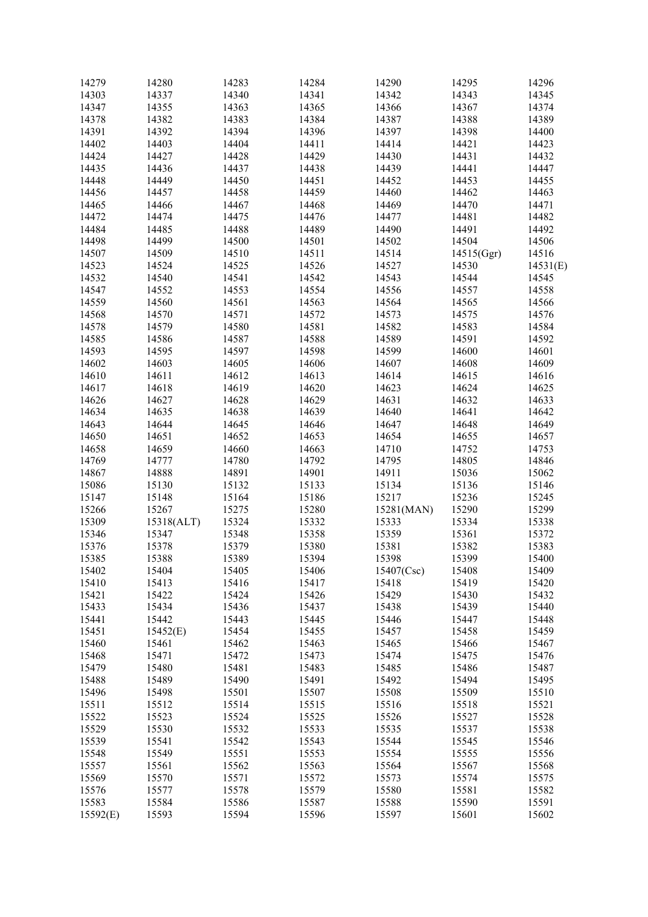| 14279 | 14280 | 14283 | 14284 | 14290 | 14295 | 14296 |
|---|---|---|---|---|---|---|
| 14303 | 14337 | 14340 | 14341 | 14342 | 14343 | 14345 |
| 14347 | 14355 | 14363 | 14365 | 14366 | 14367 | 14374 |
| 14378 | 14382 | 14383 | 14384 | 14387 | 14388 | 14389 |
| 14391 | 14392 | 14394 | 14396 | 14397 | 14398 | 14400 |
| 14402 | 14403 | 14404 | 14411 | 14414 | 14421 | 14423 |
| 14424 | 14427 | 14428 | 14429 | 14430 | 14431 | 14432 |
| 14435 | 14436 | 14437 | 14438 | 14439 | 14441 | 14447 |
| 14448 | 14449 | 14450 | 14451 | 14452 | 14453 | 14455 |
| 14456 | 14457 | 14458 | 14459 | 14460 | 14462 | 14463 |
| 14465 | 14466 | 14467 | 14468 | 14469 | 14470 | 14471 |
| 14472 | 14474 | 14475 | 14476 | 14477 | 14481 | 14482 |
| 14484 | 14485 | 14488 | 14489 | 14490 | 14491 | 14492 |
| 14498 | 14499 | 14500 | 14501 | 14502 | 14504 | 14506 |
| 14507 | 14509 | 14510 | 14511 | 14514 | 14515(Ggr) | 14516 |
| 14523 | 14524 | 14525 | 14526 | 14527 | 14530 | 14531(E) |
| 14532 | 14540 | 14541 | 14542 | 14543 | 14544 | 14545 |
| 14547 | 14552 | 14553 | 14554 | 14556 | 14557 | 14558 |
| 14559 | 14560 | 14561 | 14563 | 14564 | 14565 | 14566 |
| 14568 | 14570 | 14571 | 14572 | 14573 | 14575 | 14576 |
| 14578 | 14579 | 14580 | 14581 | 14582 | 14583 | 14584 |
| 14585 | 14586 | 14587 | 14588 | 14589 | 14591 | 14592 |
| 14593 | 14595 | 14597 | 14598 | 14599 | 14600 | 14601 |
| 14602 | 14603 | 14605 | 14606 | 14607 | 14608 | 14609 |
| 14610 | 14611 | 14612 | 14613 | 14614 | 14615 | 14616 |
| 14617 | 14618 | 14619 | 14620 | 14623 | 14624 | 14625 |
| 14626 | 14627 | 14628 | 14629 | 14631 | 14632 | 14633 |
| 14634 | 14635 | 14638 | 14639 | 14640 | 14641 | 14642 |
| 14643 | 14644 | 14645 | 14646 | 14647 | 14648 | 14649 |
| 14650 | 14651 | 14652 | 14653 | 14654 | 14655 | 14657 |
| 14658 | 14659 | 14660 | 14663 | 14710 | 14752 | 14753 |
| 14769 | 14777 | 14780 | 14792 | 14795 | 14805 | 14846 |
| 14867 | 14888 | 14891 | 14901 | 14911 | 15036 | 15062 |
| 15086 | 15130 | 15132 | 15133 | 15134 | 15136 | 15146 |
| 15147 | 15148 | 15164 | 15186 | 15217 | 15236 | 15245 |
| 15266 | 15267 | 15275 | 15280 | 15281(MAN) | 15290 | 15299 |
| 15309 | 15318(ALT) | 15324 | 15332 | 15333 | 15334 | 15338 |
| 15346 | 15347 | 15348 | 15358 | 15359 | 15361 | 15372 |
| 15376 | 15378 | 15379 | 15380 | 15381 | 15382 | 15383 |
| 15385 | 15388 | 15389 | 15394 | 15398 | 15399 | 15400 |
| 15402 | 15404 | 15405 | 15406 | 15407(Csc) | 15408 | 15409 |
| 15410 | 15413 | 15416 | 15417 | 15418 | 15419 | 15420 |
| 15421 | 15422 | 15424 | 15426 | 15429 | 15430 | 15432 |
| 15433 | 15434 | 15436 | 15437 | 15438 | 15439 | 15440 |
| 15441 | 15442 | 15443 | 15445 | 15446 | 15447 | 15448 |
| 15451 | 15452(E) | 15454 | 15455 | 15457 | 15458 | 15459 |
| 15460 | 15461 | 15462 | 15463 | 15465 | 15466 | 15467 |
| 15468 | 15471 | 15472 | 15473 | 15474 | 15475 | 15476 |
| 15479 | 15480 | 15481 | 15483 | 15485 | 15486 | 15487 |
| 15488 | 15489 | 15490 | 15491 | 15492 | 15494 | 15495 |
| 15496 | 15498 | 15501 | 15507 | 15508 | 15509 | 15510 |
| 15511 | 15512 | 15514 | 15515 | 15516 | 15518 | 15521 |
| 15522 | 15523 | 15524 | 15525 | 15526 | 15527 | 15528 |
| 15529 | 15530 | 15532 | 15533 | 15535 | 15537 | 15538 |
| 15539 | 15541 | 15542 | 15543 | 15544 | 15545 | 15546 |
| 15548 | 15549 | 15551 | 15553 | 15554 | 15555 | 15556 |
| 15557 | 15561 | 15562 | 15563 | 15564 | 15567 | 15568 |
| 15569 | 15570 | 15571 | 15572 | 15573 | 15574 | 15575 |
| 15576 | 15577 | 15578 | 15579 | 15580 | 15581 | 15582 |
| 15583 | 15584 | 15586 | 15587 | 15588 | 15590 | 15591 |
| 15592(E) | 15593 | 15594 | 15596 | 15597 | 15601 | 15602 |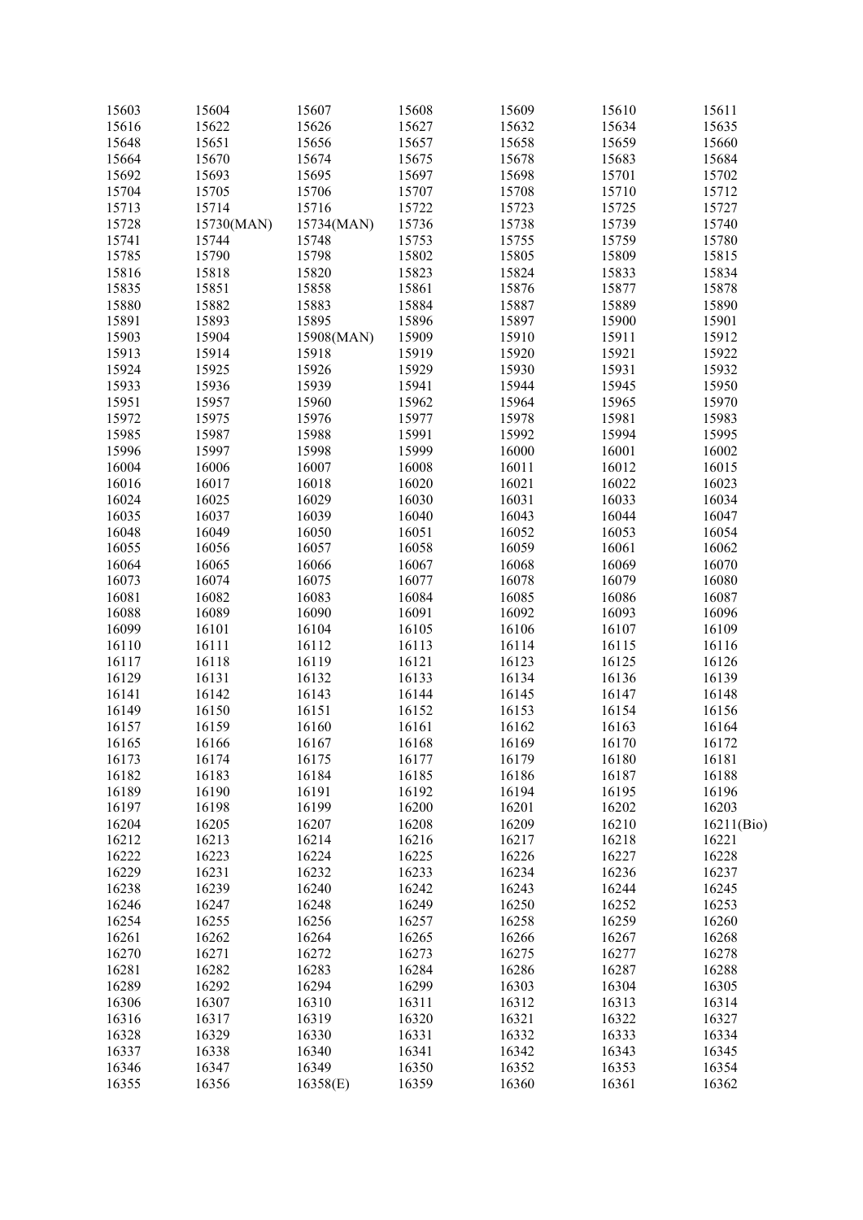| 15603 | 15604 | 15607 | 15608 | 15609 | 15610 | 15611 |
|---|---|---|---|---|---|---|
| 15616 | 15622 | 15626 | 15627 | 15632 | 15634 | 15635 |
| 15648 | 15651 | 15656 | 15657 | 15658 | 15659 | 15660 |
| 15664 | 15670 | 15674 | 15675 | 15678 | 15683 | 15684 |
| 15692 | 15693 | 15695 | 15697 | 15698 | 15701 | 15702 |
| 15704 | 15705 | 15706 | 15707 | 15708 | 15710 | 15712 |
| 15713 | 15714 | 15716 | 15722 | 15723 | 15725 | 15727 |
| 15728 | 15730(MAN) | 15734(MAN) | 15736 | 15738 | 15739 | 15740 |
| 15741 | 15744 | 15748 | 15753 | 15755 | 15759 | 15780 |
| 15785 | 15790 | 15798 | 15802 | 15805 | 15809 | 15815 |
| 15816 | 15818 | 15820 | 15823 | 15824 | 15833 | 15834 |
| 15835 | 15851 | 15858 | 15861 | 15876 | 15877 | 15878 |
| 15880 | 15882 | 15883 | 15884 | 15887 | 15889 | 15890 |
| 15891 | 15893 | 15895 | 15896 | 15897 | 15900 | 15901 |
| 15903 | 15904 | 15908(MAN) | 15909 | 15910 | 15911 | 15912 |
| 15913 | 15914 | 15918 | 15919 | 15920 | 15921 | 15922 |
| 15924 | 15925 | 15926 | 15929 | 15930 | 15931 | 15932 |
| 15933 | 15936 | 15939 | 15941 | 15944 | 15945 | 15950 |
| 15951 | 15957 | 15960 | 15962 | 15964 | 15965 | 15970 |
| 15972 | 15975 | 15976 | 15977 | 15978 | 15981 | 15983 |
| 15985 | 15987 | 15988 | 15991 | 15992 | 15994 | 15995 |
| 15996 | 15997 | 15998 | 15999 | 16000 | 16001 | 16002 |
| 16004 | 16006 | 16007 | 16008 | 16011 | 16012 | 16015 |
| 16016 | 16017 | 16018 | 16020 | 16021 | 16022 | 16023 |
| 16024 | 16025 | 16029 | 16030 | 16031 | 16033 | 16034 |
| 16035 | 16037 | 16039 | 16040 | 16043 | 16044 | 16047 |
| 16048 | 16049 | 16050 | 16051 | 16052 | 16053 | 16054 |
| 16055 | 16056 | 16057 | 16058 | 16059 | 16061 | 16062 |
| 16064 | 16065 | 16066 | 16067 | 16068 | 16069 | 16070 |
| 16073 | 16074 | 16075 | 16077 | 16078 | 16079 | 16080 |
| 16081 | 16082 | 16083 | 16084 | 16085 | 16086 | 16087 |
| 16088 | 16089 | 16090 | 16091 | 16092 | 16093 | 16096 |
| 16099 | 16101 | 16104 | 16105 | 16106 | 16107 | 16109 |
| 16110 | 16111 | 16112 | 16113 | 16114 | 16115 | 16116 |
| 16117 | 16118 | 16119 | 16121 | 16123 | 16125 | 16126 |
| 16129 | 16131 | 16132 | 16133 | 16134 | 16136 | 16139 |
| 16141 | 16142 | 16143 | 16144 | 16145 | 16147 | 16148 |
| 16149 | 16150 | 16151 | 16152 | 16153 | 16154 | 16156 |
| 16157 | 16159 | 16160 | 16161 | 16162 | 16163 | 16164 |
| 16165 | 16166 | 16167 | 16168 | 16169 | 16170 | 16172 |
| 16173 | 16174 | 16175 | 16177 | 16179 | 16180 | 16181 |
| 16182 | 16183 | 16184 | 16185 | 16186 | 16187 | 16188 |
| 16189 | 16190 | 16191 | 16192 | 16194 | 16195 | 16196 |
| 16197 | 16198 | 16199 | 16200 | 16201 | 16202 | 16203 |
| 16204 | 16205 | 16207 | 16208 | 16209 | 16210 | 16211(Bio) |
| 16212 | 16213 | 16214 | 16216 | 16217 | 16218 | 16221 |
| 16222 | 16223 | 16224 | 16225 | 16226 | 16227 | 16228 |
| 16229 | 16231 | 16232 | 16233 | 16234 | 16236 | 16237 |
| 16238 | 16239 | 16240 | 16242 | 16243 | 16244 | 16245 |
| 16246 | 16247 | 16248 | 16249 | 16250 | 16252 | 16253 |
| 16254 | 16255 | 16256 | 16257 | 16258 | 16259 | 16260 |
| 16261 | 16262 | 16264 | 16265 | 16266 | 16267 | 16268 |
| 16270 | 16271 | 16272 | 16273 | 16275 | 16277 | 16278 |
| 16281 | 16282 | 16283 | 16284 | 16286 | 16287 | 16288 |
| 16289 | 16292 | 16294 | 16299 | 16303 | 16304 | 16305 |
| 16306 | 16307 | 16310 | 16311 | 16312 | 16313 | 16314 |
| 16316 | 16317 | 16319 | 16320 | 16321 | 16322 | 16327 |
| 16328 | 16329 | 16330 | 16331 | 16332 | 16333 | 16334 |
| 16337 | 16338 | 16340 | 16341 | 16342 | 16343 | 16345 |
| 16346 | 16347 | 16349 | 16350 | 16352 | 16353 | 16354 |
| 16355 | 16356 | 16358(E) | 16359 | 16360 | 16361 | 16362 |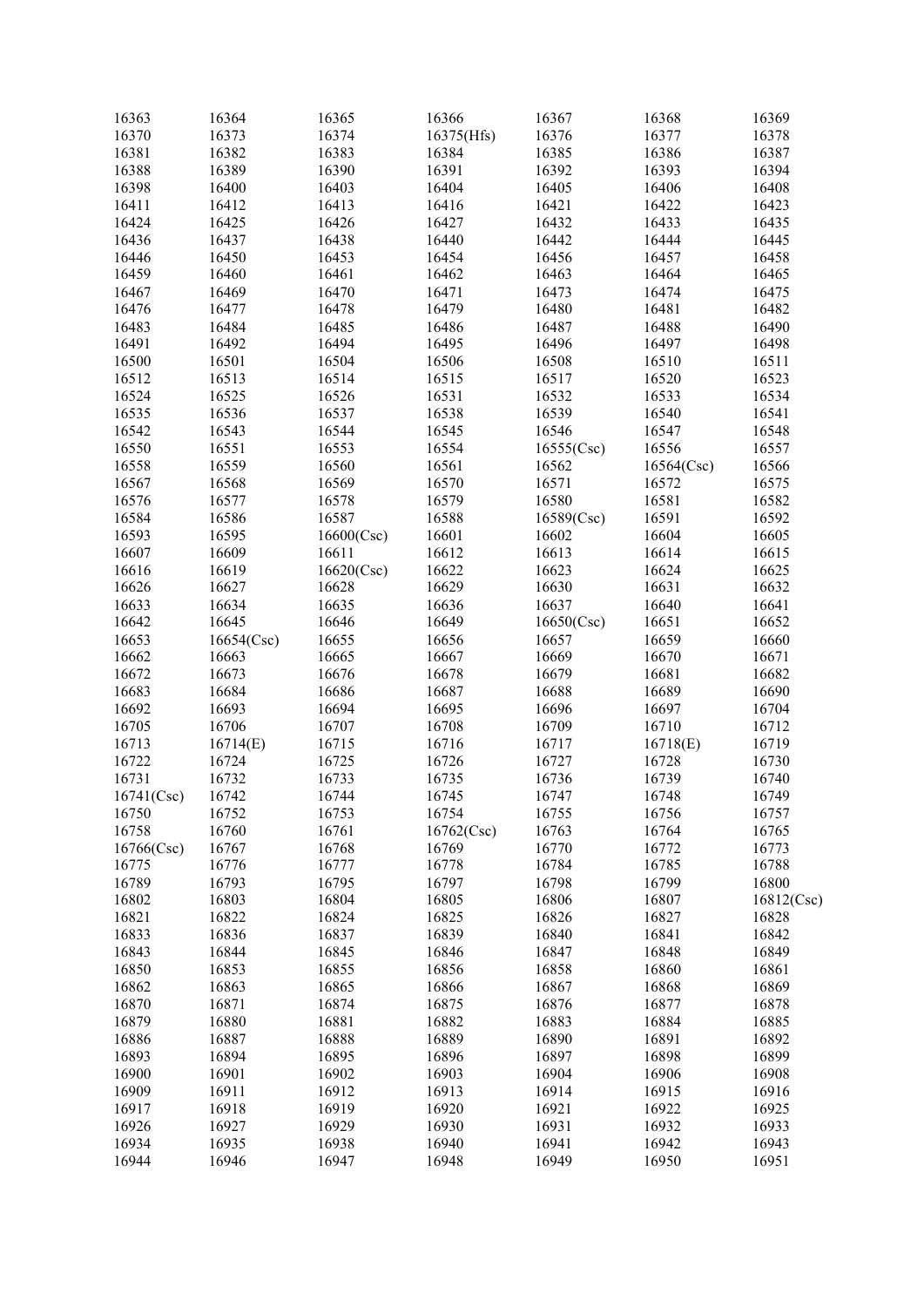| 16363 | 16364 | 16365 | 16366 | 16367 | 16368 | 16369 |
|---|---|---|---|---|---|---|
| 16370 | 16373 | 16374 | 16375(Hfs) | 16376 | 16377 | 16378 |
| 16381 | 16382 | 16383 | 16384 | 16385 | 16386 | 16387 |
| 16388 | 16389 | 16390 | 16391 | 16392 | 16393 | 16394 |
| 16398 | 16400 | 16403 | 16404 | 16405 | 16406 | 16408 |
| 16411 | 16412 | 16413 | 16416 | 16421 | 16422 | 16423 |
| 16424 | 16425 | 16426 | 16427 | 16432 | 16433 | 16435 |
| 16436 | 16437 | 16438 | 16440 | 16442 | 16444 | 16445 |
| 16446 | 16450 | 16453 | 16454 | 16456 | 16457 | 16458 |
| 16459 | 16460 | 16461 | 16462 | 16463 | 16464 | 16465 |
| 16467 | 16469 | 16470 | 16471 | 16473 | 16474 | 16475 |
| 16476 | 16477 | 16478 | 16479 | 16480 | 16481 | 16482 |
| 16483 | 16484 | 16485 | 16486 | 16487 | 16488 | 16490 |
| 16491 | 16492 | 16494 | 16495 | 16496 | 16497 | 16498 |
| 16500 | 16501 | 16504 | 16506 | 16508 | 16510 | 16511 |
| 16512 | 16513 | 16514 | 16515 | 16517 | 16520 | 16523 |
| 16524 | 16525 | 16526 | 16531 | 16532 | 16533 | 16534 |
| 16535 | 16536 | 16537 | 16538 | 16539 | 16540 | 16541 |
| 16542 | 16543 | 16544 | 16545 | 16546 | 16547 | 16548 |
| 16550 | 16551 | 16553 | 16554 | 16555(Csc) | 16556 | 16557 |
| 16558 | 16559 | 16560 | 16561 | 16562 | 16564(Csc) | 16566 |
| 16567 | 16568 | 16569 | 16570 | 16571 | 16572 | 16575 |
| 16576 | 16577 | 16578 | 16579 | 16580 | 16581 | 16582 |
| 16584 | 16586 | 16587 | 16588 | 16589(Csc) | 16591 | 16592 |
| 16593 | 16595 | 16600(Csc) | 16601 | 16602 | 16604 | 16605 |
| 16607 | 16609 | 16611 | 16612 | 16613 | 16614 | 16615 |
| 16616 | 16619 | 16620(Csc) | 16622 | 16623 | 16624 | 16625 |
| 16626 | 16627 | 16628 | 16629 | 16630 | 16631 | 16632 |
| 16633 | 16634 | 16635 | 16636 | 16637 | 16640 | 16641 |
| 16642 | 16645 | 16646 | 16649 | 16650(Csc) | 16651 | 16652 |
| 16653 | 16654(Csc) | 16655 | 16656 | 16657 | 16659 | 16660 |
| 16662 | 16663 | 16665 | 16667 | 16669 | 16670 | 16671 |
| 16672 | 16673 | 16676 | 16678 | 16679 | 16681 | 16682 |
| 16683 | 16684 | 16686 | 16687 | 16688 | 16689 | 16690 |
| 16692 | 16693 | 16694 | 16695 | 16696 | 16697 | 16704 |
| 16705 | 16706 | 16707 | 16708 | 16709 | 16710 | 16712 |
| 16713 | 16714(E) | 16715 | 16716 | 16717 | 16718(E) | 16719 |
| 16722 | 16724 | 16725 | 16726 | 16727 | 16728 | 16730 |
| 16731 | 16732 | 16733 | 16735 | 16736 | 16739 | 16740 |
| 16741(Csc) | 16742 | 16744 | 16745 | 16747 | 16748 | 16749 |
| 16750 | 16752 | 16753 | 16754 | 16755 | 16756 | 16757 |
| 16758 | 16760 | 16761 | 16762(Csc) | 16763 | 16764 | 16765 |
| 16766(Csc) | 16767 | 16768 | 16769 | 16770 | 16772 | 16773 |
| 16775 | 16776 | 16777 | 16778 | 16784 | 16785 | 16788 |
| 16789 | 16793 | 16795 | 16797 | 16798 | 16799 | 16800 |
| 16802 | 16803 | 16804 | 16805 | 16806 | 16807 | 16812(Csc) |
| 16821 | 16822 | 16824 | 16825 | 16826 | 16827 | 16828 |
| 16833 | 16836 | 16837 | 16839 | 16840 | 16841 | 16842 |
| 16843 | 16844 | 16845 | 16846 | 16847 | 16848 | 16849 |
| 16850 | 16853 | 16855 | 16856 | 16858 | 16860 | 16861 |
| 16862 | 16863 | 16865 | 16866 | 16867 | 16868 | 16869 |
| 16870 | 16871 | 16874 | 16875 | 16876 | 16877 | 16878 |
| 16879 | 16880 | 16881 | 16882 | 16883 | 16884 | 16885 |
| 16886 | 16887 | 16888 | 16889 | 16890 | 16891 | 16892 |
| 16893 | 16894 | 16895 | 16896 | 16897 | 16898 | 16899 |
| 16900 | 16901 | 16902 | 16903 | 16904 | 16906 | 16908 |
| 16909 | 16911 | 16912 | 16913 | 16914 | 16915 | 16916 |
| 16917 | 16918 | 16919 | 16920 | 16921 | 16922 | 16925 |
| 16926 | 16927 | 16929 | 16930 | 16931 | 16932 | 16933 |
| 16934 | 16935 | 16938 | 16940 | 16941 | 16942 | 16943 |
| 16944 | 16946 | 16947 | 16948 | 16949 | 16950 | 16951 |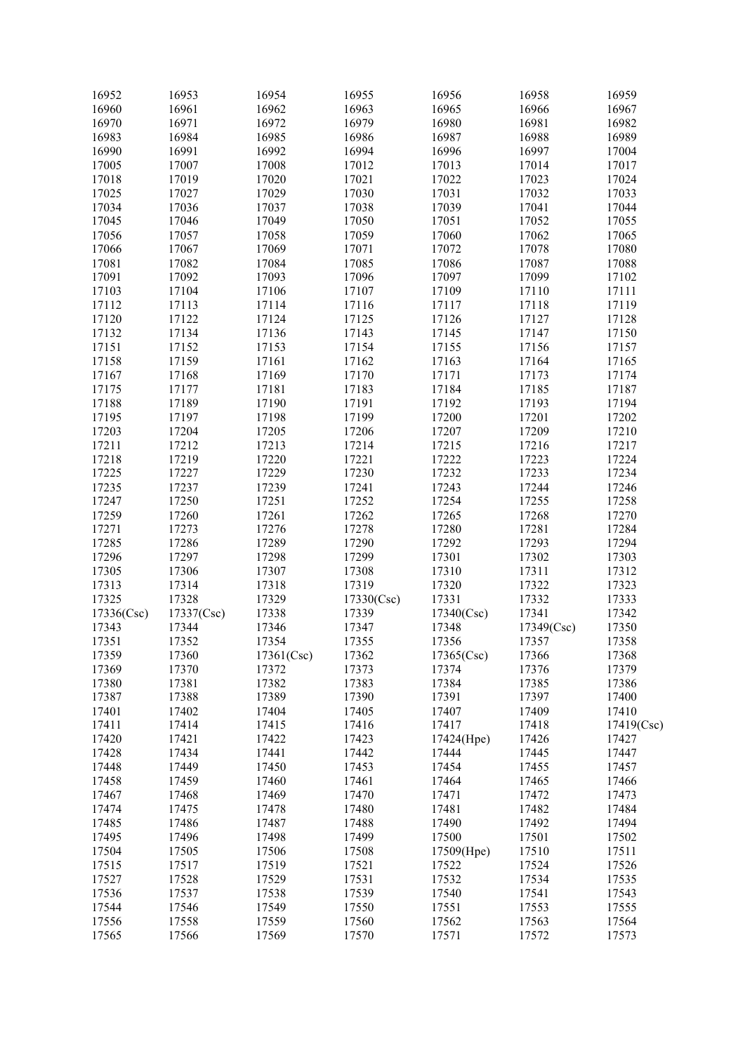| 16952 | 16953 | 16954 | 16955 | 16956 | 16958 | 16959 |
|---|---|---|---|---|---|---|
| 16960 | 16961 | 16962 | 16963 | 16965 | 16966 | 16967 |
| 16970 | 16971 | 16972 | 16979 | 16980 | 16981 | 16982 |
| 16983 | 16984 | 16985 | 16986 | 16987 | 16988 | 16989 |
| 16990 | 16991 | 16992 | 16994 | 16996 | 16997 | 17004 |
| 17005 | 17007 | 17008 | 17012 | 17013 | 17014 | 17017 |
| 17018 | 17019 | 17020 | 17021 | 17022 | 17023 | 17024 |
| 17025 | 17027 | 17029 | 17030 | 17031 | 17032 | 17033 |
| 17034 | 17036 | 17037 | 17038 | 17039 | 17041 | 17044 |
| 17045 | 17046 | 17049 | 17050 | 17051 | 17052 | 17055 |
| 17056 | 17057 | 17058 | 17059 | 17060 | 17062 | 17065 |
| 17066 | 17067 | 17069 | 17071 | 17072 | 17078 | 17080 |
| 17081 | 17082 | 17084 | 17085 | 17086 | 17087 | 17088 |
| 17091 | 17092 | 17093 | 17096 | 17097 | 17099 | 17102 |
| 17103 | 17104 | 17106 | 17107 | 17109 | 17110 | 17111 |
| 17112 | 17113 | 17114 | 17116 | 17117 | 17118 | 17119 |
| 17120 | 17122 | 17124 | 17125 | 17126 | 17127 | 17128 |
| 17132 | 17134 | 17136 | 17143 | 17145 | 17147 | 17150 |
| 17151 | 17152 | 17153 | 17154 | 17155 | 17156 | 17157 |
| 17158 | 17159 | 17161 | 17162 | 17163 | 17164 | 17165 |
| 17167 | 17168 | 17169 | 17170 | 17171 | 17173 | 17174 |
| 17175 | 17177 | 17181 | 17183 | 17184 | 17185 | 17187 |
| 17188 | 17189 | 17190 | 17191 | 17192 | 17193 | 17194 |
| 17195 | 17197 | 17198 | 17199 | 17200 | 17201 | 17202 |
| 17203 | 17204 | 17205 | 17206 | 17207 | 17209 | 17210 |
| 17211 | 17212 | 17213 | 17214 | 17215 | 17216 | 17217 |
| 17218 | 17219 | 17220 | 17221 | 17222 | 17223 | 17224 |
| 17225 | 17227 | 17229 | 17230 | 17232 | 17233 | 17234 |
| 17235 | 17237 | 17239 | 17241 | 17243 | 17244 | 17246 |
| 17247 | 17250 | 17251 | 17252 | 17254 | 17255 | 17258 |
| 17259 | 17260 | 17261 | 17262 | 17265 | 17268 | 17270 |
| 17271 | 17273 | 17276 | 17278 | 17280 | 17281 | 17284 |
| 17285 | 17286 | 17289 | 17290 | 17292 | 17293 | 17294 |
| 17296 | 17297 | 17298 | 17299 | 17301 | 17302 | 17303 |
| 17305 | 17306 | 17307 | 17308 | 17310 | 17311 | 17312 |
| 17313 | 17314 | 17318 | 17319 | 17320 | 17322 | 17323 |
| 17325 | 17328 | 17329 | 17330(Csc) | 17331 | 17332 | 17333 |
| 17336(Csc) | 17337(Csc) | 17338 | 17339 | 17340(Csc) | 17341 | 17342 |
| 17343 | 17344 | 17346 | 17347 | 17348 | 17349(Csc) | 17350 |
| 17351 | 17352 | 17354 | 17355 | 17356 | 17357 | 17358 |
| 17359 | 17360 | 17361(Csc) | 17362 | 17365(Csc) | 17366 | 17368 |
| 17369 | 17370 | 17372 | 17373 | 17374 | 17376 | 17379 |
| 17380 | 17381 | 17382 | 17383 | 17384 | 17385 | 17386 |
| 17387 | 17388 | 17389 | 17390 | 17391 | 17397 | 17400 |
| 17401 | 17402 | 17404 | 17405 | 17407 | 17409 | 17410 |
| 17411 | 17414 | 17415 | 17416 | 17417 | 17418 | 17419(Csc) |
| 17420 | 17421 | 17422 | 17423 | 17424(Hpe) | 17426 | 17427 |
| 17428 | 17434 | 17441 | 17442 | 17444 | 17445 | 17447 |
| 17448 | 17449 | 17450 | 17453 | 17454 | 17455 | 17457 |
| 17458 | 17459 | 17460 | 17461 | 17464 | 17465 | 17466 |
| 17467 | 17468 | 17469 | 17470 | 17471 | 17472 | 17473 |
| 17474 | 17475 | 17478 | 17480 | 17481 | 17482 | 17484 |
| 17485 | 17486 | 17487 | 17488 | 17490 | 17492 | 17494 |
| 17495 | 17496 | 17498 | 17499 | 17500 | 17501 | 17502 |
| 17504 | 17505 | 17506 | 17508 | 17509(Hpe) | 17510 | 17511 |
| 17515 | 17517 | 17519 | 17521 | 17522 | 17524 | 17526 |
| 17527 | 17528 | 17529 | 17531 | 17532 | 17534 | 17535 |
| 17536 | 17537 | 17538 | 17539 | 17540 | 17541 | 17543 |
| 17544 | 17546 | 17549 | 17550 | 17551 | 17553 | 17555 |
| 17556 | 17558 | 17559 | 17560 | 17562 | 17563 | 17564 |
| 17565 | 17566 | 17569 | 17570 | 17571 | 17572 | 17573 |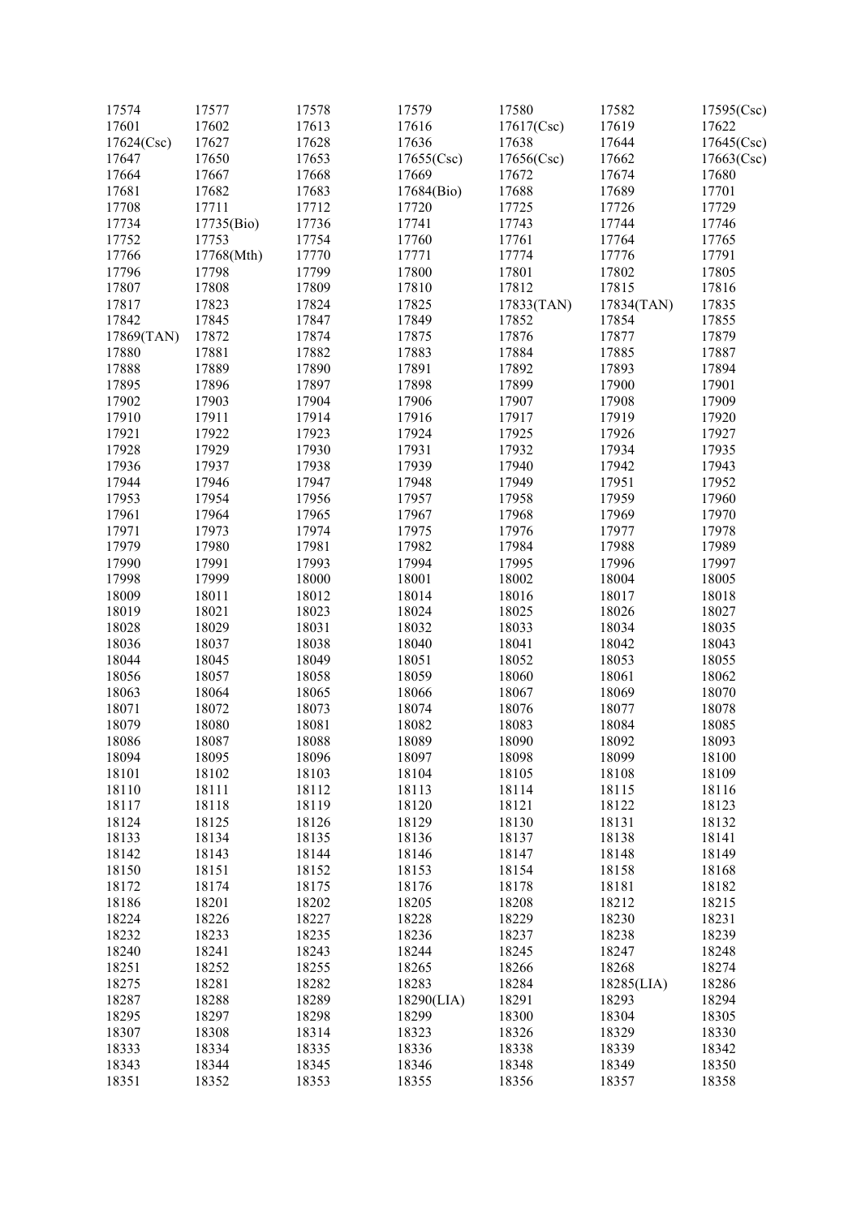| 17574 | 17577 | 17578 | 17579 | 17580 | 17582 | 17595(Csc) |
|---|---|---|---|---|---|---|
| 17601 | 17602 | 17613 | 17616 | 17617(Csc) | 17619 | 17622 |
| 17624(Csc) | 17627 | 17628 | 17636 | 17638 | 17644 | 17645(Csc) |
| 17647 | 17650 | 17653 | 17655(Csc) | 17656(Csc) | 17662 | 17663(Csc) |
| 17664 | 17667 | 17668 | 17669 | 17672 | 17674 | 17680 |
| 17681 | 17682 | 17683 | 17684(Bio) | 17688 | 17689 | 17701 |
| 17708 | 17711 | 17712 | 17720 | 17725 | 17726 | 17729 |
| 17734 | 17735(Bio) | 17736 | 17741 | 17743 | 17744 | 17746 |
| 17752 | 17753 | 17754 | 17760 | 17761 | 17764 | 17765 |
| 17766 | 17768(Mth) | 17770 | 17771 | 17774 | 17776 | 17791 |
| 17796 | 17798 | 17799 | 17800 | 17801 | 17802 | 17805 |
| 17807 | 17808 | 17809 | 17810 | 17812 | 17815 | 17816 |
| 17817 | 17823 | 17824 | 17825 | 17833(TAN) | 17834(TAN) | 17835 |
| 17842 | 17845 | 17847 | 17849 | 17852 | 17854 | 17855 |
| 17869(TAN) | 17872 | 17874 | 17875 | 17876 | 17877 | 17879 |
| 17880 | 17881 | 17882 | 17883 | 17884 | 17885 | 17887 |
| 17888 | 17889 | 17890 | 17891 | 17892 | 17893 | 17894 |
| 17895 | 17896 | 17897 | 17898 | 17899 | 17900 | 17901 |
| 17902 | 17903 | 17904 | 17906 | 17907 | 17908 | 17909 |
| 17910 | 17911 | 17914 | 17916 | 17917 | 17919 | 17920 |
| 17921 | 17922 | 17923 | 17924 | 17925 | 17926 | 17927 |
| 17928 | 17929 | 17930 | 17931 | 17932 | 17934 | 17935 |
| 17936 | 17937 | 17938 | 17939 | 17940 | 17942 | 17943 |
| 17944 | 17946 | 17947 | 17948 | 17949 | 17951 | 17952 |
| 17953 | 17954 | 17956 | 17957 | 17958 | 17959 | 17960 |
| 17961 | 17964 | 17965 | 17967 | 17968 | 17969 | 17970 |
| 17971 | 17973 | 17974 | 17975 | 17976 | 17977 | 17978 |
| 17979 | 17980 | 17981 | 17982 | 17984 | 17988 | 17989 |
| 17990 | 17991 | 17993 | 17994 | 17995 | 17996 | 17997 |
| 17998 | 17999 | 18000 | 18001 | 18002 | 18004 | 18005 |
| 18009 | 18011 | 18012 | 18014 | 18016 | 18017 | 18018 |
| 18019 | 18021 | 18023 | 18024 | 18025 | 18026 | 18027 |
| 18028 | 18029 | 18031 | 18032 | 18033 | 18034 | 18035 |
| 18036 | 18037 | 18038 | 18040 | 18041 | 18042 | 18043 |
| 18044 | 18045 | 18049 | 18051 | 18052 | 18053 | 18055 |
| 18056 | 18057 | 18058 | 18059 | 18060 | 18061 | 18062 |
| 18063 | 18064 | 18065 | 18066 | 18067 | 18069 | 18070 |
| 18071 | 18072 | 18073 | 18074 | 18076 | 18077 | 18078 |
| 18079 | 18080 | 18081 | 18082 | 18083 | 18084 | 18085 |
| 18086 | 18087 | 18088 | 18089 | 18090 | 18092 | 18093 |
| 18094 | 18095 | 18096 | 18097 | 18098 | 18099 | 18100 |
| 18101 | 18102 | 18103 | 18104 | 18105 | 18108 | 18109 |
| 18110 | 18111 | 18112 | 18113 | 18114 | 18115 | 18116 |
| 18117 | 18118 | 18119 | 18120 | 18121 | 18122 | 18123 |
| 18124 | 18125 | 18126 | 18129 | 18130 | 18131 | 18132 |
| 18133 | 18134 | 18135 | 18136 | 18137 | 18138 | 18141 |
| 18142 | 18143 | 18144 | 18146 | 18147 | 18148 | 18149 |
| 18150 | 18151 | 18152 | 18153 | 18154 | 18158 | 18168 |
| 18172 | 18174 | 18175 | 18176 | 18178 | 18181 | 18182 |
| 18186 | 18201 | 18202 | 18205 | 18208 | 18212 | 18215 |
| 18224 | 18226 | 18227 | 18228 | 18229 | 18230 | 18231 |
| 18232 | 18233 | 18235 | 18236 | 18237 | 18238 | 18239 |
| 18240 | 18241 | 18243 | 18244 | 18245 | 18247 | 18248 |
| 18251 | 18252 | 18255 | 18265 | 18266 | 18268 | 18274 |
| 18275 | 18281 | 18282 | 18283 | 18284 | 18285(LIA) | 18286 |
| 18287 | 18288 | 18289 | 18290(LIA) | 18291 | 18293 | 18294 |
| 18295 | 18297 | 18298 | 18299 | 18300 | 18304 | 18305 |
| 18307 | 18308 | 18314 | 18323 | 18326 | 18329 | 18330 |
| 18333 | 18334 | 18335 | 18336 | 18338 | 18339 | 18342 |
| 18343 | 18344 | 18345 | 18346 | 18348 | 18349 | 18350 |
| 18351 | 18352 | 18353 | 18355 | 18356 | 18357 | 18358 |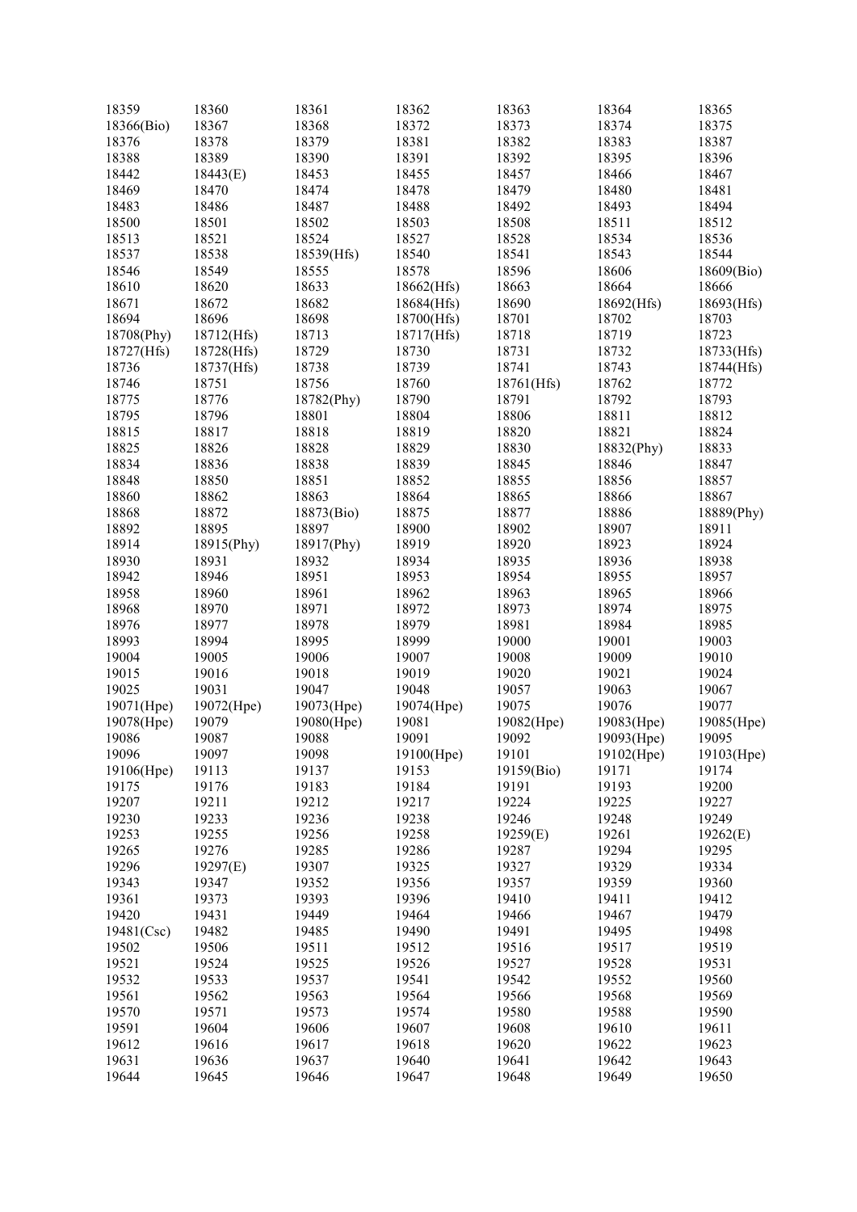| | | | | | | |
|---|---|---|---|---|---|---|
| 18359 | 18360 | 18361 | 18362 | 18363 | 18364 | 18365 |
| 18366(Bio) | 18367 | 18368 | 18372 | 18373 | 18374 | 18375 |
| 18376 | 18378 | 18379 | 18381 | 18382 | 18383 | 18387 |
| 18388 | 18389 | 18390 | 18391 | 18392 | 18395 | 18396 |
| 18442 | 18443(E) | 18453 | 18455 | 18457 | 18466 | 18467 |
| 18469 | 18470 | 18474 | 18478 | 18479 | 18480 | 18481 |
| 18483 | 18486 | 18487 | 18488 | 18492 | 18493 | 18494 |
| 18500 | 18501 | 18502 | 18503 | 18508 | 18511 | 18512 |
| 18513 | 18521 | 18524 | 18527 | 18528 | 18534 | 18536 |
| 18537 | 18538 | 18539(Hfs) | 18540 | 18541 | 18543 | 18544 |
| 18546 | 18549 | 18555 | 18578 | 18596 | 18606 | 18609(Bio) |
| 18610 | 18620 | 18633 | 18662(Hfs) | 18663 | 18664 | 18666 |
| 18671 | 18672 | 18682 | 18684(Hfs) | 18690 | 18692(Hfs) | 18693(Hfs) |
| 18694 | 18696 | 18698 | 18700(Hfs) | 18701 | 18702 | 18703 |
| 18708(Phy) | 18712(Hfs) | 18713 | 18717(Hfs) | 18718 | 18719 | 18723 |
| 18727(Hfs) | 18728(Hfs) | 18729 | 18730 | 18731 | 18732 | 18733(Hfs) |
| 18736 | 18737(Hfs) | 18738 | 18739 | 18741 | 18743 | 18744(Hfs) |
| 18746 | 18751 | 18756 | 18760 | 18761(Hfs) | 18762 | 18772 |
| 18775 | 18776 | 18782(Phy) | 18790 | 18791 | 18792 | 18793 |
| 18795 | 18796 | 18801 | 18804 | 18806 | 18811 | 18812 |
| 18815 | 18817 | 18818 | 18819 | 18820 | 18821 | 18824 |
| 18825 | 18826 | 18828 | 18829 | 18830 | 18832(Phy) | 18833 |
| 18834 | 18836 | 18838 | 18839 | 18845 | 18846 | 18847 |
| 18848 | 18850 | 18851 | 18852 | 18855 | 18856 | 18857 |
| 18860 | 18862 | 18863 | 18864 | 18865 | 18866 | 18867 |
| 18868 | 18872 | 18873(Bio) | 18875 | 18877 | 18886 | 18889(Phy) |
| 18892 | 18895 | 18897 | 18900 | 18902 | 18907 | 18911 |
| 18914 | 18915(Phy) | 18917(Phy) | 18919 | 18920 | 18923 | 18924 |
| 18930 | 18931 | 18932 | 18934 | 18935 | 18936 | 18938 |
| 18942 | 18946 | 18951 | 18953 | 18954 | 18955 | 18957 |
| 18958 | 18960 | 18961 | 18962 | 18963 | 18965 | 18966 |
| 18968 | 18970 | 18971 | 18972 | 18973 | 18974 | 18975 |
| 18976 | 18977 | 18978 | 18979 | 18981 | 18984 | 18985 |
| 18993 | 18994 | 18995 | 18999 | 19000 | 19001 | 19003 |
| 19004 | 19005 | 19006 | 19007 | 19008 | 19009 | 19010 |
| 19015 | 19016 | 19018 | 19019 | 19020 | 19021 | 19024 |
| 19025 | 19031 | 19047 | 19048 | 19057 | 19063 | 19067 |
| 19071(Hpe) | 19072(Hpe) | 19073(Hpe) | 19074(Hpe) | 19075 | 19076 | 19077 |
| 19078(Hpe) | 19079 | 19080(Hpe) | 19081 | 19082(Hpe) | 19083(Hpe) | 19085(Hpe) |
| 19086 | 19087 | 19088 | 19091 | 19092 | 19093(Hpe) | 19095 |
| 19096 | 19097 | 19098 | 19100(Hpe) | 19101 | 19102(Hpe) | 19103(Hpe) |
| 19106(Hpe) | 19113 | 19137 | 19153 | 19159(Bio) | 19171 | 19174 |
| 19175 | 19176 | 19183 | 19184 | 19191 | 19193 | 19200 |
| 19207 | 19211 | 19212 | 19217 | 19224 | 19225 | 19227 |
| 19230 | 19233 | 19236 | 19238 | 19246 | 19248 | 19249 |
| 19253 | 19255 | 19256 | 19258 | 19259(E) | 19261 | 19262(E) |
| 19265 | 19276 | 19285 | 19286 | 19287 | 19294 | 19295 |
| 19296 | 19297(E) | 19307 | 19325 | 19327 | 19329 | 19334 |
| 19343 | 19347 | 19352 | 19356 | 19357 | 19359 | 19360 |
| 19361 | 19373 | 19393 | 19396 | 19410 | 19411 | 19412 |
| 19420 | 19431 | 19449 | 19464 | 19466 | 19467 | 19479 |
| 19481(Csc) | 19482 | 19485 | 19490 | 19491 | 19495 | 19498 |
| 19502 | 19506 | 19511 | 19512 | 19516 | 19517 | 19519 |
| 19521 | 19524 | 19525 | 19526 | 19527 | 19528 | 19531 |
| 19532 | 19533 | 19537 | 19541 | 19542 | 19552 | 19560 |
| 19561 | 19562 | 19563 | 19564 | 19566 | 19568 | 19569 |
| 19570 | 19571 | 19573 | 19574 | 19580 | 19588 | 19590 |
| 19591 | 19604 | 19606 | 19607 | 19608 | 19610 | 19611 |
| 19612 | 19616 | 19617 | 19618 | 19620 | 19622 | 19623 |
| 19631 | 19636 | 19637 | 19640 | 19641 | 19642 | 19643 |
| 19644 | 19645 | 19646 | 19647 | 19648 | 19649 | 19650 |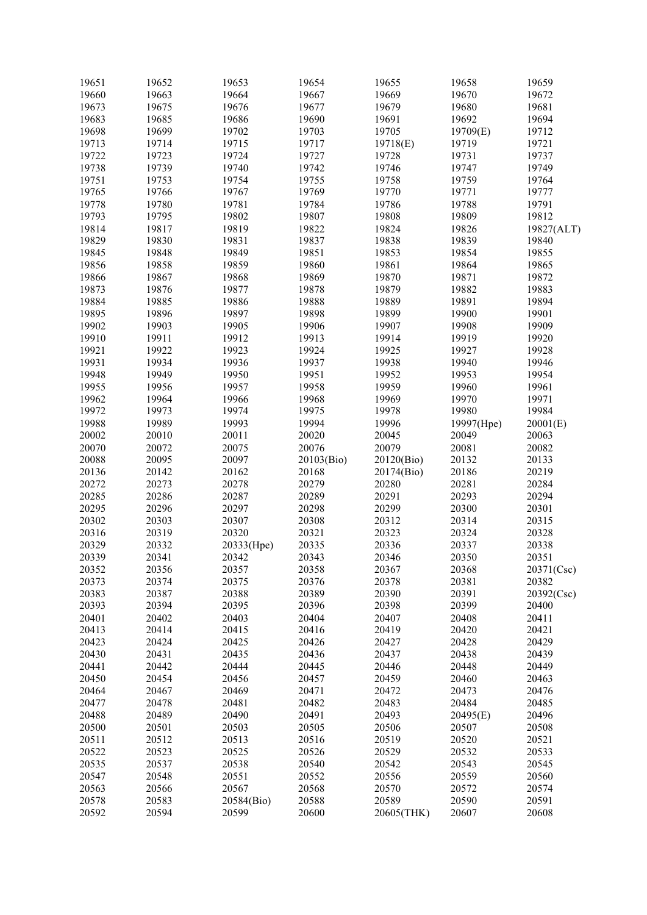| | | | | | | |
|---|---|---|---|---|---|---|
| 19651 | 19652 | 19653 | 19654 | 19655 | 19658 | 19659 |
| 19660 | 19663 | 19664 | 19667 | 19669 | 19670 | 19672 |
| 19673 | 19675 | 19676 | 19677 | 19679 | 19680 | 19681 |
| 19683 | 19685 | 19686 | 19690 | 19691 | 19692 | 19694 |
| 19698 | 19699 | 19702 | 19703 | 19705 | 19709(E) | 19712 |
| 19713 | 19714 | 19715 | 19717 | 19718(E) | 19719 | 19721 |
| 19722 | 19723 | 19724 | 19727 | 19728 | 19731 | 19737 |
| 19738 | 19739 | 19740 | 19742 | 19746 | 19747 | 19749 |
| 19751 | 19753 | 19754 | 19755 | 19758 | 19759 | 19764 |
| 19765 | 19766 | 19767 | 19769 | 19770 | 19771 | 19777 |
| 19778 | 19780 | 19781 | 19784 | 19786 | 19788 | 19791 |
| 19793 | 19795 | 19802 | 19807 | 19808 | 19809 | 19812 |
| 19814 | 19817 | 19819 | 19822 | 19824 | 19826 | 19827(ALT) |
| 19829 | 19830 | 19831 | 19837 | 19838 | 19839 | 19840 |
| 19845 | 19848 | 19849 | 19851 | 19853 | 19854 | 19855 |
| 19856 | 19858 | 19859 | 19860 | 19861 | 19864 | 19865 |
| 19866 | 19867 | 19868 | 19869 | 19870 | 19871 | 19872 |
| 19873 | 19876 | 19877 | 19878 | 19879 | 19882 | 19883 |
| 19884 | 19885 | 19886 | 19888 | 19889 | 19891 | 19894 |
| 19895 | 19896 | 19897 | 19898 | 19899 | 19900 | 19901 |
| 19902 | 19903 | 19905 | 19906 | 19907 | 19908 | 19909 |
| 19910 | 19911 | 19912 | 19913 | 19914 | 19919 | 19920 |
| 19921 | 19922 | 19923 | 19924 | 19925 | 19927 | 19928 |
| 19931 | 19934 | 19936 | 19937 | 19938 | 19940 | 19946 |
| 19948 | 19949 | 19950 | 19951 | 19952 | 19953 | 19954 |
| 19955 | 19956 | 19957 | 19958 | 19959 | 19960 | 19961 |
| 19962 | 19964 | 19966 | 19968 | 19969 | 19970 | 19971 |
| 19972 | 19973 | 19974 | 19975 | 19978 | 19980 | 19984 |
| 19988 | 19989 | 19993 | 19994 | 19996 | 19997(Hpe) | 20001(E) |
| 20002 | 20010 | 20011 | 20020 | 20045 | 20049 | 20063 |
| 20070 | 20072 | 20075 | 20076 | 20079 | 20081 | 20082 |
| 20088 | 20095 | 20097 | 20103(Bio) | 20120(Bio) | 20132 | 20133 |
| 20136 | 20142 | 20162 | 20168 | 20174(Bio) | 20186 | 20219 |
| 20272 | 20273 | 20278 | 20279 | 20280 | 20281 | 20284 |
| 20285 | 20286 | 20287 | 20289 | 20291 | 20293 | 20294 |
| 20295 | 20296 | 20297 | 20298 | 20299 | 20300 | 20301 |
| 20302 | 20303 | 20307 | 20308 | 20312 | 20314 | 20315 |
| 20316 | 20319 | 20320 | 20321 | 20323 | 20324 | 20328 |
| 20329 | 20332 | 20333(Hpe) | 20335 | 20336 | 20337 | 20338 |
| 20339 | 20341 | 20342 | 20343 | 20346 | 20350 | 20351 |
| 20352 | 20356 | 20357 | 20358 | 20367 | 20368 | 20371(Csc) |
| 20373 | 20374 | 20375 | 20376 | 20378 | 20381 | 20382 |
| 20383 | 20387 | 20388 | 20389 | 20390 | 20391 | 20392(Csc) |
| 20393 | 20394 | 20395 | 20396 | 20398 | 20399 | 20400 |
| 20401 | 20402 | 20403 | 20404 | 20407 | 20408 | 20411 |
| 20413 | 20414 | 20415 | 20416 | 20419 | 20420 | 20421 |
| 20423 | 20424 | 20425 | 20426 | 20427 | 20428 | 20429 |
| 20430 | 20431 | 20435 | 20436 | 20437 | 20438 | 20439 |
| 20441 | 20442 | 20444 | 20445 | 20446 | 20448 | 20449 |
| 20450 | 20454 | 20456 | 20457 | 20459 | 20460 | 20463 |
| 20464 | 20467 | 20469 | 20471 | 20472 | 20473 | 20476 |
| 20477 | 20478 | 20481 | 20482 | 20483 | 20484 | 20485 |
| 20488 | 20489 | 20490 | 20491 | 20493 | 20495(E) | 20496 |
| 20500 | 20501 | 20503 | 20505 | 20506 | 20507 | 20508 |
| 20511 | 20512 | 20513 | 20516 | 20519 | 20520 | 20521 |
| 20522 | 20523 | 20525 | 20526 | 20529 | 20532 | 20533 |
| 20535 | 20537 | 20538 | 20540 | 20542 | 20543 | 20545 |
| 20547 | 20548 | 20551 | 20552 | 20556 | 20559 | 20560 |
| 20563 | 20566 | 20567 | 20568 | 20570 | 20572 | 20574 |
| 20578 | 20583 | 20584(Bio) | 20588 | 20589 | 20590 | 20591 |
| 20592 | 20594 | 20599 | 20600 | 20605(THK) | 20607 | 20608 |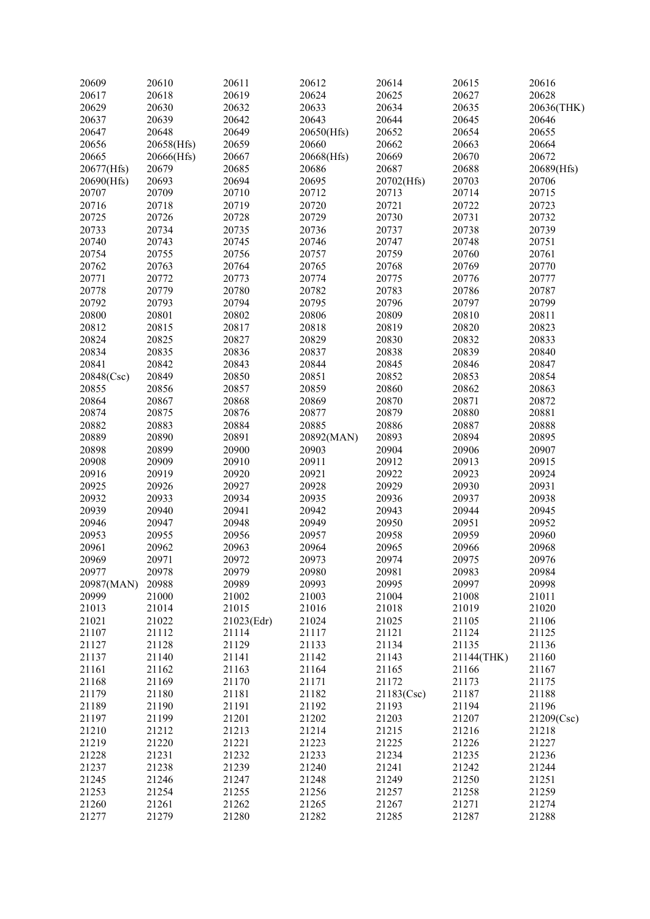| | | | | | | |
|---|---|---|---|---|---|---|
| 20609 | 20610 | 20611 | 20612 | 20614 | 20615 | 20616 |
| 20617 | 20618 | 20619 | 20624 | 20625 | 20627 | 20628 |
| 20629 | 20630 | 20632 | 20633 | 20634 | 20635 | 20636(THK) |
| 20637 | 20639 | 20642 | 20643 | 20644 | 20645 | 20646 |
| 20647 | 20648 | 20649 | 20650(Hfs) | 20652 | 20654 | 20655 |
| 20656 | 20658(Hfs) | 20659 | 20660 | 20662 | 20663 | 20664 |
| 20665 | 20666(Hfs) | 20667 | 20668(Hfs) | 20669 | 20670 | 20672 |
| 20677(Hfs) | 20679 | 20685 | 20686 | 20687 | 20688 | 20689(Hfs) |
| 20690(Hfs) | 20693 | 20694 | 20695 | 20702(Hfs) | 20703 | 20706 |
| 20707 | 20709 | 20710 | 20712 | 20713 | 20714 | 20715 |
| 20716 | 20718 | 20719 | 20720 | 20721 | 20722 | 20723 |
| 20725 | 20726 | 20728 | 20729 | 20730 | 20731 | 20732 |
| 20733 | 20734 | 20735 | 20736 | 20737 | 20738 | 20739 |
| 20740 | 20743 | 20745 | 20746 | 20747 | 20748 | 20751 |
| 20754 | 20755 | 20756 | 20757 | 20759 | 20760 | 20761 |
| 20762 | 20763 | 20764 | 20765 | 20768 | 20769 | 20770 |
| 20771 | 20772 | 20773 | 20774 | 20775 | 20776 | 20777 |
| 20778 | 20779 | 20780 | 20782 | 20783 | 20786 | 20787 |
| 20792 | 20793 | 20794 | 20795 | 20796 | 20797 | 20799 |
| 20800 | 20801 | 20802 | 20806 | 20809 | 20810 | 20811 |
| 20812 | 20815 | 20817 | 20818 | 20819 | 20820 | 20823 |
| 20824 | 20825 | 20827 | 20829 | 20830 | 20832 | 20833 |
| 20834 | 20835 | 20836 | 20837 | 20838 | 20839 | 20840 |
| 20841 | 20842 | 20843 | 20844 | 20845 | 20846 | 20847 |
| 20848(Csc) | 20849 | 20850 | 20851 | 20852 | 20853 | 20854 |
| 20855 | 20856 | 20857 | 20859 | 20860 | 20862 | 20863 |
| 20864 | 20867 | 20868 | 20869 | 20870 | 20871 | 20872 |
| 20874 | 20875 | 20876 | 20877 | 20879 | 20880 | 20881 |
| 20882 | 20883 | 20884 | 20885 | 20886 | 20887 | 20888 |
| 20889 | 20890 | 20891 | 20892(MAN) | 20893 | 20894 | 20895 |
| 20898 | 20899 | 20900 | 20903 | 20904 | 20906 | 20907 |
| 20908 | 20909 | 20910 | 20911 | 20912 | 20913 | 20915 |
| 20916 | 20919 | 20920 | 20921 | 20922 | 20923 | 20924 |
| 20925 | 20926 | 20927 | 20928 | 20929 | 20930 | 20931 |
| 20932 | 20933 | 20934 | 20935 | 20936 | 20937 | 20938 |
| 20939 | 20940 | 20941 | 20942 | 20943 | 20944 | 20945 |
| 20946 | 20947 | 20948 | 20949 | 20950 | 20951 | 20952 |
| 20953 | 20955 | 20956 | 20957 | 20958 | 20959 | 20960 |
| 20961 | 20962 | 20963 | 20964 | 20965 | 20966 | 20968 |
| 20969 | 20971 | 20972 | 20973 | 20974 | 20975 | 20976 |
| 20977 | 20978 | 20979 | 20980 | 20981 | 20983 | 20984 |
| 20987(MAN) | 20988 | 20989 | 20993 | 20995 | 20997 | 20998 |
| 20999 | 21000 | 21002 | 21003 | 21004 | 21008 | 21011 |
| 21013 | 21014 | 21015 | 21016 | 21018 | 21019 | 21020 |
| 21021 | 21022 | 21023(Edr) | 21024 | 21025 | 21105 | 21106 |
| 21107 | 21112 | 21114 | 21117 | 21121 | 21124 | 21125 |
| 21127 | 21128 | 21129 | 21133 | 21134 | 21135 | 21136 |
| 21137 | 21140 | 21141 | 21142 | 21143 | 21144(THK) | 21160 |
| 21161 | 21162 | 21163 | 21164 | 21165 | 21166 | 21167 |
| 21168 | 21169 | 21170 | 21171 | 21172 | 21173 | 21175 |
| 21179 | 21180 | 21181 | 21182 | 21183(Csc) | 21187 | 21188 |
| 21189 | 21190 | 21191 | 21192 | 21193 | 21194 | 21196 |
| 21197 | 21199 | 21201 | 21202 | 21203 | 21207 | 21209(Csc) |
| 21210 | 21212 | 21213 | 21214 | 21215 | 21216 | 21218 |
| 21219 | 21220 | 21221 | 21223 | 21225 | 21226 | 21227 |
| 21228 | 21231 | 21232 | 21233 | 21234 | 21235 | 21236 |
| 21237 | 21238 | 21239 | 21240 | 21241 | 21242 | 21244 |
| 21245 | 21246 | 21247 | 21248 | 21249 | 21250 | 21251 |
| 21253 | 21254 | 21255 | 21256 | 21257 | 21258 | 21259 |
| 21260 | 21261 | 21262 | 21265 | 21267 | 21271 | 21274 |
| 21277 | 21279 | 21280 | 21282 | 21285 | 21287 | 21288 |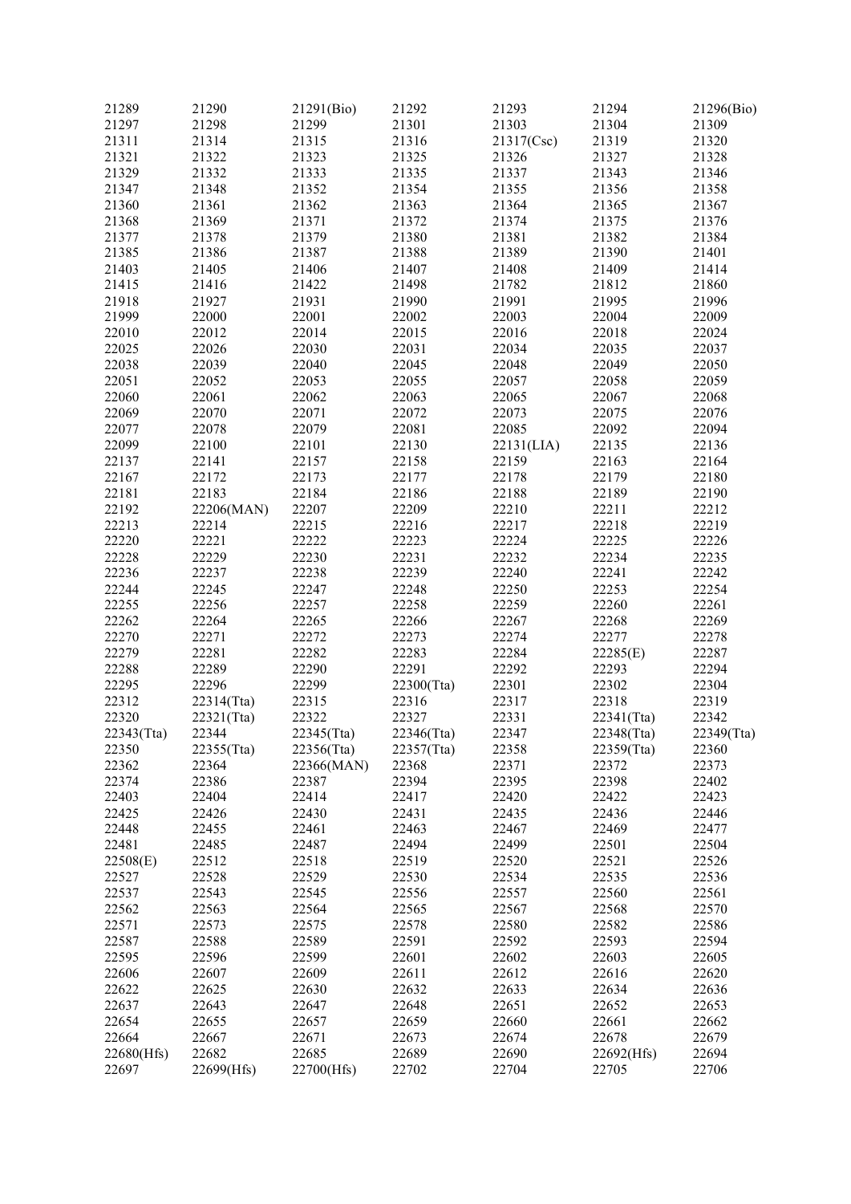| | | | | | | |
|---|---|---|---|---|---|---|
| 21289 | 21290 | 21291(Bio) | 21292 | 21293 | 21294 | 21296(Bio) |
| 21297 | 21298 | 21299 | 21301 | 21303 | 21304 | 21309 |
| 21311 | 21314 | 21315 | 21316 | 21317(Csc) | 21319 | 21320 |
| 21321 | 21322 | 21323 | 21325 | 21326 | 21327 | 21328 |
| 21329 | 21332 | 21333 | 21335 | 21337 | 21343 | 21346 |
| 21347 | 21348 | 21352 | 21354 | 21355 | 21356 | 21358 |
| 21360 | 21361 | 21362 | 21363 | 21364 | 21365 | 21367 |
| 21368 | 21369 | 21371 | 21372 | 21374 | 21375 | 21376 |
| 21377 | 21378 | 21379 | 21380 | 21381 | 21382 | 21384 |
| 21385 | 21386 | 21387 | 21388 | 21389 | 21390 | 21401 |
| 21403 | 21405 | 21406 | 21407 | 21408 | 21409 | 21414 |
| 21415 | 21416 | 21422 | 21498 | 21782 | 21812 | 21860 |
| 21918 | 21927 | 21931 | 21990 | 21991 | 21995 | 21996 |
| 21999 | 22000 | 22001 | 22002 | 22003 | 22004 | 22009 |
| 22010 | 22012 | 22014 | 22015 | 22016 | 22018 | 22024 |
| 22025 | 22026 | 22030 | 22031 | 22034 | 22035 | 22037 |
| 22038 | 22039 | 22040 | 22045 | 22048 | 22049 | 22050 |
| 22051 | 22052 | 22053 | 22055 | 22057 | 22058 | 22059 |
| 22060 | 22061 | 22062 | 22063 | 22065 | 22067 | 22068 |
| 22069 | 22070 | 22071 | 22072 | 22073 | 22075 | 22076 |
| 22077 | 22078 | 22079 | 22081 | 22085 | 22092 | 22094 |
| 22099 | 22100 | 22101 | 22130 | 22131(LIA) | 22135 | 22136 |
| 22137 | 22141 | 22157 | 22158 | 22159 | 22163 | 22164 |
| 22167 | 22172 | 22173 | 22177 | 22178 | 22179 | 22180 |
| 22181 | 22183 | 22184 | 22186 | 22188 | 22189 | 22190 |
| 22192 | 22206(MAN) | 22207 | 22209 | 22210 | 22211 | 22212 |
| 22213 | 22214 | 22215 | 22216 | 22217 | 22218 | 22219 |
| 22220 | 22221 | 22222 | 22223 | 22224 | 22225 | 22226 |
| 22228 | 22229 | 22230 | 22231 | 22232 | 22234 | 22235 |
| 22236 | 22237 | 22238 | 22239 | 22240 | 22241 | 22242 |
| 22244 | 22245 | 22247 | 22248 | 22250 | 22253 | 22254 |
| 22255 | 22256 | 22257 | 22258 | 22259 | 22260 | 22261 |
| 22262 | 22264 | 22265 | 22266 | 22267 | 22268 | 22269 |
| 22270 | 22271 | 22272 | 22273 | 22274 | 22277 | 22278 |
| 22279 | 22281 | 22282 | 22283 | 22284 | 22285(E) | 22287 |
| 22288 | 22289 | 22290 | 22291 | 22292 | 22293 | 22294 |
| 22295 | 22296 | 22299 | 22300(Tta) | 22301 | 22302 | 22304 |
| 22312 | 22314(Tta) | 22315 | 22316 | 22317 | 22318 | 22319 |
| 22320 | 22321(Tta) | 22322 | 22327 | 22331 | 22341(Tta) | 22342 |
| 22343(Tta) | 22344 | 22345(Tta) | 22346(Tta) | 22347 | 22348(Tta) | 22349(Tta) |
| 22350 | 22355(Tta) | 22356(Tta) | 22357(Tta) | 22358 | 22359(Tta) | 22360 |
| 22362 | 22364 | 22366(MAN) | 22368 | 22371 | 22372 | 22373 |
| 22374 | 22386 | 22387 | 22394 | 22395 | 22398 | 22402 |
| 22403 | 22404 | 22414 | 22417 | 22420 | 22422 | 22423 |
| 22425 | 22426 | 22430 | 22431 | 22435 | 22436 | 22446 |
| 22448 | 22455 | 22461 | 22463 | 22467 | 22469 | 22477 |
| 22481 | 22485 | 22487 | 22494 | 22499 | 22501 | 22504 |
| 22508(E) | 22512 | 22518 | 22519 | 22520 | 22521 | 22526 |
| 22527 | 22528 | 22529 | 22530 | 22534 | 22535 | 22536 |
| 22537 | 22543 | 22545 | 22556 | 22557 | 22560 | 22561 |
| 22562 | 22563 | 22564 | 22565 | 22567 | 22568 | 22570 |
| 22571 | 22573 | 22575 | 22578 | 22580 | 22582 | 22586 |
| 22587 | 22588 | 22589 | 22591 | 22592 | 22593 | 22594 |
| 22595 | 22596 | 22599 | 22601 | 22602 | 22603 | 22605 |
| 22606 | 22607 | 22609 | 22611 | 22612 | 22616 | 22620 |
| 22622 | 22625 | 22630 | 22632 | 22633 | 22634 | 22636 |
| 22637 | 22643 | 22647 | 22648 | 22651 | 22652 | 22653 |
| 22654 | 22655 | 22657 | 22659 | 22660 | 22661 | 22662 |
| 22664 | 22667 | 22671 | 22673 | 22674 | 22678 | 22679 |
| 22680(Hfs) | 22682 | 22685 | 22689 | 22690 | 22692(Hfs) | 22694 |
| 22697 | 22699(Hfs) | 22700(Hfs) | 22702 | 22704 | 22705 | 22706 |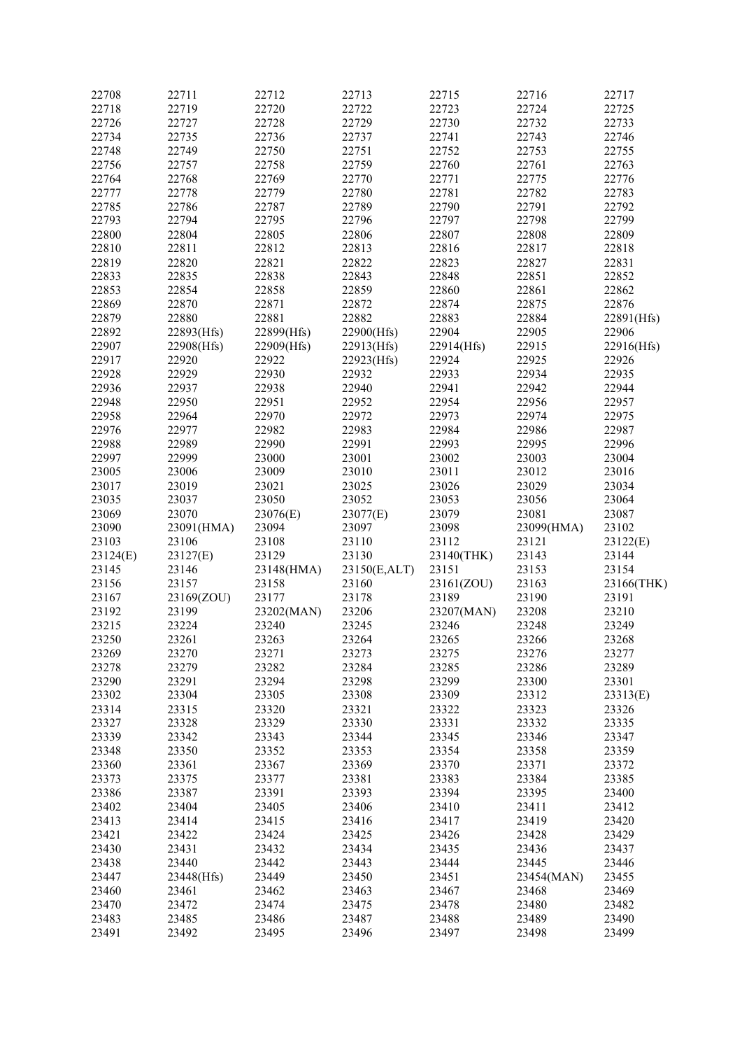| 22708 | 22711 | 22712 | 22713 | 22715 | 22716 | 22717 |
|---|---|---|---|---|---|---|
| 22718 | 22719 | 22720 | 22722 | 22723 | 22724 | 22725 |
| 22726 | 22727 | 22728 | 22729 | 22730 | 22732 | 22733 |
| 22734 | 22735 | 22736 | 22737 | 22741 | 22743 | 22746 |
| 22748 | 22749 | 22750 | 22751 | 22752 | 22753 | 22755 |
| 22756 | 22757 | 22758 | 22759 | 22760 | 22761 | 22763 |
| 22764 | 22768 | 22769 | 22770 | 22771 | 22775 | 22776 |
| 22777 | 22778 | 22779 | 22780 | 22781 | 22782 | 22783 |
| 22785 | 22786 | 22787 | 22789 | 22790 | 22791 | 22792 |
| 22793 | 22794 | 22795 | 22796 | 22797 | 22798 | 22799 |
| 22800 | 22804 | 22805 | 22806 | 22807 | 22808 | 22809 |
| 22810 | 22811 | 22812 | 22813 | 22816 | 22817 | 22818 |
| 22819 | 22820 | 22821 | 22822 | 22823 | 22827 | 22831 |
| 22833 | 22835 | 22838 | 22843 | 22848 | 22851 | 22852 |
| 22853 | 22854 | 22858 | 22859 | 22860 | 22861 | 22862 |
| 22869 | 22870 | 22871 | 22872 | 22874 | 22875 | 22876 |
| 22879 | 22880 | 22881 | 22882 | 22883 | 22884 | 22891(Hfs) |
| 22892 | 22893(Hfs) | 22899(Hfs) | 22900(Hfs) | 22904 | 22905 | 22906 |
| 22907 | 22908(Hfs) | 22909(Hfs) | 22913(Hfs) | 22914(Hfs) | 22915 | 22916(Hfs) |
| 22917 | 22920 | 22922 | 22923(Hfs) | 22924 | 22925 | 22926 |
| 22928 | 22929 | 22930 | 22932 | 22933 | 22934 | 22935 |
| 22936 | 22937 | 22938 | 22940 | 22941 | 22942 | 22944 |
| 22948 | 22950 | 22951 | 22952 | 22954 | 22956 | 22957 |
| 22958 | 22964 | 22970 | 22972 | 22973 | 22974 | 22975 |
| 22976 | 22977 | 22982 | 22983 | 22984 | 22986 | 22987 |
| 22988 | 22989 | 22990 | 22991 | 22993 | 22995 | 22996 |
| 22997 | 22999 | 23000 | 23001 | 23002 | 23003 | 23004 |
| 23005 | 23006 | 23009 | 23010 | 23011 | 23012 | 23016 |
| 23017 | 23019 | 23021 | 23025 | 23026 | 23029 | 23034 |
| 23035 | 23037 | 23050 | 23052 | 23053 | 23056 | 23064 |
| 23069 | 23070 | 23076(E) | 23077(E) | 23079 | 23081 | 23087 |
| 23090 | 23091(HMA) | 23094 | 23097 | 23098 | 23099(HMA) | 23102 |
| 23103 | 23106 | 23108 | 23110 | 23112 | 23121 | 23122(E) |
| 23124(E) | 23127(E) | 23129 | 23130 | 23140(THK) | 23143 | 23144 |
| 23145 | 23146 | 23148(HMA) | 23150(E,ALT) | 23151 | 23153 | 23154 |
| 23156 | 23157 | 23158 | 23160 | 23161(ZOU) | 23163 | 23166(THK) |
| 23167 | 23169(ZOU) | 23177 | 23178 | 23189 | 23190 | 23191 |
| 23192 | 23199 | 23202(MAN) | 23206 | 23207(MAN) | 23208 | 23210 |
| 23215 | 23224 | 23240 | 23245 | 23246 | 23248 | 23249 |
| 23250 | 23261 | 23263 | 23264 | 23265 | 23266 | 23268 |
| 23269 | 23270 | 23271 | 23273 | 23275 | 23276 | 23277 |
| 23278 | 23279 | 23282 | 23284 | 23285 | 23286 | 23289 |
| 23290 | 23291 | 23294 | 23298 | 23299 | 23300 | 23301 |
| 23302 | 23304 | 23305 | 23308 | 23309 | 23312 | 23313(E) |
| 23314 | 23315 | 23320 | 23321 | 23322 | 23323 | 23326 |
| 23327 | 23328 | 23329 | 23330 | 23331 | 23332 | 23335 |
| 23339 | 23342 | 23343 | 23344 | 23345 | 23346 | 23347 |
| 23348 | 23350 | 23352 | 23353 | 23354 | 23358 | 23359 |
| 23360 | 23361 | 23367 | 23369 | 23370 | 23371 | 23372 |
| 23373 | 23375 | 23377 | 23381 | 23383 | 23384 | 23385 |
| 23386 | 23387 | 23391 | 23393 | 23394 | 23395 | 23400 |
| 23402 | 23404 | 23405 | 23406 | 23410 | 23411 | 23412 |
| 23413 | 23414 | 23415 | 23416 | 23417 | 23419 | 23420 |
| 23421 | 23422 | 23424 | 23425 | 23426 | 23428 | 23429 |
| 23430 | 23431 | 23432 | 23434 | 23435 | 23436 | 23437 |
| 23438 | 23440 | 23442 | 23443 | 23444 | 23445 | 23446 |
| 23447 | 23448(Hfs) | 23449 | 23450 | 23451 | 23454(MAN) | 23455 |
| 23460 | 23461 | 23462 | 23463 | 23467 | 23468 | 23469 |
| 23470 | 23472 | 23474 | 23475 | 23478 | 23480 | 23482 |
| 23483 | 23485 | 23486 | 23487 | 23488 | 23489 | 23490 |
| 23491 | 23492 | 23495 | 23496 | 23497 | 23498 | 23499 |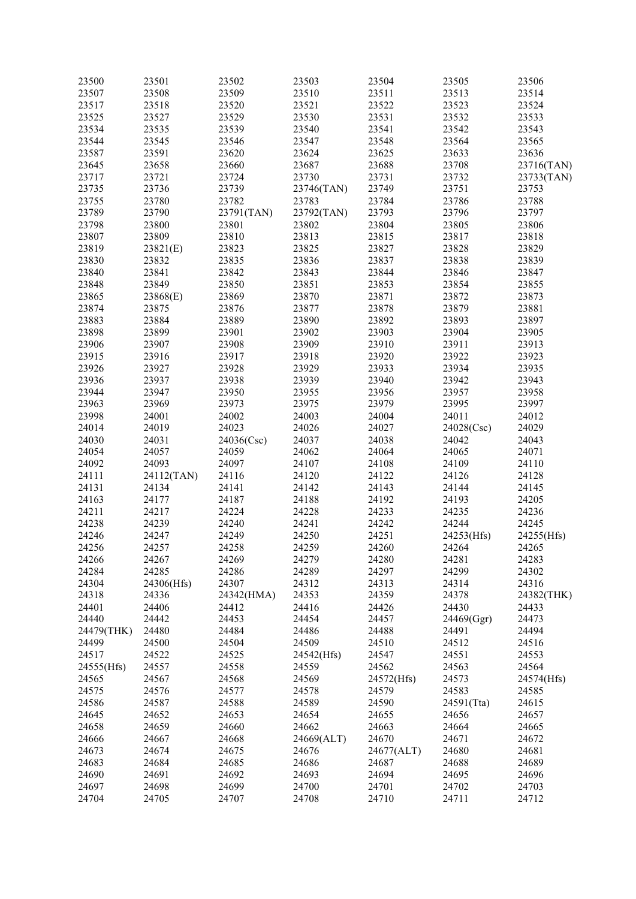| 23500 | 23501 | 23502 | 23503 | 23504 | 23505 | 23506 |
|---|---|---|---|---|---|---|
| 23507 | 23508 | 23509 | 23510 | 23511 | 23513 | 23514 |
| 23517 | 23518 | 23520 | 23521 | 23522 | 23523 | 23524 |
| 23525 | 23527 | 23529 | 23530 | 23531 | 23532 | 23533 |
| 23534 | 23535 | 23539 | 23540 | 23541 | 23542 | 23543 |
| 23544 | 23545 | 23546 | 23547 | 23548 | 23564 | 23565 |
| 23587 | 23591 | 23620 | 23624 | 23625 | 23633 | 23636 |
| 23645 | 23658 | 23660 | 23687 | 23688 | 23708 | 23716(TAN) |
| 23717 | 23721 | 23724 | 23730 | 23731 | 23732 | 23733(TAN) |
| 23735 | 23736 | 23739 | 23746(TAN) | 23749 | 23751 | 23753 |
| 23755 | 23780 | 23782 | 23783 | 23784 | 23786 | 23788 |
| 23789 | 23790 | 23791(TAN) | 23792(TAN) | 23793 | 23796 | 23797 |
| 23798 | 23800 | 23801 | 23802 | 23804 | 23805 | 23806 |
| 23807 | 23809 | 23810 | 23813 | 23815 | 23817 | 23818 |
| 23819 | 23821(E) | 23823 | 23825 | 23827 | 23828 | 23829 |
| 23830 | 23832 | 23835 | 23836 | 23837 | 23838 | 23839 |
| 23840 | 23841 | 23842 | 23843 | 23844 | 23846 | 23847 |
| 23848 | 23849 | 23850 | 23851 | 23853 | 23854 | 23855 |
| 23865 | 23868(E) | 23869 | 23870 | 23871 | 23872 | 23873 |
| 23874 | 23875 | 23876 | 23877 | 23878 | 23879 | 23881 |
| 23883 | 23884 | 23889 | 23890 | 23892 | 23893 | 23897 |
| 23898 | 23899 | 23901 | 23902 | 23903 | 23904 | 23905 |
| 23906 | 23907 | 23908 | 23909 | 23910 | 23911 | 23913 |
| 23915 | 23916 | 23917 | 23918 | 23920 | 23922 | 23923 |
| 23926 | 23927 | 23928 | 23929 | 23933 | 23934 | 23935 |
| 23936 | 23937 | 23938 | 23939 | 23940 | 23942 | 23943 |
| 23944 | 23947 | 23950 | 23955 | 23956 | 23957 | 23958 |
| 23963 | 23969 | 23973 | 23975 | 23979 | 23995 | 23997 |
| 23998 | 24001 | 24002 | 24003 | 24004 | 24011 | 24012 |
| 24014 | 24019 | 24023 | 24026 | 24027 | 24028(Csc) | 24029 |
| 24030 | 24031 | 24036(Csc) | 24037 | 24038 | 24042 | 24043 |
| 24054 | 24057 | 24059 | 24062 | 24064 | 24065 | 24071 |
| 24092 | 24093 | 24097 | 24107 | 24108 | 24109 | 24110 |
| 24111 | 24112(TAN) | 24116 | 24120 | 24122 | 24126 | 24128 |
| 24131 | 24134 | 24141 | 24142 | 24143 | 24144 | 24145 |
| 24163 | 24177 | 24187 | 24188 | 24192 | 24193 | 24205 |
| 24211 | 24217 | 24224 | 24228 | 24233 | 24235 | 24236 |
| 24238 | 24239 | 24240 | 24241 | 24242 | 24244 | 24245 |
| 24246 | 24247 | 24249 | 24250 | 24251 | 24253(Hfs) | 24255(Hfs) |
| 24256 | 24257 | 24258 | 24259 | 24260 | 24264 | 24265 |
| 24266 | 24267 | 24269 | 24279 | 24280 | 24281 | 24283 |
| 24284 | 24285 | 24286 | 24289 | 24297 | 24299 | 24302 |
| 24304 | 24306(Hfs) | 24307 | 24312 | 24313 | 24314 | 24316 |
| 24318 | 24336 | 24342(HMA) | 24353 | 24359 | 24378 | 24382(THK) |
| 24401 | 24406 | 24412 | 24416 | 24426 | 24430 | 24433 |
| 24440 | 24442 | 24453 | 24454 | 24457 | 24469(Ggr) | 24473 |
| 24479(THK) | 24480 | 24484 | 24486 | 24488 | 24491 | 24494 |
| 24499 | 24500 | 24504 | 24509 | 24510 | 24512 | 24516 |
| 24517 | 24522 | 24525 | 24542(Hfs) | 24547 | 24551 | 24553 |
| 24555(Hfs) | 24557 | 24558 | 24559 | 24562 | 24563 | 24564 |
| 24565 | 24567 | 24568 | 24569 | 24572(Hfs) | 24573 | 24574(Hfs) |
| 24575 | 24576 | 24577 | 24578 | 24579 | 24583 | 24585 |
| 24586 | 24587 | 24588 | 24589 | 24590 | 24591(Tta) | 24615 |
| 24645 | 24652 | 24653 | 24654 | 24655 | 24656 | 24657 |
| 24658 | 24659 | 24660 | 24662 | 24663 | 24664 | 24665 |
| 24666 | 24667 | 24668 | 24669(ALT) | 24670 | 24671 | 24672 |
| 24673 | 24674 | 24675 | 24676 | 24677(ALT) | 24680 | 24681 |
| 24683 | 24684 | 24685 | 24686 | 24687 | 24688 | 24689 |
| 24690 | 24691 | 24692 | 24693 | 24694 | 24695 | 24696 |
| 24697 | 24698 | 24699 | 24700 | 24701 | 24702 | 24703 |
| 24704 | 24705 | 24707 | 24708 | 24710 | 24711 | 24712 |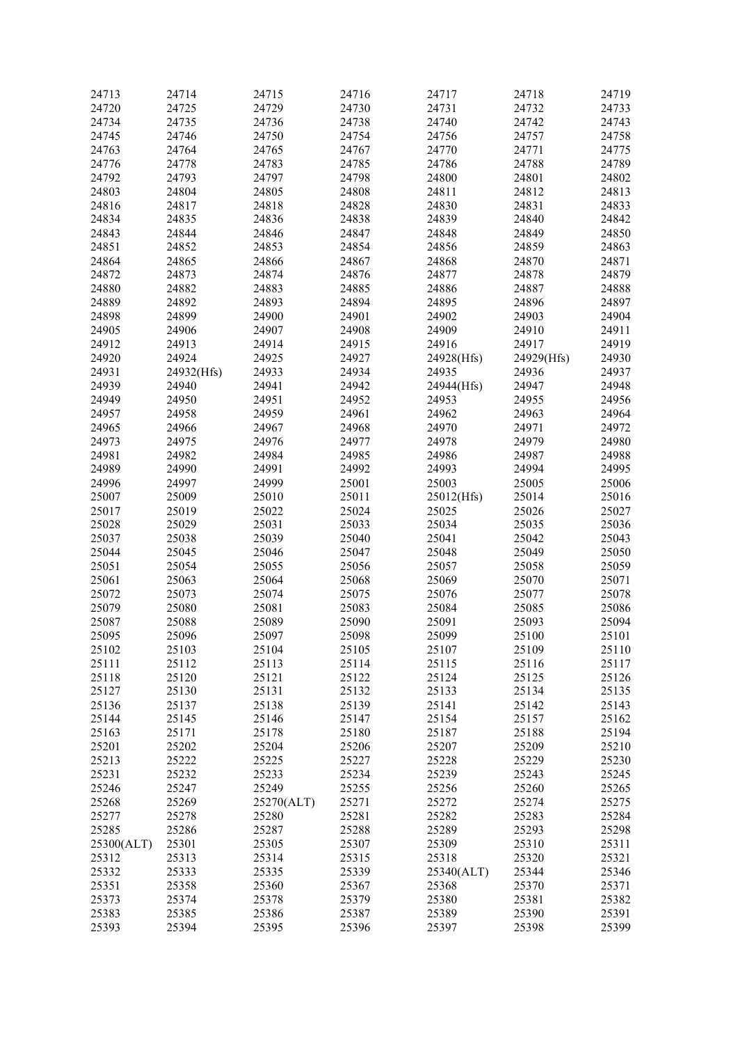| 24713 | 24714 | 24715 | 24716 | 24717 | 24718 | 24719 |
|---|---|---|---|---|---|---|
| 24720 | 24725 | 24729 | 24730 | 24731 | 24732 | 24733 |
| 24734 | 24735 | 24736 | 24738 | 24740 | 24742 | 24743 |
| 24745 | 24746 | 24750 | 24754 | 24756 | 24757 | 24758 |
| 24763 | 24764 | 24765 | 24767 | 24770 | 24771 | 24775 |
| 24776 | 24778 | 24783 | 24785 | 24786 | 24788 | 24789 |
| 24792 | 24793 | 24797 | 24798 | 24800 | 24801 | 24802 |
| 24803 | 24804 | 24805 | 24808 | 24811 | 24812 | 24813 |
| 24816 | 24817 | 24818 | 24828 | 24830 | 24831 | 24833 |
| 24834 | 24835 | 24836 | 24838 | 24839 | 24840 | 24842 |
| 24843 | 24844 | 24846 | 24847 | 24848 | 24849 | 24850 |
| 24851 | 24852 | 24853 | 24854 | 24856 | 24859 | 24863 |
| 24864 | 24865 | 24866 | 24867 | 24868 | 24870 | 24871 |
| 24872 | 24873 | 24874 | 24876 | 24877 | 24878 | 24879 |
| 24880 | 24882 | 24883 | 24885 | 24886 | 24887 | 24888 |
| 24889 | 24892 | 24893 | 24894 | 24895 | 24896 | 24897 |
| 24898 | 24899 | 24900 | 24901 | 24902 | 24903 | 24904 |
| 24905 | 24906 | 24907 | 24908 | 24909 | 24910 | 24911 |
| 24912 | 24913 | 24914 | 24915 | 24916 | 24917 | 24919 |
| 24920 | 24924 | 24925 | 24927 | 24928(Hfs) | 24929(Hfs) | 24930 |
| 24931 | 24932(Hfs) | 24933 | 24934 | 24935 | 24936 | 24937 |
| 24939 | 24940 | 24941 | 24942 | 24944(Hfs) | 24947 | 24948 |
| 24949 | 24950 | 24951 | 24952 | 24953 | 24955 | 24956 |
| 24957 | 24958 | 24959 | 24961 | 24962 | 24963 | 24964 |
| 24965 | 24966 | 24967 | 24968 | 24970 | 24971 | 24972 |
| 24973 | 24975 | 24976 | 24977 | 24978 | 24979 | 24980 |
| 24981 | 24982 | 24984 | 24985 | 24986 | 24987 | 24988 |
| 24989 | 24990 | 24991 | 24992 | 24993 | 24994 | 24995 |
| 24996 | 24997 | 24999 | 25001 | 25003 | 25005 | 25006 |
| 25007 | 25009 | 25010 | 25011 | 25012(Hfs) | 25014 | 25016 |
| 25017 | 25019 | 25022 | 25024 | 25025 | 25026 | 25027 |
| 25028 | 25029 | 25031 | 25033 | 25034 | 25035 | 25036 |
| 25037 | 25038 | 25039 | 25040 | 25041 | 25042 | 25043 |
| 25044 | 25045 | 25046 | 25047 | 25048 | 25049 | 25050 |
| 25051 | 25054 | 25055 | 25056 | 25057 | 25058 | 25059 |
| 25061 | 25063 | 25064 | 25068 | 25069 | 25070 | 25071 |
| 25072 | 25073 | 25074 | 25075 | 25076 | 25077 | 25078 |
| 25079 | 25080 | 25081 | 25083 | 25084 | 25085 | 25086 |
| 25087 | 25088 | 25089 | 25090 | 25091 | 25093 | 25094 |
| 25095 | 25096 | 25097 | 25098 | 25099 | 25100 | 25101 |
| 25102 | 25103 | 25104 | 25105 | 25107 | 25109 | 25110 |
| 25111 | 25112 | 25113 | 25114 | 25115 | 25116 | 25117 |
| 25118 | 25120 | 25121 | 25122 | 25124 | 25125 | 25126 |
| 25127 | 25130 | 25131 | 25132 | 25133 | 25134 | 25135 |
| 25136 | 25137 | 25138 | 25139 | 25141 | 25142 | 25143 |
| 25144 | 25145 | 25146 | 25147 | 25154 | 25157 | 25162 |
| 25163 | 25171 | 25178 | 25180 | 25187 | 25188 | 25194 |
| 25201 | 25202 | 25204 | 25206 | 25207 | 25209 | 25210 |
| 25213 | 25222 | 25225 | 25227 | 25228 | 25229 | 25230 |
| 25231 | 25232 | 25233 | 25234 | 25239 | 25243 | 25245 |
| 25246 | 25247 | 25249 | 25255 | 25256 | 25260 | 25265 |
| 25268 | 25269 | 25270(ALT) | 25271 | 25272 | 25274 | 25275 |
| 25277 | 25278 | 25280 | 25281 | 25282 | 25283 | 25284 |
| 25285 | 25286 | 25287 | 25288 | 25289 | 25293 | 25298 |
| 25300(ALT) | 25301 | 25305 | 25307 | 25309 | 25310 | 25311 |
| 25312 | 25313 | 25314 | 25315 | 25318 | 25320 | 25321 |
| 25332 | 25333 | 25335 | 25339 | 25340(ALT) | 25344 | 25346 |
| 25351 | 25358 | 25360 | 25367 | 25368 | 25370 | 25371 |
| 25373 | 25374 | 25378 | 25379 | 25380 | 25381 | 25382 |
| 25383 | 25385 | 25386 | 25387 | 25389 | 25390 | 25391 |
| 25393 | 25394 | 25395 | 25396 | 25397 | 25398 | 25399 |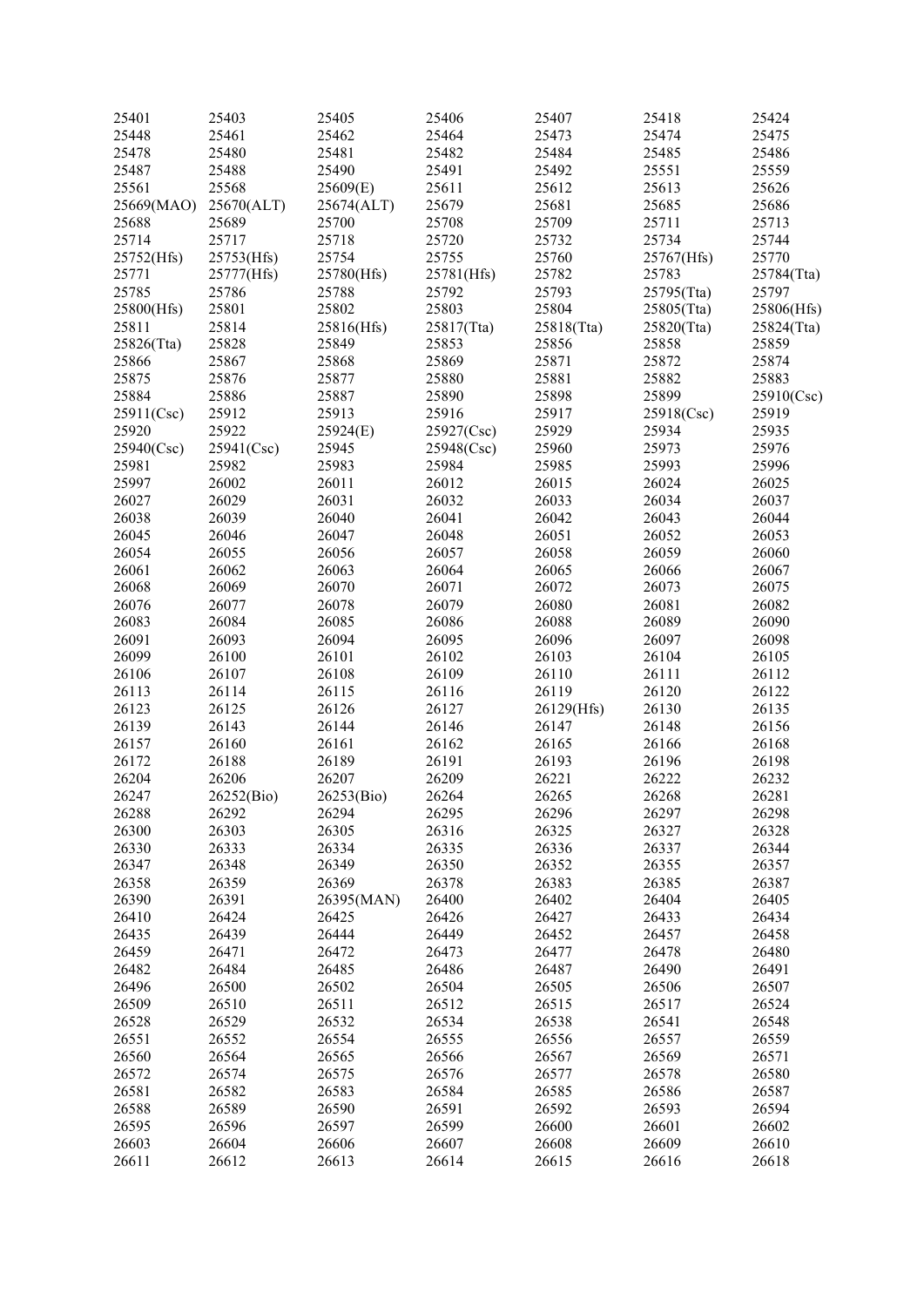| 25401 | 25403 | 25405 | 25406 | 25407 | 25418 | 25424 |
|---|---|---|---|---|---|---|
| 25448 | 25461 | 25462 | 25464 | 25473 | 25474 | 25475 |
| 25478 | 25480 | 25481 | 25482 | 25484 | 25485 | 25486 |
| 25487 | 25488 | 25490 | 25491 | 25492 | 25551 | 25559 |
| 25561 | 25568 | 25609(E) | 25611 | 25612 | 25613 | 25626 |
| 25669(MAO) | 25670(ALT) | 25674(ALT) | 25679 | 25681 | 25685 | 25686 |
| 25688 | 25689 | 25700 | 25708 | 25709 | 25711 | 25713 |
| 25714 | 25717 | 25718 | 25720 | 25732 | 25734 | 25744 |
| 25752(Hfs) | 25753(Hfs) | 25754 | 25755 | 25760 | 25767(Hfs) | 25770 |
| 25771 | 25777(Hfs) | 25780(Hfs) | 25781(Hfs) | 25782 | 25783 | 25784(Tta) |
| 25785 | 25786 | 25788 | 25792 | 25793 | 25795(Tta) | 25797 |
| 25800(Hfs) | 25801 | 25802 | 25803 | 25804 | 25805(Tta) | 25806(Hfs) |
| 25811 | 25814 | 25816(Hfs) | 25817(Tta) | 25818(Tta) | 25820(Tta) | 25824(Tta) |
| 25826(Tta) | 25828 | 25849 | 25853 | 25856 | 25858 | 25859 |
| 25866 | 25867 | 25868 | 25869 | 25871 | 25872 | 25874 |
| 25875 | 25876 | 25877 | 25880 | 25881 | 25882 | 25883 |
| 25884 | 25886 | 25887 | 25890 | 25898 | 25899 | 25910(Csc) |
| 25911(Csc) | 25912 | 25913 | 25916 | 25917 | 25918(Csc) | 25919 |
| 25920 | 25922 | 25924(E) | 25927(Csc) | 25929 | 25934 | 25935 |
| 25940(Csc) | 25941(Csc) | 25945 | 25948(Csc) | 25960 | 25973 | 25976 |
| 25981 | 25982 | 25983 | 25984 | 25985 | 25993 | 25996 |
| 25997 | 26002 | 26011 | 26012 | 26015 | 26024 | 26025 |
| 26027 | 26029 | 26031 | 26032 | 26033 | 26034 | 26037 |
| 26038 | 26039 | 26040 | 26041 | 26042 | 26043 | 26044 |
| 26045 | 26046 | 26047 | 26048 | 26051 | 26052 | 26053 |
| 26054 | 26055 | 26056 | 26057 | 26058 | 26059 | 26060 |
| 26061 | 26062 | 26063 | 26064 | 26065 | 26066 | 26067 |
| 26068 | 26069 | 26070 | 26071 | 26072 | 26073 | 26075 |
| 26076 | 26077 | 26078 | 26079 | 26080 | 26081 | 26082 |
| 26083 | 26084 | 26085 | 26086 | 26088 | 26089 | 26090 |
| 26091 | 26093 | 26094 | 26095 | 26096 | 26097 | 26098 |
| 26099 | 26100 | 26101 | 26102 | 26103 | 26104 | 26105 |
| 26106 | 26107 | 26108 | 26109 | 26110 | 26111 | 26112 |
| 26113 | 26114 | 26115 | 26116 | 26119 | 26120 | 26122 |
| 26123 | 26125 | 26126 | 26127 | 26129(Hfs) | 26130 | 26135 |
| 26139 | 26143 | 26144 | 26146 | 26147 | 26148 | 26156 |
| 26157 | 26160 | 26161 | 26162 | 26165 | 26166 | 26168 |
| 26172 | 26188 | 26189 | 26191 | 26193 | 26196 | 26198 |
| 26204 | 26206 | 26207 | 26209 | 26221 | 26222 | 26232 |
| 26247 | 26252(Bio) | 26253(Bio) | 26264 | 26265 | 26268 | 26281 |
| 26288 | 26292 | 26294 | 26295 | 26296 | 26297 | 26298 |
| 26300 | 26303 | 26305 | 26316 | 26325 | 26327 | 26328 |
| 26330 | 26333 | 26334 | 26335 | 26336 | 26337 | 26344 |
| 26347 | 26348 | 26349 | 26350 | 26352 | 26355 | 26357 |
| 26358 | 26359 | 26369 | 26378 | 26383 | 26385 | 26387 |
| 26390 | 26391 | 26395(MAN) | 26400 | 26402 | 26404 | 26405 |
| 26410 | 26424 | 26425 | 26426 | 26427 | 26433 | 26434 |
| 26435 | 26439 | 26444 | 26449 | 26452 | 26457 | 26458 |
| 26459 | 26471 | 26472 | 26473 | 26477 | 26478 | 26480 |
| 26482 | 26484 | 26485 | 26486 | 26487 | 26490 | 26491 |
| 26496 | 26500 | 26502 | 26504 | 26505 | 26506 | 26507 |
| 26509 | 26510 | 26511 | 26512 | 26515 | 26517 | 26524 |
| 26528 | 26529 | 26532 | 26534 | 26538 | 26541 | 26548 |
| 26551 | 26552 | 26554 | 26555 | 26556 | 26557 | 26559 |
| 26560 | 26564 | 26565 | 26566 | 26567 | 26569 | 26571 |
| 26572 | 26574 | 26575 | 26576 | 26577 | 26578 | 26580 |
| 26581 | 26582 | 26583 | 26584 | 26585 | 26586 | 26587 |
| 26588 | 26589 | 26590 | 26591 | 26592 | 26593 | 26594 |
| 26595 | 26596 | 26597 | 26599 | 26600 | 26601 | 26602 |
| 26603 | 26604 | 26606 | 26607 | 26608 | 26609 | 26610 |
| 26611 | 26612 | 26613 | 26614 | 26615 | 26616 | 26618 |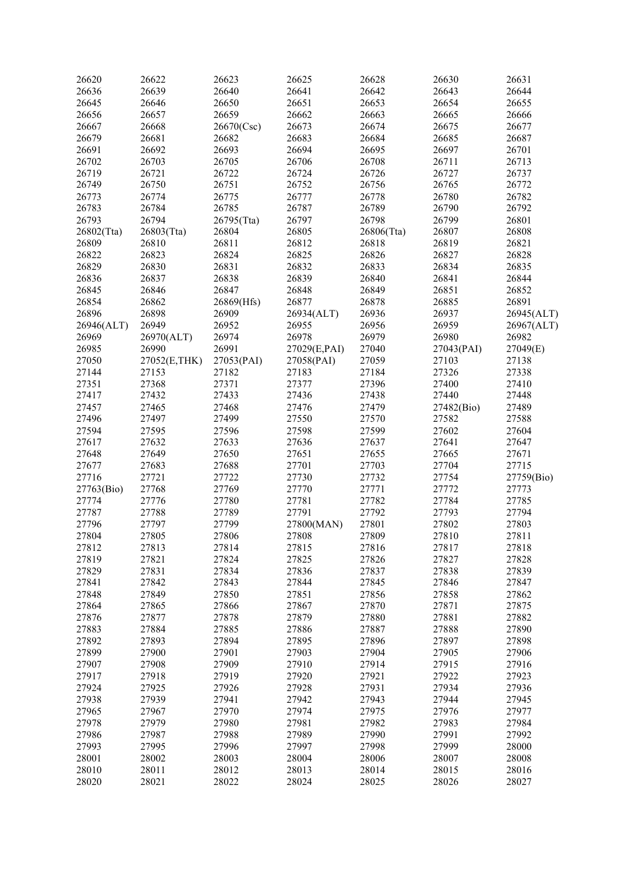| 26620 | 26622 | 26623 | 26625 | 26628 | 26630 | 26631 |
|---|---|---|---|---|---|---|
| 26636 | 26639 | 26640 | 26641 | 26642 | 26643 | 26644 |
| 26645 | 26646 | 26650 | 26651 | 26653 | 26654 | 26655 |
| 26656 | 26657 | 26659 | 26662 | 26663 | 26665 | 26666 |
| 26667 | 26668 | 26670(Csc) | 26673 | 26674 | 26675 | 26677 |
| 26679 | 26681 | 26682 | 26683 | 26684 | 26685 | 26687 |
| 26691 | 26692 | 26693 | 26694 | 26695 | 26697 | 26701 |
| 26702 | 26703 | 26705 | 26706 | 26708 | 26711 | 26713 |
| 26719 | 26721 | 26722 | 26724 | 26726 | 26727 | 26737 |
| 26749 | 26750 | 26751 | 26752 | 26756 | 26765 | 26772 |
| 26773 | 26774 | 26775 | 26777 | 26778 | 26780 | 26782 |
| 26783 | 26784 | 26785 | 26787 | 26789 | 26790 | 26792 |
| 26793 | 26794 | 26795(Tta) | 26797 | 26798 | 26799 | 26801 |
| 26802(Tta) | 26803(Tta) | 26804 | 26805 | 26806(Tta) | 26807 | 26808 |
| 26809 | 26810 | 26811 | 26812 | 26818 | 26819 | 26821 |
| 26822 | 26823 | 26824 | 26825 | 26826 | 26827 | 26828 |
| 26829 | 26830 | 26831 | 26832 | 26833 | 26834 | 26835 |
| 26836 | 26837 | 26838 | 26839 | 26840 | 26841 | 26844 |
| 26845 | 26846 | 26847 | 26848 | 26849 | 26851 | 26852 |
| 26854 | 26862 | 26869(Hfs) | 26877 | 26878 | 26885 | 26891 |
| 26896 | 26898 | 26909 | 26934(ALT) | 26936 | 26937 | 26945(ALT) |
| 26946(ALT) | 26949 | 26952 | 26955 | 26956 | 26959 | 26967(ALT) |
| 26969 | 26970(ALT) | 26974 | 26978 | 26979 | 26980 | 26982 |
| 26985 | 26990 | 26991 | 27029(E,PAI) | 27040 | 27043(PAI) | 27049(E) |
| 27050 | 27052(E,THK) | 27053(PAI) | 27058(PAI) | 27059 | 27103 | 27138 |
| 27144 | 27153 | 27182 | 27183 | 27184 | 27326 | 27338 |
| 27351 | 27368 | 27371 | 27377 | 27396 | 27400 | 27410 |
| 27417 | 27432 | 27433 | 27436 | 27438 | 27440 | 27448 |
| 27457 | 27465 | 27468 | 27476 | 27479 | 27482(Bio) | 27489 |
| 27496 | 27497 | 27499 | 27550 | 27570 | 27582 | 27588 |
| 27594 | 27595 | 27596 | 27598 | 27599 | 27602 | 27604 |
| 27617 | 27632 | 27633 | 27636 | 27637 | 27641 | 27647 |
| 27648 | 27649 | 27650 | 27651 | 27655 | 27665 | 27671 |
| 27677 | 27683 | 27688 | 27701 | 27703 | 27704 | 27715 |
| 27716 | 27721 | 27722 | 27730 | 27732 | 27754 | 27759(Bio) |
| 27763(Bio) | 27768 | 27769 | 27770 | 27771 | 27772 | 27773 |
| 27774 | 27776 | 27780 | 27781 | 27782 | 27784 | 27785 |
| 27787 | 27788 | 27789 | 27791 | 27792 | 27793 | 27794 |
| 27796 | 27797 | 27799 | 27800(MAN) | 27801 | 27802 | 27803 |
| 27804 | 27805 | 27806 | 27808 | 27809 | 27810 | 27811 |
| 27812 | 27813 | 27814 | 27815 | 27816 | 27817 | 27818 |
| 27819 | 27821 | 27824 | 27825 | 27826 | 27827 | 27828 |
| 27829 | 27831 | 27834 | 27836 | 27837 | 27838 | 27839 |
| 27841 | 27842 | 27843 | 27844 | 27845 | 27846 | 27847 |
| 27848 | 27849 | 27850 | 27851 | 27856 | 27858 | 27862 |
| 27864 | 27865 | 27866 | 27867 | 27870 | 27871 | 27875 |
| 27876 | 27877 | 27878 | 27879 | 27880 | 27881 | 27882 |
| 27883 | 27884 | 27885 | 27886 | 27887 | 27888 | 27890 |
| 27892 | 27893 | 27894 | 27895 | 27896 | 27897 | 27898 |
| 27899 | 27900 | 27901 | 27903 | 27904 | 27905 | 27906 |
| 27907 | 27908 | 27909 | 27910 | 27914 | 27915 | 27916 |
| 27917 | 27918 | 27919 | 27920 | 27921 | 27922 | 27923 |
| 27924 | 27925 | 27926 | 27928 | 27931 | 27934 | 27936 |
| 27938 | 27939 | 27941 | 27942 | 27943 | 27944 | 27945 |
| 27965 | 27967 | 27970 | 27974 | 27975 | 27976 | 27977 |
| 27978 | 27979 | 27980 | 27981 | 27982 | 27983 | 27984 |
| 27986 | 27987 | 27988 | 27989 | 27990 | 27991 | 27992 |
| 27993 | 27995 | 27996 | 27997 | 27998 | 27999 | 28000 |
| 28001 | 28002 | 28003 | 28004 | 28006 | 28007 | 28008 |
| 28010 | 28011 | 28012 | 28013 | 28014 | 28015 | 28016 |
| 28020 | 28021 | 28022 | 28024 | 28025 | 28026 | 28027 |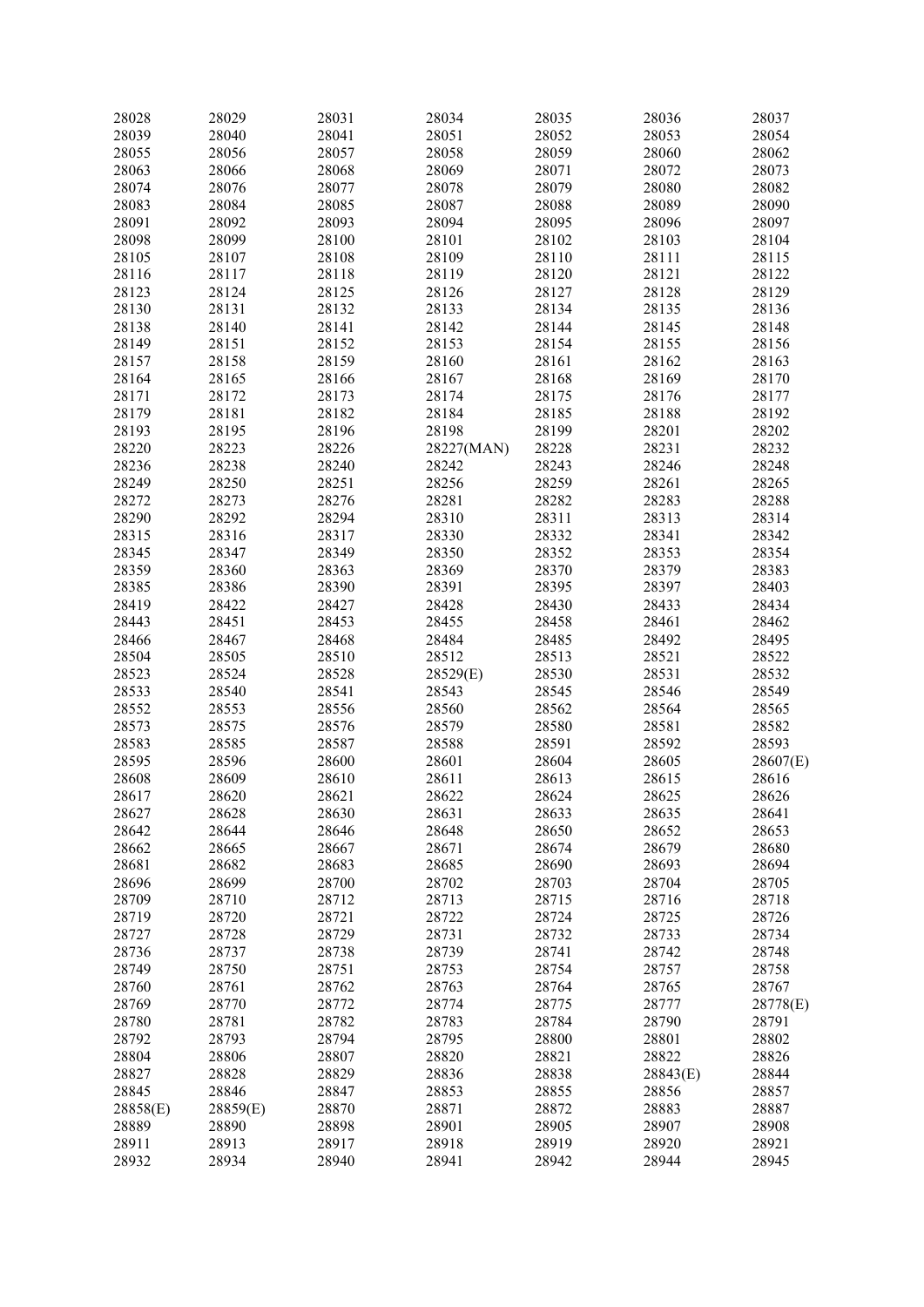| 28028 | 28029 | 28031 | 28034 | 28035 | 28036 | 28037 |
|---|---|---|---|---|---|---|
| 28039 | 28040 | 28041 | 28051 | 28052 | 28053 | 28054 |
| 28055 | 28056 | 28057 | 28058 | 28059 | 28060 | 28062 |
| 28063 | 28066 | 28068 | 28069 | 28071 | 28072 | 28073 |
| 28074 | 28076 | 28077 | 28078 | 28079 | 28080 | 28082 |
| 28083 | 28084 | 28085 | 28087 | 28088 | 28089 | 28090 |
| 28091 | 28092 | 28093 | 28094 | 28095 | 28096 | 28097 |
| 28098 | 28099 | 28100 | 28101 | 28102 | 28103 | 28104 |
| 28105 | 28107 | 28108 | 28109 | 28110 | 28111 | 28115 |
| 28116 | 28117 | 28118 | 28119 | 28120 | 28121 | 28122 |
| 28123 | 28124 | 28125 | 28126 | 28127 | 28128 | 28129 |
| 28130 | 28131 | 28132 | 28133 | 28134 | 28135 | 28136 |
| 28138 | 28140 | 28141 | 28142 | 28144 | 28145 | 28148 |
| 28149 | 28151 | 28152 | 28153 | 28154 | 28155 | 28156 |
| 28157 | 28158 | 28159 | 28160 | 28161 | 28162 | 28163 |
| 28164 | 28165 | 28166 | 28167 | 28168 | 28169 | 28170 |
| 28171 | 28172 | 28173 | 28174 | 28175 | 28176 | 28177 |
| 28179 | 28181 | 28182 | 28184 | 28185 | 28188 | 28192 |
| 28193 | 28195 | 28196 | 28198 | 28199 | 28201 | 28202 |
| 28220 | 28223 | 28226 | 28227(MAN) | 28228 | 28231 | 28232 |
| 28236 | 28238 | 28240 | 28242 | 28243 | 28246 | 28248 |
| 28249 | 28250 | 28251 | 28256 | 28259 | 28261 | 28265 |
| 28272 | 28273 | 28276 | 28281 | 28282 | 28283 | 28288 |
| 28290 | 28292 | 28294 | 28310 | 28311 | 28313 | 28314 |
| 28315 | 28316 | 28317 | 28330 | 28332 | 28341 | 28342 |
| 28345 | 28347 | 28349 | 28350 | 28352 | 28353 | 28354 |
| 28359 | 28360 | 28363 | 28369 | 28370 | 28379 | 28383 |
| 28385 | 28386 | 28390 | 28391 | 28395 | 28397 | 28403 |
| 28419 | 28422 | 28427 | 28428 | 28430 | 28433 | 28434 |
| 28443 | 28451 | 28453 | 28455 | 28458 | 28461 | 28462 |
| 28466 | 28467 | 28468 | 28484 | 28485 | 28492 | 28495 |
| 28504 | 28505 | 28510 | 28512 | 28513 | 28521 | 28522 |
| 28523 | 28524 | 28528 | 28529(E) | 28530 | 28531 | 28532 |
| 28533 | 28540 | 28541 | 28543 | 28545 | 28546 | 28549 |
| 28552 | 28553 | 28556 | 28560 | 28562 | 28564 | 28565 |
| 28573 | 28575 | 28576 | 28579 | 28580 | 28581 | 28582 |
| 28583 | 28585 | 28587 | 28588 | 28591 | 28592 | 28593 |
| 28595 | 28596 | 28600 | 28601 | 28604 | 28605 | 28607(E) |
| 28608 | 28609 | 28610 | 28611 | 28613 | 28615 | 28616 |
| 28617 | 28620 | 28621 | 28622 | 28624 | 28625 | 28626 |
| 28627 | 28628 | 28630 | 28631 | 28633 | 28635 | 28641 |
| 28642 | 28644 | 28646 | 28648 | 28650 | 28652 | 28653 |
| 28662 | 28665 | 28667 | 28671 | 28674 | 28679 | 28680 |
| 28681 | 28682 | 28683 | 28685 | 28690 | 28693 | 28694 |
| 28696 | 28699 | 28700 | 28702 | 28703 | 28704 | 28705 |
| 28709 | 28710 | 28712 | 28713 | 28715 | 28716 | 28718 |
| 28719 | 28720 | 28721 | 28722 | 28724 | 28725 | 28726 |
| 28727 | 28728 | 28729 | 28731 | 28732 | 28733 | 28734 |
| 28736 | 28737 | 28738 | 28739 | 28741 | 28742 | 28748 |
| 28749 | 28750 | 28751 | 28753 | 28754 | 28757 | 28758 |
| 28760 | 28761 | 28762 | 28763 | 28764 | 28765 | 28767 |
| 28769 | 28770 | 28772 | 28774 | 28775 | 28777 | 28778(E) |
| 28780 | 28781 | 28782 | 28783 | 28784 | 28790 | 28791 |
| 28792 | 28793 | 28794 | 28795 | 28800 | 28801 | 28802 |
| 28804 | 28806 | 28807 | 28820 | 28821 | 28822 | 28826 |
| 28827 | 28828 | 28829 | 28836 | 28838 | 28843(E) | 28844 |
| 28845 | 28846 | 28847 | 28853 | 28855 | 28856 | 28857 |
| 28858(E) | 28859(E) | 28870 | 28871 | 28872 | 28883 | 28887 |
| 28889 | 28890 | 28898 | 28901 | 28905 | 28907 | 28908 |
| 28911 | 28913 | 28917 | 28918 | 28919 | 28920 | 28921 |
| 28932 | 28934 | 28940 | 28941 | 28942 | 28944 | 28945 |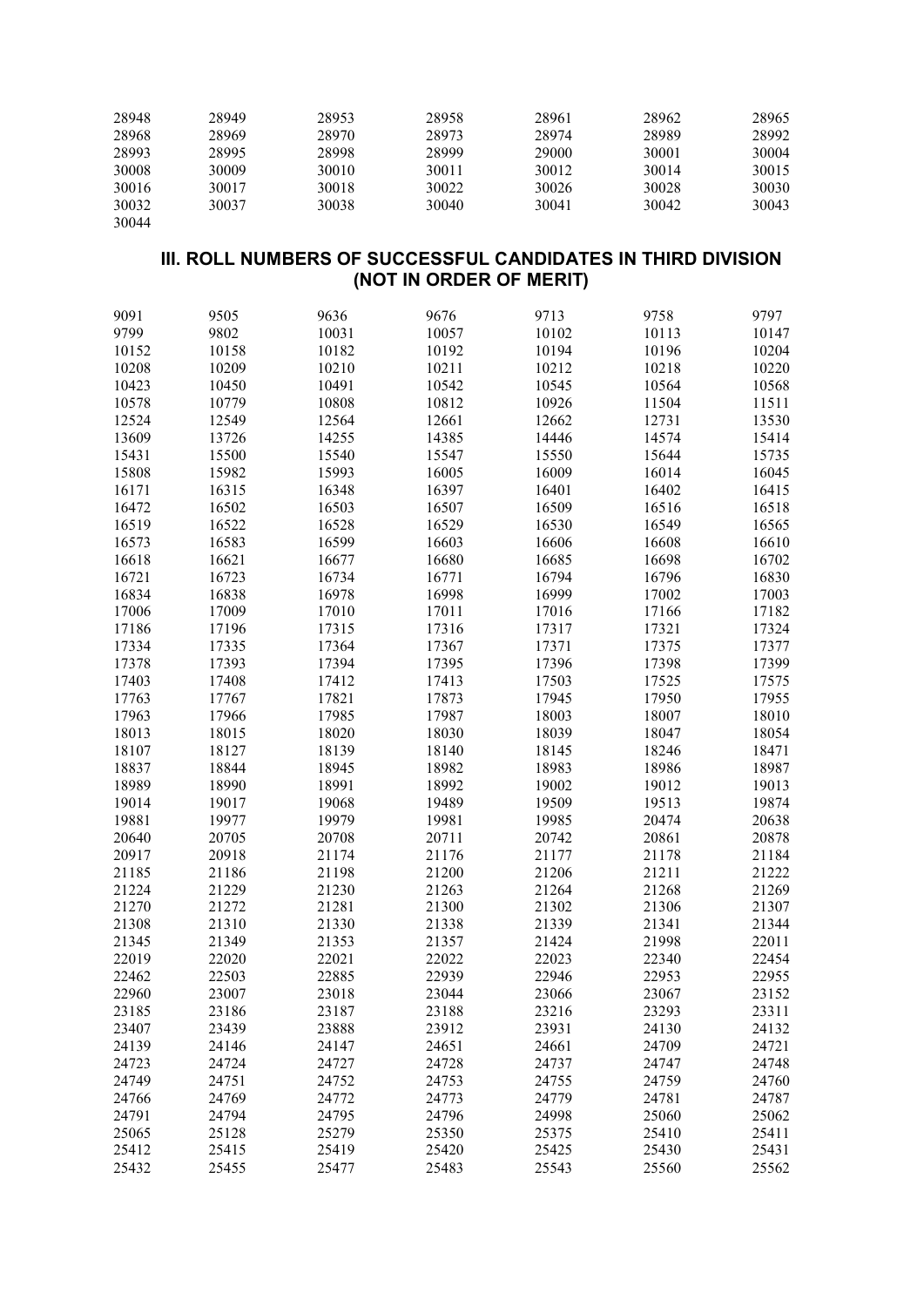| | | | | | | |
|---|---|---|---|---|---|---|
| 28948 | 28949 | 28953 | 28958 | 28961 | 28962 | 28965 |
| 28968 | 28969 | 28970 | 28973 | 28974 | 28989 | 28992 |
| 28993 | 28995 | 28998 | 28999 | 29000 | 30001 | 30004 |
| 30008 | 30009 | 30010 | 30011 | 30012 | 30014 | 30015 |
| 30016 | 30017 | 30018 | 30022 | 30026 | 30028 | 30030 |
| 30032 | 30037 | 30038 | 30040 | 30041 | 30042 | 30043 |
| 30044 | | | | | | |

## III. ROLL NUMBERS OF SUCCESSFUL CANDIDATES IN THIRD DIVISION (NOT IN ORDER OF MERIT)

| | | | | | | |
|---|---|---|---|---|---|---|
| 9091 | 9505 | 9636 | 9676 | 9713 | 9758 | 9797 |
| 9799 | 9802 | 10031 | 10057 | 10102 | 10113 | 10147 |
| 10152 | 10158 | 10182 | 10192 | 10194 | 10196 | 10204 |
| 10208 | 10209 | 10210 | 10211 | 10212 | 10218 | 10220 |
| 10423 | 10450 | 10491 | 10542 | 10545 | 10564 | 10568 |
| 10578 | 10779 | 10808 | 10812 | 10926 | 11504 | 11511 |
| 12524 | 12549 | 12564 | 12661 | 12662 | 12731 | 13530 |
| 13609 | 13726 | 14255 | 14385 | 14446 | 14574 | 15414 |
| 15431 | 15500 | 15540 | 15547 | 15550 | 15644 | 15735 |
| 15808 | 15982 | 15993 | 16005 | 16009 | 16014 | 16045 |
| 16171 | 16315 | 16348 | 16397 | 16401 | 16402 | 16415 |
| 16472 | 16502 | 16503 | 16507 | 16509 | 16516 | 16518 |
| 16519 | 16522 | 16528 | 16529 | 16530 | 16549 | 16565 |
| 16573 | 16583 | 16599 | 16603 | 16606 | 16608 | 16610 |
| 16618 | 16621 | 16677 | 16680 | 16685 | 16698 | 16702 |
| 16721 | 16723 | 16734 | 16771 | 16794 | 16796 | 16830 |
| 16834 | 16838 | 16978 | 16998 | 16999 | 17002 | 17003 |
| 17006 | 17009 | 17010 | 17011 | 17016 | 17166 | 17182 |
| 17186 | 17196 | 17315 | 17316 | 17317 | 17321 | 17324 |
| 17334 | 17335 | 17364 | 17367 | 17371 | 17375 | 17377 |
| 17378 | 17393 | 17394 | 17395 | 17396 | 17398 | 17399 |
| 17403 | 17408 | 17412 | 17413 | 17503 | 17525 | 17575 |
| 17763 | 17767 | 17821 | 17873 | 17945 | 17950 | 17955 |
| 17963 | 17966 | 17985 | 17987 | 18003 | 18007 | 18010 |
| 18013 | 18015 | 18020 | 18030 | 18039 | 18047 | 18054 |
| 18107 | 18127 | 18139 | 18140 | 18145 | 18246 | 18471 |
| 18837 | 18844 | 18945 | 18982 | 18983 | 18986 | 18987 |
| 18989 | 18990 | 18991 | 18992 | 19002 | 19012 | 19013 |
| 19014 | 19017 | 19068 | 19489 | 19509 | 19513 | 19874 |
| 19881 | 19977 | 19979 | 19981 | 19985 | 20474 | 20638 |
| 20640 | 20705 | 20708 | 20711 | 20742 | 20861 | 20878 |
| 20917 | 20918 | 21174 | 21176 | 21177 | 21178 | 21184 |
| 21185 | 21186 | 21198 | 21200 | 21206 | 21211 | 21222 |
| 21224 | 21229 | 21230 | 21263 | 21264 | 21268 | 21269 |
| 21270 | 21272 | 21281 | 21300 | 21302 | 21306 | 21307 |
| 21308 | 21310 | 21330 | 21338 | 21339 | 21341 | 21344 |
| 21345 | 21349 | 21353 | 21357 | 21424 | 21998 | 22011 |
| 22019 | 22020 | 22021 | 22022 | 22023 | 22340 | 22454 |
| 22462 | 22503 | 22885 | 22939 | 22946 | 22953 | 22955 |
| 22960 | 23007 | 23018 | 23044 | 23066 | 23067 | 23152 |
| 23185 | 23186 | 23187 | 23188 | 23216 | 23293 | 23311 |
| 23407 | 23439 | 23888 | 23912 | 23931 | 24130 | 24132 |
| 24139 | 24146 | 24147 | 24651 | 24661 | 24709 | 24721 |
| 24723 | 24724 | 24727 | 24728 | 24737 | 24747 | 24748 |
| 24749 | 24751 | 24752 | 24753 | 24755 | 24759 | 24760 |
| 24766 | 24769 | 24772 | 24773 | 24779 | 24781 | 24787 |
| 24791 | 24794 | 24795 | 24796 | 24998 | 25060 | 25062 |
| 25065 | 25128 | 25279 | 25350 | 25375 | 25410 | 25411 |
| 25412 | 25415 | 25419 | 25420 | 25425 | 25430 | 25431 |
| 25432 | 25455 | 25477 | 25483 | 25543 | 25560 | 25562 |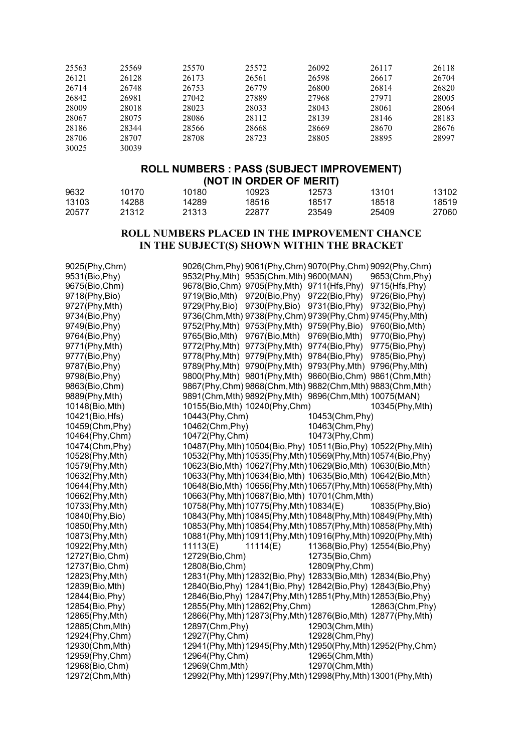| | | | | | | |
|---|---|---|---|---|---|---|
| 25563 | 25569 | 25570 | 25572 | 26092 | 26117 | 26118 |
| 26121 | 26128 | 26173 | 26561 | 26598 | 26617 | 26704 |
| 26714 | 26748 | 26753 | 26779 | 26800 | 26814 | 26820 |
| 26842 | 26981 | 27042 | 27889 | 27968 | 27971 | 28005 |
| 28009 | 28018 | 28023 | 28033 | 28043 | 28061 | 28064 |
| 28067 | 28075 | 28086 | 28112 | 28139 | 28146 | 28183 |
| 28186 | 28344 | 28566 | 28668 | 28669 | 28670 | 28676 |
| 28706 | 28707 | 28708 | 28723 | 28805 | 28895 | 28997 |
| 30025 | 30039 | | | | | |

## ROLL NUMBERS : PASS (SUBJECT IMPROVEMENT) (NOT IN ORDER OF MERIT)

| | | | | | | |
|---|---|---|---|---|---|---|
| 9632 | 10170 | 10180 | 10923 | 12573 | 13101 | 13102 |
| 13103 | 14288 | 14289 | 18516 | 18517 | 18518 | 18519 |
| 20577 | 21312 | 21313 | 22877 | 23549 | 25409 | 27060 |

## ROLL NUMBERS PLACED IN THE IMPROVEMENT CHANCE IN THE SUBJECT(S) SHOWN WITHIN THE BRACKET

| | | | | |
|---|---|---|---|---|
| 9025(Phy,Chm) | 9026(Chm,Phy) | 9061(Phy,Chm) | 9070(Phy,Chm) | 9092(Phy,Chm) |
| 9531(Bio,Phy) | 9532(Phy,Mth) | 9535(Chm,Mth) | 9600(MAN) | 9653(Chm,Phy) |
| 9675(Bio,Chm) | 9678(Bio,Chm) | 9705(Phy,Mth) | 9711(Hfs,Phy) | 9715(Hfs,Phy) |
| 9718(Phy,Bio) | 9719(Bio,Mth) | 9720(Bio,Phy) | 9722(Bio,Phy) | 9726(Bio,Phy) |
| 9727(Phy,Mth) | 9729(Phy,Bio) | 9730(Phy,Bio) | 9731(Bio,Phy) | 9732(Bio,Phy) |
| 9734(Bio,Phy) | 9736(Chm,Mth) | 9738(Phy,Chm) | 9739(Phy,Chm) | 9745(Phy,Mth) |
| 9749(Bio,Phy) | 9752(Phy,Mth) | 9753(Phy,Mth) | 9759(Phy,Bio) | 9760(Bio,Mth) |
| 9764(Bio,Phy) | 9765(Bio,Mth) | 9767(Bio,Mth) | 9769(Bio,Mth) | 9770(Bio,Phy) |
| 9771(Phy,Mth) | 9772(Phy,Mth) | 9773(Phy,Mth) | 9774(Bio,Phy) | 9775(Bio,Phy) |
| 9777(Bio,Phy) | 9778(Phy,Mth) | 9779(Phy,Mth) | 9784(Bio,Phy) | 9785(Bio,Phy) |
| 9787(Bio,Phy) | 9789(Phy,Mth) | 9790(Phy,Mth) | 9793(Phy,Mth) | 9796(Phy,Mth) |
| 9798(Bio,Phy) | 9800(Phy,Mth) | 9801(Phy,Mth) | 9860(Bio,Chm) | 9861(Chm,Mth) |
| 9863(Bio,Chm) | 9867(Phy,Chm) | 9868(Chm,Mth) | 9882(Chm,Mth) | 9883(Chm,Mth) |
| 9889(Phy,Mth) | 9891(Chm,Mth) | 9892(Phy,Mth) | 9896(Chm,Mth) | 10075(MAN) |
| 10148(Bio,Mth) | 10155(Bio,Mth) | 10240(Phy,Chm) | | 10345(Phy,Mth) |
| 10421(Bio,Hfs) | 10443(Phy,Chm) | | 10453(Chm,Phy) | |
| 10459(Chm,Phy) | 10462(Chm,Phy) | | 10463(Chm,Phy) | |
| 10464(Phy,Chm) | 10472(Phy,Chm) | | 10473(Phy,Chm) | |
| 10474(Chm,Phy) | 10487(Phy,Mth) | 10504(Bio,Phy) | 10511(Bio,Phy) | 10522(Phy,Mth) |
| 10528(Phy,Mth) | 10532(Phy,Mth) | 10535(Phy,Mth) | 10569(Phy,Mth) | 10574(Bio,Phy) |
| 10579(Phy,Mth) | 10623(Bio,Mth) | 10627(Phy,Mth) | 10629(Bio,Mth) | 10630(Bio,Mth) |
| 10632(Phy,Mth) | 10633(Phy,Mth) | 10634(Bio,Mth) | 10635(Bio,Mth) | 10642(Bio,Mth) |
| 10644(Phy,Mth) | 10648(Bio,Mth) | 10656(Phy,Mth) | 10657(Phy,Mth) | 10658(Phy,Mth) |
| 10662(Phy,Mth) | 10663(Phy,Mth) | 10687(Bio,Mth) | 10701(Chm,Mth) | |
| 10733(Phy,Mth) | 10758(Phy,Mth) | 10775(Phy,Mth) | 10834(E) | 10835(Phy,Bio) |
| 10840(Phy,Bio) | 10843(Phy,Mth) | 10845(Phy,Mth) | 10848(Phy,Mth) | 10849(Phy,Mth) |
| 10850(Phy,Mth) | 10853(Phy,Mth) | 10854(Phy,Mth) | 10857(Phy,Mth) | 10858(Phy,Mth) |
| 10873(Phy,Mth) | 10881(Phy,Mth) | 10911(Phy,Mth) | 10916(Phy,Mth) | 10920(Phy,Mth) |
| 10922(Phy,Mth) | 11113(E) | 11114(E) | 11368(Bio,Phy) | 12554(Bio,Phy) |
| 12727(Bio,Chm) | 12729(Bio,Chm) | | 12735(Bio,Chm) | |
| 12737(Bio,Chm) | 12808(Bio,Chm) | | 12809(Phy,Chm) | |
| 12823(Phy,Mth) | 12831(Phy,Mth) | 12832(Bio,Phy) | 12833(Bio,Mth) | 12834(Bio,Phy) |
| 12839(Bio,Mth) | 12840(Bio,Phy) | 12841(Bio,Phy) | 12842(Bio,Phy) | 12843(Bio,Phy) |
| 12844(Bio,Phy) | 12846(Bio,Phy) | 12847(Phy,Mth) | 12851(Phy,Mth) | 12853(Bio,Phy) |
| 12854(Bio,Phy) | 12855(Phy,Mth) | 12862(Phy,Chm) | | 12863(Chm,Phy) |
| 12865(Phy,Mth) | 12866(Phy,Mth) | 12873(Phy,Mth) | 12876(Bio,Mth) | 12877(Phy,Mth) |
| 12885(Chm,Mth) | 12897(Chm,Phy) | | 12903(Chm,Mth) | |
| 12924(Phy,Chm) | 12927(Phy,Chm) | | 12928(Chm,Phy) | |
| 12930(Chm,Mth) | 12941(Phy,Mth) | 12945(Phy,Mth) | 12950(Phy,Mth) | 12952(Phy,Chm) |
| 12959(Phy,Chm) | 12964(Phy,Chm) | | 12965(Chm,Mth) | |
| 12968(Bio,Chm) | 12969(Chm,Mth) | | 12970(Chm,Mth) | |
| 12972(Chm,Mth) | 12992(Phy,Mth) | 12997(Phy,Mth) | 12998(Phy,Mth) | 13001(Phy,Mth) |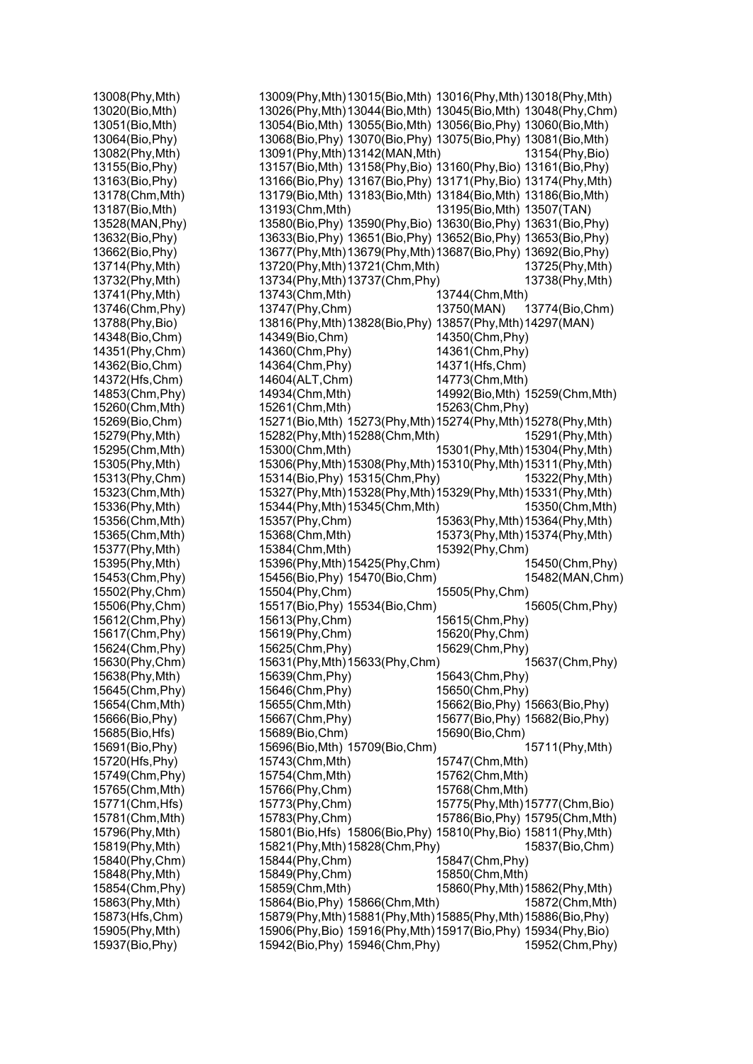13008(Phy,Mth) 13009(Phy,Mth) 13015(Bio,Mth) 13016(Phy,Mth) 13018(Phy,Mth)
13020(Bio,Mth) 13026(Phy,Mth) 13044(Bio,Mth) 13045(Bio,Mth) 13048(Phy,Chm)
13051(Bio,Mth) 13054(Bio,Mth) 13055(Bio,Mth) 13056(Bio,Phy) 13060(Bio,Mth)
13064(Bio,Phy) 13068(Bio,Phy) 13070(Bio,Phy) 13075(Bio,Phy) 13081(Bio,Mth)
13082(Phy,Mth) 13091(Phy,Mth) 13142(MAN,Mth) 13154(Phy,Bio)
13155(Bio,Phy) 13157(Bio,Mth) 13158(Phy,Bio) 13160(Phy,Bio) 13161(Bio,Phy)
13163(Bio,Phy) 13166(Bio,Phy) 13167(Bio,Phy) 13171(Phy,Bio) 13174(Phy,Mth)
13178(Chm,Mth) 13179(Bio,Mth) 13183(Bio,Mth) 13184(Bio,Mth) 13186(Bio,Mth)
13187(Bio,Mth) 13193(Chm,Mth) 13195(Bio,Mth) 13507(TAN)
13528(MAN,Phy) 13580(Bio,Phy) 13590(Phy,Bio) 13630(Bio,Phy) 13631(Bio,Phy)
13632(Bio,Phy) 13633(Bio,Phy) 13651(Bio,Phy) 13652(Bio,Phy) 13653(Bio,Phy)
13662(Bio,Phy) 13677(Phy,Mth) 13679(Phy,Mth) 13687(Bio,Phy) 13692(Bio,Phy)
13714(Phy,Mth) 13720(Phy,Mth) 13721(Chm,Mth) 13725(Phy,Mth)
13732(Phy,Mth) 13734(Phy,Mth) 13737(Chm,Phy) 13738(Phy,Mth)
13741(Phy,Mth) 13743(Chm,Mth) 13744(Chm,Mth)
13746(Chm,Phy) 13747(Phy,Chm) 13750(MAN) 13774(Bio,Chm)
13788(Phy,Bio) 13816(Phy,Mth) 13828(Bio,Phy) 13857(Phy,Mth) 14297(MAN)
14348(Bio,Chm) 14349(Bio,Chm) 14350(Chm,Phy)
14351(Phy,Chm) 14360(Chm,Phy) 14361(Chm,Phy)
14362(Bio,Chm) 14364(Chm,Phy) 14371(Hfs,Chm)
14372(Hfs,Chm) 14604(ALT,Chm) 14773(Chm,Mth)
14853(Chm,Phy) 14934(Chm,Mth) 14992(Bio,Mth) 15259(Chm,Mth)
15260(Chm,Mth) 15261(Chm,Mth) 15263(Chm,Phy)
15269(Bio,Chm) 15271(Bio,Mth) 15273(Phy,Mth) 15274(Phy,Mth) 15278(Phy,Mth)
15279(Phy,Mth) 15282(Phy,Mth) 15288(Chm,Mth) 15291(Phy,Mth)
15295(Chm,Mth) 15300(Chm,Mth) 15301(Phy,Mth) 15304(Phy,Mth)
15305(Phy,Mth) 15306(Phy,Mth) 15308(Phy,Mth) 15310(Phy,Mth) 15311(Phy,Mth)
15313(Phy,Chm) 15314(Bio,Phy) 15315(Chm,Phy) 15322(Phy,Mth)
15323(Chm,Mth) 15327(Phy,Mth) 15328(Phy,Mth) 15329(Phy,Mth) 15331(Phy,Mth)
15336(Phy,Mth) 15344(Phy,Mth) 15345(Chm,Mth) 15350(Chm,Mth)
15356(Chm,Mth) 15357(Phy,Chm) 15363(Phy,Mth) 15364(Phy,Mth)
15365(Chm,Mth) 15368(Chm,Mth) 15373(Phy,Mth) 15374(Phy,Mth)
15377(Phy,Mth) 15384(Chm,Mth) 15392(Phy,Chm)
15395(Phy,Mth) 15396(Phy,Mth) 15425(Phy,Chm) 15450(Chm,Phy)
15453(Chm,Phy) 15456(Bio,Phy) 15470(Bio,Chm) 15482(MAN,Chm)
15502(Phy,Chm) 15504(Phy,Chm) 15505(Phy,Chm)
15506(Phy,Chm) 15517(Bio,Phy) 15534(Bio,Chm) 15605(Chm,Phy)
15612(Chm,Phy) 15613(Phy,Chm) 15615(Chm,Phy)
15617(Chm,Phy) 15619(Phy,Chm) 15620(Phy,Chm)
15624(Chm,Phy) 15625(Chm,Phy) 15629(Chm,Phy)
15630(Phy,Chm) 15631(Phy,Mth) 15633(Phy,Chm) 15637(Chm,Phy)
15638(Phy,Mth) 15639(Chm,Phy) 15643(Chm,Phy)
15645(Chm,Phy) 15646(Chm,Phy) 15650(Chm,Phy)
15654(Chm,Mth) 15655(Chm,Mth) 15662(Bio,Phy) 15663(Bio,Phy)
15666(Bio,Phy) 15667(Chm,Phy) 15677(Bio,Phy) 15682(Bio,Phy)
15685(Bio,Hfs) 15689(Bio,Chm) 15690(Bio,Chm)
15691(Bio,Phy) 15696(Bio,Mth) 15709(Bio,Chm) 15711(Phy,Mth)
15720(Hfs,Phy) 15743(Chm,Mth) 15747(Chm,Mth)
15749(Chm,Phy) 15754(Chm,Mth) 15762(Chm,Mth)
15765(Chm,Mth) 15766(Phy,Chm) 15768(Chm,Mth)
15771(Chm,Hfs) 15773(Phy,Chm) 15775(Phy,Mth) 15777(Chm,Bio)
15781(Chm,Mth) 15783(Phy,Chm) 15786(Bio,Phy) 15795(Chm,Mth)
15796(Phy,Mth) 15801(Bio,Hfs) 15806(Bio,Phy) 15810(Phy,Bio) 15811(Phy,Mth)
15819(Phy,Mth) 15821(Phy,Mth) 15828(Chm,Phy) 15837(Bio,Chm)
15840(Phy,Chm) 15844(Phy,Chm) 15847(Chm,Phy)
15848(Phy,Mth) 15849(Phy,Chm) 15850(Chm,Mth)
15854(Chm,Phy) 15859(Chm,Mth) 15860(Phy,Mth) 15862(Phy,Mth)
15863(Phy,Mth) 15864(Bio,Phy) 15866(Chm,Mth) 15872(Chm,Mth)
15873(Hfs,Chm) 15879(Phy,Mth) 15881(Phy,Mth) 15885(Phy,Mth) 15886(Bio,Phy)
15905(Phy,Mth) 15906(Phy,Bio) 15916(Phy,Mth) 15917(Bio,Phy) 15934(Phy,Bio)
15937(Bio,Phy) 15942(Bio,Phy) 15946(Chm,Phy) 15952(Chm,Phy)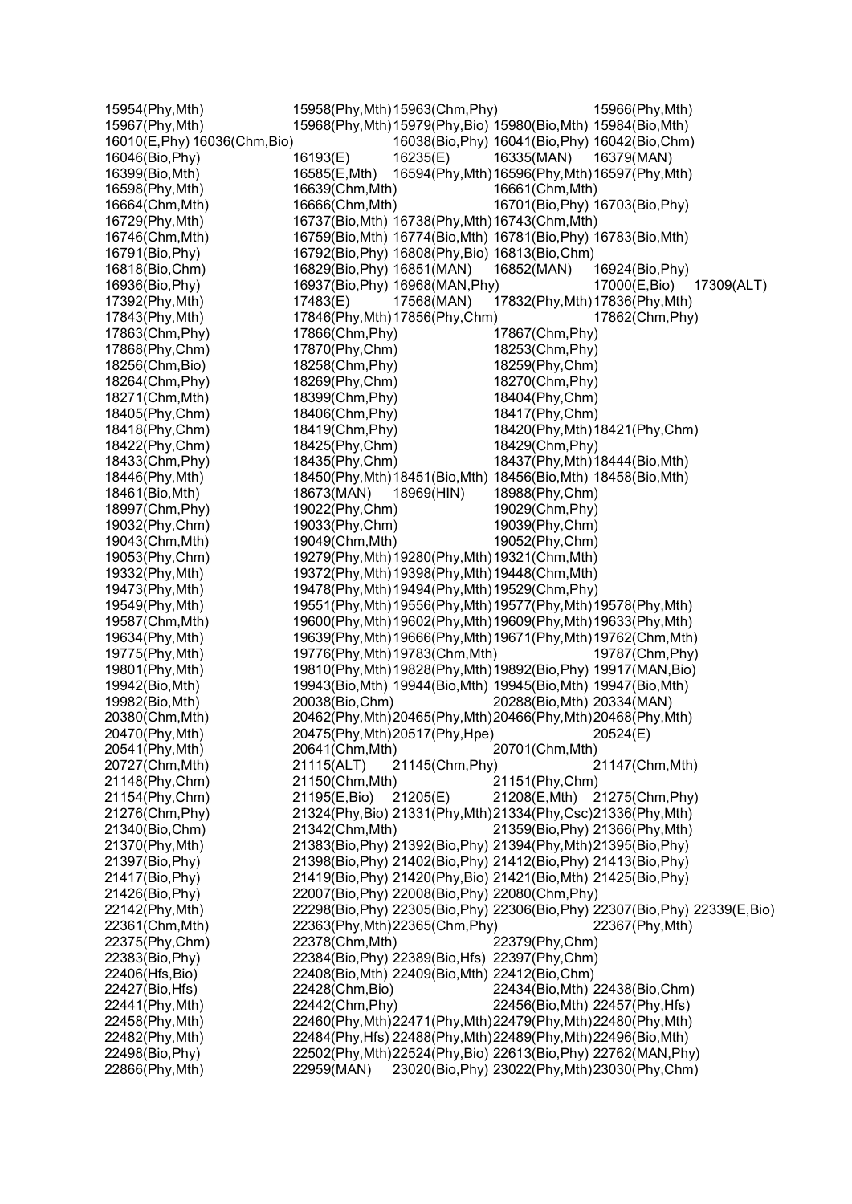15954(Phy,Mth) 15958(Phy,Mth) 15963(Chm,Phy) 15966(Phy,Mth)
15967(Phy,Mth) 15968(Phy,Mth) 15979(Phy,Bio) 15980(Bio,Mth) 15984(Bio,Mth)
16010(E,Phy) 16036(Chm,Bio) 16038(Bio,Phy) 16041(Bio,Phy) 16042(Bio,Chm)
16046(Bio,Phy) 16193(E) 16235(E) 16335(MAN) 16379(MAN)
16399(Bio,Mth) 16585(E,Mth) 16594(Phy,Mth) 16596(Phy,Mth) 16597(Phy,Mth)
16598(Phy,Mth) 16639(Chm,Mth) 16661(Chm,Mth)
16664(Chm,Mth) 16666(Chm,Mth) 16701(Bio,Phy) 16703(Bio,Phy)
16729(Phy,Mth) 16737(Bio,Mth) 16738(Phy,Mth) 16743(Chm,Mth)
16746(Chm,Mth) 16759(Bio,Mth) 16774(Bio,Mth) 16781(Bio,Phy) 16783(Bio,Mth)
16791(Bio,Phy) 16792(Bio,Phy) 16808(Phy,Bio) 16813(Bio,Chm)
16818(Bio,Chm) 16829(Bio,Phy) 16851(MAN) 16852(MAN) 16924(Bio,Phy)
16936(Bio,Phy) 16937(Bio,Phy) 16968(MAN,Phy) 17000(E,Bio) 17309(ALT)
17392(Phy,Mth) 17483(E) 17568(MAN) 17832(Phy,Mth) 17836(Phy,Mth)
17843(Phy,Mth) 17846(Phy,Mth) 17856(Phy,Chm) 17862(Chm,Phy)
17863(Chm,Phy) 17866(Chm,Phy) 17867(Chm,Phy)
17868(Phy,Chm) 17870(Phy,Chm) 18253(Chm,Phy)
18256(Chm,Bio) 18258(Chm,Phy) 18259(Phy,Chm)
18264(Chm,Phy) 18269(Phy,Chm) 18270(Chm,Phy)
18271(Chm,Mth) 18399(Chm,Phy) 18404(Phy,Chm)
18405(Phy,Chm) 18406(Chm,Phy) 18417(Phy,Chm)
18418(Phy,Chm) 18419(Chm,Phy) 18420(Phy,Mth) 18421(Phy,Chm)
18422(Phy,Chm) 18425(Phy,Chm) 18429(Chm,Phy)
18433(Chm,Phy) 18435(Phy,Chm) 18437(Phy,Mth) 18444(Bio,Mth)
18446(Phy,Mth) 18450(Phy,Mth) 18451(Bio,Mth) 18456(Bio,Mth) 18458(Bio,Mth)
18461(Bio,Mth) 18673(MAN) 18969(HIN) 18988(Phy,Chm)
18997(Chm,Phy) 19022(Phy,Chm) 19029(Chm,Phy)
19032(Phy,Chm) 19033(Phy,Chm) 19039(Phy,Chm)
19043(Chm,Mth) 19049(Chm,Mth) 19052(Phy,Chm)
19053(Phy,Chm) 19279(Phy,Mth) 19280(Phy,Mth) 19321(Chm,Mth)
19332(Phy,Mth) 19372(Phy,Mth) 19398(Phy,Mth) 19448(Chm,Mth)
19473(Phy,Mth) 19478(Phy,Mth) 19494(Phy,Mth) 19529(Chm,Phy)
19549(Phy,Mth) 19551(Phy,Mth) 19556(Phy,Mth) 19577(Phy,Mth) 19578(Phy,Mth)
19587(Chm,Mth) 19600(Phy,Mth) 19602(Phy,Mth) 19609(Phy,Mth) 19633(Phy,Mth)
19634(Phy,Mth) 19639(Phy,Mth) 19666(Phy,Mth) 19671(Phy,Mth) 19762(Chm,Mth)
19775(Phy,Mth) 19776(Phy,Mth) 19783(Chm,Mth) 19787(Chm,Phy)
19801(Phy,Mth) 19810(Phy,Mth) 19828(Phy,Mth) 19892(Bio,Phy) 19917(MAN,Bio)
19942(Bio,Mth) 19943(Bio,Mth) 19944(Bio,Mth) 19945(Bio,Mth) 19947(Bio,Mth)
19982(Bio,Mth) 20038(Bio,Chm) 20288(Bio,Mth) 20334(MAN)
20380(Chm,Mth) 20462(Phy,Mth) 20465(Phy,Mth) 20466(Phy,Mth) 20468(Phy,Mth)
20470(Phy,Mth) 20475(Phy,Mth) 20517(Phy,Hpe) 20524(E)
20541(Phy,Mth) 20641(Chm,Mth) 20701(Chm,Mth)
20727(Chm,Mth) 21115(ALT) 21145(Chm,Phy) 21147(Chm,Mth)
21148(Phy,Chm) 21150(Chm,Mth) 21151(Phy,Chm)
21154(Phy,Chm) 21195(E,Bio) 21205(E) 21208(E,Mth) 21275(Chm,Phy)
21276(Chm,Phy) 21324(Phy,Bio) 21331(Phy,Mth) 21334(Phy,Csc) 21336(Phy,Mth)
21340(Bio,Chm) 21342(Chm,Mth) 21359(Bio,Phy) 21366(Phy,Mth)
21370(Phy,Mth) 21383(Bio,Phy) 21392(Bio,Phy) 21394(Phy,Mth) 21395(Bio,Phy)
21397(Bio,Phy) 21398(Bio,Phy) 21402(Bio,Phy) 21412(Bio,Phy) 21413(Bio,Phy)
21417(Bio,Phy) 21419(Bio,Phy) 21420(Phy,Bio) 21421(Bio,Mth) 21425(Bio,Phy)
21426(Bio,Phy) 22007(Bio,Phy) 22008(Bio,Phy) 22080(Chm,Phy)
22142(Phy,Mth) 22298(Bio,Phy) 22305(Bio,Phy) 22306(Bio,Phy) 22307(Bio,Phy) 22339(E,Bio)
22361(Chm,Mth) 22363(Phy,Mth) 22365(Chm,Phy) 22367(Phy,Mth)
22375(Phy,Chm) 22378(Chm,Mth) 22379(Phy,Chm)
22383(Bio,Phy) 22384(Bio,Phy) 22389(Bio,Hfs) 22397(Phy,Chm)
22406(Hfs,Bio) 22408(Bio,Mth) 22409(Bio,Mth) 22412(Bio,Chm)
22427(Bio,Hfs) 22428(Chm,Bio) 22434(Bio,Mth) 22438(Bio,Chm)
22441(Phy,Mth) 22442(Chm,Phy) 22456(Bio,Mth) 22457(Phy,Hfs)
22458(Phy,Mth) 22460(Phy,Mth) 22471(Phy,Mth) 22479(Phy,Mth) 22480(Phy,Mth)
22482(Phy,Mth) 22484(Phy,Hfs) 22488(Phy,Mth) 22489(Phy,Mth) 22496(Bio,Mth)
22498(Bio,Phy) 22502(Phy,Mth) 22524(Phy,Bio) 22613(Bio,Phy) 22762(MAN,Phy)
22866(Phy,Mth) 22959(MAN) 23020(Bio,Phy) 23022(Phy,Mth) 23030(Phy,Chm)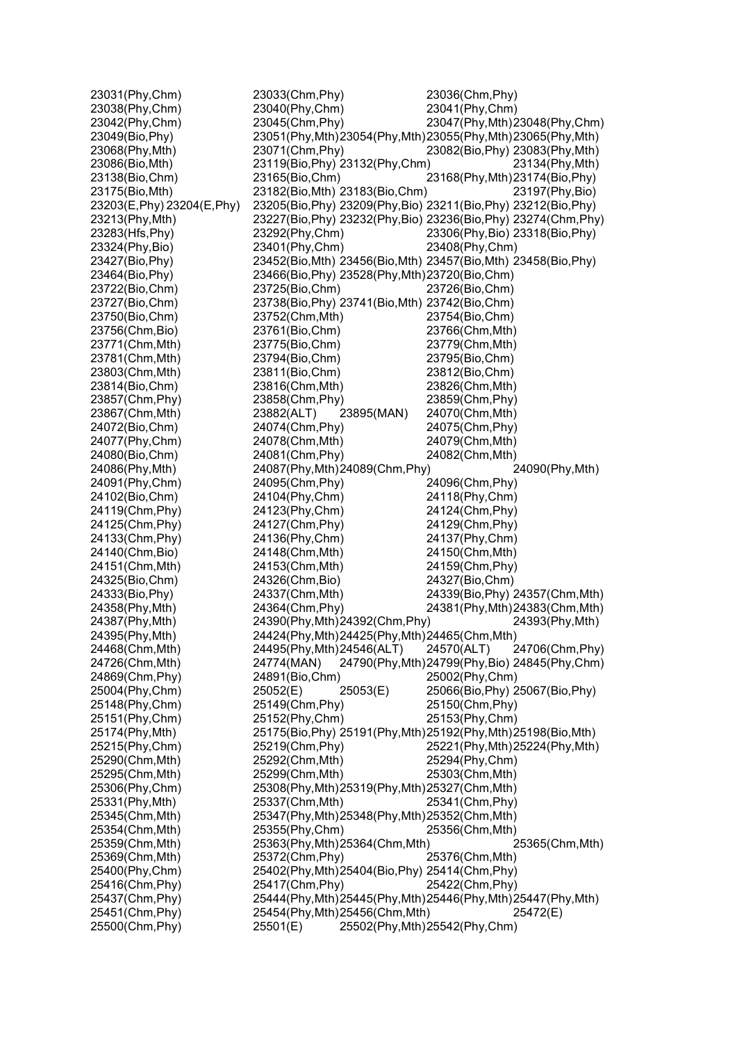23031(Phy,Chm) 23033(Chm,Phy) 23036(Chm,Phy)
23038(Phy,Chm) 23040(Phy,Chm) 23041(Phy,Chm)
23042(Phy,Chm) 23045(Chm,Phy) 23047(Phy,Mth) 23048(Phy,Chm)
23049(Bio,Phy) 23051(Phy,Mth) 23054(Phy,Mth) 23055(Phy,Mth) 23065(Phy,Mth)
23068(Phy,Mth) 23071(Chm,Phy) 23082(Bio,Phy) 23083(Phy,Mth)
23086(Bio,Mth) 23119(Bio,Phy) 23132(Phy,Chm) 23134(Phy,Mth)
23138(Bio,Chm) 23165(Bio,Chm) 23168(Phy,Mth) 23174(Bio,Phy)
23175(Bio,Mth) 23182(Bio,Mth) 23183(Bio,Chm) 23197(Phy,Bio)
23203(E,Phy) 23204(E,Phy) 23205(Bio,Phy) 23209(Phy,Bio) 23211(Bio,Phy) 23212(Bio,Phy)
23213(Phy,Mth) 23227(Bio,Phy) 23232(Phy,Bio) 23236(Bio,Phy) 23274(Chm,Phy)
23283(Hfs,Phy) 23292(Phy,Chm) 23306(Phy,Bio) 23318(Bio,Phy)
23324(Phy,Bio) 23401(Phy,Chm) 23408(Phy,Chm)
23427(Bio,Phy) 23452(Bio,Mth) 23456(Bio,Mth) 23457(Bio,Mth) 23458(Bio,Phy)
23464(Bio,Phy) 23466(Bio,Phy) 23528(Phy,Mth) 23720(Bio,Chm)
23722(Bio,Chm) 23725(Bio,Chm) 23726(Bio,Chm)
23727(Bio,Chm) 23738(Bio,Phy) 23741(Bio,Mth) 23742(Bio,Chm)
23750(Bio,Chm) 23752(Chm,Mth) 23754(Bio,Chm)
23756(Chm,Bio) 23761(Bio,Chm) 23766(Chm,Mth)
23771(Chm,Mth) 23775(Bio,Chm) 23779(Chm,Mth)
23781(Chm,Mth) 23794(Bio,Chm) 23795(Bio,Chm)
23803(Chm,Mth) 23811(Bio,Chm) 23812(Bio,Chm)
23814(Bio,Chm) 23816(Chm,Mth) 23826(Chm,Mth)
23857(Chm,Phy) 23858(Chm,Phy) 23859(Chm,Phy)
23867(Chm,Mth) 23882(ALT) 23895(MAN) 24070(Chm,Mth)
24072(Bio,Chm) 24074(Chm,Phy) 24075(Chm,Phy)
24077(Phy,Chm) 24078(Chm,Mth) 24079(Chm,Mth)
24080(Bio,Chm) 24081(Chm,Phy) 24082(Chm,Mth)
24086(Phy,Mth) 24087(Phy,Mth) 24089(Chm,Phy) 24090(Phy,Mth)
24091(Phy,Chm) 24095(Chm,Phy) 24096(Chm,Phy)
24102(Bio,Chm) 24104(Phy,Chm) 24118(Phy,Chm)
24119(Chm,Phy) 24123(Phy,Chm) 24124(Chm,Phy)
24125(Chm,Phy) 24127(Chm,Phy) 24129(Chm,Phy)
24133(Chm,Phy) 24136(Phy,Chm) 24137(Phy,Chm)
24140(Chm,Bio) 24148(Chm,Mth) 24150(Chm,Mth)
24151(Chm,Mth) 24153(Chm,Mth) 24159(Chm,Phy)
24325(Bio,Chm) 24326(Chm,Bio) 24327(Bio,Chm)
24333(Bio,Phy) 24337(Chm,Mth) 24339(Bio,Phy) 24357(Chm,Mth)
24358(Phy,Mth) 24364(Chm,Phy) 24381(Phy,Mth) 24383(Chm,Mth)
24387(Phy,Mth) 24390(Phy,Mth) 24392(Chm,Phy) 24393(Phy,Mth)
24395(Phy,Mth) 24424(Phy,Mth) 24425(Phy,Mth) 24465(Chm,Mth)
24468(Chm,Mth) 24495(Phy,Mth) 24546(ALT) 24570(ALT) 24706(Chm,Phy)
24726(Chm,Mth) 24774(MAN) 24790(Phy,Mth) 24799(Phy,Bio) 24845(Phy,Chm)
24869(Chm,Phy) 24891(Bio,Chm) 25002(Phy,Chm)
25004(Phy,Chm) 25052(E) 25053(E) 25066(Bio,Phy) 25067(Bio,Phy)
25148(Phy,Chm) 25149(Chm,Phy) 25150(Chm,Phy)
25151(Phy,Chm) 25152(Phy,Chm) 25153(Phy,Chm)
25174(Phy,Mth) 25175(Bio,Phy) 25191(Phy,Mth) 25192(Phy,Mth) 25198(Bio,Mth)
25215(Phy,Chm) 25219(Chm,Phy) 25221(Phy,Mth) 25224(Phy,Mth)
25290(Chm,Mth) 25292(Chm,Mth) 25294(Phy,Chm)
25295(Chm,Mth) 25299(Chm,Mth) 25303(Chm,Mth)
25306(Phy,Chm) 25308(Phy,Mth) 25319(Phy,Mth) 25327(Chm,Mth)
25331(Phy,Mth) 25337(Chm,Mth) 25341(Chm,Phy)
25345(Chm,Mth) 25347(Phy,Mth) 25348(Phy,Mth) 25352(Chm,Mth)
25354(Chm,Mth) 25355(Phy,Chm) 25356(Chm,Mth)
25359(Chm,Mth) 25363(Phy,Mth) 25364(Chm,Mth) 25365(Chm,Mth)
25369(Chm,Mth) 25372(Chm,Phy) 25376(Chm,Mth)
25400(Phy,Chm) 25402(Phy,Mth) 25404(Bio,Phy) 25414(Chm,Phy)
25416(Chm,Phy) 25417(Chm,Phy) 25422(Chm,Phy)
25437(Chm,Phy) 25444(Phy,Mth) 25445(Phy,Mth) 25446(Phy,Mth) 25447(Phy,Mth)
25451(Chm,Phy) 25454(Phy,Mth) 25456(Chm,Mth) 25472(E)
25500(Chm,Phy) 25501(E) 25502(Phy,Mth) 25542(Phy,Chm)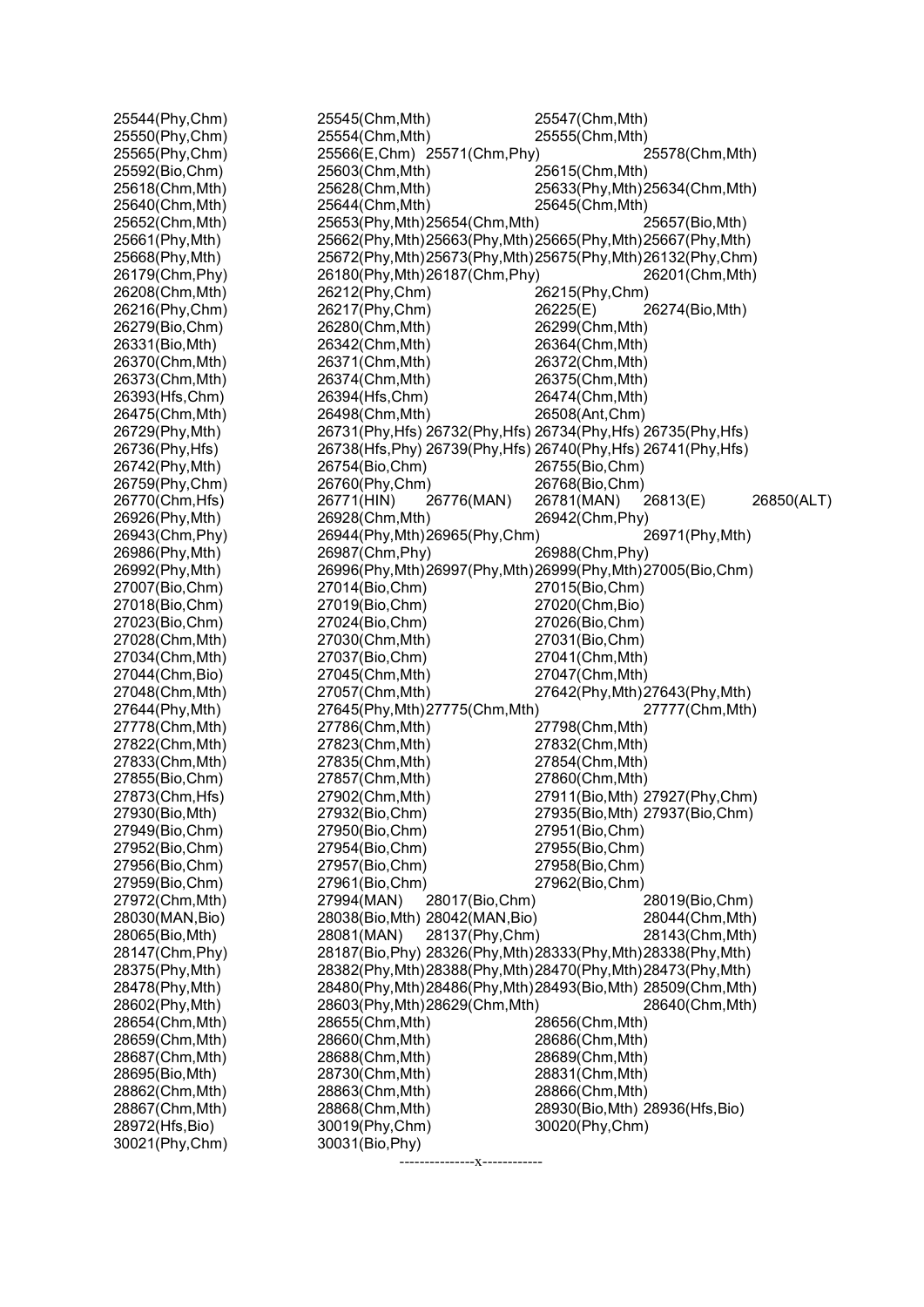25544(Phy,Chm) 25545(Chm,Mth) 25547(Chm,Mth)
25550(Phy,Chm) 25554(Chm,Mth) 25555(Chm,Mth)
25565(Phy,Chm) 25566(E,Chm) 25571(Chm,Phy) 25578(Chm,Mth)
25592(Bio,Chm) 25603(Chm,Mth) 25615(Chm,Mth)
25618(Chm,Mth) 25628(Chm,Mth) 25633(Phy,Mth) 25634(Chm,Mth)
25640(Chm,Mth) 25644(Chm,Mth) 25645(Chm,Mth)
25652(Chm,Mth) 25653(Phy,Mth) 25654(Chm,Mth) 25657(Bio,Mth)
25661(Phy,Mth) 25662(Phy,Mth) 25663(Phy,Mth) 25665(Phy,Mth) 25667(Phy,Mth)
25668(Phy,Mth) 25672(Phy,Mth) 25673(Phy,Mth) 25675(Phy,Mth) 26132(Phy,Chm)
26179(Chm,Phy) 26180(Phy,Mth) 26187(Chm,Phy) 26201(Chm,Mth)
26208(Chm,Mth) 26212(Phy,Chm) 26215(Phy,Chm)
26216(Phy,Chm) 26217(Phy,Chm) 26225(E) 26274(Bio,Mth)
26279(Bio,Chm) 26280(Chm,Mth) 26299(Chm,Mth)
26331(Bio,Mth) 26342(Chm,Mth) 26364(Chm,Mth)
26370(Chm,Mth) 26371(Chm,Mth) 26372(Chm,Mth)
26373(Chm,Mth) 26374(Chm,Mth) 26375(Chm,Mth)
26393(Hfs,Chm) 26394(Hfs,Chm) 26474(Chm,Mth)
26475(Chm,Mth) 26498(Chm,Mth) 26508(Ant,Chm)
26729(Phy,Mth) 26731(Phy,Hfs) 26732(Phy,Hfs) 26734(Phy,Hfs) 26735(Phy,Hfs)
26736(Phy,Hfs) 26738(Hfs,Phy) 26739(Phy,Hfs) 26740(Phy,Hfs) 26741(Phy,Hfs)
26742(Phy,Mth) 26754(Bio,Chm) 26755(Bio,Chm)
26759(Phy,Chm) 26760(Phy,Chm) 26768(Bio,Chm)
26770(Chm,Hfs) 26771(HIN) 26776(MAN) 26781(MAN) 26813(E) 26850(ALT)
26926(Phy,Mth) 26928(Chm,Mth) 26942(Chm,Phy)
26943(Chm,Phy) 26944(Phy,Mth) 26965(Phy,Chm) 26971(Phy,Mth)
26986(Phy,Mth) 26987(Chm,Phy) 26988(Chm,Phy)
26992(Phy,Mth) 26996(Phy,Mth) 26997(Phy,Mth) 26999(Phy,Mth) 27005(Bio,Chm)
27007(Bio,Chm) 27014(Bio,Chm) 27015(Bio,Chm)
27018(Bio,Chm) 27019(Bio,Chm) 27020(Chm,Bio)
27023(Bio,Chm) 27024(Bio,Chm) 27026(Bio,Chm)
27028(Chm,Mth) 27030(Chm,Mth) 27031(Bio,Chm)
27034(Chm,Mth) 27037(Bio,Chm) 27041(Chm,Mth)
27044(Chm,Bio) 27045(Chm,Mth) 27047(Chm,Mth)
27048(Chm,Mth) 27057(Chm,Mth) 27642(Phy,Mth) 27643(Phy,Mth)
27644(Phy,Mth) 27645(Phy,Mth) 27775(Chm,Mth) 27777(Chm,Mth)
27778(Chm,Mth) 27786(Chm,Mth) 27798(Chm,Mth)
27822(Chm,Mth) 27823(Chm,Mth) 27832(Chm,Mth)
27833(Chm,Mth) 27835(Chm,Mth) 27854(Chm,Mth)
27855(Bio,Chm) 27857(Chm,Mth) 27860(Chm,Mth)
27873(Chm,Hfs) 27902(Chm,Mth) 27911(Bio,Mth) 27927(Phy,Chm)
27930(Bio,Mth) 27932(Bio,Chm) 27935(Bio,Mth) 27937(Bio,Chm)
27949(Bio,Chm) 27950(Bio,Chm) 27951(Bio,Chm)
27952(Bio,Chm) 27954(Bio,Chm) 27955(Bio,Chm)
27956(Bio,Chm) 27957(Bio,Chm) 27958(Bio,Chm)
27959(Bio,Chm) 27961(Bio,Chm) 27962(Bio,Chm)
27972(Chm,Mth) 27994(MAN) 28017(Bio,Chm) 28019(Bio,Chm)
28030(MAN,Bio) 28038(Bio,Mth) 28042(MAN,Bio) 28044(Chm,Mth)
28065(Bio,Mth) 28081(MAN) 28137(Phy,Chm) 28143(Chm,Mth)
28147(Chm,Phy) 28187(Bio,Phy) 28326(Phy,Mth) 28333(Phy,Mth) 28338(Phy,Mth)
28375(Phy,Mth) 28382(Phy,Mth) 28388(Phy,Mth) 28470(Phy,Mth) 28473(Phy,Mth)
28478(Phy,Mth) 28480(Phy,Mth) 28486(Phy,Mth) 28493(Bio,Mth) 28509(Chm,Mth)
28602(Phy,Mth) 28603(Phy,Mth) 28629(Chm,Mth) 28640(Chm,Mth)
28654(Chm,Mth) 28655(Chm,Mth) 28656(Chm,Mth)
28659(Chm,Mth) 28660(Chm,Mth) 28686(Chm,Mth)
28687(Chm,Mth) 28688(Chm,Mth) 28689(Chm,Mth)
28695(Bio,Mth) 28730(Chm,Mth) 28831(Chm,Mth)
28862(Chm,Mth) 28863(Chm,Mth) 28866(Chm,Mth)
28867(Chm,Mth) 28868(Chm,Mth) 28930(Bio,Mth) 28936(Hfs,Bio)
28972(Hfs,Bio) 30019(Phy,Chm) 30020(Phy,Chm)
30021(Phy,Chm) 30031(Bio,Phy)

---------------x------------